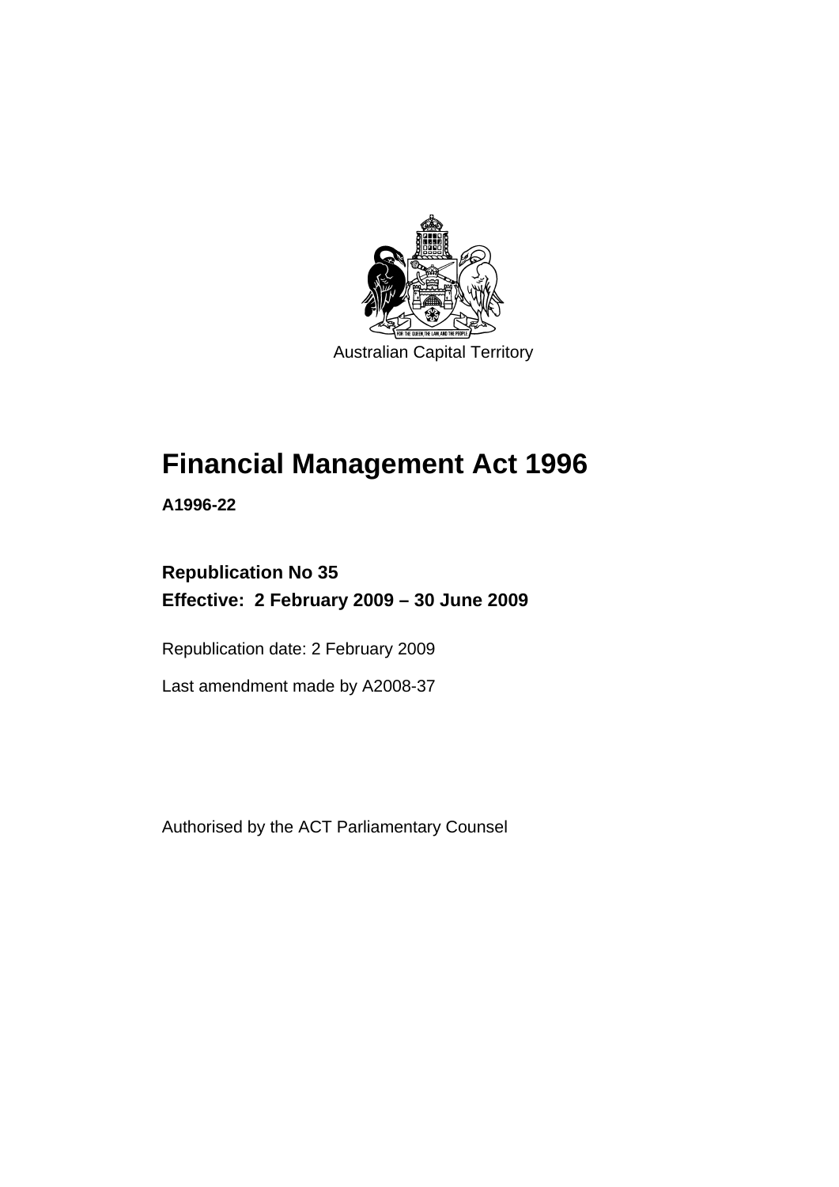Australian Capital Territory

# Financial Management Act 1996

**A1996-22**

**Republication No 35**
**Effective: 2 February 2009 – 30 June 2009**

Republication date: 2 February 2009

Last amendment made by A2008-37

Authorised by the ACT Parliamentary Counsel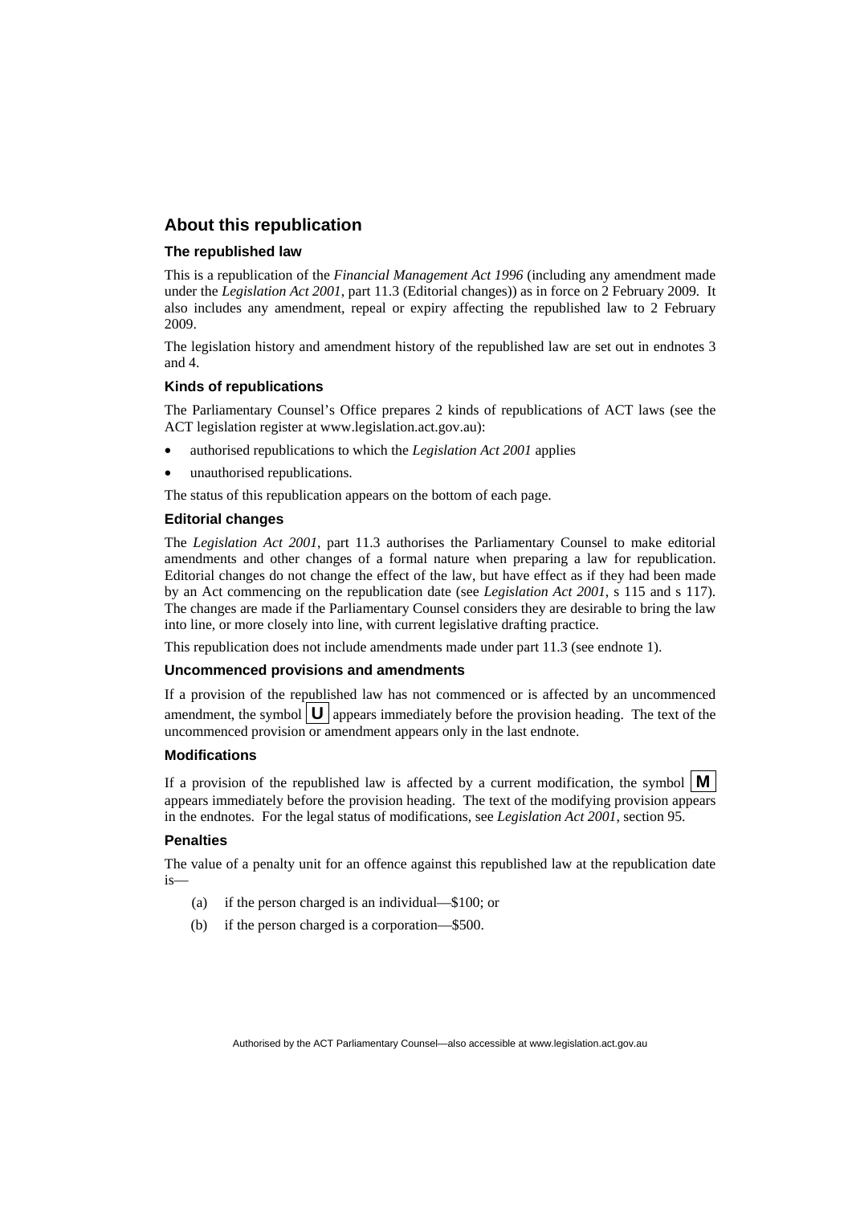## About this republication

### The republished law

This is a republication of the *Financial Management Act 1996* (including any amendment made under the *Legislation Act 2001*, part 11.3 (Editorial changes)) as in force on 2 February 2009. It also includes any amendment, repeal or expiry affecting the republished law to 2 February 2009.

The legislation history and amendment history of the republished law are set out in endnotes 3 and 4.

### Kinds of republications

The Parliamentary Counsel's Office prepares 2 kinds of republications of ACT laws (see the ACT legislation register at www.legislation.act.gov.au):

- authorised republications to which the *Legislation Act 2001* applies
- unauthorised republications.

The status of this republication appears on the bottom of each page.

### Editorial changes

The *Legislation Act 2001*, part 11.3 authorises the Parliamentary Counsel to make editorial amendments and other changes of a formal nature when preparing a law for republication. Editorial changes do not change the effect of the law, but have effect as if they had been made by an Act commencing on the republication date (see *Legislation Act 2001*, s 115 and s 117). The changes are made if the Parliamentary Counsel considers they are desirable to bring the law into line, or more closely into line, with current legislative drafting practice.

This republication does not include amendments made under part 11.3 (see endnote 1).

### Uncommenced provisions and amendments

If a provision of the republished law has not commenced or is affected by an uncommenced amendment, the symbol **U** appears immediately before the provision heading. The text of the uncommenced provision or amendment appears only in the last endnote.

### Modifications

If a provision of the republished law is affected by a current modification, the symbol **M** appears immediately before the provision heading. The text of the modifying provision appears in the endnotes. For the legal status of modifications, see *Legislation Act 2001*, section 95.

### Penalties

The value of a penalty unit for an offence against this republished law at the republication date is—

(a) if the person charged is an individual—$100; or

(b) if the person charged is a corporation—$500.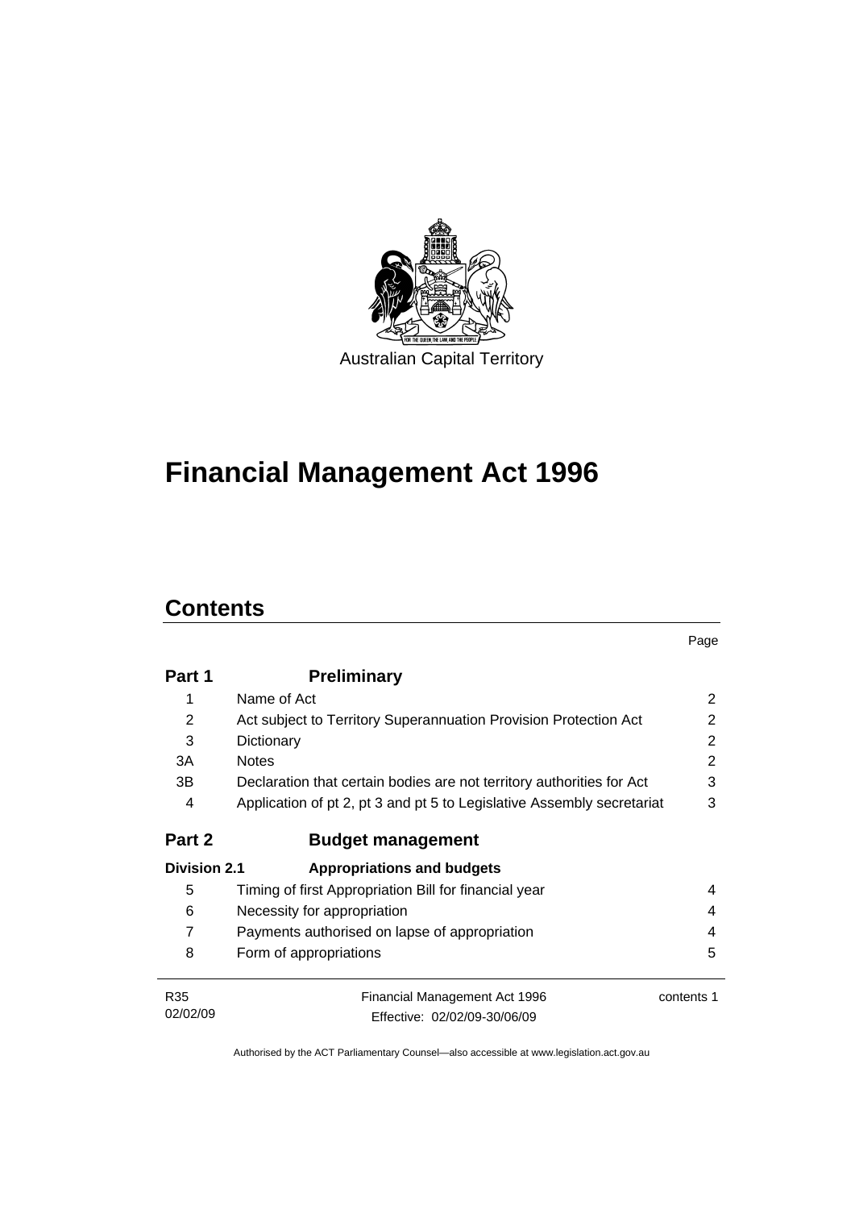Australian Capital Territory

# Financial Management Act 1996

## Contents

| | | Page |
|---|---|---|
| **Part 1** | **Preliminary** | |
| 1 | Name of Act | 2 |
| 2 | Act subject to Territory Superannuation Provision Protection Act | 2 |
| 3 | Dictionary | 2 |
| 3A | Notes | 2 |
| 3B | Declaration that certain bodies are not territory authorities for Act | 3 |
| 4 | Application of pt 2, pt 3 and pt 5 to Legislative Assembly secretariat | 3 |
| **Part 2** | **Budget management** | |
| **Division 2.1** | **Appropriations and budgets** | |
| 5 | Timing of first Appropriation Bill for financial year | 4 |
| 6 | Necessity for appropriation | 4 |
| 7 | Payments authorised on lapse of appropriation | 4 |
| 8 | Form of appropriations | 5 |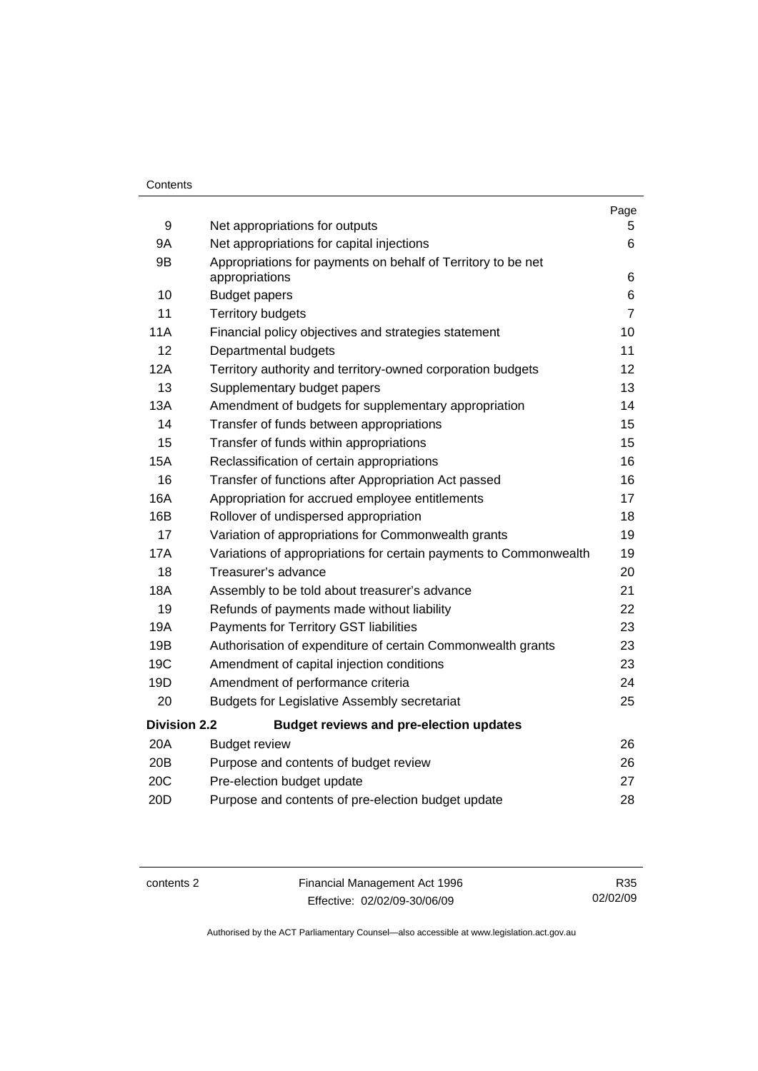| | | Page |
|---|---|---|
| 9 | Net appropriations for outputs | 5 |
| 9A | Net appropriations for capital injections | 6 |
| 9B | Appropriations for payments on behalf of Territory to be net appropriations | 6 |
| 10 | Budget papers | 6 |
| 11 | Territory budgets | 7 |
| 11A | Financial policy objectives and strategies statement | 10 |
| 12 | Departmental budgets | 11 |
| 12A | Territory authority and territory-owned corporation budgets | 12 |
| 13 | Supplementary budget papers | 13 |
| 13A | Amendment of budgets for supplementary appropriation | 14 |
| 14 | Transfer of funds between appropriations | 15 |
| 15 | Transfer of funds within appropriations | 15 |
| 15A | Reclassification of certain appropriations | 16 |
| 16 | Transfer of functions after Appropriation Act passed | 16 |
| 16A | Appropriation for accrued employee entitlements | 17 |
| 16B | Rollover of undispersed appropriation | 18 |
| 17 | Variation of appropriations for Commonwealth grants | 19 |
| 17A | Variations of appropriations for certain payments to Commonwealth | 19 |
| 18 | Treasurer's advance | 20 |
| 18A | Assembly to be told about treasurer's advance | 21 |
| 19 | Refunds of payments made without liability | 22 |
| 19A | Payments for Territory GST liabilities | 23 |
| 19B | Authorisation of expenditure of certain Commonwealth grants | 23 |
| 19C | Amendment of capital injection conditions | 23 |
| 19D | Amendment of performance criteria | 24 |
| 20 | Budgets for Legislative Assembly secretariat | 25 |
| **Division 2.2** | **Budget reviews and pre-election updates** | |
| 20A | Budget review | 26 |
| 20B | Purpose and contents of budget review | 26 |
| 20C | Pre-election budget update | 27 |
| 20D | Purpose and contents of pre-election budget update | 28 |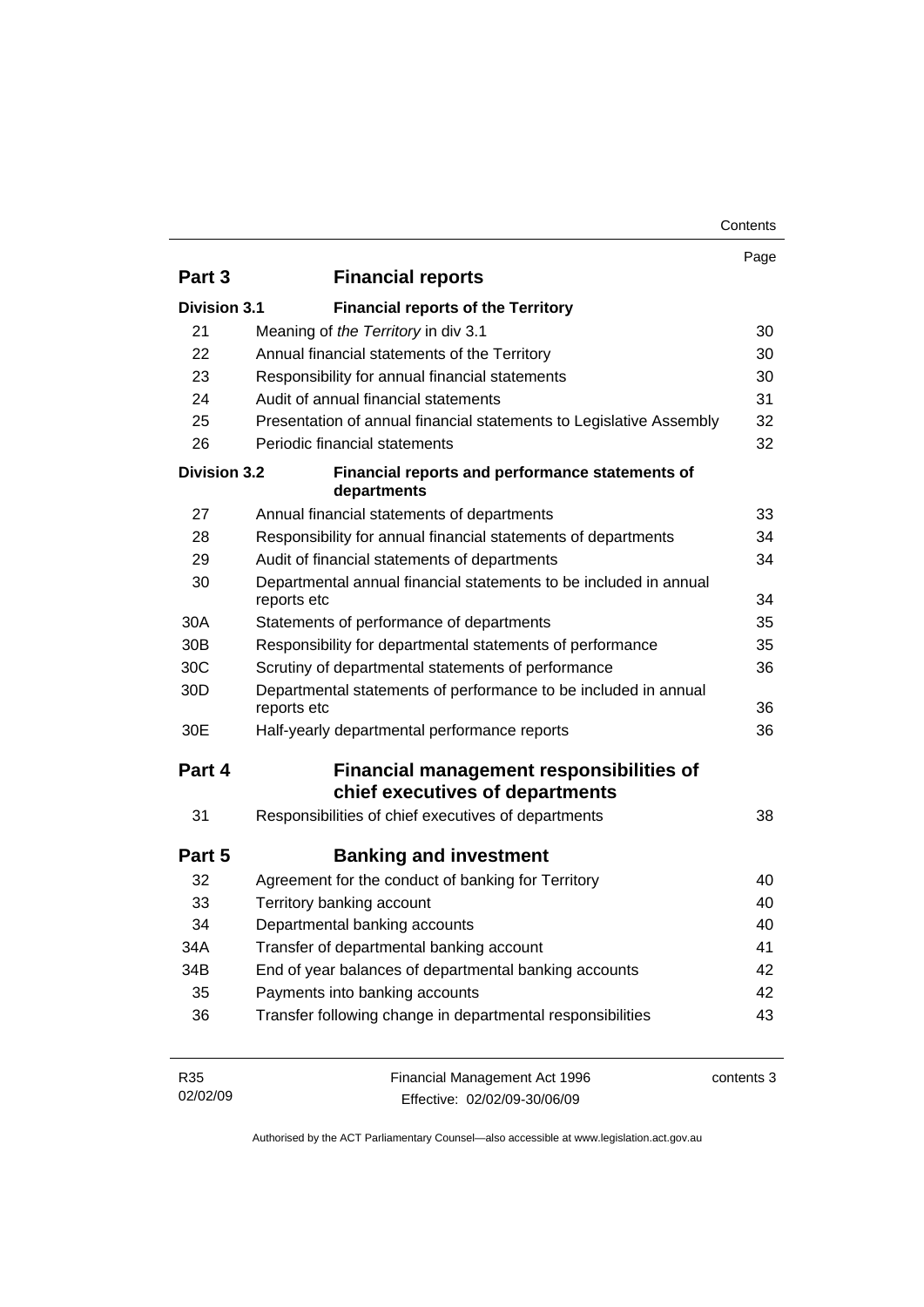| | | Page |
|---|---|---|
| **Part 3** | **Financial reports** | |
| **Division 3.1** | **Financial reports of the Territory** | |
| 21 | Meaning of *the Territory* in div 3.1 | 30 |
| 22 | Annual financial statements of the Territory | 30 |
| 23 | Responsibility for annual financial statements | 30 |
| 24 | Audit of annual financial statements | 31 |
| 25 | Presentation of annual financial statements to Legislative Assembly | 32 |
| 26 | Periodic financial statements | 32 |
| **Division 3.2** | **Financial reports and performance statements of departments** | |
| 27 | Annual financial statements of departments | 33 |
| 28 | Responsibility for annual financial statements of departments | 34 |
| 29 | Audit of financial statements of departments | 34 |
| 30 | Departmental annual financial statements to be included in annual reports etc | 34 |
| 30A | Statements of performance of departments | 35 |
| 30B | Responsibility for departmental statements of performance | 35 |
| 30C | Scrutiny of departmental statements of performance | 36 |
| 30D | Departmental statements of performance to be included in annual reports etc | 36 |
| 30E | Half-yearly departmental performance reports | 36 |
| **Part 4** | **Financial management responsibilities of chief executives of departments** | |
| 31 | Responsibilities of chief executives of departments | 38 |
| **Part 5** | **Banking and investment** | |
| 32 | Agreement for the conduct of banking for Territory | 40 |
| 33 | Territory banking account | 40 |
| 34 | Departmental banking accounts | 40 |
| 34A | Transfer of departmental banking account | 41 |
| 34B | End of year balances of departmental banking accounts | 42 |
| 35 | Payments into banking accounts | 42 |
| 36 | Transfer following change in departmental responsibilities | 43 |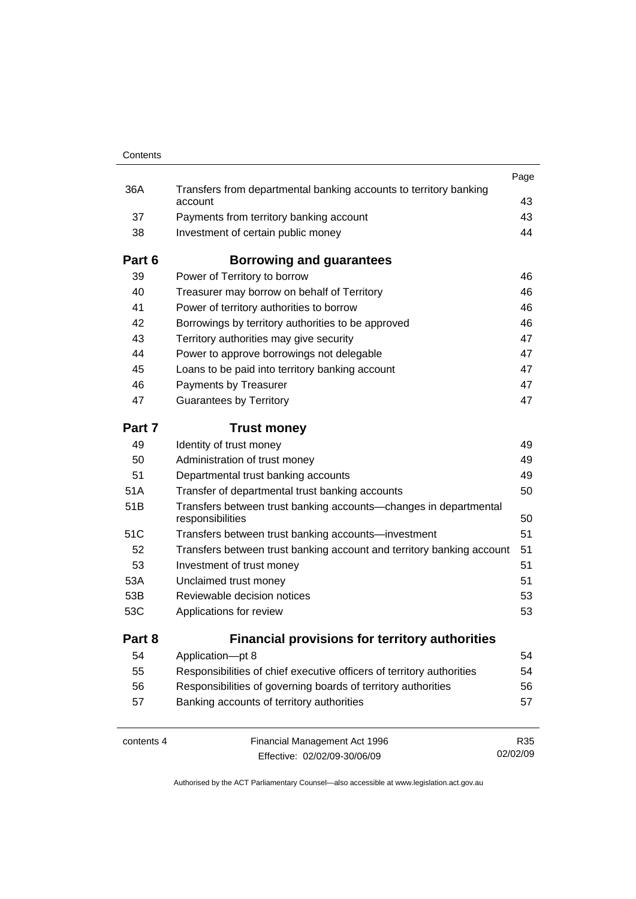| | | Page |
|---|---|---|
| 36A | Transfers from departmental banking accounts to territory banking account | 43 |
| 37 | Payments from territory banking account | 43 |
| 38 | Investment of certain public money | 44 |
| **Part 6** | **Borrowing and guarantees** | |
| 39 | Power of Territory to borrow | 46 |
| 40 | Treasurer may borrow on behalf of Territory | 46 |
| 41 | Power of territory authorities to borrow | 46 |
| 42 | Borrowings by territory authorities to be approved | 46 |
| 43 | Territory authorities may give security | 47 |
| 44 | Power to approve borrowings not delegable | 47 |
| 45 | Loans to be paid into territory banking account | 47 |
| 46 | Payments by Treasurer | 47 |
| 47 | Guarantees by Territory | 47 |
| **Part 7** | **Trust money** | |
| 49 | Identity of trust money | 49 |
| 50 | Administration of trust money | 49 |
| 51 | Departmental trust banking accounts | 49 |
| 51A | Transfer of departmental trust banking accounts | 50 |
| 51B | Transfers between trust banking accounts—changes in departmental responsibilities | 50 |
| 51C | Transfers between trust banking accounts—investment | 51 |
| 52 | Transfers between trust banking account and territory banking account | 51 |
| 53 | Investment of trust money | 51 |
| 53A | Unclaimed trust money | 51 |
| 53B | Reviewable decision notices | 53 |
| 53C | Applications for review | 53 |
| **Part 8** | **Financial provisions for territory authorities** | |
| 54 | Application—pt 8 | 54 |
| 55 | Responsibilities of chief executive officers of territory authorities | 54 |
| 56 | Responsibilities of governing boards of territory authorities | 56 |
| 57 | Banking accounts of territory authorities | 57 |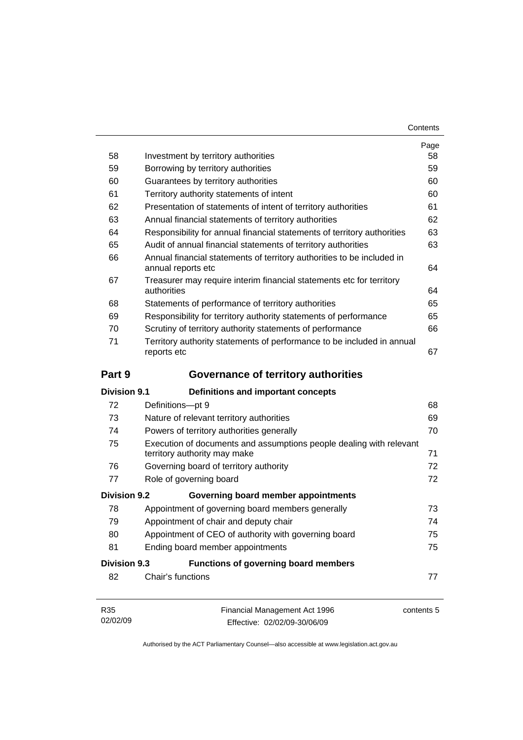| | | Page |
|---|---|---|
| 58 | Investment by territory authorities | 58 |
| 59 | Borrowing by territory authorities | 59 |
| 60 | Guarantees by territory authorities | 60 |
| 61 | Territory authority statements of intent | 60 |
| 62 | Presentation of statements of intent of territory authorities | 61 |
| 63 | Annual financial statements of territory authorities | 62 |
| 64 | Responsibility for annual financial statements of territory authorities | 63 |
| 65 | Audit of annual financial statements of territory authorities | 63 |
| 66 | Annual financial statements of territory authorities to be included in annual reports etc | 64 |
| 67 | Treasurer may require interim financial statements etc for territory authorities | 64 |
| 68 | Statements of performance of territory authorities | 65 |
| 69 | Responsibility for territory authority statements of performance | 65 |
| 70 | Scrutiny of territory authority statements of performance | 66 |
| 71 | Territory authority statements of performance to be included in annual reports etc | 67 |

## Part 9 Governance of territory authorities

### Division 9.1 Definitions and important concepts

| | | |
|---|---|---|
| 72 | Definitions—pt 9 | 68 |
| 73 | Nature of relevant territory authorities | 69 |
| 74 | Powers of territory authorities generally | 70 |
| 75 | Execution of documents and assumptions people dealing with relevant territory authority may make | 71 |
| 76 | Governing board of territory authority | 72 |
| 77 | Role of governing board | 72 |

### Division 9.2 Governing board member appointments

| | | |
|---|---|---|
| 78 | Appointment of governing board members generally | 73 |
| 79 | Appointment of chair and deputy chair | 74 |
| 80 | Appointment of CEO of authority with governing board | 75 |
| 81 | Ending board member appointments | 75 |

### Division 9.3 Functions of governing board members

| | | |
|---|---|---|
| 82 | Chair's functions | 77 |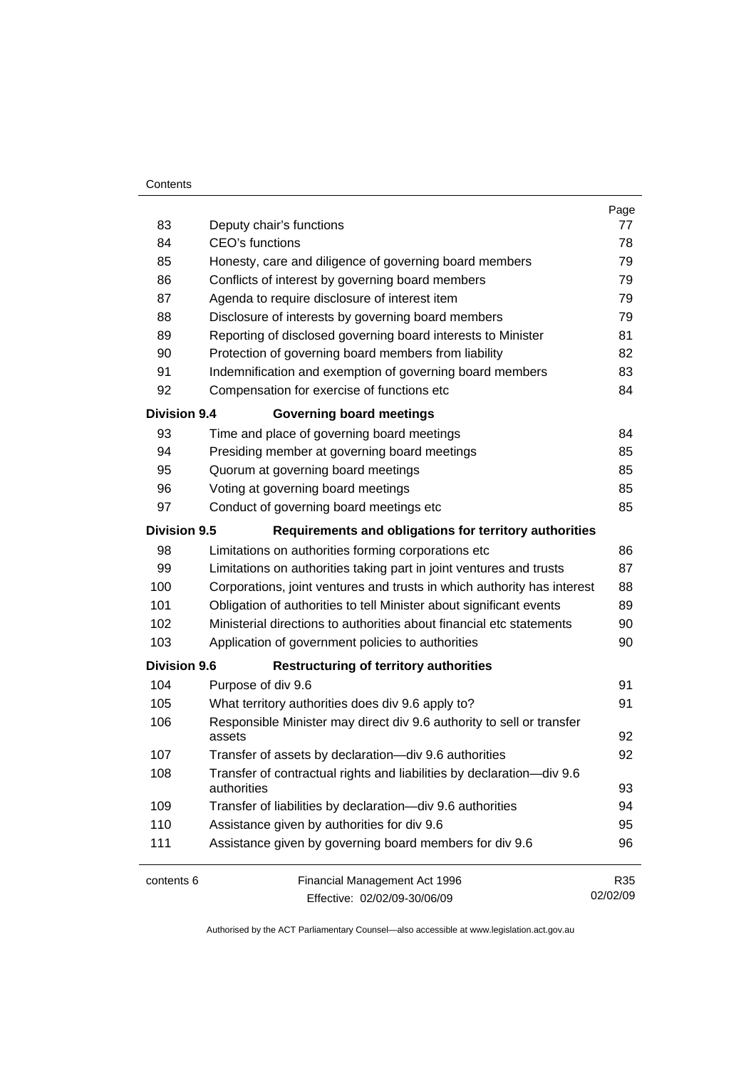| | | Page |
|---|---|---|
| 83 | Deputy chair's functions | 77 |
| 84 | CEO's functions | 78 |
| 85 | Honesty, care and diligence of governing board members | 79 |
| 86 | Conflicts of interest by governing board members | 79 |
| 87 | Agenda to require disclosure of interest item | 79 |
| 88 | Disclosure of interests by governing board members | 79 |
| 89 | Reporting of disclosed governing board interests to Minister | 81 |
| 90 | Protection of governing board members from liability | 82 |
| 91 | Indemnification and exemption of governing board members | 83 |
| 92 | Compensation for exercise of functions etc | 84 |
| **Division 9.4** | **Governing board meetings** | |
| 93 | Time and place of governing board meetings | 84 |
| 94 | Presiding member at governing board meetings | 85 |
| 95 | Quorum at governing board meetings | 85 |
| 96 | Voting at governing board meetings | 85 |
| 97 | Conduct of governing board meetings etc | 85 |
| **Division 9.5** | **Requirements and obligations for territory authorities** | |
| 98 | Limitations on authorities forming corporations etc | 86 |
| 99 | Limitations on authorities taking part in joint ventures and trusts | 87 |
| 100 | Corporations, joint ventures and trusts in which authority has interest | 88 |
| 101 | Obligation of authorities to tell Minister about significant events | 89 |
| 102 | Ministerial directions to authorities about financial etc statements | 90 |
| 103 | Application of government policies to authorities | 90 |
| **Division 9.6** | **Restructuring of territory authorities** | |
| 104 | Purpose of div 9.6 | 91 |
| 105 | What territory authorities does div 9.6 apply to? | 91 |
| 106 | Responsible Minister may direct div 9.6 authority to sell or transfer assets | 92 |
| 107 | Transfer of assets by declaration—div 9.6 authorities | 92 |
| 108 | Transfer of contractual rights and liabilities by declaration—div 9.6 authorities | 93 |
| 109 | Transfer of liabilities by declaration—div 9.6 authorities | 94 |
| 110 | Assistance given by authorities for div 9.6 | 95 |
| 111 | Assistance given by governing board members for div 9.6 | 96 |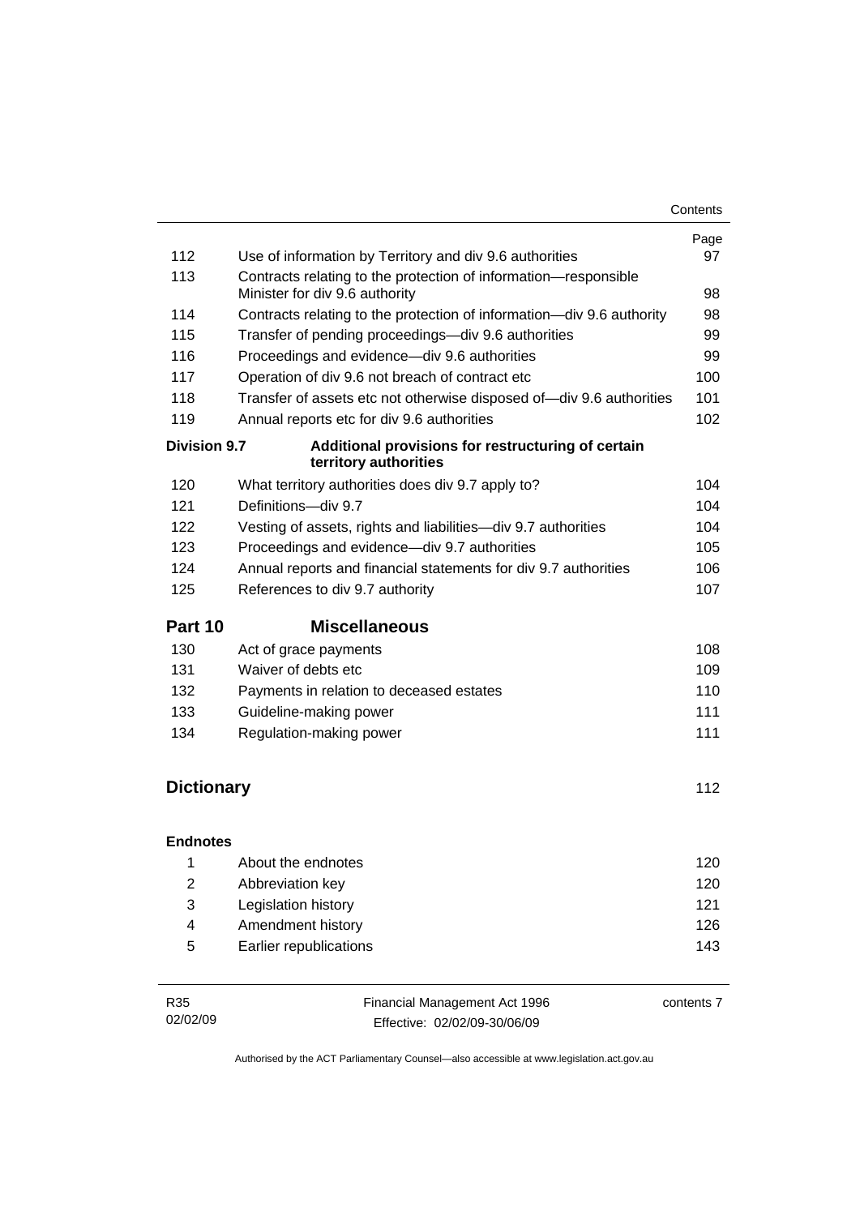| | | Page |
|---|---|---|
| 112 | Use of information by Territory and div 9.6 authorities | 97 |
| 113 | Contracts relating to the protection of information—responsible Minister for div 9.6 authority | 98 |
| 114 | Contracts relating to the protection of information—div 9.6 authority | 98 |
| 115 | Transfer of pending proceedings—div 9.6 authorities | 99 |
| 116 | Proceedings and evidence—div 9.6 authorities | 99 |
| 117 | Operation of div 9.6 not breach of contract etc | 100 |
| 118 | Transfer of assets etc not otherwise disposed of—div 9.6 authorities | 101 |
| 119 | Annual reports etc for div 9.6 authorities | 102 |

**Division 9.7 Additional provisions for restructuring of certain territory authorities**

| | | |
|---|---|---|
| 120 | What territory authorities does div 9.7 apply to? | 104 |
| 121 | Definitions—div 9.7 | 104 |
| 122 | Vesting of assets, rights and liabilities—div 9.7 authorities | 104 |
| 123 | Proceedings and evidence—div 9.7 authorities | 105 |
| 124 | Annual reports and financial statements for div 9.7 authorities | 106 |
| 125 | References to div 9.7 authority | 107 |

## Part 10 Miscellaneous

| | | |
|---|---|---|
| 130 | Act of grace payments | 108 |
| 131 | Waiver of debts etc | 109 |
| 132 | Payments in relation to deceased estates | 110 |
| 133 | Guideline-making power | 111 |
| 134 | Regulation-making power | 111 |

## Dictionary 112

**Endnotes**

| | | |
|---|---|---|
| 1 | About the endnotes | 120 |
| 2 | Abbreviation key | 120 |
| 3 | Legislation history | 121 |
| 4 | Amendment history | 126 |
| 5 | Earlier republications | 143 |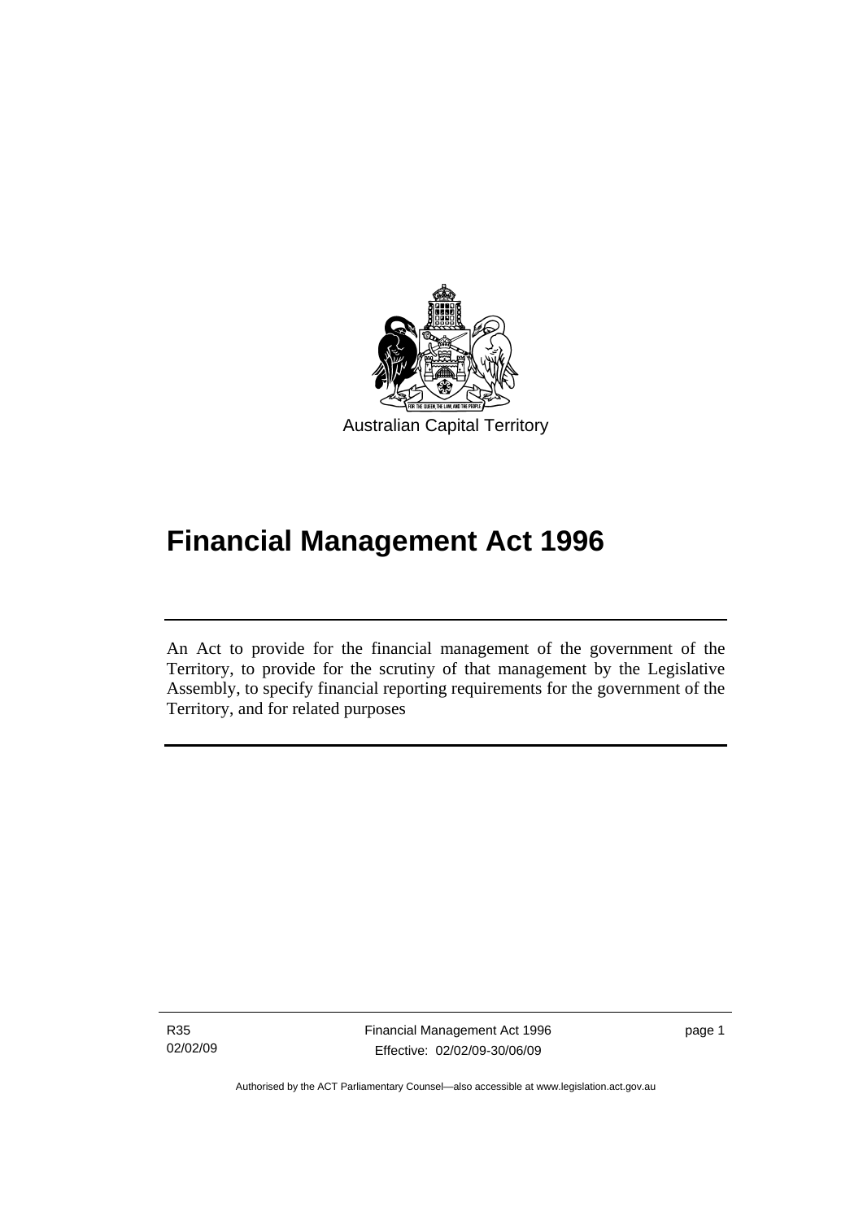Australian Capital Territory

# Financial Management Act 1996

An Act to provide for the financial management of the government of the Territory, to provide for the scrutiny of that management by the Legislative Assembly, to specify financial reporting requirements for the government of the Territory, and for related purposes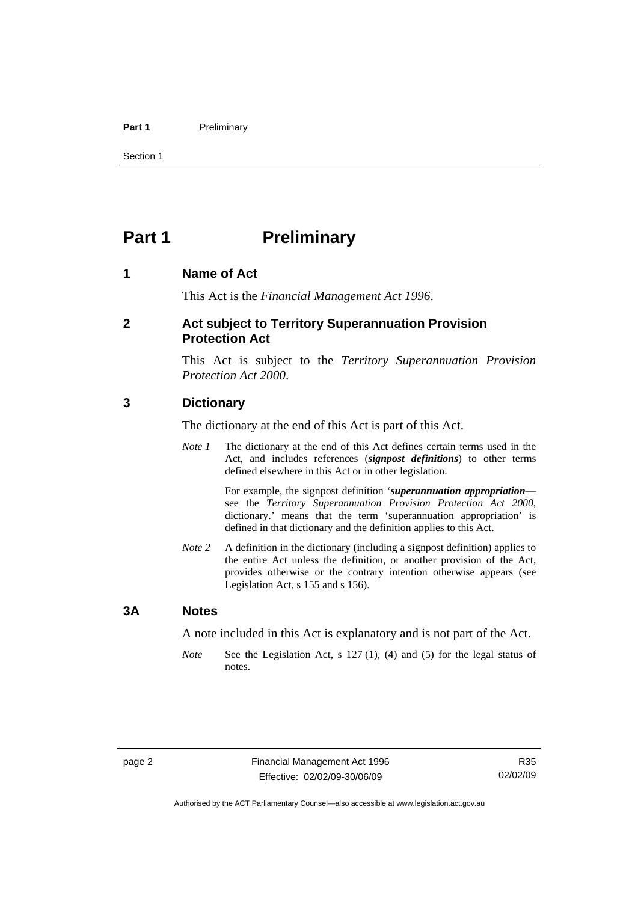# Part 1 Preliminary

## 1 Name of Act

This Act is the *Financial Management Act 1996*.

## 2 Act subject to Territory Superannuation Provision Protection Act

This Act is subject to the *Territory Superannuation Provision Protection Act 2000*.

## 3 Dictionary

The dictionary at the end of this Act is part of this Act.

*Note 1* The dictionary at the end of this Act defines certain terms used in the Act, and includes references (***signpost definitions***) to other terms defined elsewhere in this Act or in other legislation.

For example, the signpost definition '***superannuation appropriation***—see the *Territory Superannuation Provision Protection Act 2000*, dictionary.' means that the term 'superannuation appropriation' is defined in that dictionary and the definition applies to this Act.

*Note 2* A definition in the dictionary (including a signpost definition) applies to the entire Act unless the definition, or another provision of the Act, provides otherwise or the contrary intention otherwise appears (see Legislation Act, s 155 and s 156).

## 3A Notes

A note included in this Act is explanatory and is not part of the Act.

*Note* See the Legislation Act, s 127 (1), (4) and (5) for the legal status of notes.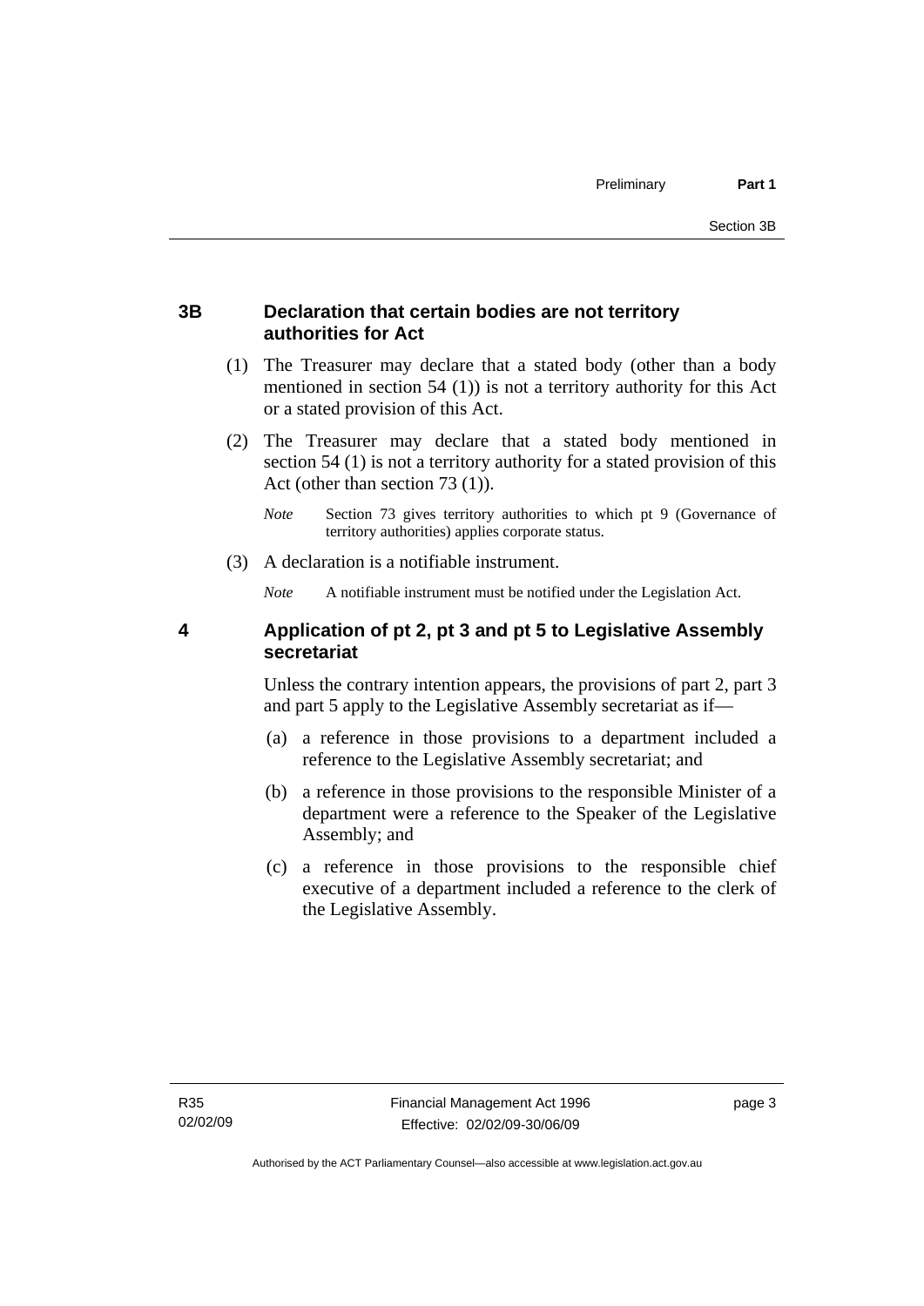### 3B Declaration that certain bodies are not territory authorities for Act

(1) The Treasurer may declare that a stated body (other than a body mentioned in section 54 (1)) is not a territory authority for this Act or a stated provision of this Act.

(2) The Treasurer may declare that a stated body mentioned in section 54 (1) is not a territory authority for a stated provision of this Act (other than section 73 (1)).

*Note* Section 73 gives territory authorities to which pt 9 (Governance of territory authorities) applies corporate status.

(3) A declaration is a notifiable instrument.

*Note* A notifiable instrument must be notified under the Legislation Act.

### 4 Application of pt 2, pt 3 and pt 5 to Legislative Assembly secretariat

Unless the contrary intention appears, the provisions of part 2, part 3 and part 5 apply to the Legislative Assembly secretariat as if—

(a) a reference in those provisions to a department included a reference to the Legislative Assembly secretariat; and

(b) a reference in those provisions to the responsible Minister of a department were a reference to the Speaker of the Legislative Assembly; and

(c) a reference in those provisions to the responsible chief executive of a department included a reference to the clerk of the Legislative Assembly.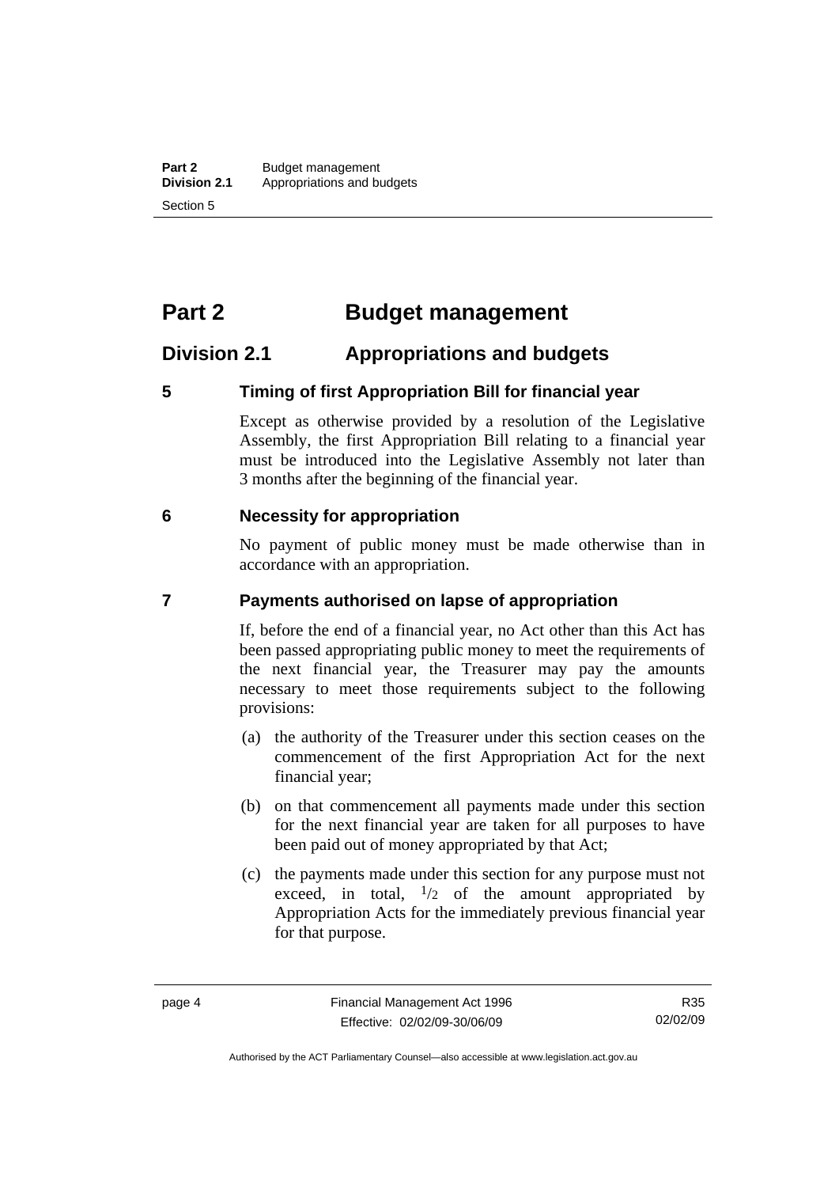# Part 2 Budget management

## Division 2.1 Appropriations and budgets

### 5 Timing of first Appropriation Bill for financial year

Except as otherwise provided by a resolution of the Legislative Assembly, the first Appropriation Bill relating to a financial year must be introduced into the Legislative Assembly not later than 3 months after the beginning of the financial year.

### 6 Necessity for appropriation

No payment of public money must be made otherwise than in accordance with an appropriation.

### 7 Payments authorised on lapse of appropriation

If, before the end of a financial year, no Act other than this Act has been passed appropriating public money to meet the requirements of the next financial year, the Treasurer may pay the amounts necessary to meet those requirements subject to the following provisions:

(a) the authority of the Treasurer under this section ceases on the commencement of the first Appropriation Act for the next financial year;

(b) on that commencement all payments made under this section for the next financial year are taken for all purposes to have been paid out of money appropriated by that Act;

(c) the payments made under this section for any purpose must not exceed, in total, $^{1}/_{2}$ of the amount appropriated by Appropriation Acts for the immediately previous financial year for that purpose.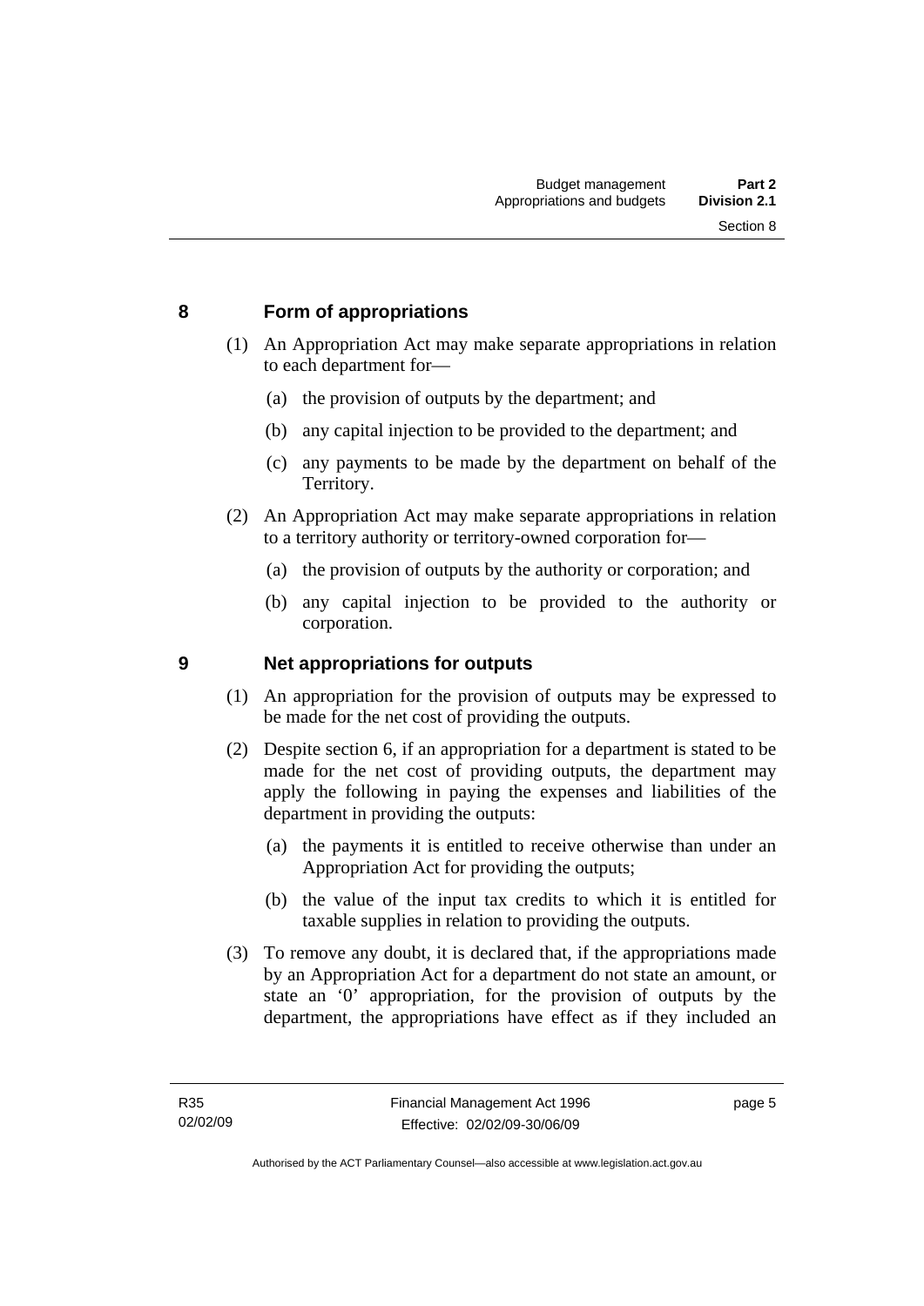## 8 Form of appropriations

(1) An Appropriation Act may make separate appropriations in relation to each department for—

(a) the provision of outputs by the department; and

(b) any capital injection to be provided to the department; and

(c) any payments to be made by the department on behalf of the Territory.

(2) An Appropriation Act may make separate appropriations in relation to a territory authority or territory-owned corporation for—

(a) the provision of outputs by the authority or corporation; and

(b) any capital injection to be provided to the authority or corporation.

## 9 Net appropriations for outputs

(1) An appropriation for the provision of outputs may be expressed to be made for the net cost of providing the outputs.

(2) Despite section 6, if an appropriation for a department is stated to be made for the net cost of providing outputs, the department may apply the following in paying the expenses and liabilities of the department in providing the outputs:

(a) the payments it is entitled to receive otherwise than under an Appropriation Act for providing the outputs;

(b) the value of the input tax credits to which it is entitled for taxable supplies in relation to providing the outputs.

(3) To remove any doubt, it is declared that, if the appropriations made by an Appropriation Act for a department do not state an amount, or state an '0' appropriation, for the provision of outputs by the department, the appropriations have effect as if they included an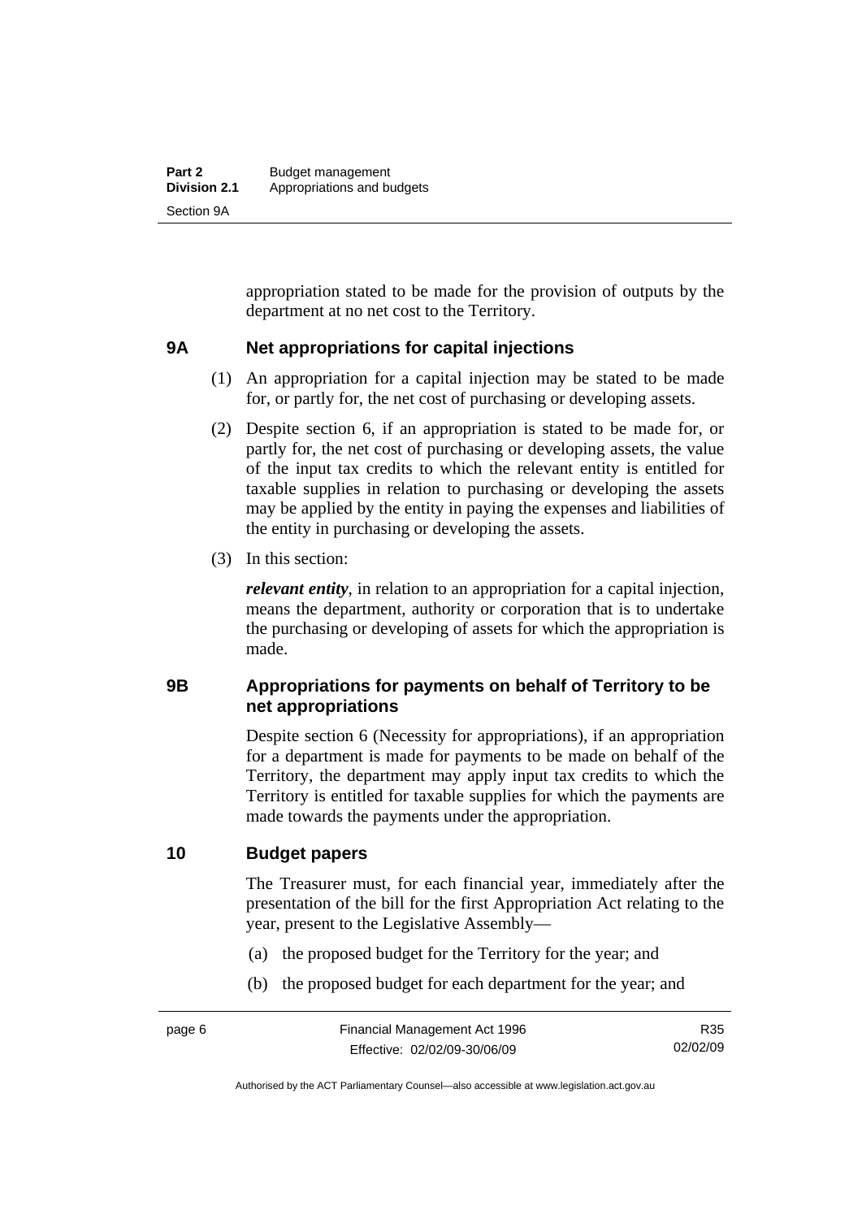appropriation stated to be made for the provision of outputs by the department at no net cost to the Territory.

## 9A Net appropriations for capital injections

(1) An appropriation for a capital injection may be stated to be made for, or partly for, the net cost of purchasing or developing assets.

(2) Despite section 6, if an appropriation is stated to be made for, or partly for, the net cost of purchasing or developing assets, the value of the input tax credits to which the relevant entity is entitled for taxable supplies in relation to purchasing or developing the assets may be applied by the entity in paying the expenses and liabilities of the entity in purchasing or developing the assets.

(3) In this section:

***relevant entity***, in relation to an appropriation for a capital injection, means the department, authority or corporation that is to undertake the purchasing or developing of assets for which the appropriation is made.

## 9B Appropriations for payments on behalf of Territory to be net appropriations

Despite section 6 (Necessity for appropriations), if an appropriation for a department is made for payments to be made on behalf of the Territory, the department may apply input tax credits to which the Territory is entitled for taxable supplies for which the payments are made towards the payments under the appropriation.

## 10 Budget papers

The Treasurer must, for each financial year, immediately after the presentation of the bill for the first Appropriation Act relating to the year, present to the Legislative Assembly—

(a) the proposed budget for the Territory for the year; and

(b) the proposed budget for each department for the year; and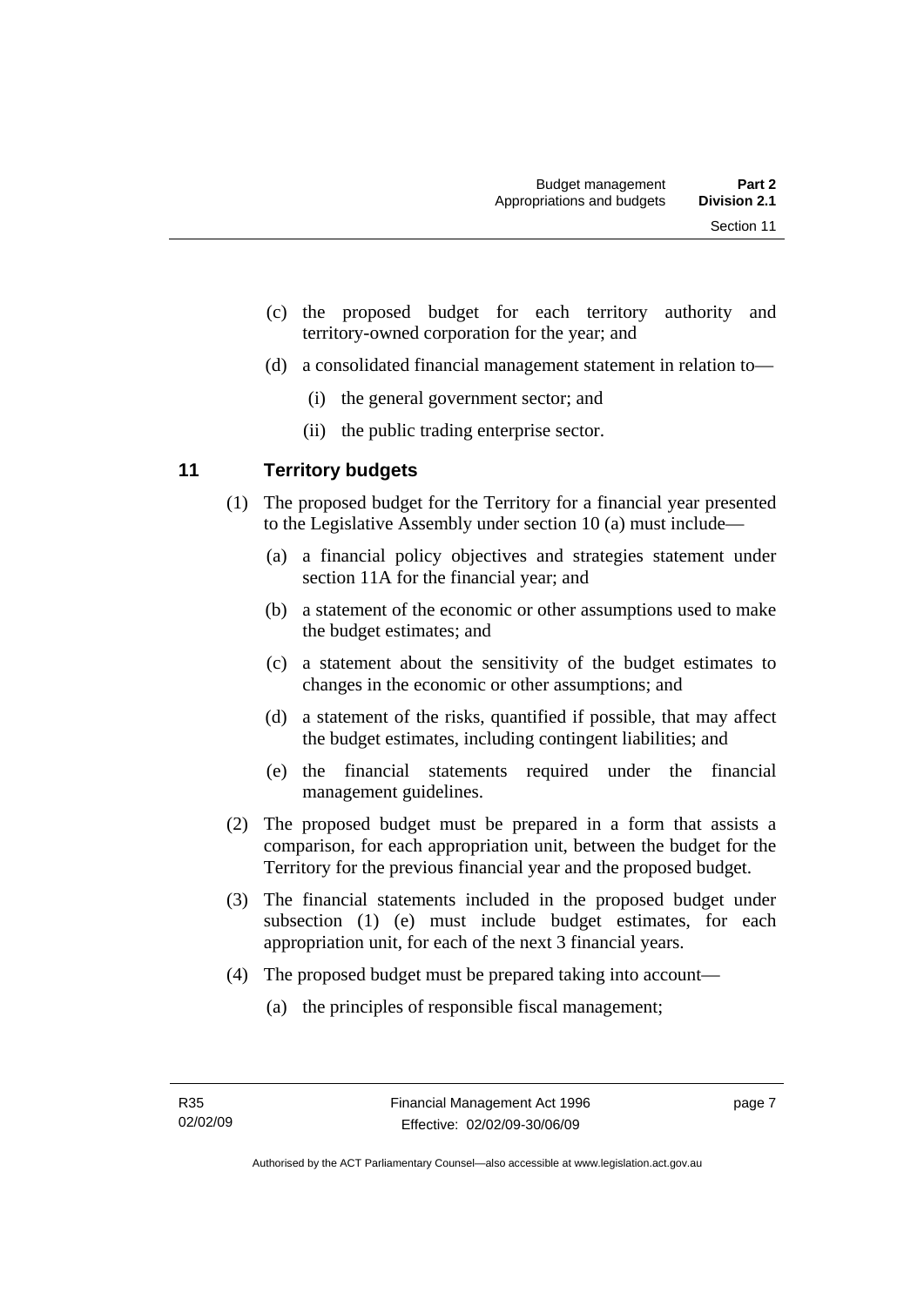(c) the proposed budget for each territory authority and territory-owned corporation for the year; and

(d) a consolidated financial management statement in relation to—

(i) the general government sector; and

(ii) the public trading enterprise sector.

## 11 Territory budgets

(1) The proposed budget for the Territory for a financial year presented to the Legislative Assembly under section 10 (a) must include—

(a) a financial policy objectives and strategies statement under section 11A for the financial year; and

(b) a statement of the economic or other assumptions used to make the budget estimates; and

(c) a statement about the sensitivity of the budget estimates to changes in the economic or other assumptions; and

(d) a statement of the risks, quantified if possible, that may affect the budget estimates, including contingent liabilities; and

(e) the financial statements required under the financial management guidelines.

(2) The proposed budget must be prepared in a form that assists a comparison, for each appropriation unit, between the budget for the Territory for the previous financial year and the proposed budget.

(3) The financial statements included in the proposed budget under subsection (1) (e) must include budget estimates, for each appropriation unit, for each of the next 3 financial years.

(4) The proposed budget must be prepared taking into account—

(a) the principles of responsible fiscal management;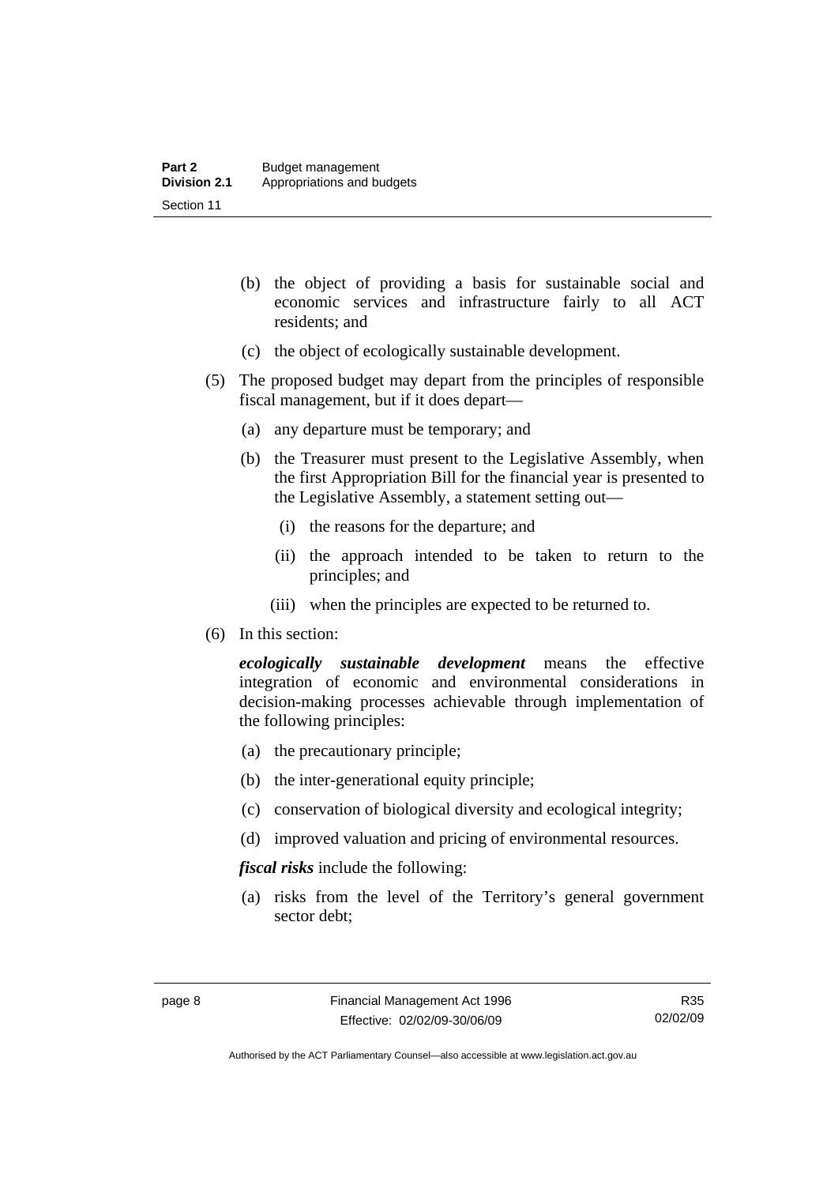(b) the object of providing a basis for sustainable social and economic services and infrastructure fairly to all ACT residents; and

(c) the object of ecologically sustainable development.

(5) The proposed budget may depart from the principles of responsible fiscal management, but if it does depart—

(a) any departure must be temporary; and

(b) the Treasurer must present to the Legislative Assembly, when the first Appropriation Bill for the financial year is presented to the Legislative Assembly, a statement setting out—

(i) the reasons for the departure; and

(ii) the approach intended to be taken to return to the principles; and

(iii) when the principles are expected to be returned to.

(6) In this section:

***ecologically sustainable development*** means the effective integration of economic and environmental considerations in decision-making processes achievable through implementation of the following principles:

(a) the precautionary principle;

(b) the inter-generational equity principle;

(c) conservation of biological diversity and ecological integrity;

(d) improved valuation and pricing of environmental resources.

***fiscal risks*** include the following:

(a) risks from the level of the Territory's general government sector debt;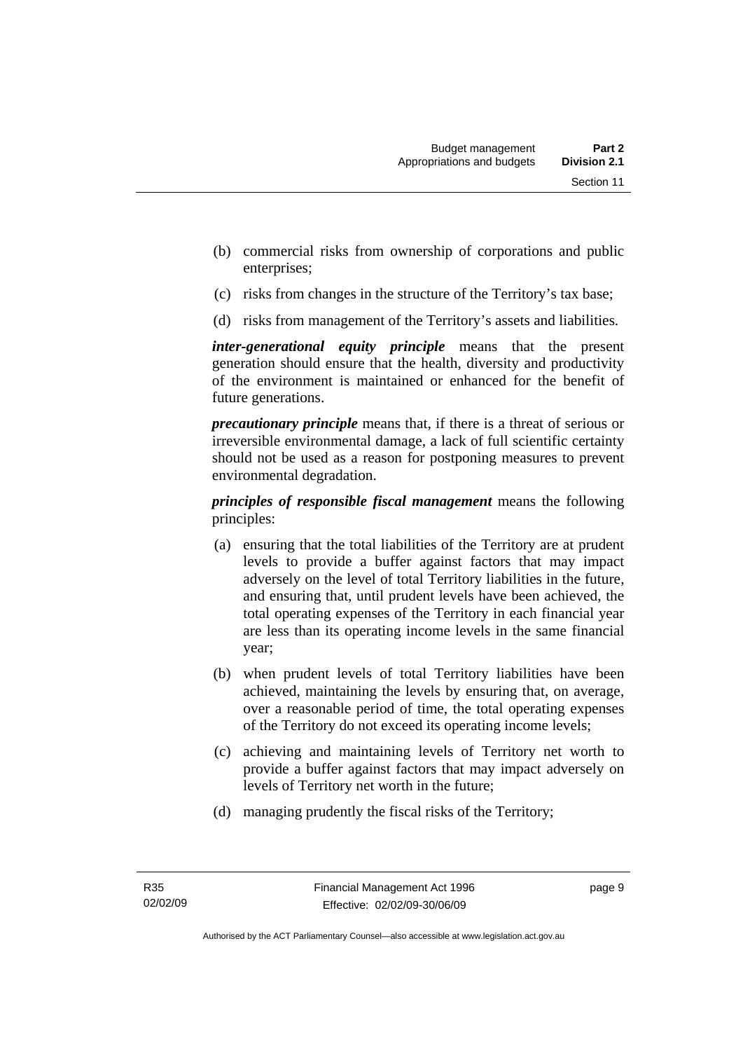- (b) commercial risks from ownership of corporations and public enterprises;
- (c) risks from changes in the structure of the Territory's tax base;
- (d) risks from management of the Territory's assets and liabilities.

***inter-generational equity principle*** means that the present generation should ensure that the health, diversity and productivity of the environment is maintained or enhanced for the benefit of future generations.

***precautionary principle*** means that, if there is a threat of serious or irreversible environmental damage, a lack of full scientific certainty should not be used as a reason for postponing measures to prevent environmental degradation.

***principles of responsible fiscal management*** means the following principles:

- (a) ensuring that the total liabilities of the Territory are at prudent levels to provide a buffer against factors that may impact adversely on the level of total Territory liabilities in the future, and ensuring that, until prudent levels have been achieved, the total operating expenses of the Territory in each financial year are less than its operating income levels in the same financial year;
- (b) when prudent levels of total Territory liabilities have been achieved, maintaining the levels by ensuring that, on average, over a reasonable period of time, the total operating expenses of the Territory do not exceed its operating income levels;
- (c) achieving and maintaining levels of Territory net worth to provide a buffer against factors that may impact adversely on levels of Territory net worth in the future;
- (d) managing prudently the fiscal risks of the Territory;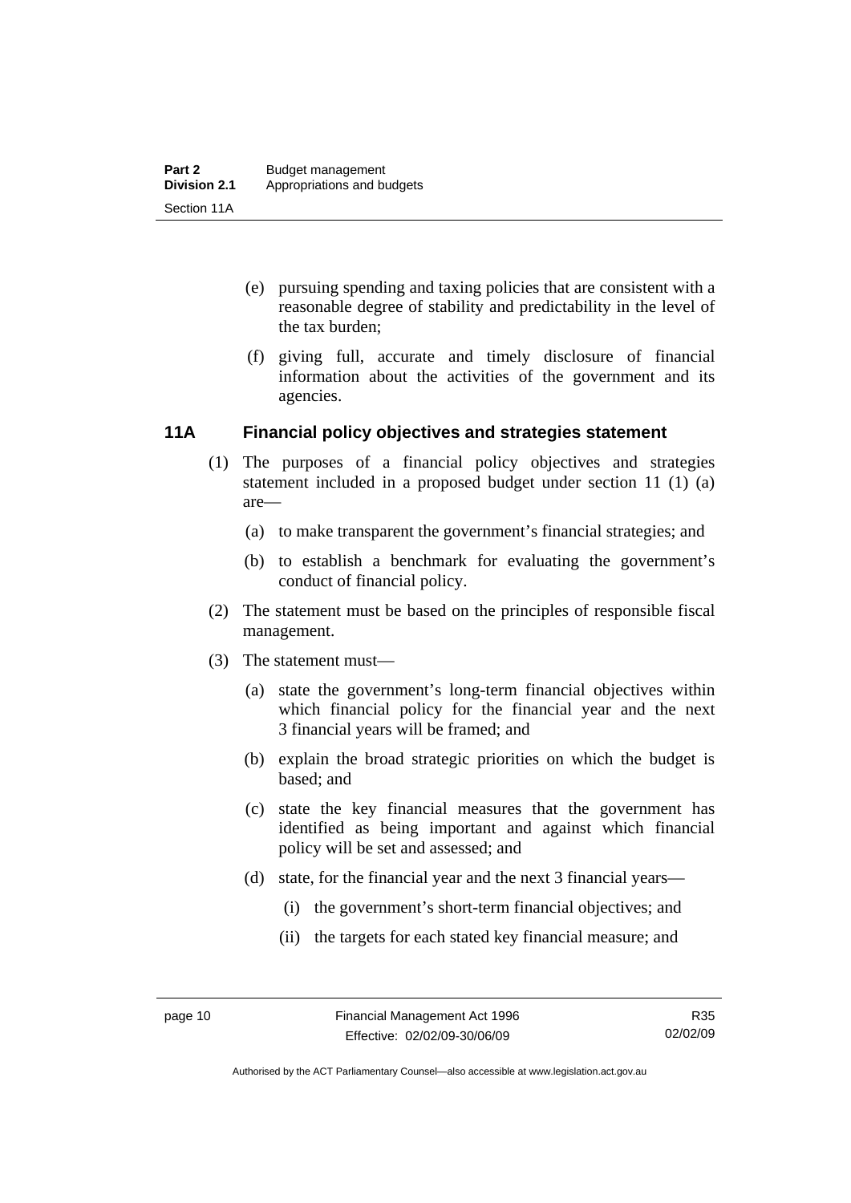(e) pursuing spending and taxing policies that are consistent with a reasonable degree of stability and predictability in the level of the tax burden;

(f) giving full, accurate and timely disclosure of financial information about the activities of the government and its agencies.

### 11A Financial policy objectives and strategies statement

(1) The purposes of a financial policy objectives and strategies statement included in a proposed budget under section 11 (1) (a) are—

(a) to make transparent the government's financial strategies; and

(b) to establish a benchmark for evaluating the government's conduct of financial policy.

(2) The statement must be based on the principles of responsible fiscal management.

(3) The statement must—

(a) state the government's long-term financial objectives within which financial policy for the financial year and the next 3 financial years will be framed; and

(b) explain the broad strategic priorities on which the budget is based; and

(c) state the key financial measures that the government has identified as being important and against which financial policy will be set and assessed; and

(d) state, for the financial year and the next 3 financial years—

(i) the government's short-term financial objectives; and

(ii) the targets for each stated key financial measure; and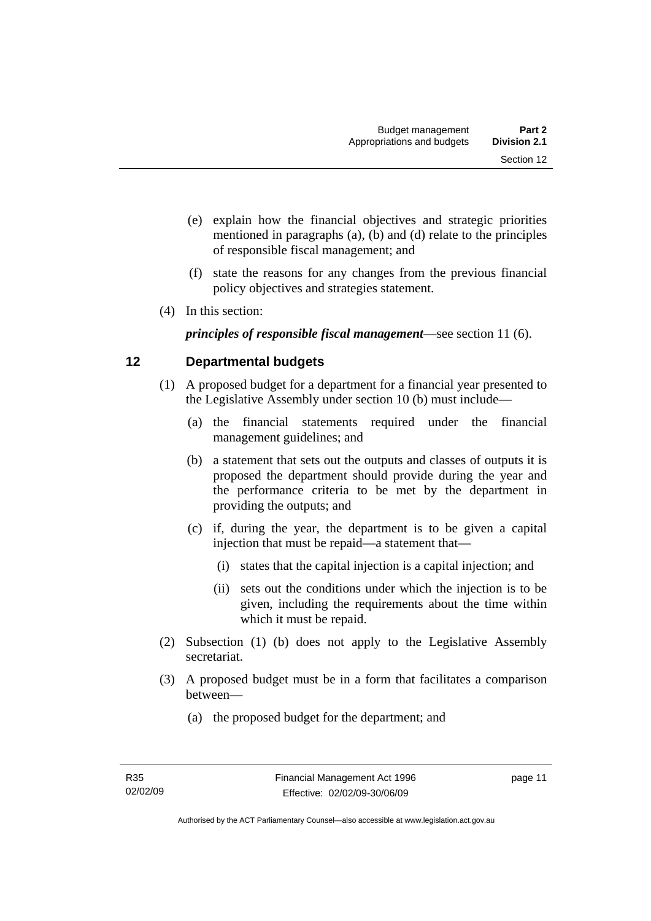(e) explain how the financial objectives and strategic priorities mentioned in paragraphs (a), (b) and (d) relate to the principles of responsible fiscal management; and

(f) state the reasons for any changes from the previous financial policy objectives and strategies statement.

(4) In this section:

***principles of responsible fiscal management***—see section 11 (6).

## 12 Departmental budgets

(1) A proposed budget for a department for a financial year presented to the Legislative Assembly under section 10 (b) must include—

(a) the financial statements required under the financial management guidelines; and

(b) a statement that sets out the outputs and classes of outputs it is proposed the department should provide during the year and the performance criteria to be met by the department in providing the outputs; and

(c) if, during the year, the department is to be given a capital injection that must be repaid—a statement that—

(i) states that the capital injection is a capital injection; and

(ii) sets out the conditions under which the injection is to be given, including the requirements about the time within which it must be repaid.

(2) Subsection (1) (b) does not apply to the Legislative Assembly secretariat.

(3) A proposed budget must be in a form that facilitates a comparison between—

(a) the proposed budget for the department; and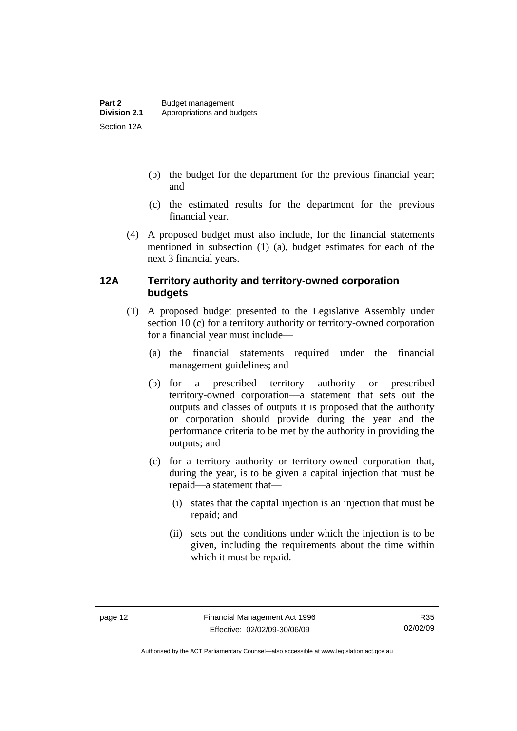(b) the budget for the department for the previous financial year; and

(c) the estimated results for the department for the previous financial year.

(4) A proposed budget must also include, for the financial statements mentioned in subsection (1) (a), budget estimates for each of the next 3 financial years.

## 12A Territory authority and territory-owned corporation budgets

(1) A proposed budget presented to the Legislative Assembly under section 10 (c) for a territory authority or territory-owned corporation for a financial year must include—

(a) the financial statements required under the financial management guidelines; and

(b) for a prescribed territory authority or prescribed territory-owned corporation—a statement that sets out the outputs and classes of outputs it is proposed that the authority or corporation should provide during the year and the performance criteria to be met by the authority in providing the outputs; and

(c) for a territory authority or territory-owned corporation that, during the year, is to be given a capital injection that must be repaid—a statement that—

(i) states that the capital injection is an injection that must be repaid; and

(ii) sets out the conditions under which the injection is to be given, including the requirements about the time within which it must be repaid.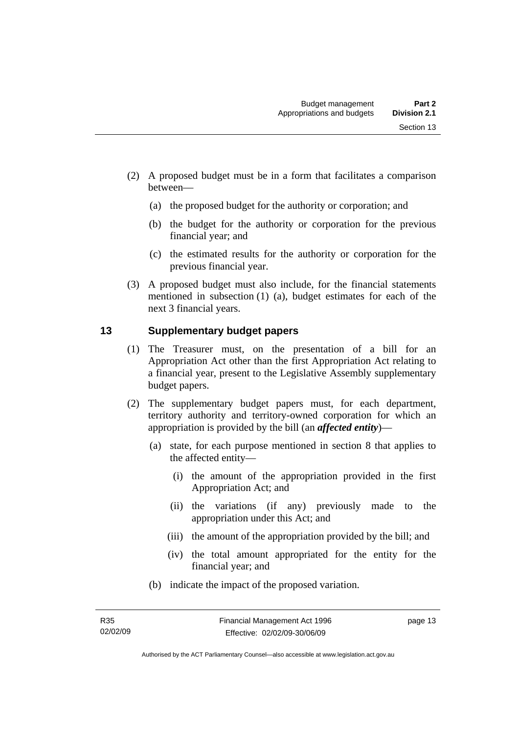(2) A proposed budget must be in a form that facilitates a comparison between—

(a) the proposed budget for the authority or corporation; and

(b) the budget for the authority or corporation for the previous financial year; and

(c) the estimated results for the authority or corporation for the previous financial year.

(3) A proposed budget must also include, for the financial statements mentioned in subsection (1) (a), budget estimates for each of the next 3 financial years.

## 13 Supplementary budget papers

(1) The Treasurer must, on the presentation of a bill for an Appropriation Act other than the first Appropriation Act relating to a financial year, present to the Legislative Assembly supplementary budget papers.

(2) The supplementary budget papers must, for each department, territory authority and territory-owned corporation for which an appropriation is provided by the bill (an ***affected entity***)—

(a) state, for each purpose mentioned in section 8 that applies to the affected entity—

(i) the amount of the appropriation provided in the first Appropriation Act; and

(ii) the variations (if any) previously made to the appropriation under this Act; and

(iii) the amount of the appropriation provided by the bill; and

(iv) the total amount appropriated for the entity for the financial year; and

(b) indicate the impact of the proposed variation.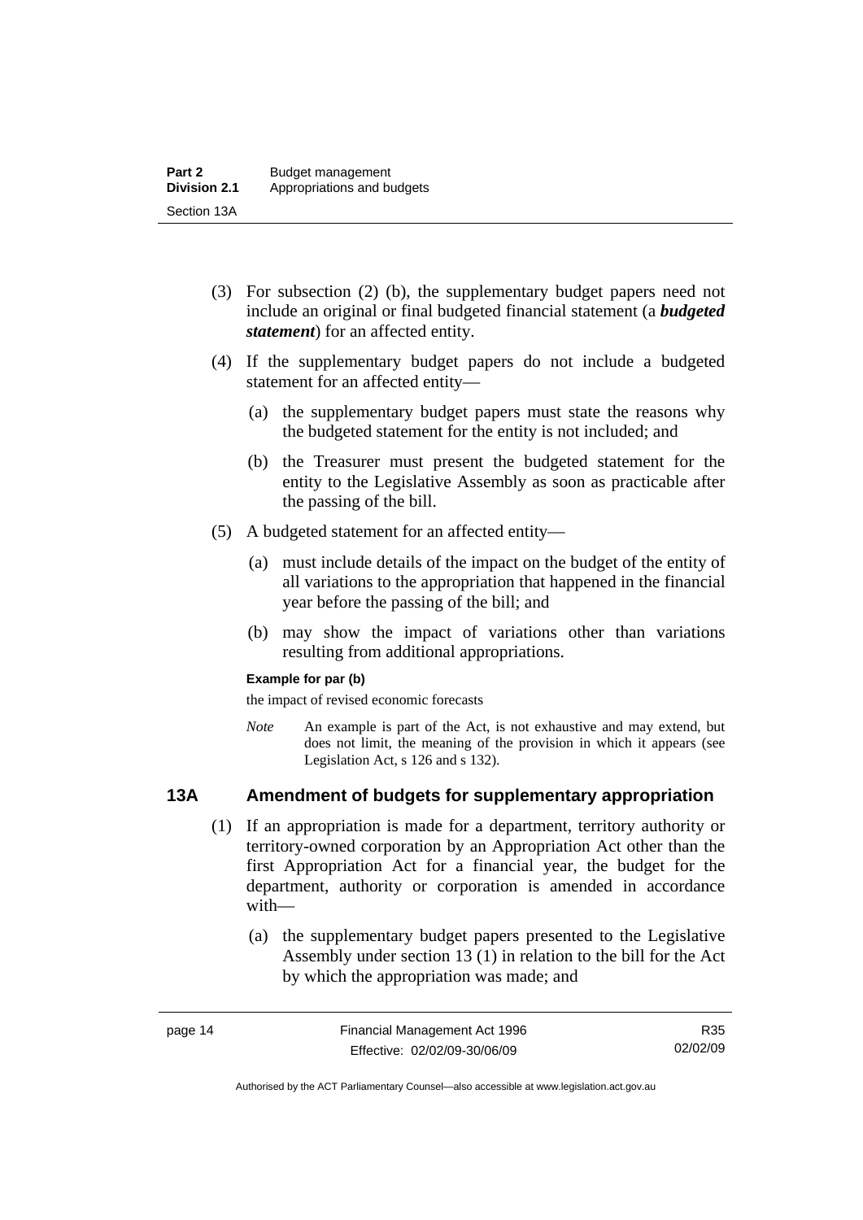(3) For subsection (2) (b), the supplementary budget papers need not include an original or final budgeted financial statement (a ***budgeted statement***) for an affected entity.

(4) If the supplementary budget papers do not include a budgeted statement for an affected entity—

(a) the supplementary budget papers must state the reasons why the budgeted statement for the entity is not included; and

(b) the Treasurer must present the budgeted statement for the entity to the Legislative Assembly as soon as practicable after the passing of the bill.

(5) A budgeted statement for an affected entity—

(a) must include details of the impact on the budget of the entity of all variations to the appropriation that happened in the financial year before the passing of the bill; and

(b) may show the impact of variations other than variations resulting from additional appropriations.

**Example for par (b)**

the impact of revised economic forecasts

*Note* An example is part of the Act, is not exhaustive and may extend, but does not limit, the meaning of the provision in which it appears (see Legislation Act, s 126 and s 132).

## 13A Amendment of budgets for supplementary appropriation

(1) If an appropriation is made for a department, territory authority or territory-owned corporation by an Appropriation Act other than the first Appropriation Act for a financial year, the budget for the department, authority or corporation is amended in accordance with—

(a) the supplementary budget papers presented to the Legislative Assembly under section 13 (1) in relation to the bill for the Act by which the appropriation was made; and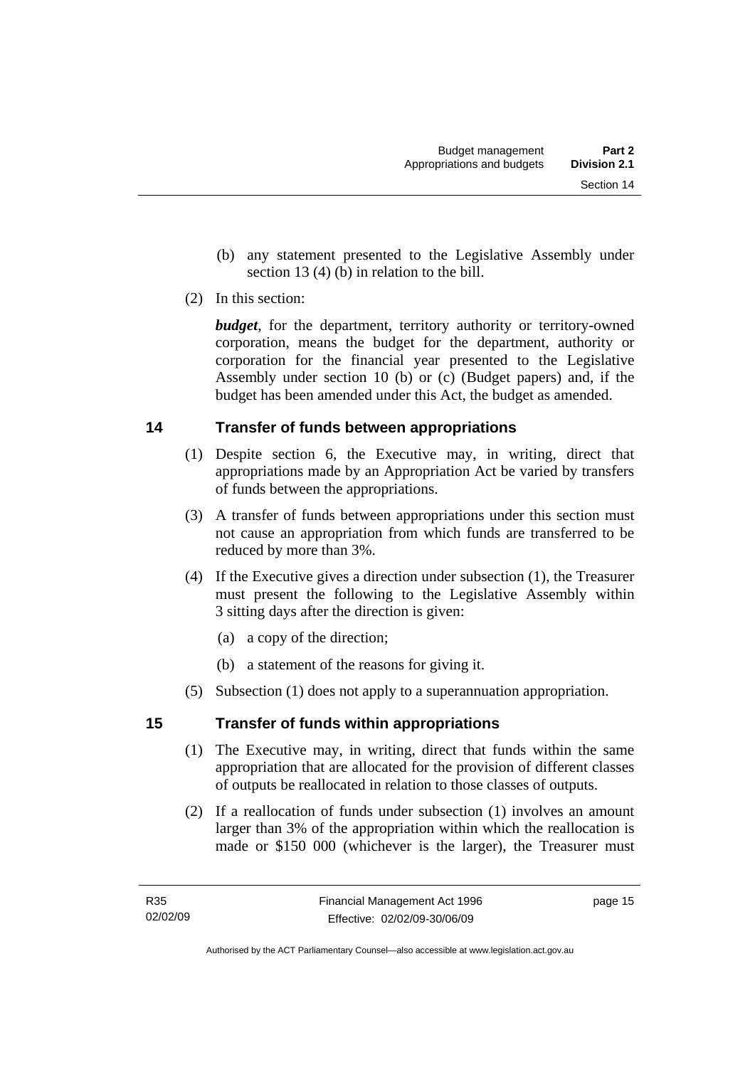(b) any statement presented to the Legislative Assembly under section 13 (4) (b) in relation to the bill.

(2) In this section:

***budget***, for the department, territory authority or territory-owned corporation, means the budget for the department, authority or corporation for the financial year presented to the Legislative Assembly under section 10 (b) or (c) (Budget papers) and, if the budget has been amended under this Act, the budget as amended.

## 14 Transfer of funds between appropriations

(1) Despite section 6, the Executive may, in writing, direct that appropriations made by an Appropriation Act be varied by transfers of funds between the appropriations.

(3) A transfer of funds between appropriations under this section must not cause an appropriation from which funds are transferred to be reduced by more than 3%.

(4) If the Executive gives a direction under subsection (1), the Treasurer must present the following to the Legislative Assembly within 3 sitting days after the direction is given:

(a) a copy of the direction;

(b) a statement of the reasons for giving it.

(5) Subsection (1) does not apply to a superannuation appropriation.

## 15 Transfer of funds within appropriations

(1) The Executive may, in writing, direct that funds within the same appropriation that are allocated for the provision of different classes of outputs be reallocated in relation to those classes of outputs.

(2) If a reallocation of funds under subsection (1) involves an amount larger than 3% of the appropriation within which the reallocation is made or $150 000 (whichever is the larger), the Treasurer must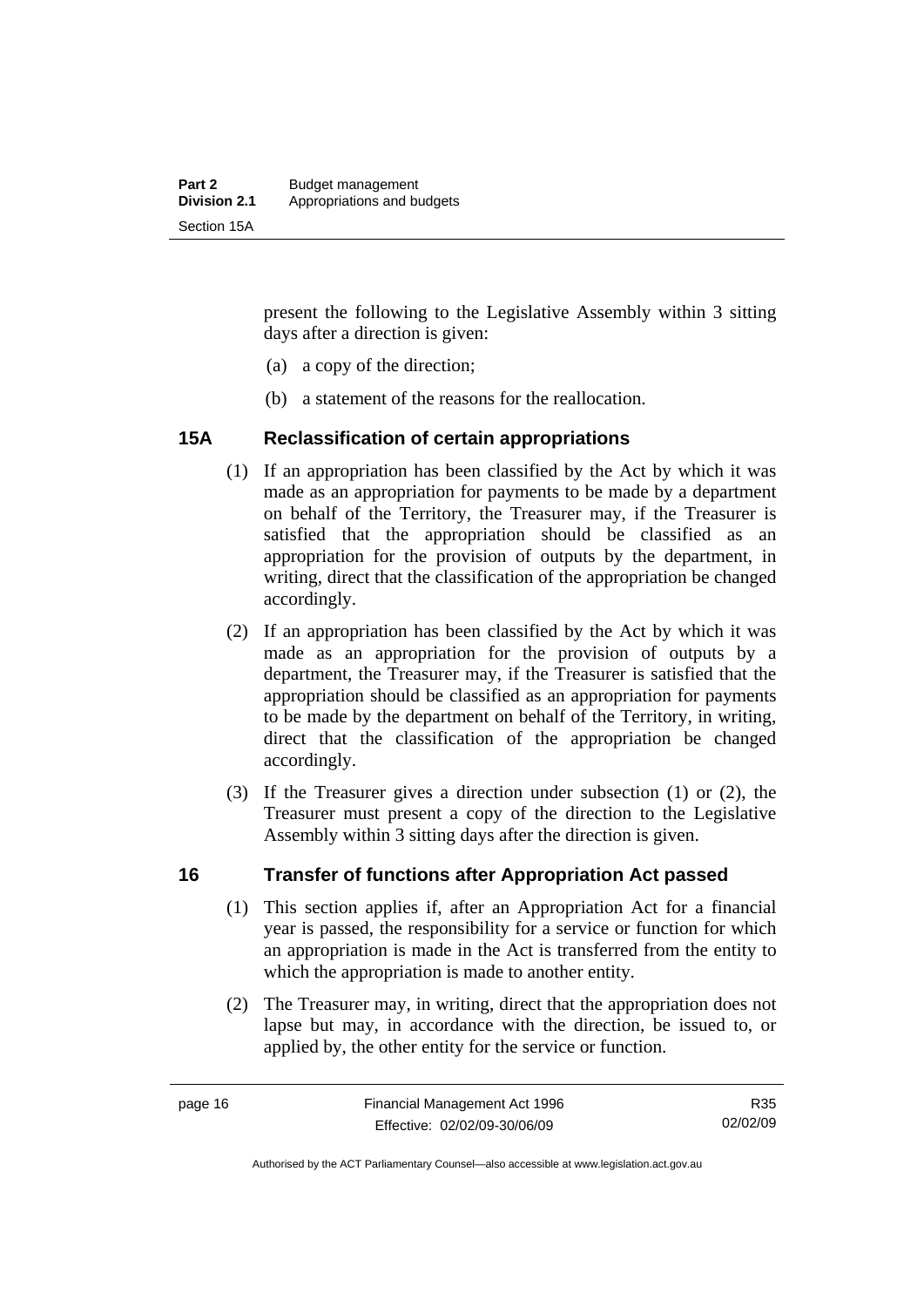present the following to the Legislative Assembly within 3 sitting days after a direction is given:

(a) a copy of the direction;

(b) a statement of the reasons for the reallocation.

## 15A Reclassification of certain appropriations

(1) If an appropriation has been classified by the Act by which it was made as an appropriation for payments to be made by a department on behalf of the Territory, the Treasurer may, if the Treasurer is satisfied that the appropriation should be classified as an appropriation for the provision of outputs by the department, in writing, direct that the classification of the appropriation be changed accordingly.

(2) If an appropriation has been classified by the Act by which it was made as an appropriation for the provision of outputs by a department, the Treasurer may, if the Treasurer is satisfied that the appropriation should be classified as an appropriation for payments to be made by the department on behalf of the Territory, in writing, direct that the classification of the appropriation be changed accordingly.

(3) If the Treasurer gives a direction under subsection (1) or (2), the Treasurer must present a copy of the direction to the Legislative Assembly within 3 sitting days after the direction is given.

## 16 Transfer of functions after Appropriation Act passed

(1) This section applies if, after an Appropriation Act for a financial year is passed, the responsibility for a service or function for which an appropriation is made in the Act is transferred from the entity to which the appropriation is made to another entity.

(2) The Treasurer may, in writing, direct that the appropriation does not lapse but may, in accordance with the direction, be issued to, or applied by, the other entity for the service or function.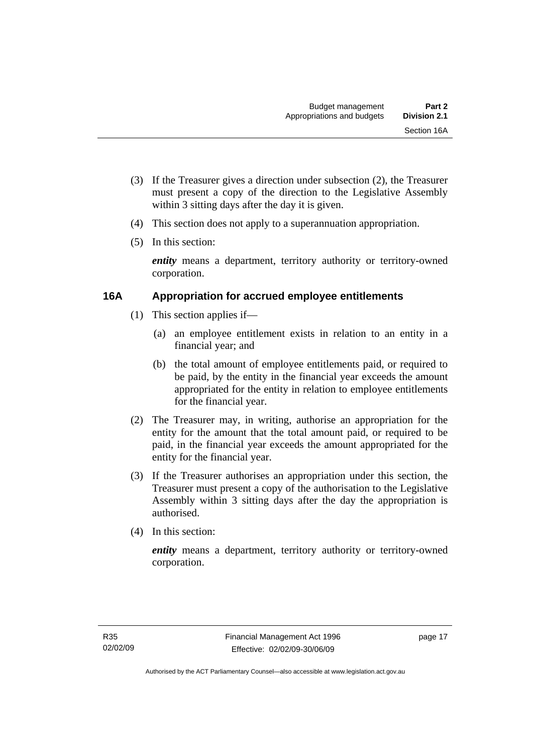(3) If the Treasurer gives a direction under subsection (2), the Treasurer must present a copy of the direction to the Legislative Assembly within 3 sitting days after the day it is given.

(4) This section does not apply to a superannuation appropriation.

(5) In this section:

***entity*** means a department, territory authority or territory-owned corporation.

### 16A Appropriation for accrued employee entitlements

(1) This section applies if—

(a) an employee entitlement exists in relation to an entity in a financial year; and

(b) the total amount of employee entitlements paid, or required to be paid, by the entity in the financial year exceeds the amount appropriated for the entity in relation to employee entitlements for the financial year.

(2) The Treasurer may, in writing, authorise an appropriation for the entity for the amount that the total amount paid, or required to be paid, in the financial year exceeds the amount appropriated for the entity for the financial year.

(3) If the Treasurer authorises an appropriation under this section, the Treasurer must present a copy of the authorisation to the Legislative Assembly within 3 sitting days after the day the appropriation is authorised.

(4) In this section:

***entity*** means a department, territory authority or territory-owned corporation.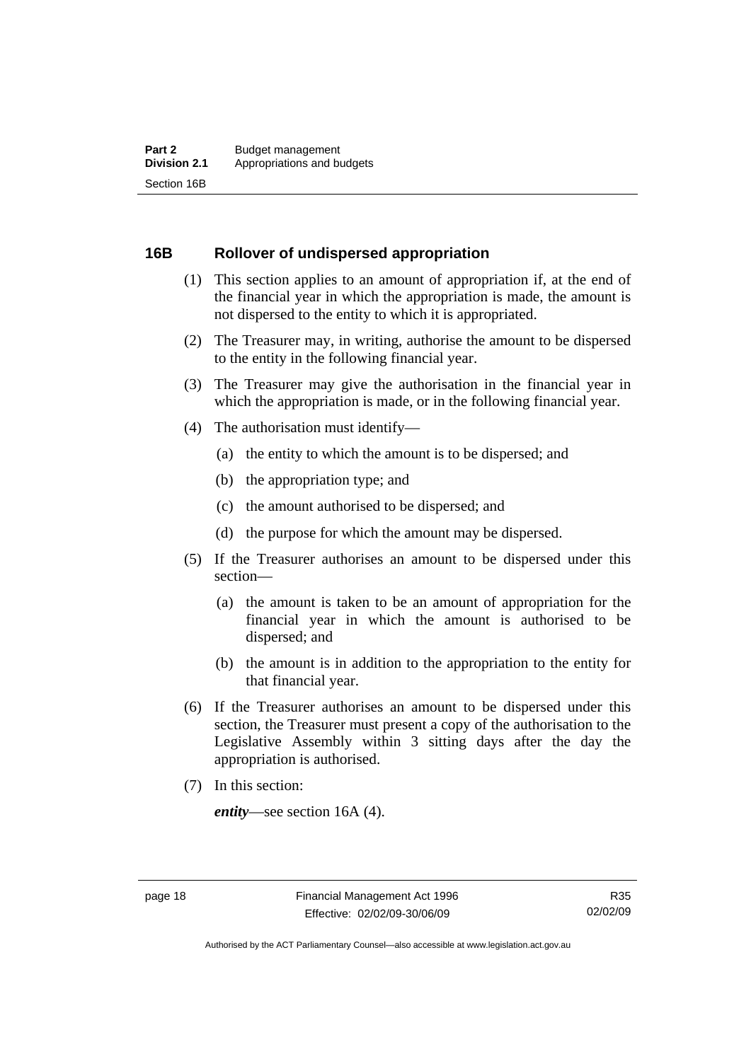## 16B Rollover of undispersed appropriation

(1) This section applies to an amount of appropriation if, at the end of the financial year in which the appropriation is made, the amount is not dispersed to the entity to which it is appropriated.

(2) The Treasurer may, in writing, authorise the amount to be dispersed to the entity in the following financial year.

(3) The Treasurer may give the authorisation in the financial year in which the appropriation is made, or in the following financial year.

(4) The authorisation must identify—

- (a) the entity to which the amount is to be dispersed; and
- (b) the appropriation type; and
- (c) the amount authorised to be dispersed; and
- (d) the purpose for which the amount may be dispersed.

(5) If the Treasurer authorises an amount to be dispersed under this section—

- (a) the amount is taken to be an amount of appropriation for the financial year in which the amount is authorised to be dispersed; and
- (b) the amount is in addition to the appropriation to the entity for that financial year.

(6) If the Treasurer authorises an amount to be dispersed under this section, the Treasurer must present a copy of the authorisation to the Legislative Assembly within 3 sitting days after the day the appropriation is authorised.

(7) In this section:

***entity***—see section 16A (4).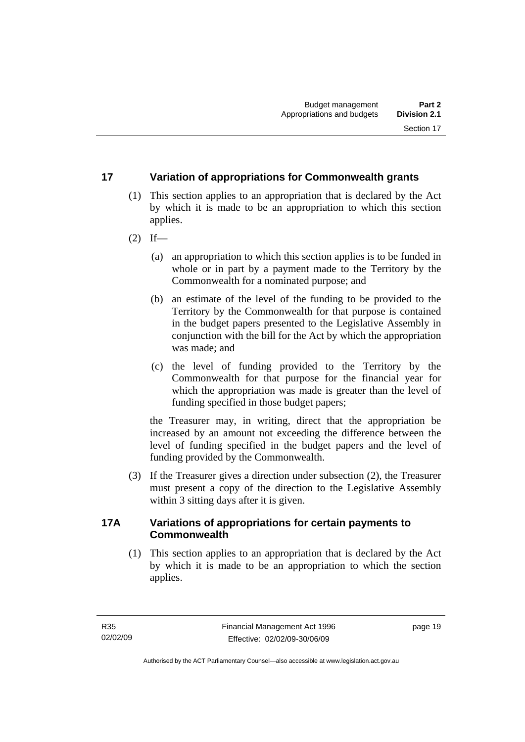## 17 Variation of appropriations for Commonwealth grants

(1) This section applies to an appropriation that is declared by the Act by which it is made to be an appropriation to which this section applies.

(2) If—

(a) an appropriation to which this section applies is to be funded in whole or in part by a payment made to the Territory by the Commonwealth for a nominated purpose; and

(b) an estimate of the level of the funding to be provided to the Territory by the Commonwealth for that purpose is contained in the budget papers presented to the Legislative Assembly in conjunction with the bill for the Act by which the appropriation was made; and

(c) the level of funding provided to the Territory by the Commonwealth for that purpose for the financial year for which the appropriation was made is greater than the level of funding specified in those budget papers;

the Treasurer may, in writing, direct that the appropriation be increased by an amount not exceeding the difference between the level of funding specified in the budget papers and the level of funding provided by the Commonwealth.

(3) If the Treasurer gives a direction under subsection (2), the Treasurer must present a copy of the direction to the Legislative Assembly within 3 sitting days after it is given.

## 17A Variations of appropriations for certain payments to Commonwealth

(1) This section applies to an appropriation that is declared by the Act by which it is made to be an appropriation to which the section applies.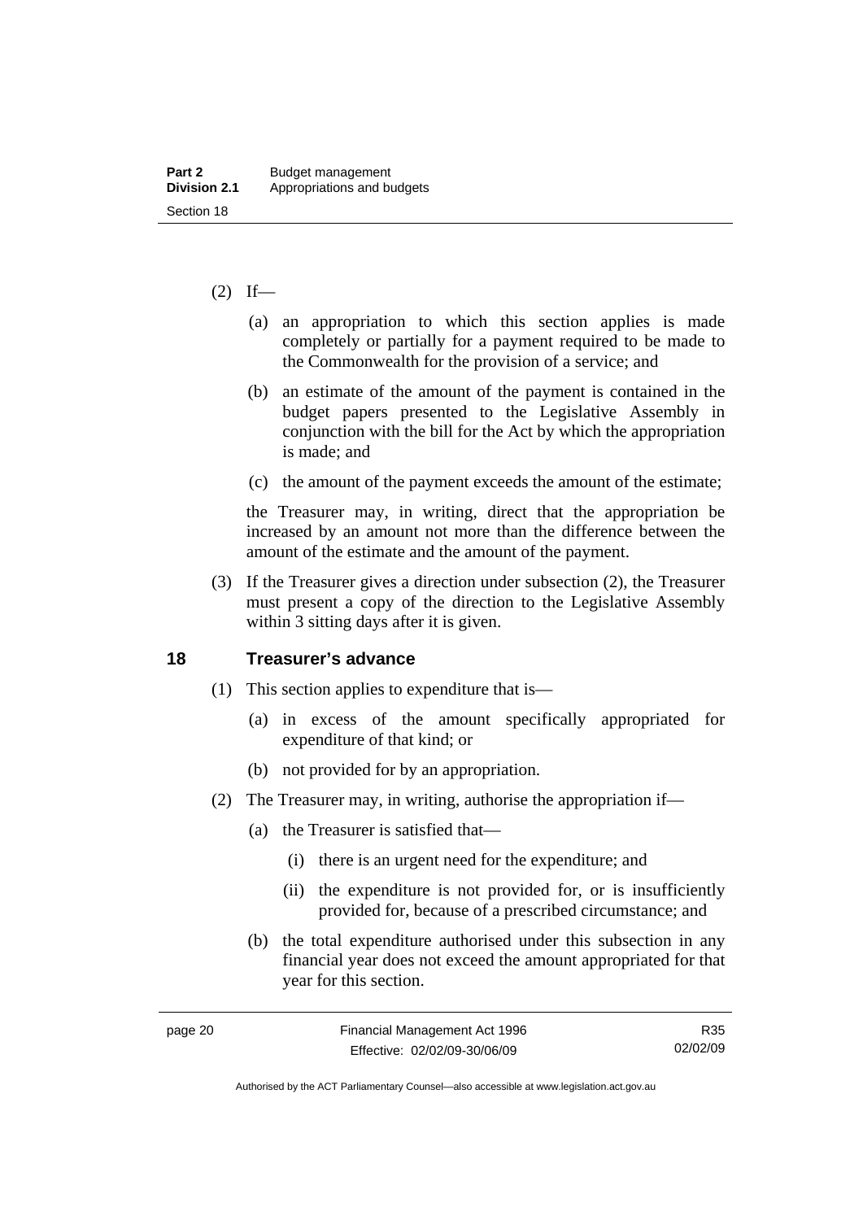(2) If—

(a) an appropriation to which this section applies is made completely or partially for a payment required to be made to the Commonwealth for the provision of a service; and

(b) an estimate of the amount of the payment is contained in the budget papers presented to the Legislative Assembly in conjunction with the bill for the Act by which the appropriation is made; and

(c) the amount of the payment exceeds the amount of the estimate;

the Treasurer may, in writing, direct that the appropriation be increased by an amount not more than the difference between the amount of the estimate and the amount of the payment.

(3) If the Treasurer gives a direction under subsection (2), the Treasurer must present a copy of the direction to the Legislative Assembly within 3 sitting days after it is given.

## 18 Treasurer's advance

(1) This section applies to expenditure that is—

(a) in excess of the amount specifically appropriated for expenditure of that kind; or

(b) not provided for by an appropriation.

(2) The Treasurer may, in writing, authorise the appropriation if—

(a) the Treasurer is satisfied that—

(i) there is an urgent need for the expenditure; and

(ii) the expenditure is not provided for, or is insufficiently provided for, because of a prescribed circumstance; and

(b) the total expenditure authorised under this subsection in any financial year does not exceed the amount appropriated for that year for this section.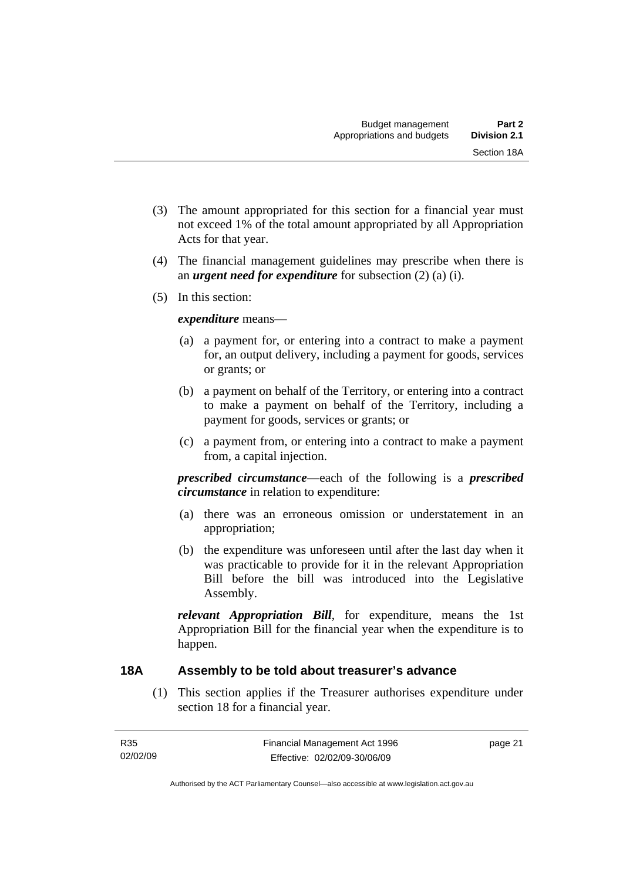(3) The amount appropriated for this section for a financial year must not exceed 1% of the total amount appropriated by all Appropriation Acts for that year.

(4) The financial management guidelines may prescribe when there is an ***urgent need for expenditure*** for subsection (2) (a) (i).

(5) In this section:

***expenditure*** means—

(a) a payment for, or entering into a contract to make a payment for, an output delivery, including a payment for goods, services or grants; or

(b) a payment on behalf of the Territory, or entering into a contract to make a payment on behalf of the Territory, including a payment for goods, services or grants; or

(c) a payment from, or entering into a contract to make a payment from, a capital injection.

***prescribed circumstance***—each of the following is a ***prescribed circumstance*** in relation to expenditure:

(a) there was an erroneous omission or understatement in an appropriation;

(b) the expenditure was unforeseen until after the last day when it was practicable to provide for it in the relevant Appropriation Bill before the bill was introduced into the Legislative Assembly.

***relevant Appropriation Bill***, for expenditure, means the 1st Appropriation Bill for the financial year when the expenditure is to happen.

## 18A Assembly to be told about treasurer's advance

(1) This section applies if the Treasurer authorises expenditure under section 18 for a financial year.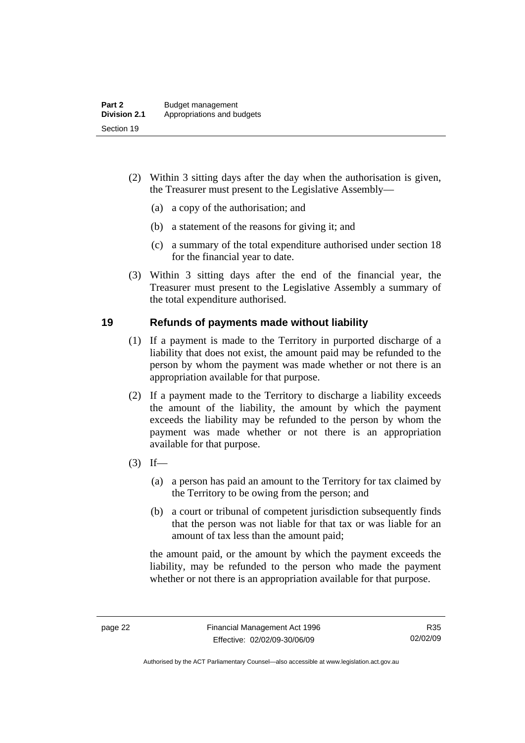(2) Within 3 sitting days after the day when the authorisation is given, the Treasurer must present to the Legislative Assembly—

  (a) a copy of the authorisation; and

  (b) a statement of the reasons for giving it; and

  (c) a summary of the total expenditure authorised under section 18 for the financial year to date.

(3) Within 3 sitting days after the end of the financial year, the Treasurer must present to the Legislative Assembly a summary of the total expenditure authorised.

## 19 Refunds of payments made without liability

(1) If a payment is made to the Territory in purported discharge of a liability that does not exist, the amount paid may be refunded to the person by whom the payment was made whether or not there is an appropriation available for that purpose.

(2) If a payment made to the Territory to discharge a liability exceeds the amount of the liability, the amount by which the payment exceeds the liability may be refunded to the person by whom the payment was made whether or not there is an appropriation available for that purpose.

(3) If—

  (a) a person has paid an amount to the Territory for tax claimed by the Territory to be owing from the person; and

  (b) a court or tribunal of competent jurisdiction subsequently finds that the person was not liable for that tax or was liable for an amount of tax less than the amount paid;

the amount paid, or the amount by which the payment exceeds the liability, may be refunded to the person who made the payment whether or not there is an appropriation available for that purpose.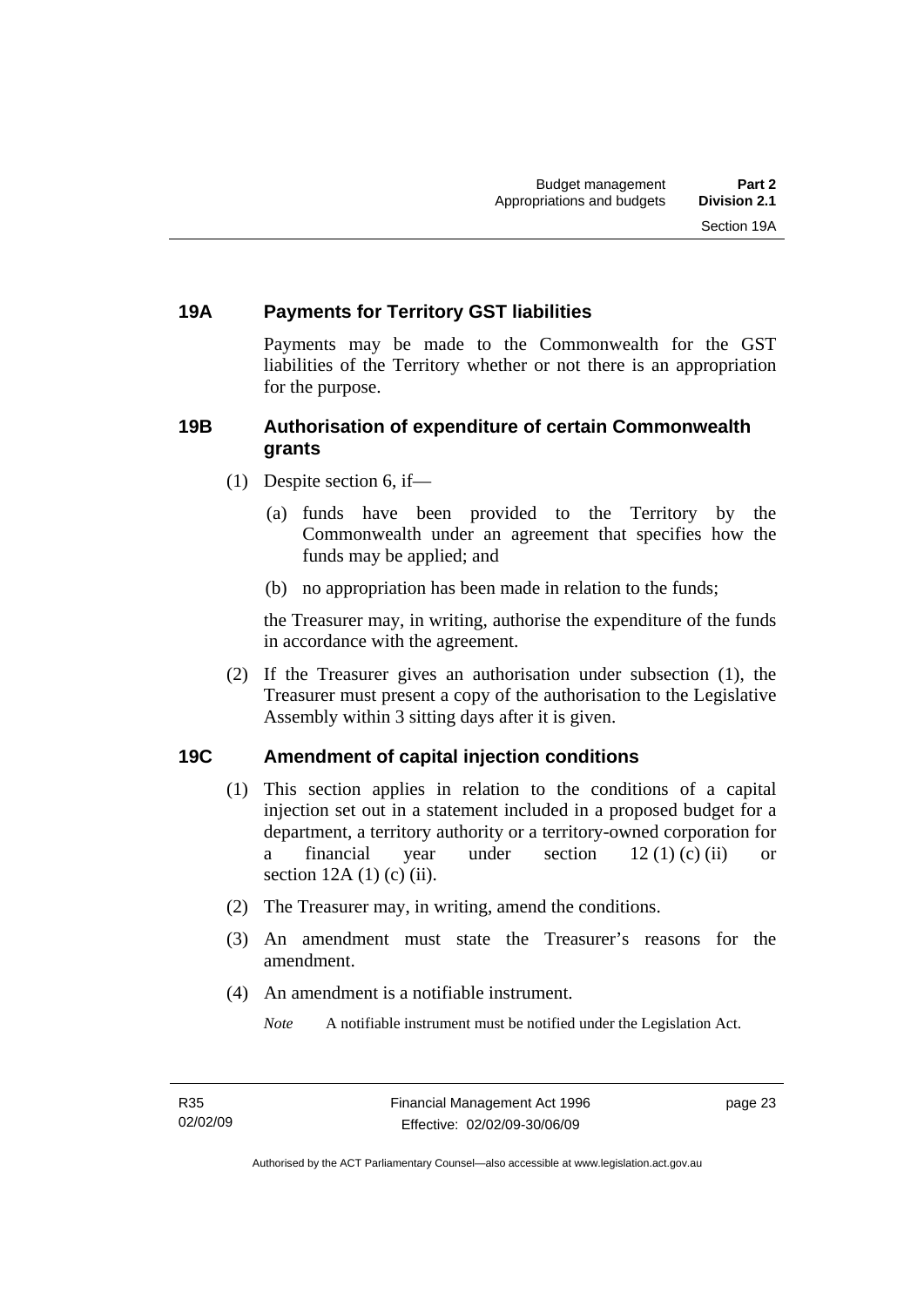## 19A Payments for Territory GST liabilities

Payments may be made to the Commonwealth for the GST liabilities of the Territory whether or not there is an appropriation for the purpose.

## 19B Authorisation of expenditure of certain Commonwealth grants

(1) Despite section 6, if—

(a) funds have been provided to the Territory by the Commonwealth under an agreement that specifies how the funds may be applied; and

(b) no appropriation has been made in relation to the funds;

the Treasurer may, in writing, authorise the expenditure of the funds in accordance with the agreement.

(2) If the Treasurer gives an authorisation under subsection (1), the Treasurer must present a copy of the authorisation to the Legislative Assembly within 3 sitting days after it is given.

## 19C Amendment of capital injection conditions

(1) This section applies in relation to the conditions of a capital injection set out in a statement included in a proposed budget for a department, a territory authority or a territory-owned corporation for a financial year under section 12 (1) (c) (ii) or section 12A (1) (c) (ii).

(2) The Treasurer may, in writing, amend the conditions.

(3) An amendment must state the Treasurer's reasons for the amendment.

(4) An amendment is a notifiable instrument.

*Note* A notifiable instrument must be notified under the Legislation Act.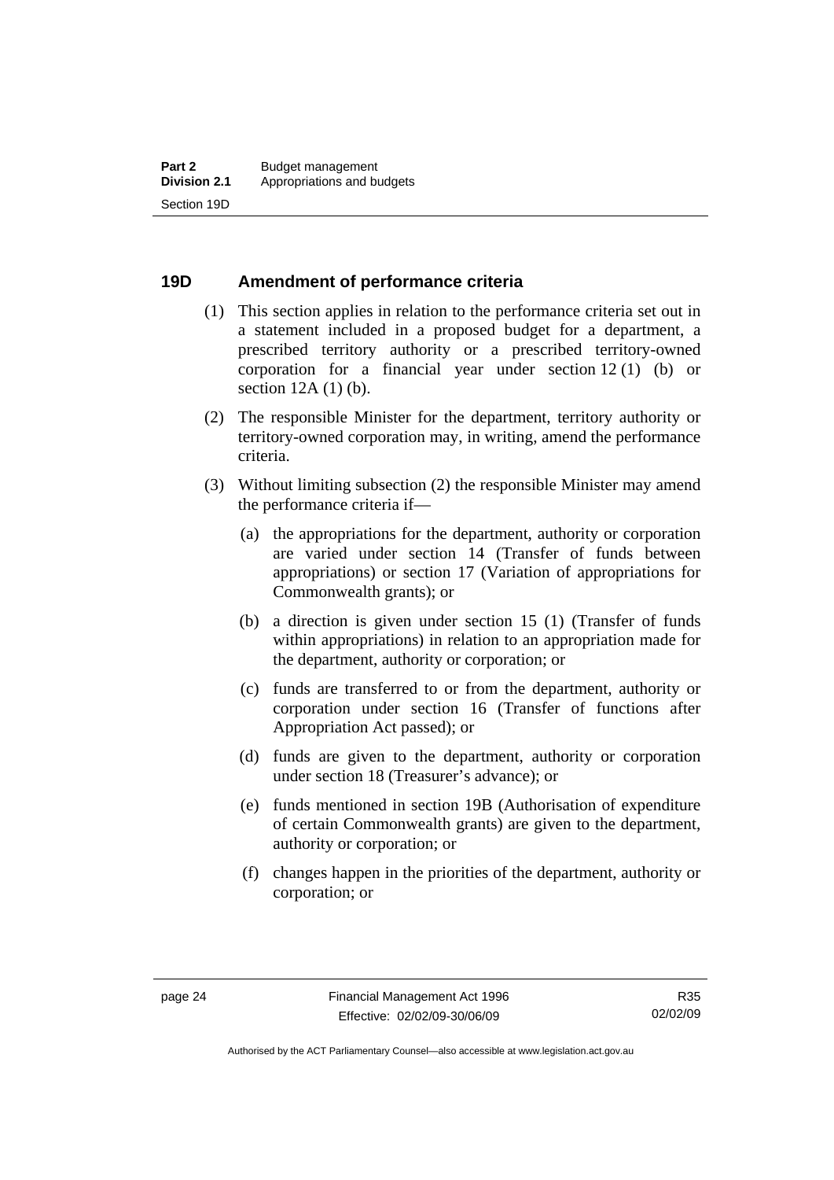## 19D Amendment of performance criteria

(1) This section applies in relation to the performance criteria set out in a statement included in a proposed budget for a department, a prescribed territory authority or a prescribed territory-owned corporation for a financial year under section 12 (1) (b) or section 12A (1) (b).

(2) The responsible Minister for the department, territory authority or territory-owned corporation may, in writing, amend the performance criteria.

(3) Without limiting subsection (2) the responsible Minister may amend the performance criteria if—

(a) the appropriations for the department, authority or corporation are varied under section 14 (Transfer of funds between appropriations) or section 17 (Variation of appropriations for Commonwealth grants); or

(b) a direction is given under section 15 (1) (Transfer of funds within appropriations) in relation to an appropriation made for the department, authority or corporation; or

(c) funds are transferred to or from the department, authority or corporation under section 16 (Transfer of functions after Appropriation Act passed); or

(d) funds are given to the department, authority or corporation under section 18 (Treasurer's advance); or

(e) funds mentioned in section 19B (Authorisation of expenditure of certain Commonwealth grants) are given to the department, authority or corporation; or

(f) changes happen in the priorities of the department, authority or corporation; or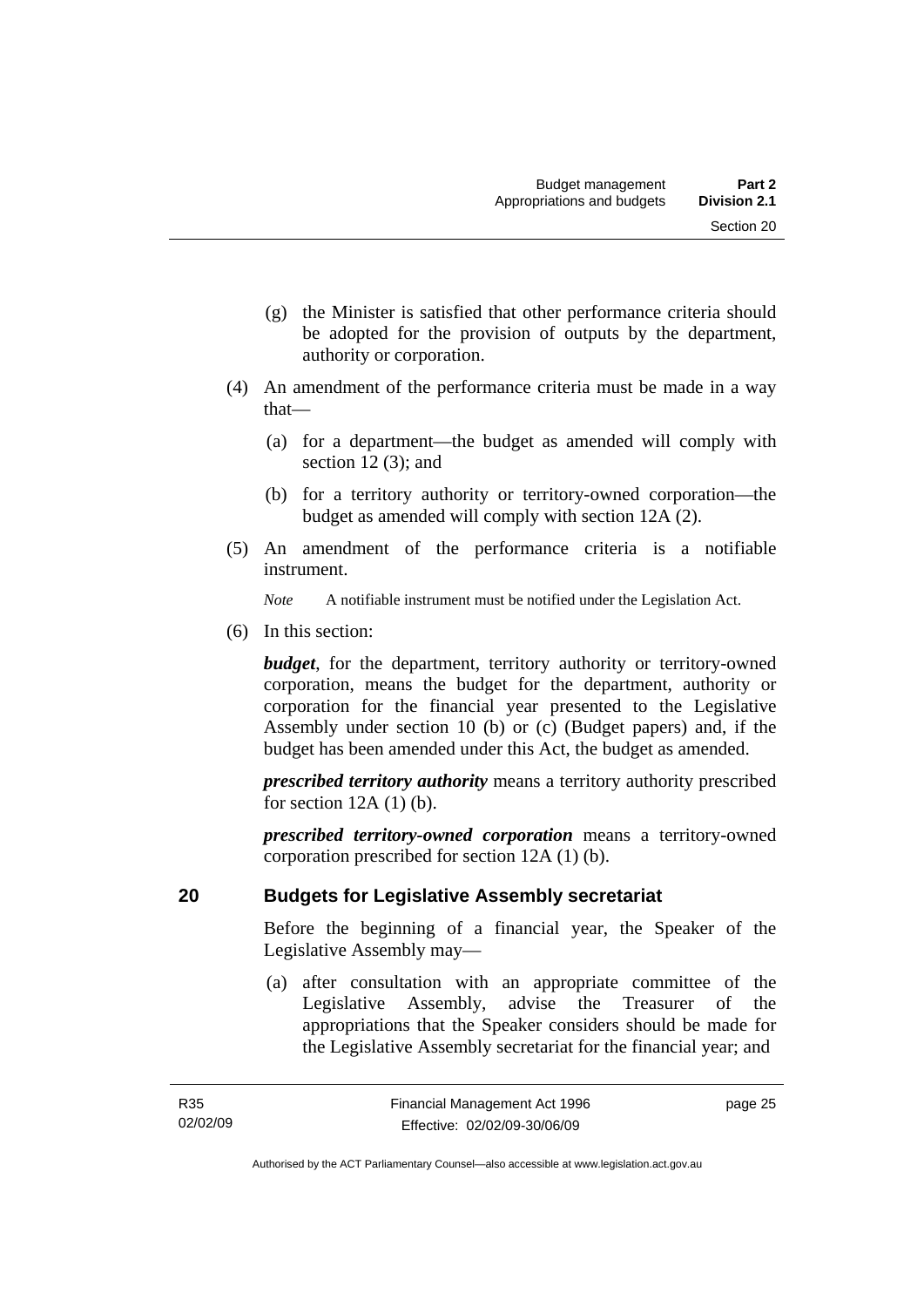(g) the Minister is satisfied that other performance criteria should be adopted for the provision of outputs by the department, authority or corporation.

(4) An amendment of the performance criteria must be made in a way that—

(a) for a department—the budget as amended will comply with section 12 (3); and

(b) for a territory authority or territory-owned corporation—the budget as amended will comply with section 12A (2).

(5) An amendment of the performance criteria is a notifiable instrument.

*Note* A notifiable instrument must be notified under the Legislation Act.

(6) In this section:

***budget***, for the department, territory authority or territory-owned corporation, means the budget for the department, authority or corporation for the financial year presented to the Legislative Assembly under section 10 (b) or (c) (Budget papers) and, if the budget has been amended under this Act, the budget as amended.

***prescribed territory authority*** means a territory authority prescribed for section 12A (1) (b).

***prescribed territory-owned corporation*** means a territory-owned corporation prescribed for section 12A (1) (b).

## 20 Budgets for Legislative Assembly secretariat

Before the beginning of a financial year, the Speaker of the Legislative Assembly may—

(a) after consultation with an appropriate committee of the Legislative Assembly, advise the Treasurer of the appropriations that the Speaker considers should be made for the Legislative Assembly secretariat for the financial year; and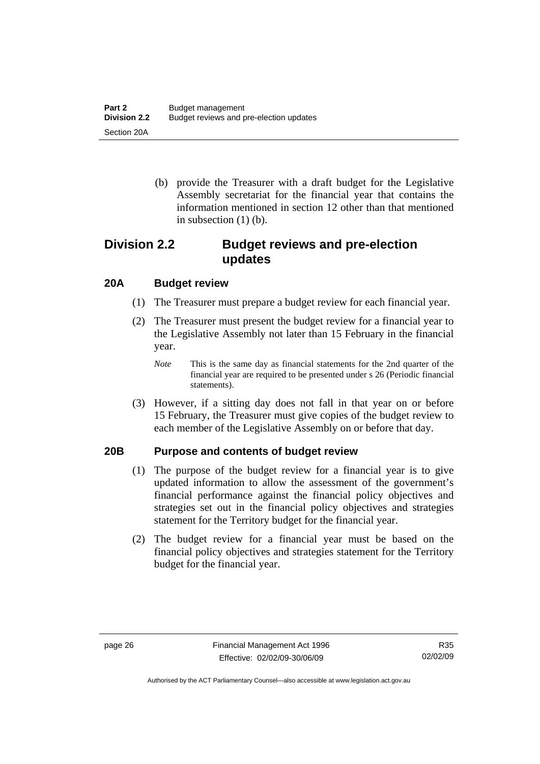(b) provide the Treasurer with a draft budget for the Legislative Assembly secretariat for the financial year that contains the information mentioned in section 12 other than that mentioned in subsection (1) (b).

## Division 2.2 Budget reviews and pre-election updates

### 20A Budget review

(1) The Treasurer must prepare a budget review for each financial year.

(2) The Treasurer must present the budget review for a financial year to the Legislative Assembly not later than 15 February in the financial year.

*Note* This is the same day as financial statements for the 2nd quarter of the financial year are required to be presented under s 26 (Periodic financial statements).

(3) However, if a sitting day does not fall in that year on or before 15 February, the Treasurer must give copies of the budget review to each member of the Legislative Assembly on or before that day.

### 20B Purpose and contents of budget review

(1) The purpose of the budget review for a financial year is to give updated information to allow the assessment of the government's financial performance against the financial policy objectives and strategies set out in the financial policy objectives and strategies statement for the Territory budget for the financial year.

(2) The budget review for a financial year must be based on the financial policy objectives and strategies statement for the Territory budget for the financial year.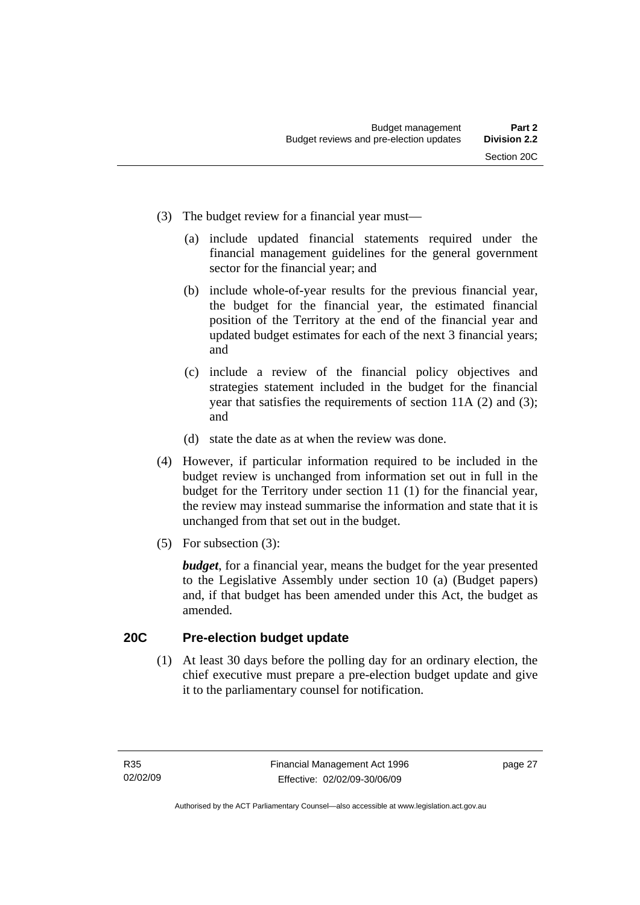(3) The budget review for a financial year must—

(a) include updated financial statements required under the financial management guidelines for the general government sector for the financial year; and

(b) include whole-of-year results for the previous financial year, the budget for the financial year, the estimated financial position of the Territory at the end of the financial year and updated budget estimates for each of the next 3 financial years; and

(c) include a review of the financial policy objectives and strategies statement included in the budget for the financial year that satisfies the requirements of section 11A (2) and (3); and

(d) state the date as at when the review was done.

(4) However, if particular information required to be included in the budget review is unchanged from information set out in full in the budget for the Territory under section 11 (1) for the financial year, the review may instead summarise the information and state that it is unchanged from that set out in the budget.

(5) For subsection (3):

***budget***, for a financial year, means the budget for the year presented to the Legislative Assembly under section 10 (a) (Budget papers) and, if that budget has been amended under this Act, the budget as amended.

## 20C Pre-election budget update

(1) At least 30 days before the polling day for an ordinary election, the chief executive must prepare a pre-election budget update and give it to the parliamentary counsel for notification.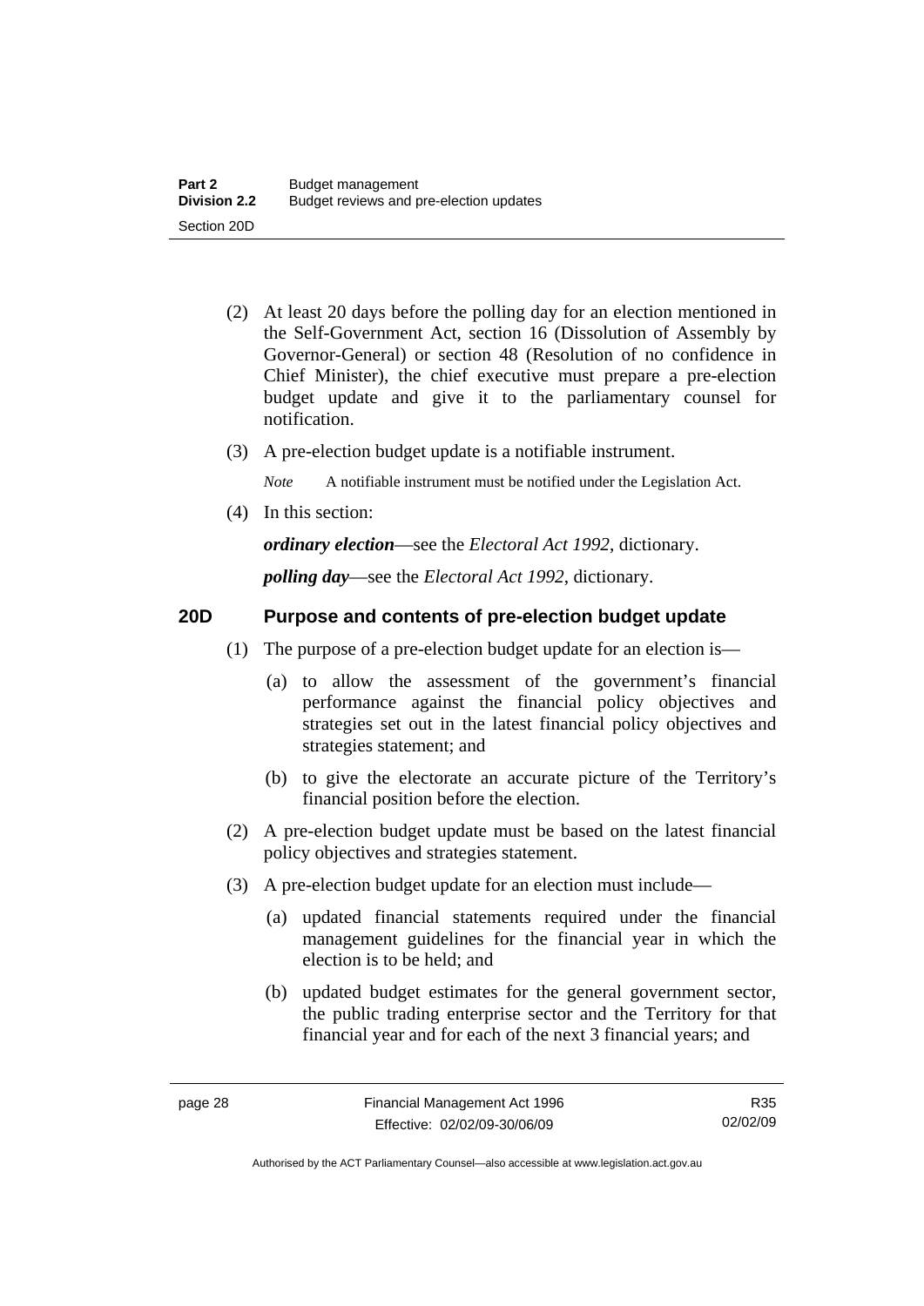(2) At least 20 days before the polling day for an election mentioned in the Self-Government Act, section 16 (Dissolution of Assembly by Governor-General) or section 48 (Resolution of no confidence in Chief Minister), the chief executive must prepare a pre-election budget update and give it to the parliamentary counsel for notification.

(3) A pre-election budget update is a notifiable instrument.

*Note* A notifiable instrument must be notified under the Legislation Act.

(4) In this section:

***ordinary election***—see the *Electoral Act 1992*, dictionary.

***polling day***—see the *Electoral Act 1992*, dictionary.

## 20D Purpose and contents of pre-election budget update

(1) The purpose of a pre-election budget update for an election is—

(a) to allow the assessment of the government's financial performance against the financial policy objectives and strategies set out in the latest financial policy objectives and strategies statement; and

(b) to give the electorate an accurate picture of the Territory's financial position before the election.

(2) A pre-election budget update must be based on the latest financial policy objectives and strategies statement.

(3) A pre-election budget update for an election must include—

(a) updated financial statements required under the financial management guidelines for the financial year in which the election is to be held; and

(b) updated budget estimates for the general government sector, the public trading enterprise sector and the Territory for that financial year and for each of the next 3 financial years; and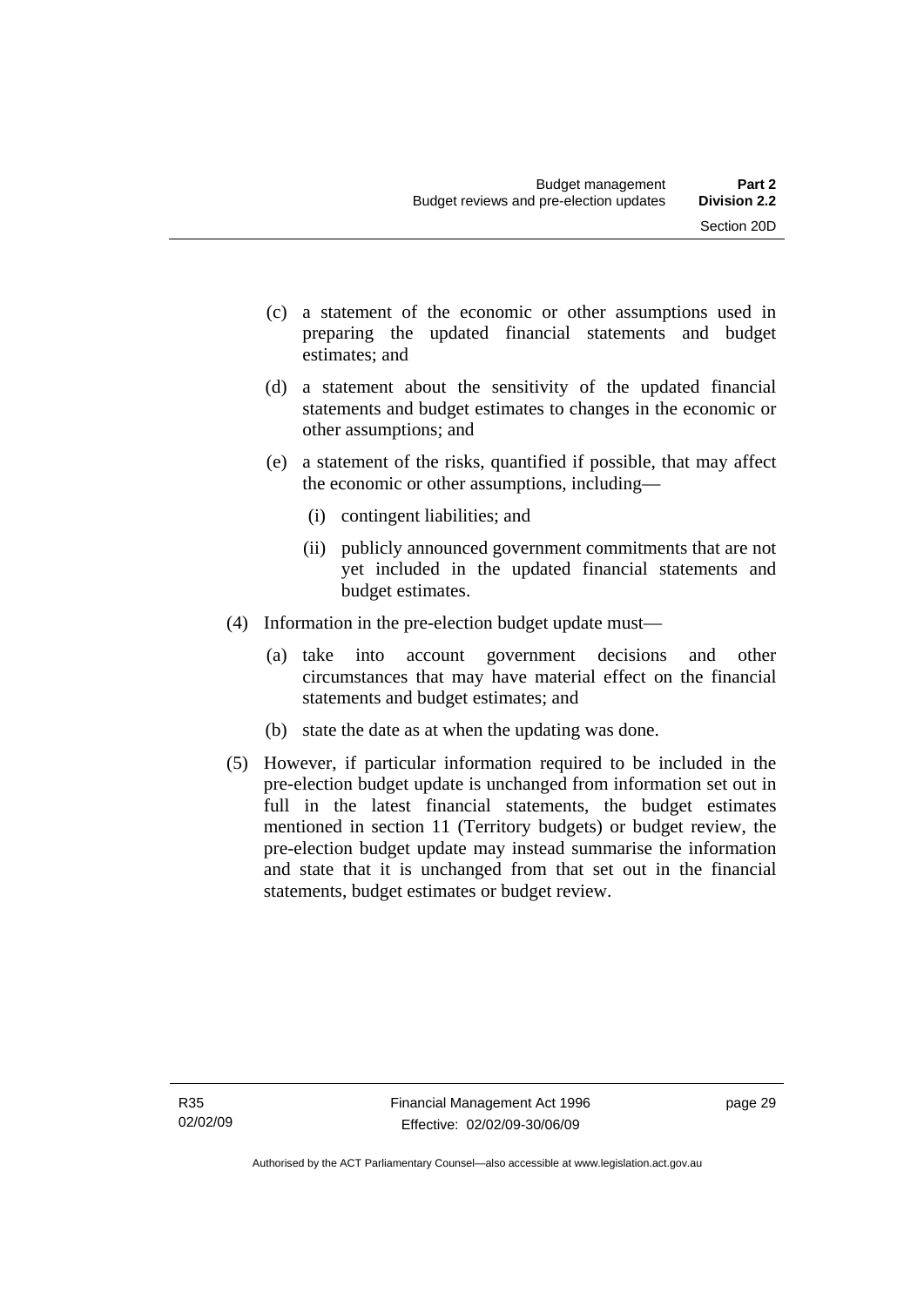(c) a statement of the economic or other assumptions used in preparing the updated financial statements and budget estimates; and

(d) a statement about the sensitivity of the updated financial statements and budget estimates to changes in the economic or other assumptions; and

(e) a statement of the risks, quantified if possible, that may affect the economic or other assumptions, including—

(i) contingent liabilities; and

(ii) publicly announced government commitments that are not yet included in the updated financial statements and budget estimates.

(4) Information in the pre-election budget update must—

(a) take into account government decisions and other circumstances that may have material effect on the financial statements and budget estimates; and

(b) state the date as at when the updating was done.

(5) However, if particular information required to be included in the pre-election budget update is unchanged from information set out in full in the latest financial statements, the budget estimates mentioned in section 11 (Territory budgets) or budget review, the pre-election budget update may instead summarise the information and state that it is unchanged from that set out in the financial statements, budget estimates or budget review.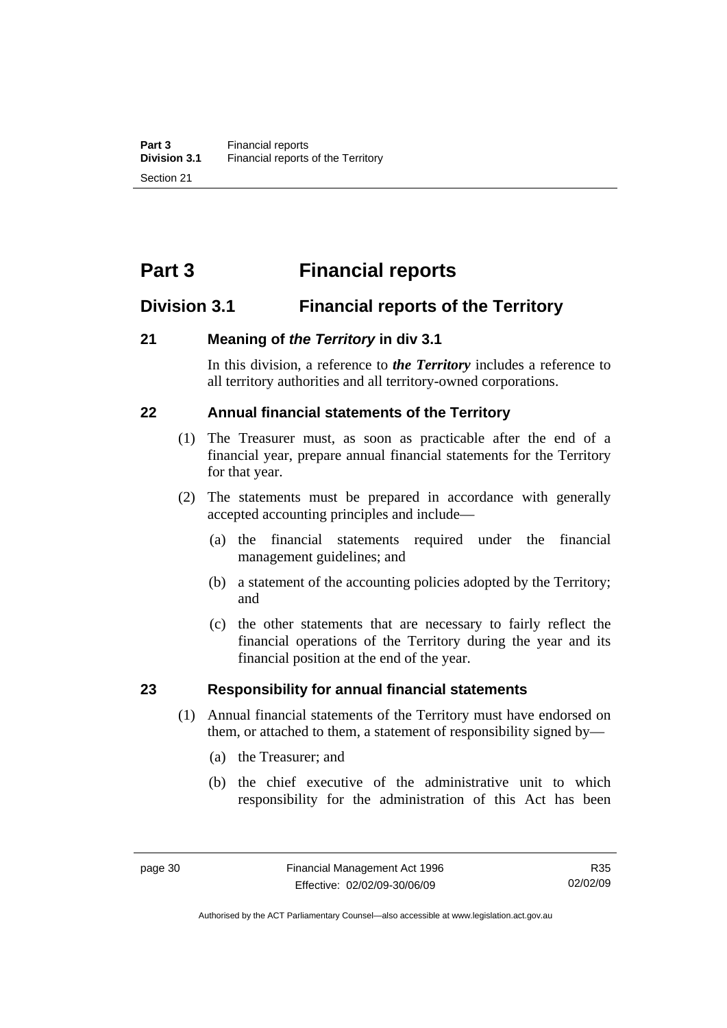# Part 3 Financial reports

## Division 3.1 Financial reports of the Territory

### 21 Meaning of *the Territory* in div 3.1

In this division, a reference to ***the Territory*** includes a reference to all territory authorities and all territory-owned corporations.

### 22 Annual financial statements of the Territory

(1) The Treasurer must, as soon as practicable after the end of a financial year, prepare annual financial statements for the Territory for that year.

(2) The statements must be prepared in accordance with generally accepted accounting principles and include—

(a) the financial statements required under the financial management guidelines; and

(b) a statement of the accounting policies adopted by the Territory; and

(c) the other statements that are necessary to fairly reflect the financial operations of the Territory during the year and its financial position at the end of the year.

### 23 Responsibility for annual financial statements

(1) Annual financial statements of the Territory must have endorsed on them, or attached to them, a statement of responsibility signed by—

(a) the Treasurer; and

(b) the chief executive of the administrative unit to which responsibility for the administration of this Act has been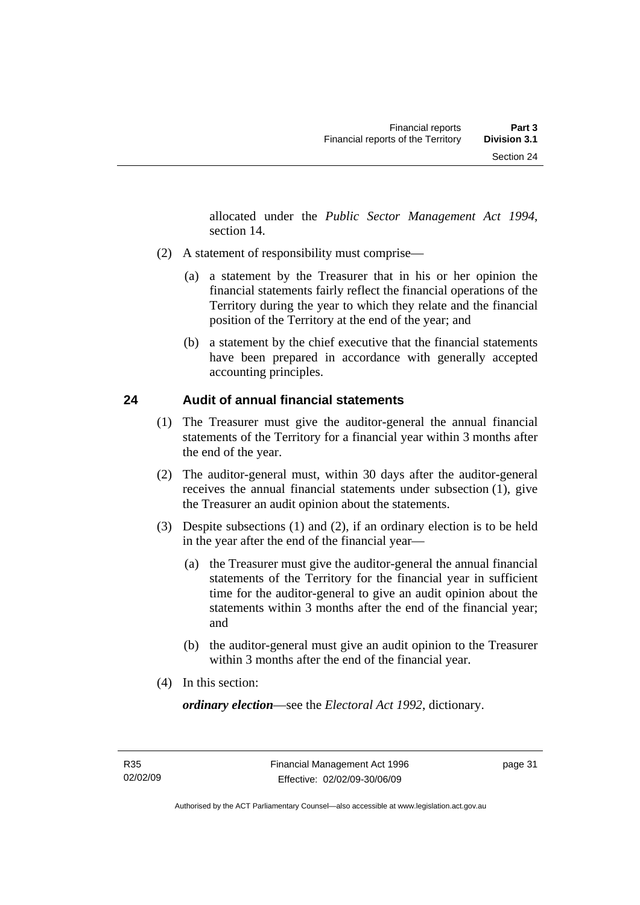allocated under the *Public Sector Management Act 1994*, section 14.

(2) A statement of responsibility must comprise—

(a) a statement by the Treasurer that in his or her opinion the financial statements fairly reflect the financial operations of the Territory during the year to which they relate and the financial position of the Territory at the end of the year; and

(b) a statement by the chief executive that the financial statements have been prepared in accordance with generally accepted accounting principles.

## 24 Audit of annual financial statements

(1) The Treasurer must give the auditor-general the annual financial statements of the Territory for a financial year within 3 months after the end of the year.

(2) The auditor-general must, within 30 days after the auditor-general receives the annual financial statements under subsection (1), give the Treasurer an audit opinion about the statements.

(3) Despite subsections (1) and (2), if an ordinary election is to be held in the year after the end of the financial year—

(a) the Treasurer must give the auditor-general the annual financial statements of the Territory for the financial year in sufficient time for the auditor-general to give an audit opinion about the statements within 3 months after the end of the financial year; and

(b) the auditor-general must give an audit opinion to the Treasurer within 3 months after the end of the financial year.

(4) In this section:

***ordinary election***—see the *Electoral Act 1992*, dictionary.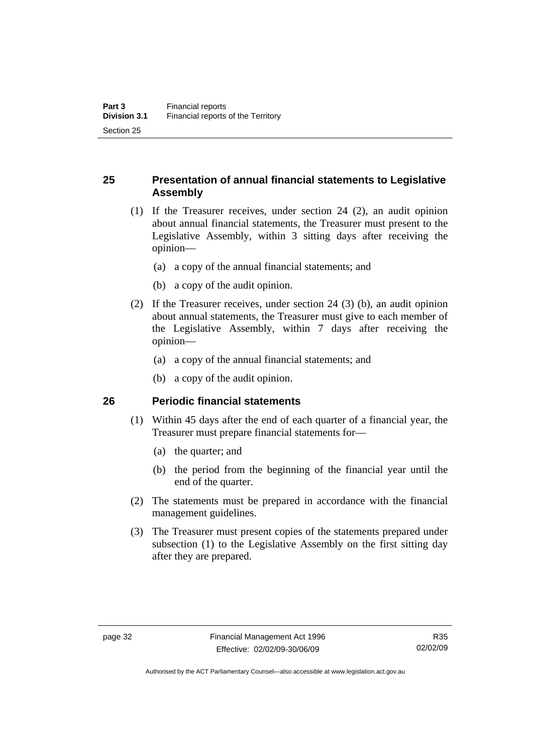## 25 Presentation of annual financial statements to Legislative Assembly

(1) If the Treasurer receives, under section 24 (2), an audit opinion about annual financial statements, the Treasurer must present to the Legislative Assembly, within 3 sitting days after receiving the opinion—

  (a) a copy of the annual financial statements; and

  (b) a copy of the audit opinion.

(2) If the Treasurer receives, under section 24 (3) (b), an audit opinion about annual statements, the Treasurer must give to each member of the Legislative Assembly, within 7 days after receiving the opinion—

  (a) a copy of the annual financial statements; and

  (b) a copy of the audit opinion.

## 26 Periodic financial statements

(1) Within 45 days after the end of each quarter of a financial year, the Treasurer must prepare financial statements for—

  (a) the quarter; and

  (b) the period from the beginning of the financial year until the end of the quarter.

(2) The statements must be prepared in accordance with the financial management guidelines.

(3) The Treasurer must present copies of the statements prepared under subsection (1) to the Legislative Assembly on the first sitting day after they are prepared.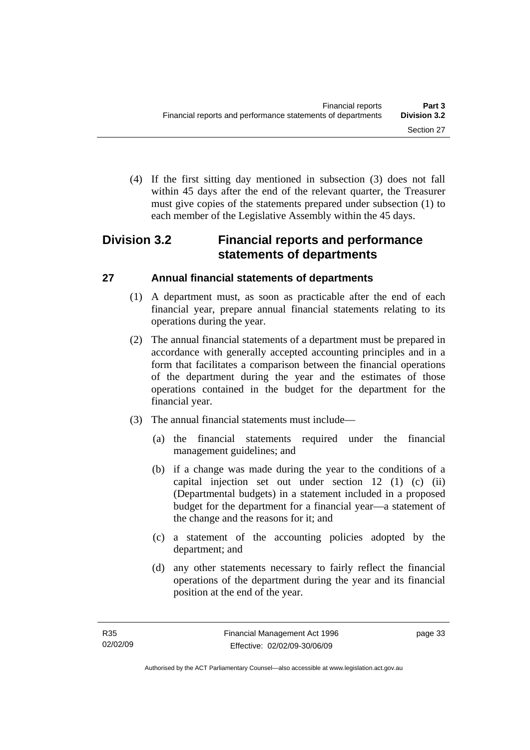(4) If the first sitting day mentioned in subsection (3) does not fall within 45 days after the end of the relevant quarter, the Treasurer must give copies of the statements prepared under subsection (1) to each member of the Legislative Assembly within the 45 days.

## Division 3.2 Financial reports and performance statements of departments

### 27 Annual financial statements of departments

(1) A department must, as soon as practicable after the end of each financial year, prepare annual financial statements relating to its operations during the year.

(2) The annual financial statements of a department must be prepared in accordance with generally accepted accounting principles and in a form that facilitates a comparison between the financial operations of the department during the year and the estimates of those operations contained in the budget for the department for the financial year.

(3) The annual financial statements must include—

(a) the financial statements required under the financial management guidelines; and

(b) if a change was made during the year to the conditions of a capital injection set out under section 12 (1) (c) (ii) (Departmental budgets) in a statement included in a proposed budget for the department for a financial year—a statement of the change and the reasons for it; and

(c) a statement of the accounting policies adopted by the department; and

(d) any other statements necessary to fairly reflect the financial operations of the department during the year and its financial position at the end of the year.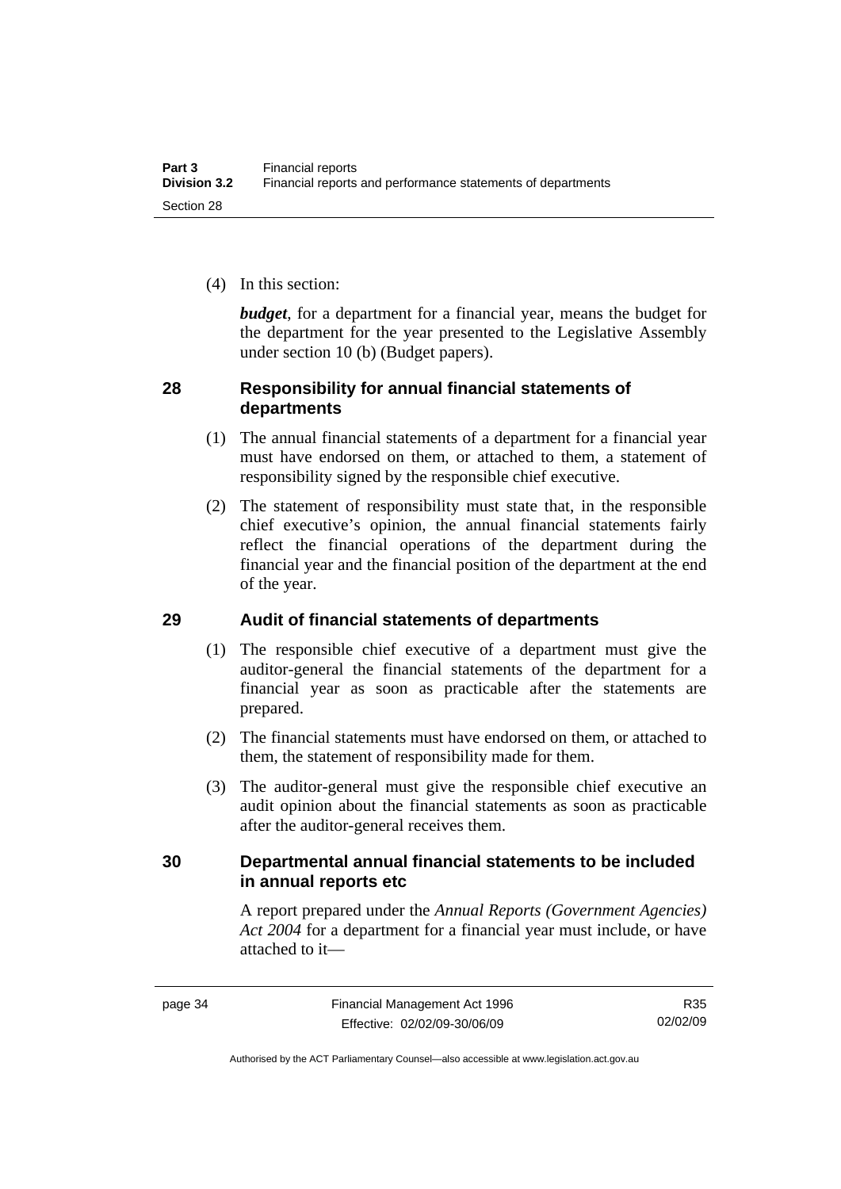(4) In this section:

***budget***, for a department for a financial year, means the budget for the department for the year presented to the Legislative Assembly under section 10 (b) (Budget papers).

### 28 Responsibility for annual financial statements of departments

(1) The annual financial statements of a department for a financial year must have endorsed on them, or attached to them, a statement of responsibility signed by the responsible chief executive.

(2) The statement of responsibility must state that, in the responsible chief executive's opinion, the annual financial statements fairly reflect the financial operations of the department during the financial year and the financial position of the department at the end of the year.

### 29 Audit of financial statements of departments

(1) The responsible chief executive of a department must give the auditor-general the financial statements of the department for a financial year as soon as practicable after the statements are prepared.

(2) The financial statements must have endorsed on them, or attached to them, the statement of responsibility made for them.

(3) The auditor-general must give the responsible chief executive an audit opinion about the financial statements as soon as practicable after the auditor-general receives them.

### 30 Departmental annual financial statements to be included in annual reports etc

A report prepared under the *Annual Reports (Government Agencies) Act 2004* for a department for a financial year must include, or have attached to it—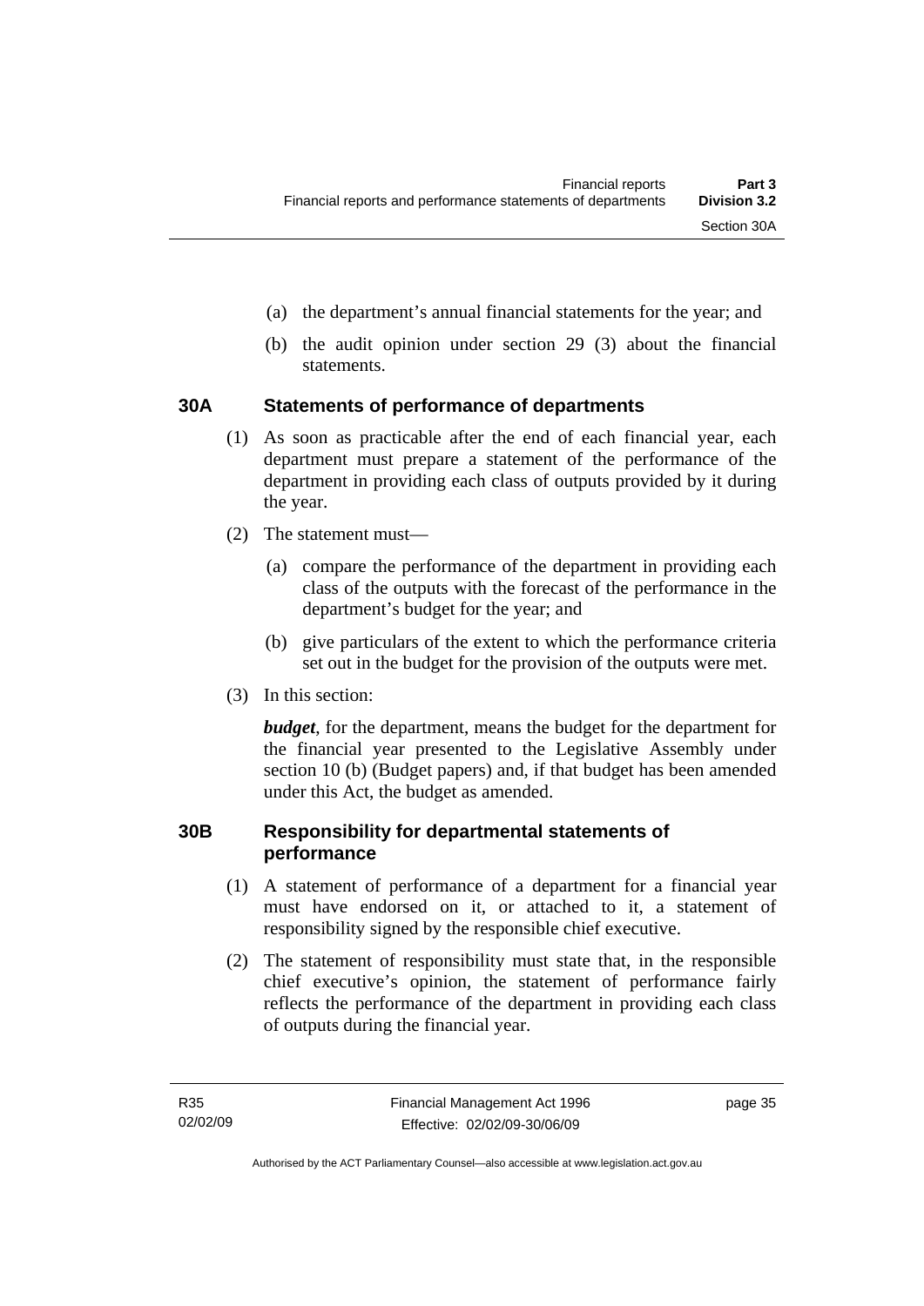(a) the department's annual financial statements for the year; and

(b) the audit opinion under section 29 (3) about the financial statements.

## 30A Statements of performance of departments

(1) As soon as practicable after the end of each financial year, each department must prepare a statement of the performance of the department in providing each class of outputs provided by it during the year.

(2) The statement must—

(a) compare the performance of the department in providing each class of the outputs with the forecast of the performance in the department's budget for the year; and

(b) give particulars of the extent to which the performance criteria set out in the budget for the provision of the outputs were met.

(3) In this section:

***budget***, for the department, means the budget for the department for the financial year presented to the Legislative Assembly under section 10 (b) (Budget papers) and, if that budget has been amended under this Act, the budget as amended.

## 30B Responsibility for departmental statements of performance

(1) A statement of performance of a department for a financial year must have endorsed on it, or attached to it, a statement of responsibility signed by the responsible chief executive.

(2) The statement of responsibility must state that, in the responsible chief executive's opinion, the statement of performance fairly reflects the performance of the department in providing each class of outputs during the financial year.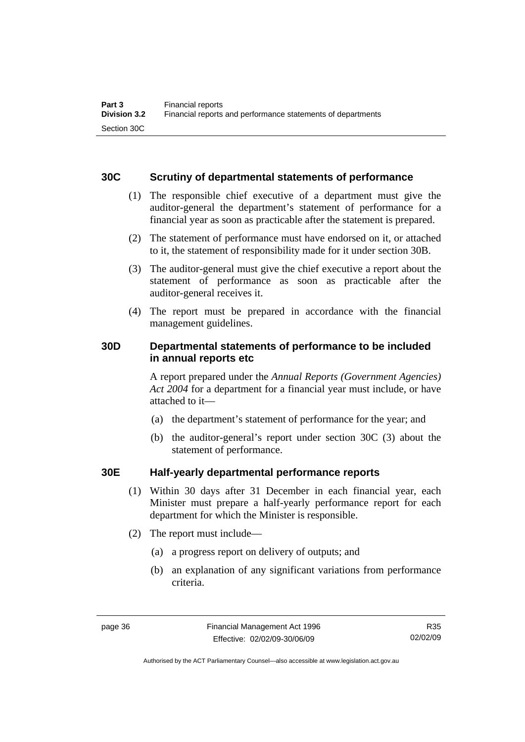## 30C Scrutiny of departmental statements of performance

(1) The responsible chief executive of a department must give the auditor-general the department's statement of performance for a financial year as soon as practicable after the statement is prepared.

(2) The statement of performance must have endorsed on it, or attached to it, the statement of responsibility made for it under section 30B.

(3) The auditor-general must give the chief executive a report about the statement of performance as soon as practicable after the auditor-general receives it.

(4) The report must be prepared in accordance with the financial management guidelines.

## 30D Departmental statements of performance to be included in annual reports etc

A report prepared under the *Annual Reports (Government Agencies) Act 2004* for a department for a financial year must include, or have attached to it—

(a) the department's statement of performance for the year; and

(b) the auditor-general's report under section 30C (3) about the statement of performance.

## 30E Half-yearly departmental performance reports

(1) Within 30 days after 31 December in each financial year, each Minister must prepare a half-yearly performance report for each department for which the Minister is responsible.

(2) The report must include—

(a) a progress report on delivery of outputs; and

(b) an explanation of any significant variations from performance criteria.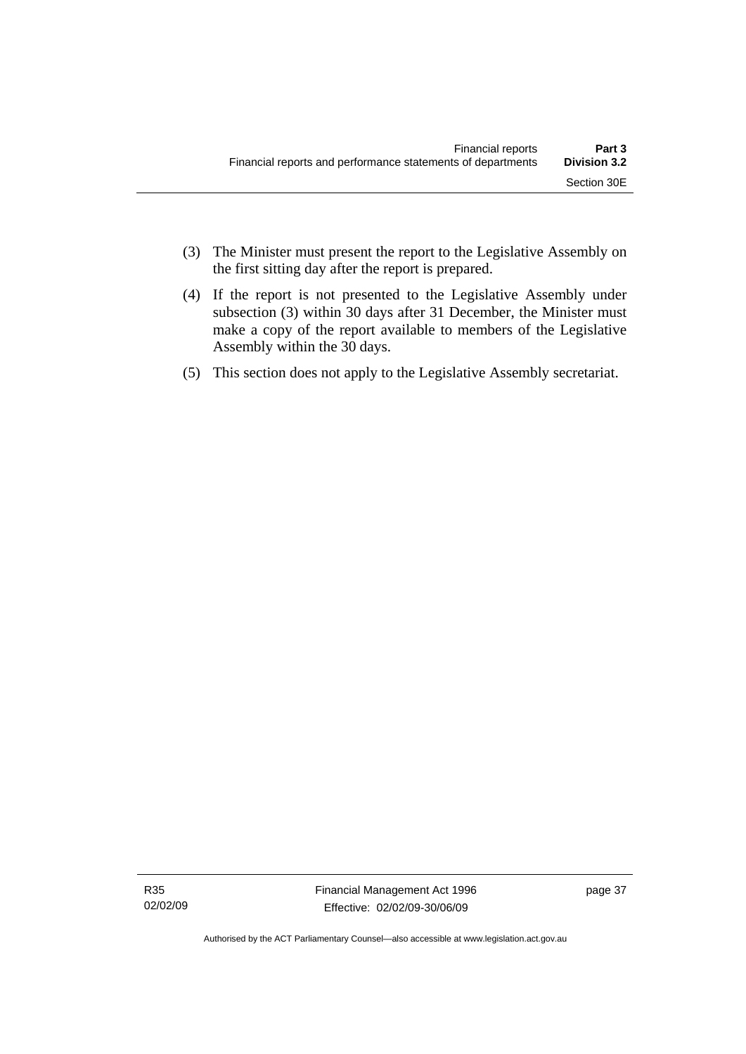(3) The Minister must present the report to the Legislative Assembly on the first sitting day after the report is prepared.

(4) If the report is not presented to the Legislative Assembly under subsection (3) within 30 days after 31 December, the Minister must make a copy of the report available to members of the Legislative Assembly within the 30 days.

(5) This section does not apply to the Legislative Assembly secretariat.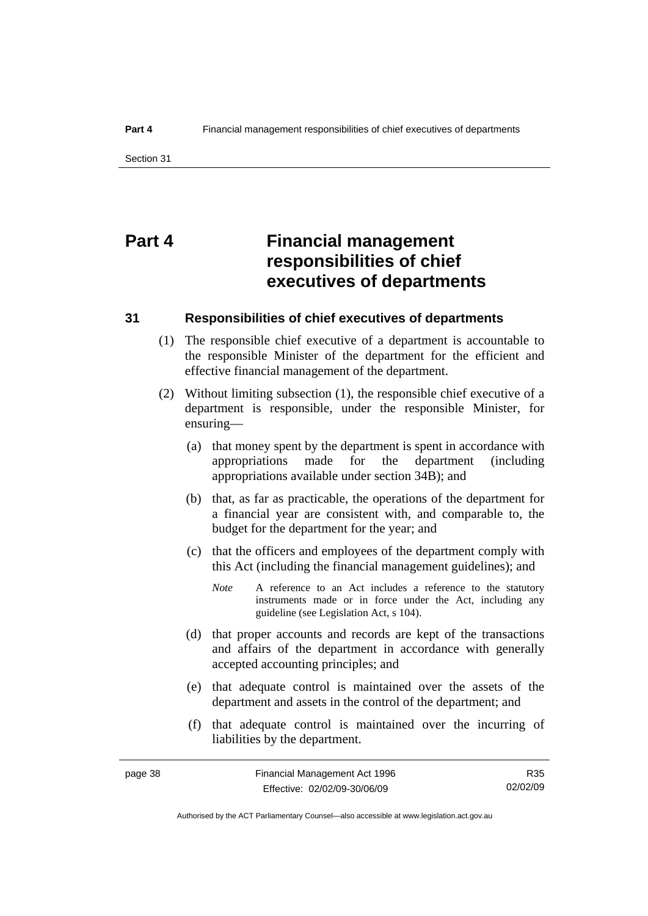# Part 4 Financial management responsibilities of chief executives of departments

## 31 Responsibilities of chief executives of departments

(1) The responsible chief executive of a department is accountable to the responsible Minister of the department for the efficient and effective financial management of the department.

(2) Without limiting subsection (1), the responsible chief executive of a department is responsible, under the responsible Minister, for ensuring—

(a) that money spent by the department is spent in accordance with appropriations made for the department (including appropriations available under section 34B); and

(b) that, as far as practicable, the operations of the department for a financial year are consistent with, and comparable to, the budget for the department for the year; and

(c) that the officers and employees of the department comply with this Act (including the financial management guidelines); and

*Note* A reference to an Act includes a reference to the statutory instruments made or in force under the Act, including any guideline (see Legislation Act, s 104).

(d) that proper accounts and records are kept of the transactions and affairs of the department in accordance with generally accepted accounting principles; and

(e) that adequate control is maintained over the assets of the department and assets in the control of the department; and

(f) that adequate control is maintained over the incurring of liabilities by the department.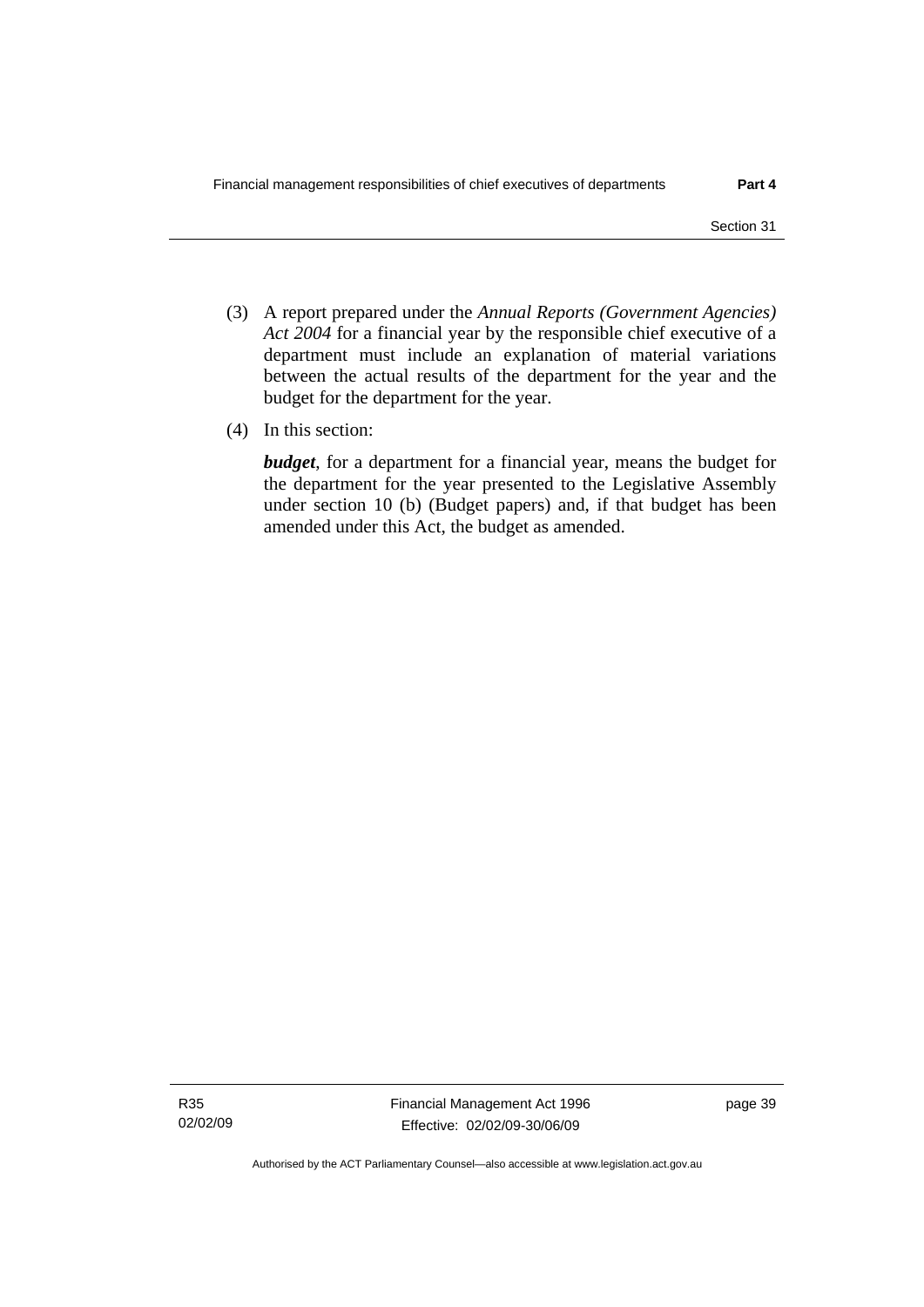(3) A report prepared under the *Annual Reports (Government Agencies) Act 2004* for a financial year by the responsible chief executive of a department must include an explanation of material variations between the actual results of the department for the year and the budget for the department for the year.

(4) In this section:

***budget***, for a department for a financial year, means the budget for the department for the year presented to the Legislative Assembly under section 10 (b) (Budget papers) and, if that budget has been amended under this Act, the budget as amended.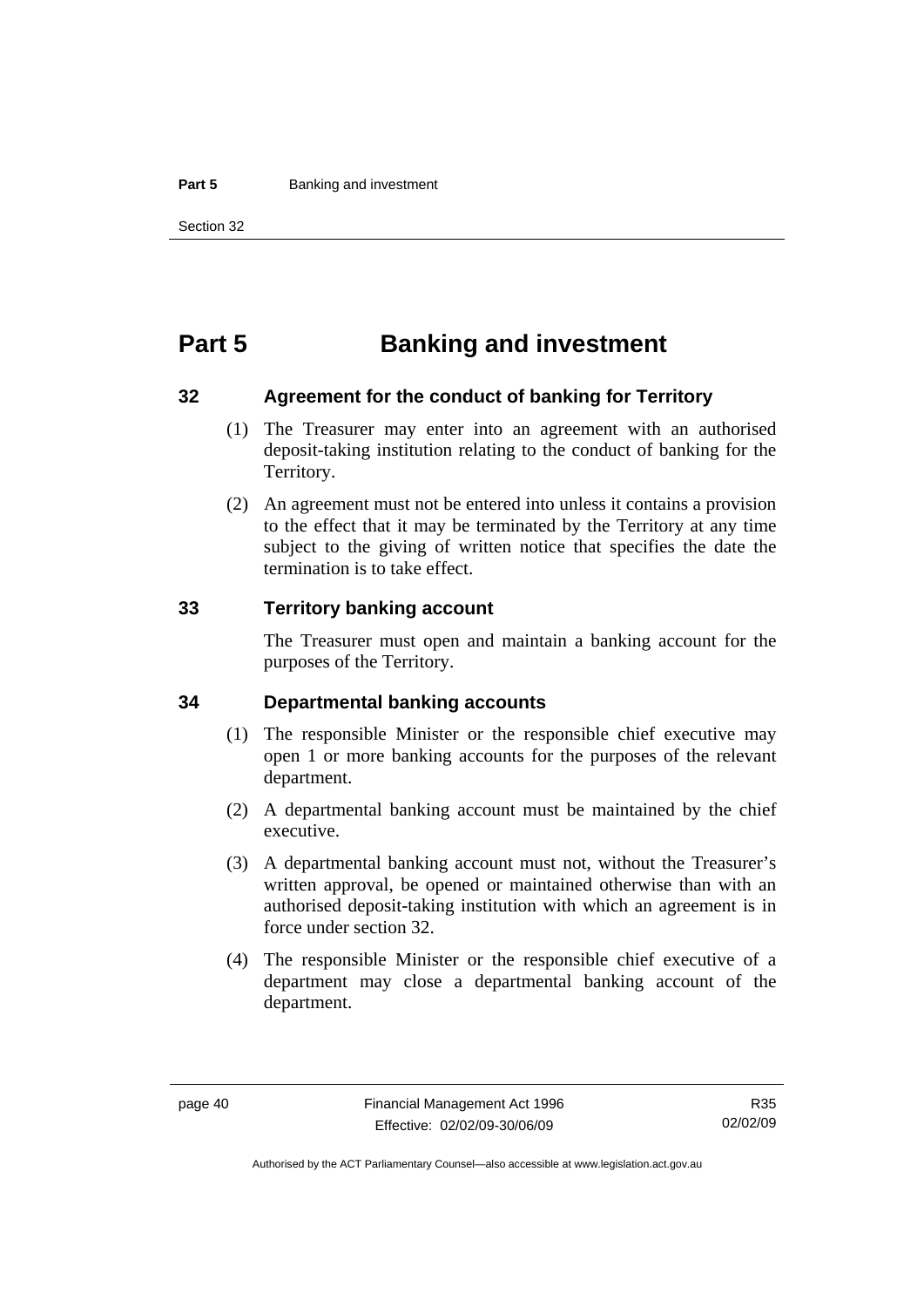# Part 5 Banking and investment

## 32 Agreement for the conduct of banking for Territory

(1) The Treasurer may enter into an agreement with an authorised deposit-taking institution relating to the conduct of banking for the Territory.

(2) An agreement must not be entered into unless it contains a provision to the effect that it may be terminated by the Territory at any time subject to the giving of written notice that specifies the date the termination is to take effect.

## 33 Territory banking account

The Treasurer must open and maintain a banking account for the purposes of the Territory.

## 34 Departmental banking accounts

(1) The responsible Minister or the responsible chief executive may open 1 or more banking accounts for the purposes of the relevant department.

(2) A departmental banking account must be maintained by the chief executive.

(3) A departmental banking account must not, without the Treasurer's written approval, be opened or maintained otherwise than with an authorised deposit-taking institution with which an agreement is in force under section 32.

(4) The responsible Minister or the responsible chief executive of a department may close a departmental banking account of the department.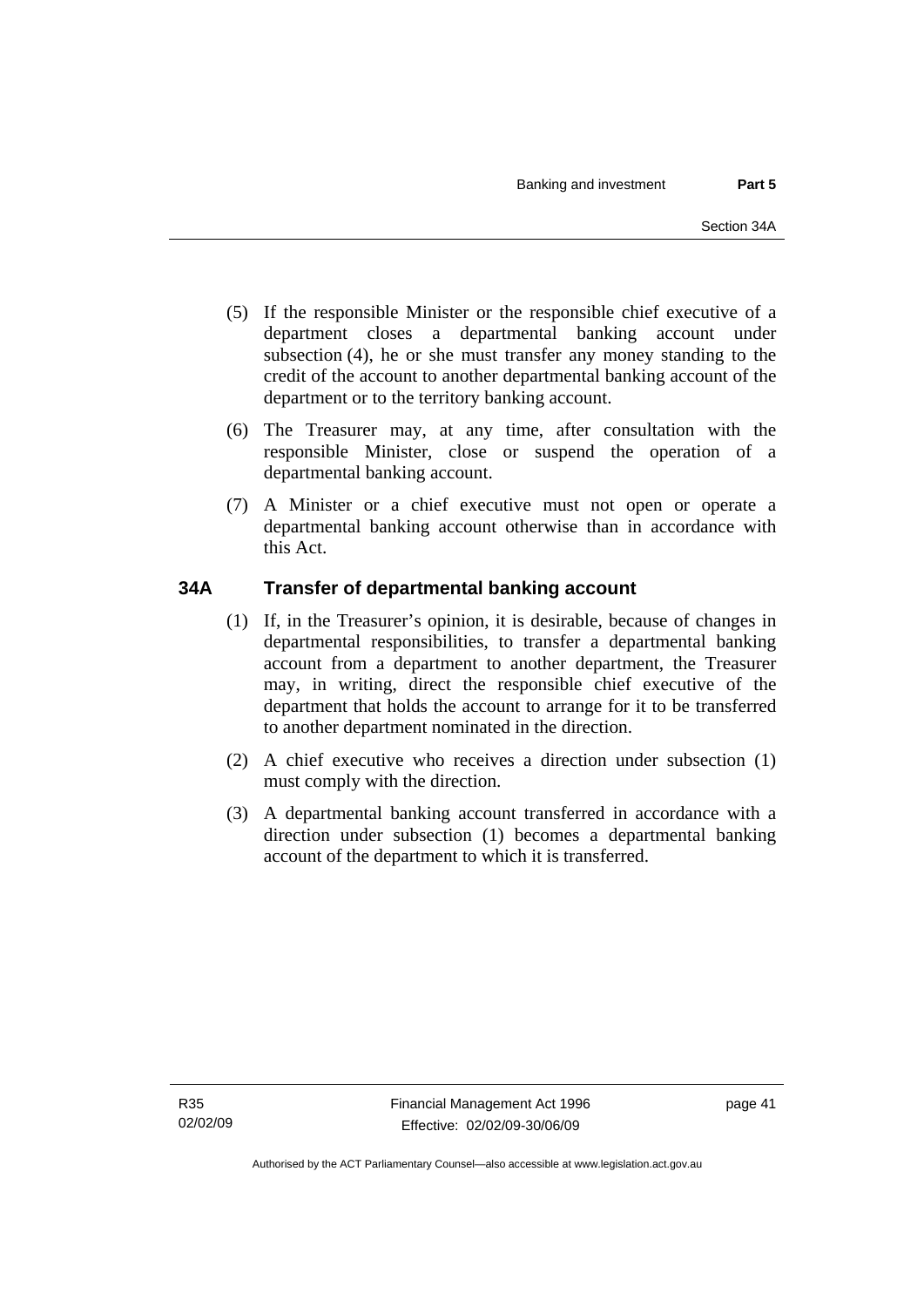(5) If the responsible Minister or the responsible chief executive of a department closes a departmental banking account under subsection (4), he or she must transfer any money standing to the credit of the account to another departmental banking account of the department or to the territory banking account.

(6) The Treasurer may, at any time, after consultation with the responsible Minister, close or suspend the operation of a departmental banking account.

(7) A Minister or a chief executive must not open or operate a departmental banking account otherwise than in accordance with this Act.

## 34A Transfer of departmental banking account

(1) If, in the Treasurer's opinion, it is desirable, because of changes in departmental responsibilities, to transfer a departmental banking account from a department to another department, the Treasurer may, in writing, direct the responsible chief executive of the department that holds the account to arrange for it to be transferred to another department nominated in the direction.

(2) A chief executive who receives a direction under subsection (1) must comply with the direction.

(3) A departmental banking account transferred in accordance with a direction under subsection (1) becomes a departmental banking account of the department to which it is transferred.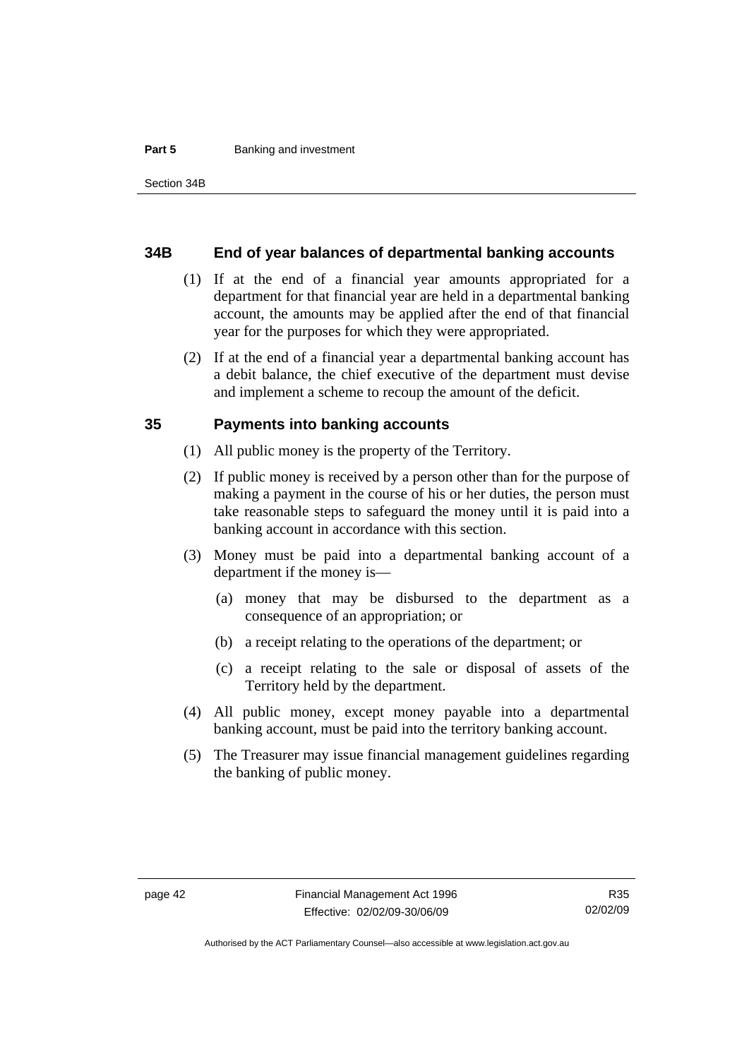## 34B End of year balances of departmental banking accounts

(1) If at the end of a financial year amounts appropriated for a department for that financial year are held in a departmental banking account, the amounts may be applied after the end of that financial year for the purposes for which they were appropriated.

(2) If at the end of a financial year a departmental banking account has a debit balance, the chief executive of the department must devise and implement a scheme to recoup the amount of the deficit.

## 35 Payments into banking accounts

(1) All public money is the property of the Territory.

(2) If public money is received by a person other than for the purpose of making a payment in the course of his or her duties, the person must take reasonable steps to safeguard the money until it is paid into a banking account in accordance with this section.

(3) Money must be paid into a departmental banking account of a department if the money is—

(a) money that may be disbursed to the department as a consequence of an appropriation; or

(b) a receipt relating to the operations of the department; or

(c) a receipt relating to the sale or disposal of assets of the Territory held by the department.

(4) All public money, except money payable into a departmental banking account, must be paid into the territory banking account.

(5) The Treasurer may issue financial management guidelines regarding the banking of public money.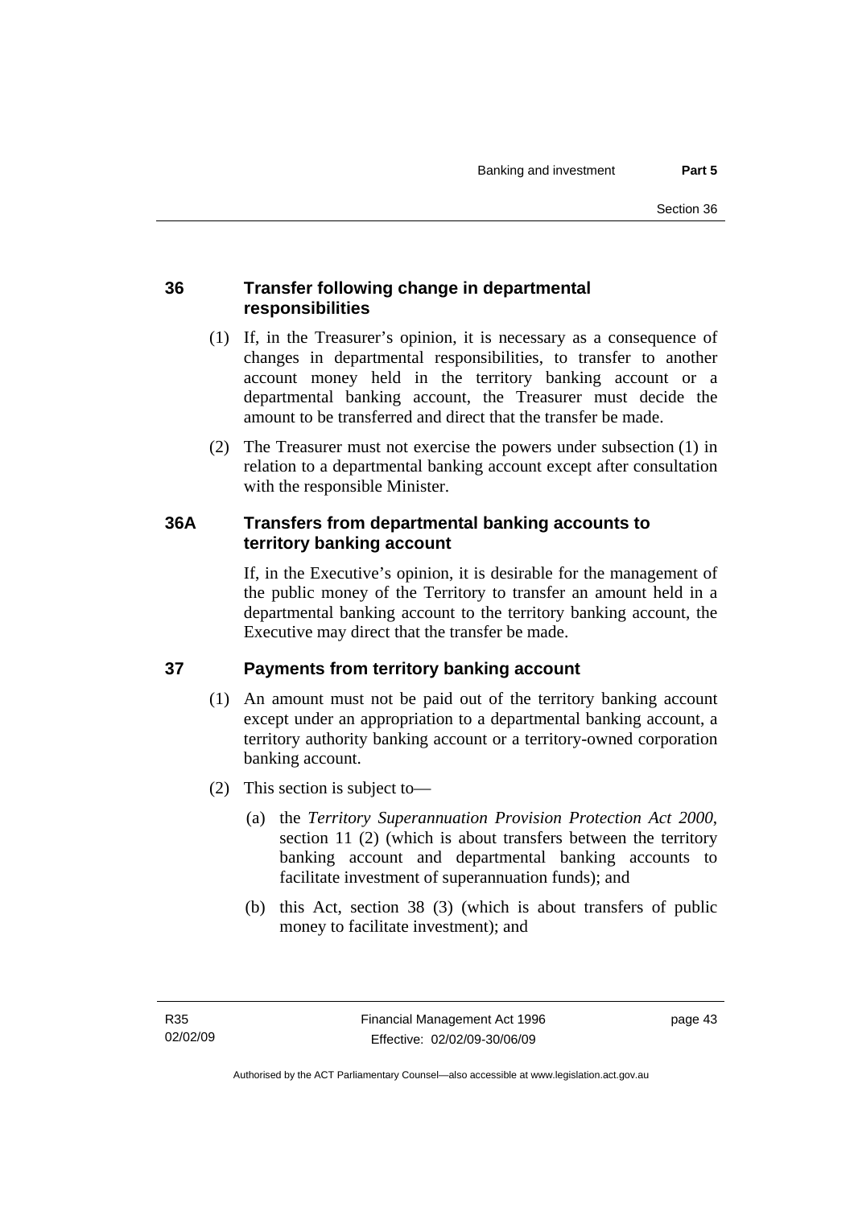## 36 Transfer following change in departmental responsibilities

(1) If, in the Treasurer's opinion, it is necessary as a consequence of changes in departmental responsibilities, to transfer to another account money held in the territory banking account or a departmental banking account, the Treasurer must decide the amount to be transferred and direct that the transfer be made.

(2) The Treasurer must not exercise the powers under subsection (1) in relation to a departmental banking account except after consultation with the responsible Minister.

## 36A Transfers from departmental banking accounts to territory banking account

If, in the Executive's opinion, it is desirable for the management of the public money of the Territory to transfer an amount held in a departmental banking account to the territory banking account, the Executive may direct that the transfer be made.

## 37 Payments from territory banking account

(1) An amount must not be paid out of the territory banking account except under an appropriation to a departmental banking account, a territory authority banking account or a territory-owned corporation banking account.

(2) This section is subject to—

(a) the *Territory Superannuation Provision Protection Act 2000*, section 11 (2) (which is about transfers between the territory banking account and departmental banking accounts to facilitate investment of superannuation funds); and

(b) this Act, section 38 (3) (which is about transfers of public money to facilitate investment); and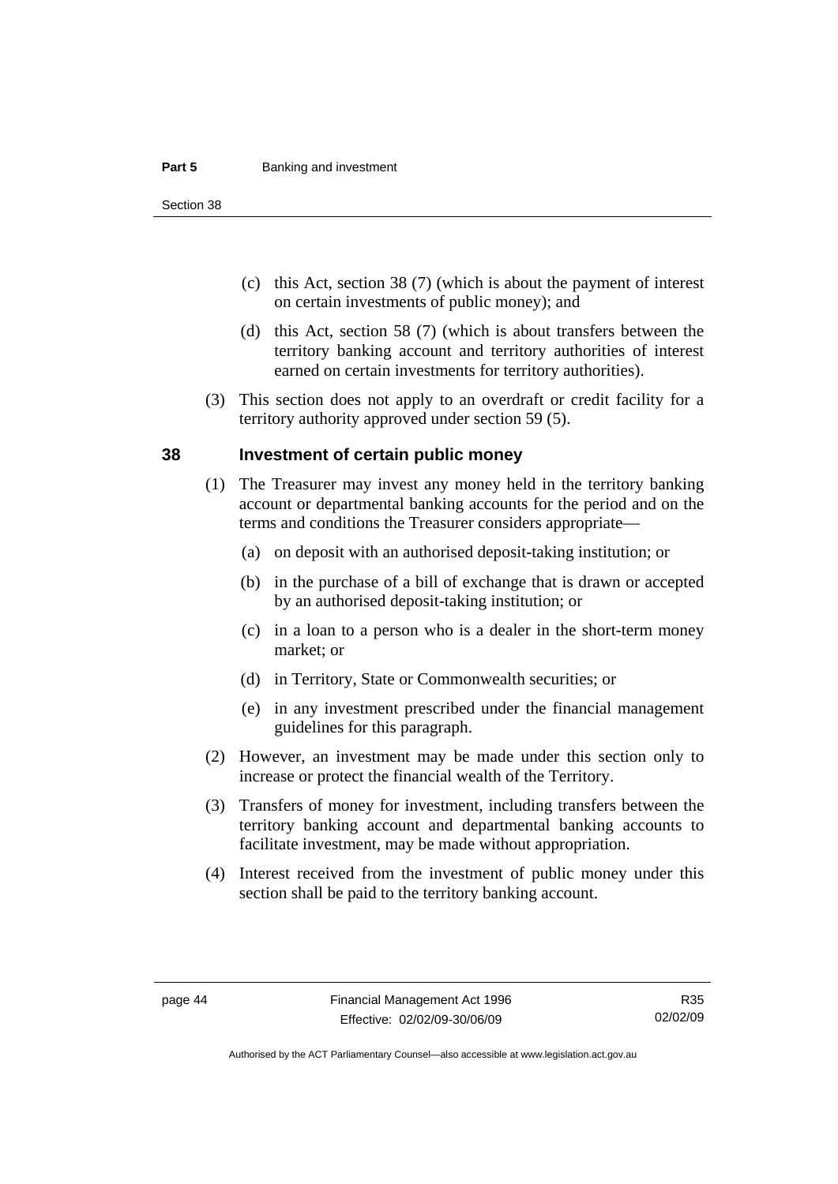(c) this Act, section 38 (7) (which is about the payment of interest on certain investments of public money); and

(d) this Act, section 58 (7) (which is about transfers between the territory banking account and territory authorities of interest earned on certain investments for territory authorities).

(3) This section does not apply to an overdraft or credit facility for a territory authority approved under section 59 (5).

## 38 Investment of certain public money

(1) The Treasurer may invest any money held in the territory banking account or departmental banking accounts for the period and on the terms and conditions the Treasurer considers appropriate—

(a) on deposit with an authorised deposit-taking institution; or

(b) in the purchase of a bill of exchange that is drawn or accepted by an authorised deposit-taking institution; or

(c) in a loan to a person who is a dealer in the short-term money market; or

(d) in Territory, State or Commonwealth securities; or

(e) in any investment prescribed under the financial management guidelines for this paragraph.

(2) However, an investment may be made under this section only to increase or protect the financial wealth of the Territory.

(3) Transfers of money for investment, including transfers between the territory banking account and departmental banking accounts to facilitate investment, may be made without appropriation.

(4) Interest received from the investment of public money under this section shall be paid to the territory banking account.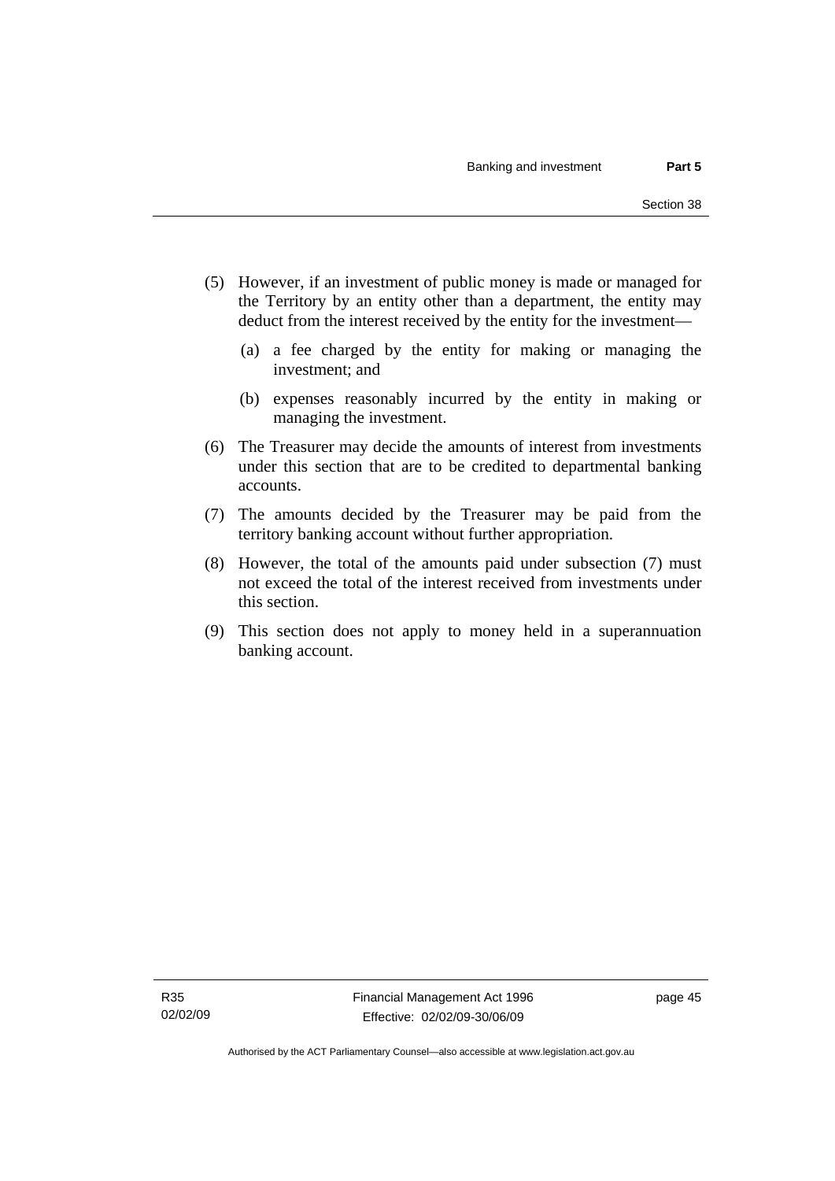(5) However, if an investment of public money is made or managed for the Territory by an entity other than a department, the entity may deduct from the interest received by the entity for the investment—

(a) a fee charged by the entity for making or managing the investment; and

(b) expenses reasonably incurred by the entity in making or managing the investment.

(6) The Treasurer may decide the amounts of interest from investments under this section that are to be credited to departmental banking accounts.

(7) The amounts decided by the Treasurer may be paid from the territory banking account without further appropriation.

(8) However, the total of the amounts paid under subsection (7) must not exceed the total of the interest received from investments under this section.

(9) This section does not apply to money held in a superannuation banking account.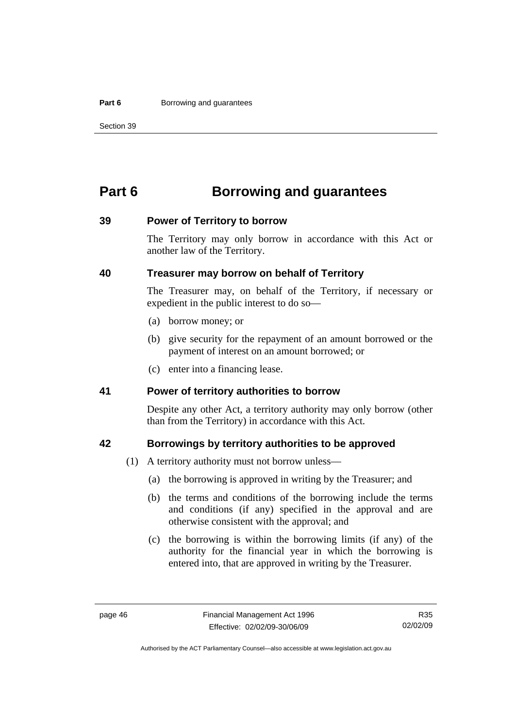# Part 6 Borrowing and guarantees

### 39 Power of Territory to borrow

The Territory may only borrow in accordance with this Act or another law of the Territory.

### 40 Treasurer may borrow on behalf of Territory

The Treasurer may, on behalf of the Territory, if necessary or expedient in the public interest to do so—

(a) borrow money; or

(b) give security for the repayment of an amount borrowed or the payment of interest on an amount borrowed; or

(c) enter into a financing lease.

### 41 Power of territory authorities to borrow

Despite any other Act, a territory authority may only borrow (other than from the Territory) in accordance with this Act.

### 42 Borrowings by territory authorities to be approved

(1) A territory authority must not borrow unless—

(a) the borrowing is approved in writing by the Treasurer; and

(b) the terms and conditions of the borrowing include the terms and conditions (if any) specified in the approval and are otherwise consistent with the approval; and

(c) the borrowing is within the borrowing limits (if any) of the authority for the financial year in which the borrowing is entered into, that are approved in writing by the Treasurer.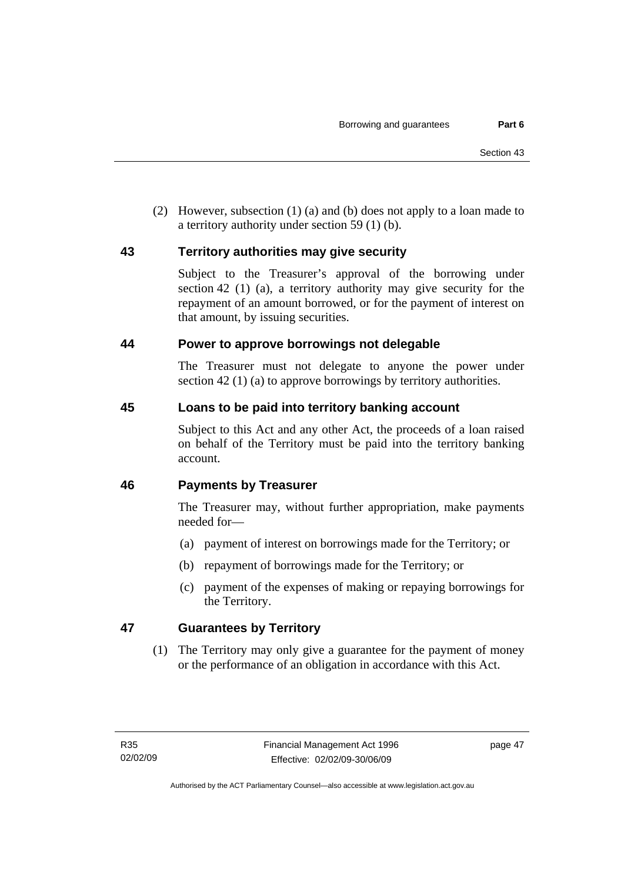(2) However, subsection (1) (a) and (b) does not apply to a loan made to a territory authority under section 59 (1) (b).

## 43 Territory authorities may give security

Subject to the Treasurer's approval of the borrowing under section 42 (1) (a), a territory authority may give security for the repayment of an amount borrowed, or for the payment of interest on that amount, by issuing securities.

## 44 Power to approve borrowings not delegable

The Treasurer must not delegate to anyone the power under section 42 (1) (a) to approve borrowings by territory authorities.

## 45 Loans to be paid into territory banking account

Subject to this Act and any other Act, the proceeds of a loan raised on behalf of the Territory must be paid into the territory banking account.

## 46 Payments by Treasurer

The Treasurer may, without further appropriation, make payments needed for—

(a) payment of interest on borrowings made for the Territory; or

(b) repayment of borrowings made for the Territory; or

(c) payment of the expenses of making or repaying borrowings for the Territory.

## 47 Guarantees by Territory

(1) The Territory may only give a guarantee for the payment of money or the performance of an obligation in accordance with this Act.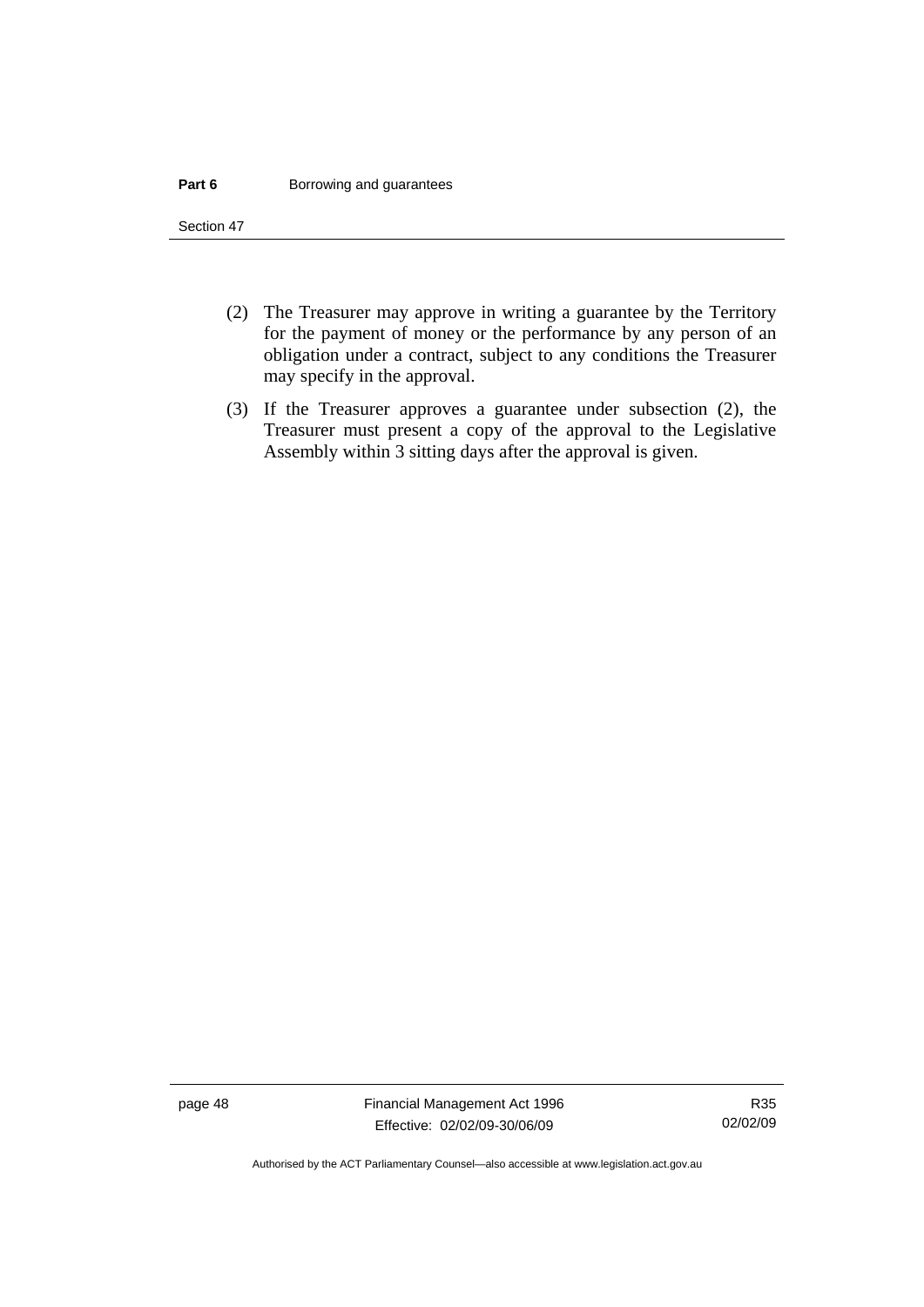(2) The Treasurer may approve in writing a guarantee by the Territory for the payment of money or the performance by any person of an obligation under a contract, subject to any conditions the Treasurer may specify in the approval.

(3) If the Treasurer approves a guarantee under subsection (2), the Treasurer must present a copy of the approval to the Legislative Assembly within 3 sitting days after the approval is given.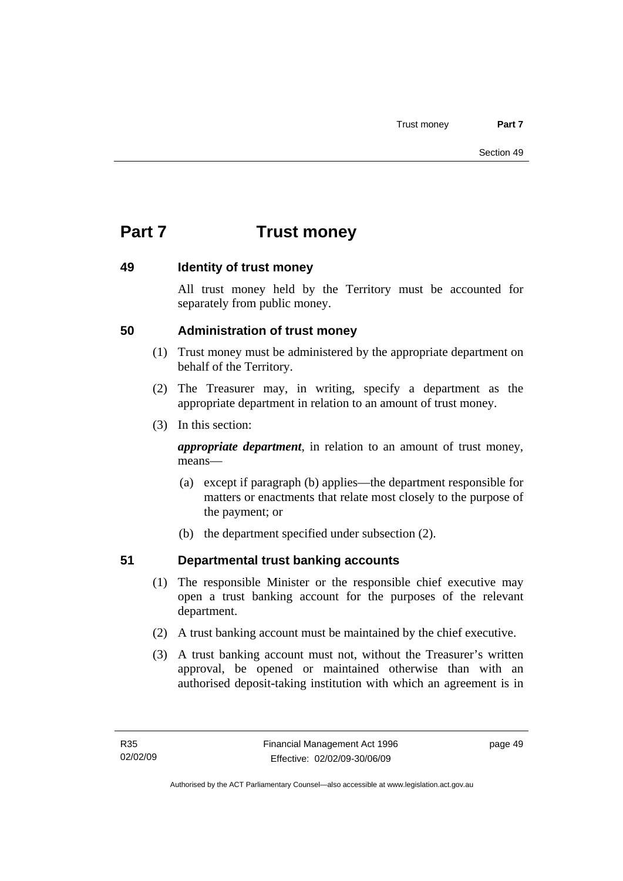# Part 7 Trust money

## 49 Identity of trust money

All trust money held by the Territory must be accounted for separately from public money.

## 50 Administration of trust money

(1) Trust money must be administered by the appropriate department on behalf of the Territory.

(2) The Treasurer may, in writing, specify a department as the appropriate department in relation to an amount of trust money.

(3) In this section:

***appropriate department***, in relation to an amount of trust money, means—

(a) except if paragraph (b) applies—the department responsible for matters or enactments that relate most closely to the purpose of the payment; or

(b) the department specified under subsection (2).

## 51 Departmental trust banking accounts

(1) The responsible Minister or the responsible chief executive may open a trust banking account for the purposes of the relevant department.

(2) A trust banking account must be maintained by the chief executive.

(3) A trust banking account must not, without the Treasurer's written approval, be opened or maintained otherwise than with an authorised deposit-taking institution with which an agreement is in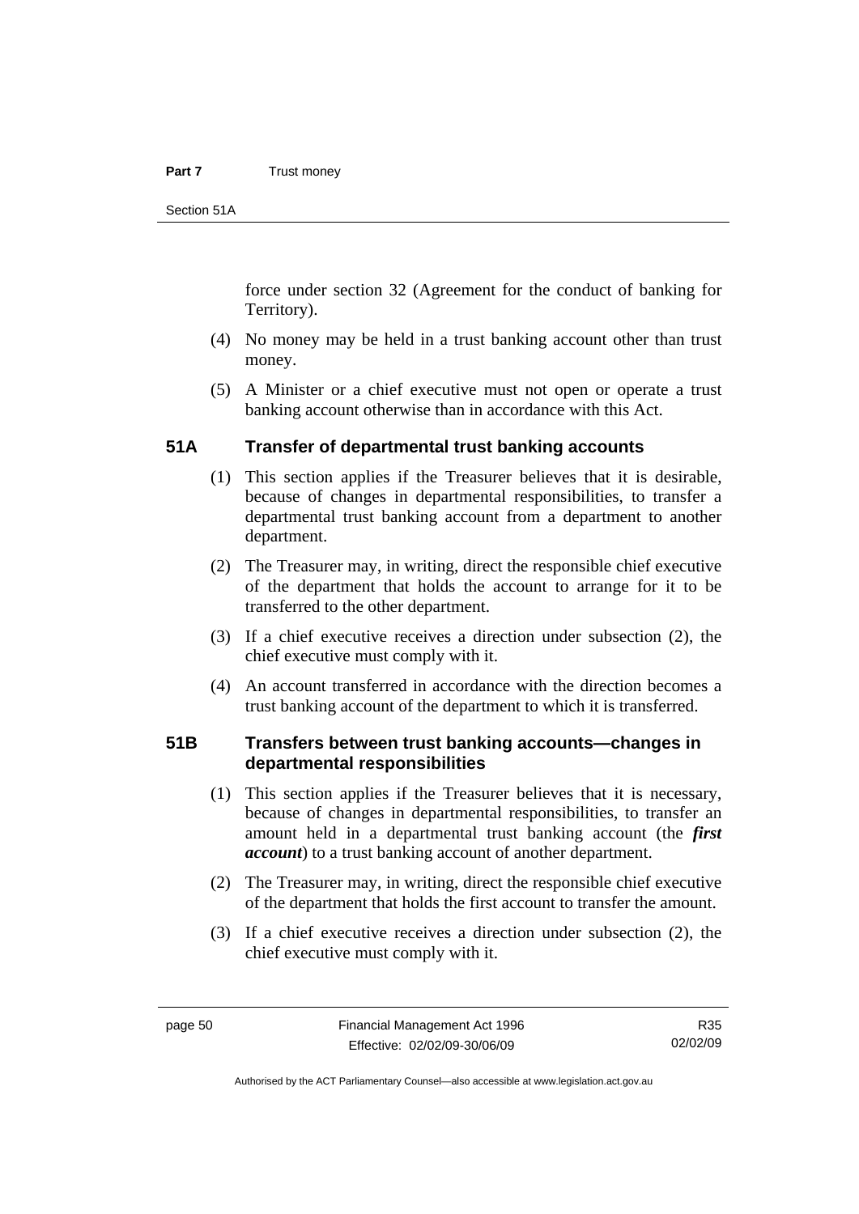force under section 32 (Agreement for the conduct of banking for Territory).

(4) No money may be held in a trust banking account other than trust money.

(5) A Minister or a chief executive must not open or operate a trust banking account otherwise than in accordance with this Act.

## 51A Transfer of departmental trust banking accounts

(1) This section applies if the Treasurer believes that it is desirable, because of changes in departmental responsibilities, to transfer a departmental trust banking account from a department to another department.

(2) The Treasurer may, in writing, direct the responsible chief executive of the department that holds the account to arrange for it to be transferred to the other department.

(3) If a chief executive receives a direction under subsection (2), the chief executive must comply with it.

(4) An account transferred in accordance with the direction becomes a trust banking account of the department to which it is transferred.

## 51B Transfers between trust banking accounts—changes in departmental responsibilities

(1) This section applies if the Treasurer believes that it is necessary, because of changes in departmental responsibilities, to transfer an amount held in a departmental trust banking account (the ***first account***) to a trust banking account of another department.

(2) The Treasurer may, in writing, direct the responsible chief executive of the department that holds the first account to transfer the amount.

(3) If a chief executive receives a direction under subsection (2), the chief executive must comply with it.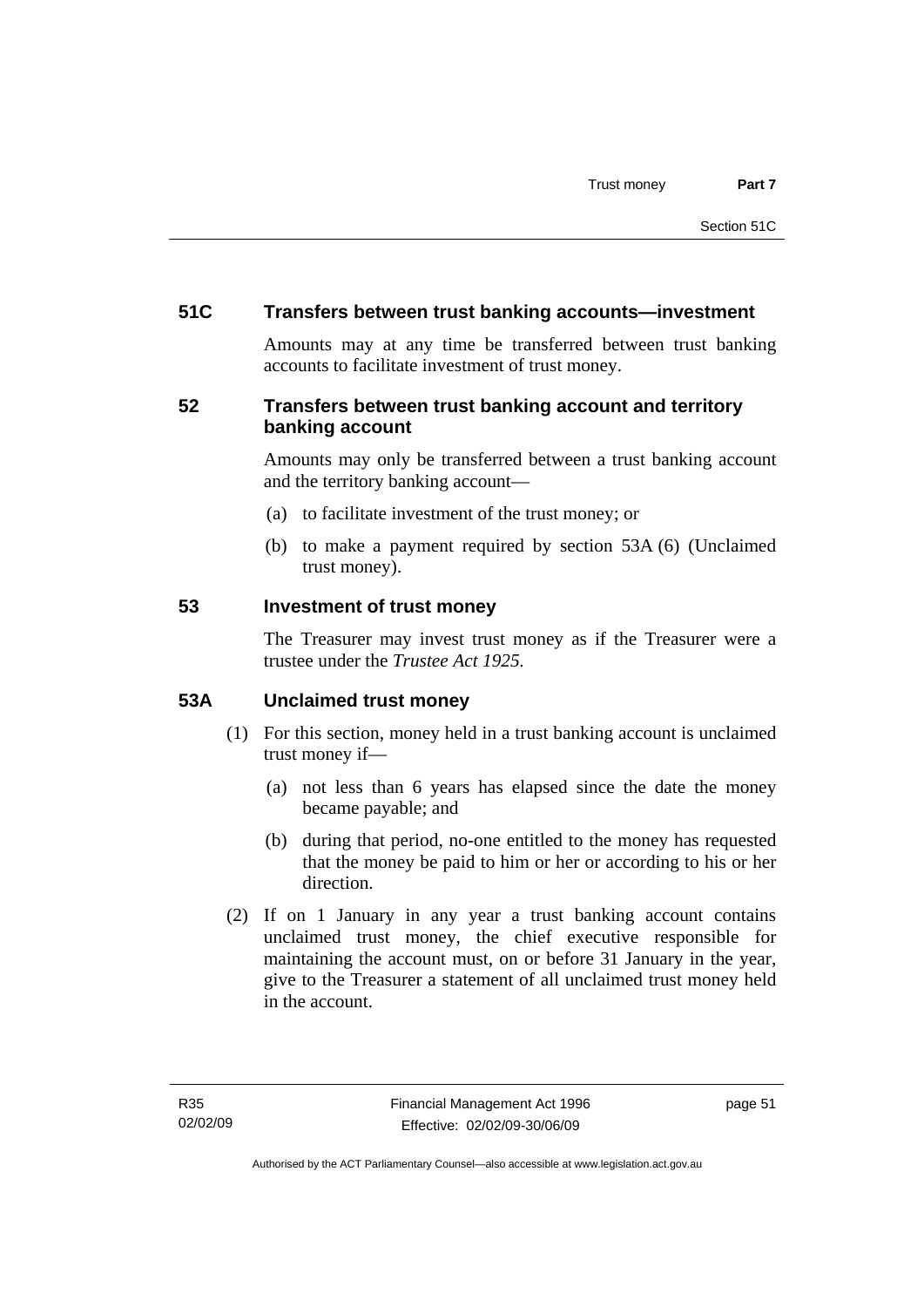## 51C Transfers between trust banking accounts—investment

Amounts may at any time be transferred between trust banking accounts to facilitate investment of trust money.

## 52 Transfers between trust banking account and territory banking account

Amounts may only be transferred between a trust banking account and the territory banking account—

(a) to facilitate investment of the trust money; or

(b) to make a payment required by section 53A (6) (Unclaimed trust money).

## 53 Investment of trust money

The Treasurer may invest trust money as if the Treasurer were a trustee under the *Trustee Act 1925*.

## 53A Unclaimed trust money

(1) For this section, money held in a trust banking account is unclaimed trust money if—

(a) not less than 6 years has elapsed since the date the money became payable; and

(b) during that period, no-one entitled to the money has requested that the money be paid to him or her or according to his or her direction.

(2) If on 1 January in any year a trust banking account contains unclaimed trust money, the chief executive responsible for maintaining the account must, on or before 31 January in the year, give to the Treasurer a statement of all unclaimed trust money held in the account.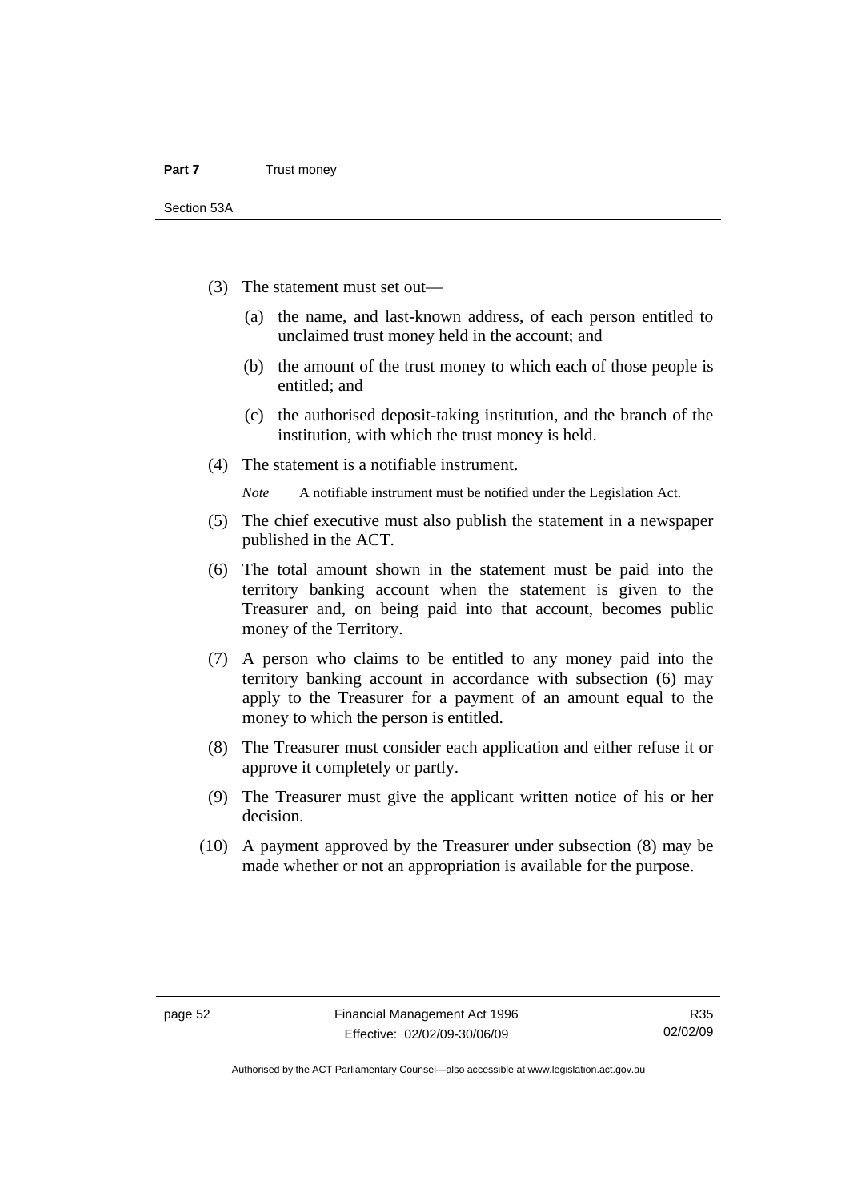(3) The statement must set out—

(a) the name, and last-known address, of each person entitled to unclaimed trust money held in the account; and

(b) the amount of the trust money to which each of those people is entitled; and

(c) the authorised deposit-taking institution, and the branch of the institution, with which the trust money is held.

(4) The statement is a notifiable instrument.

*Note* A notifiable instrument must be notified under the Legislation Act.

(5) The chief executive must also publish the statement in a newspaper published in the ACT.

(6) The total amount shown in the statement must be paid into the territory banking account when the statement is given to the Treasurer and, on being paid into that account, becomes public money of the Territory.

(7) A person who claims to be entitled to any money paid into the territory banking account in accordance with subsection (6) may apply to the Treasurer for a payment of an amount equal to the money to which the person is entitled.

(8) The Treasurer must consider each application and either refuse it or approve it completely or partly.

(9) The Treasurer must give the applicant written notice of his or her decision.

(10) A payment approved by the Treasurer under subsection (8) may be made whether or not an appropriation is available for the purpose.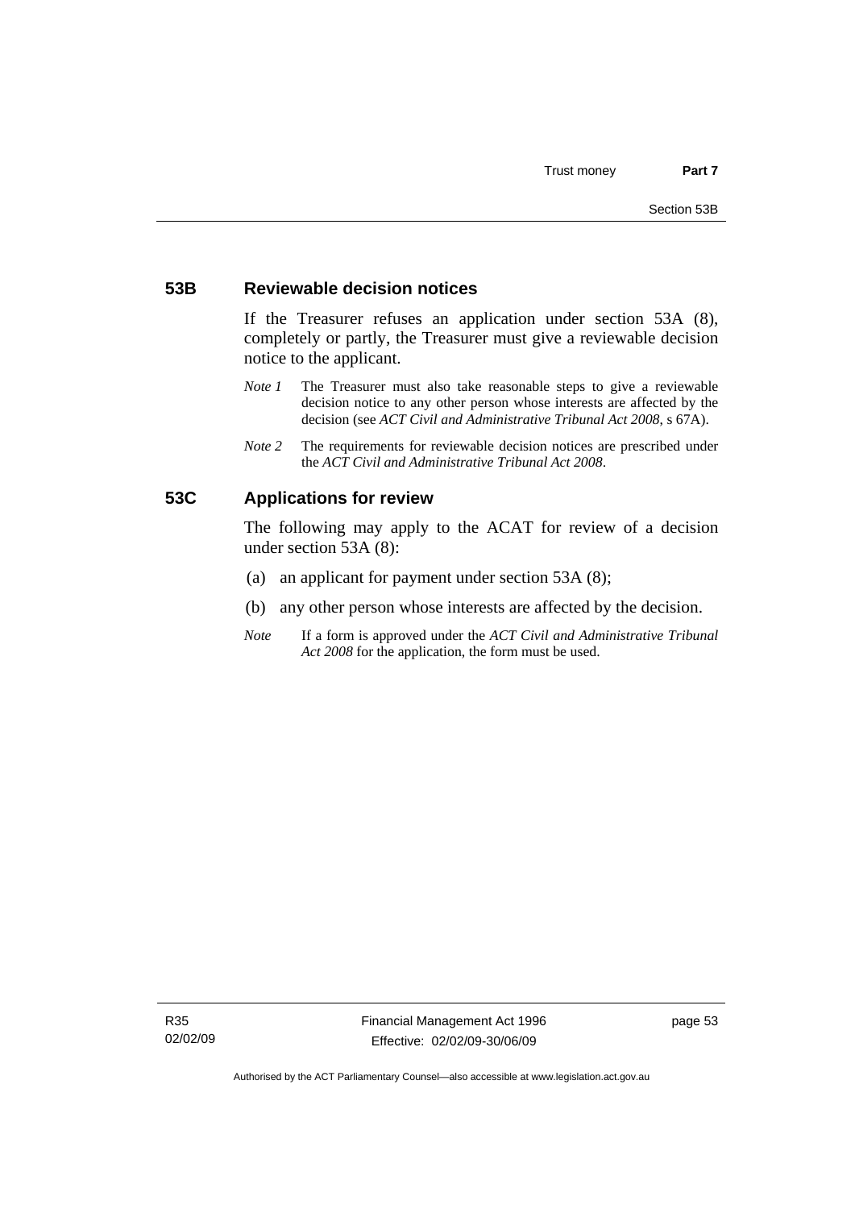### 53B Reviewable decision notices

If the Treasurer refuses an application under section 53A (8), completely or partly, the Treasurer must give a reviewable decision notice to the applicant.

*Note 1* The Treasurer must also take reasonable steps to give a reviewable decision notice to any other person whose interests are affected by the decision (see *ACT Civil and Administrative Tribunal Act 2008*, s 67A).

*Note 2* The requirements for reviewable decision notices are prescribed under the *ACT Civil and Administrative Tribunal Act 2008*.

### 53C Applications for review

The following may apply to the ACAT for review of a decision under section 53A (8):

(a) an applicant for payment under section 53A (8);

(b) any other person whose interests are affected by the decision.

*Note* If a form is approved under the *ACT Civil and Administrative Tribunal Act 2008* for the application, the form must be used.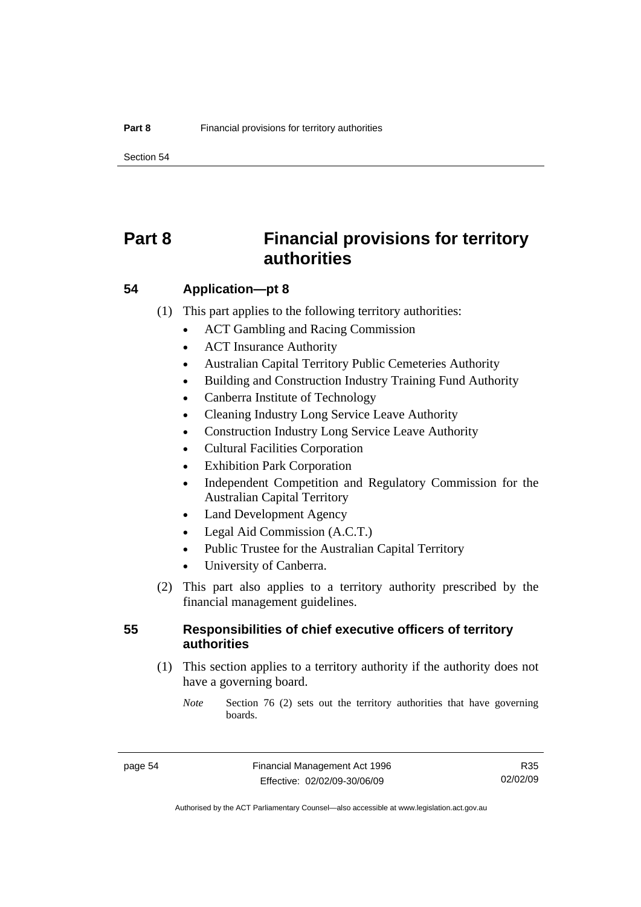# Part 8 Financial provisions for territory authorities

## 54 Application—pt 8

(1) This part applies to the following territory authorities:

- ACT Gambling and Racing Commission
- ACT Insurance Authority
- Australian Capital Territory Public Cemeteries Authority
- Building and Construction Industry Training Fund Authority
- Canberra Institute of Technology
- Cleaning Industry Long Service Leave Authority
- Construction Industry Long Service Leave Authority
- Cultural Facilities Corporation
- Exhibition Park Corporation
- Independent Competition and Regulatory Commission for the Australian Capital Territory
- Land Development Agency
- Legal Aid Commission (A.C.T.)
- Public Trustee for the Australian Capital Territory
- University of Canberra.

(2) This part also applies to a territory authority prescribed by the financial management guidelines.

## 55 Responsibilities of chief executive officers of territory authorities

(1) This section applies to a territory authority if the authority does not have a governing board.

*Note* Section 76 (2) sets out the territory authorities that have governing boards.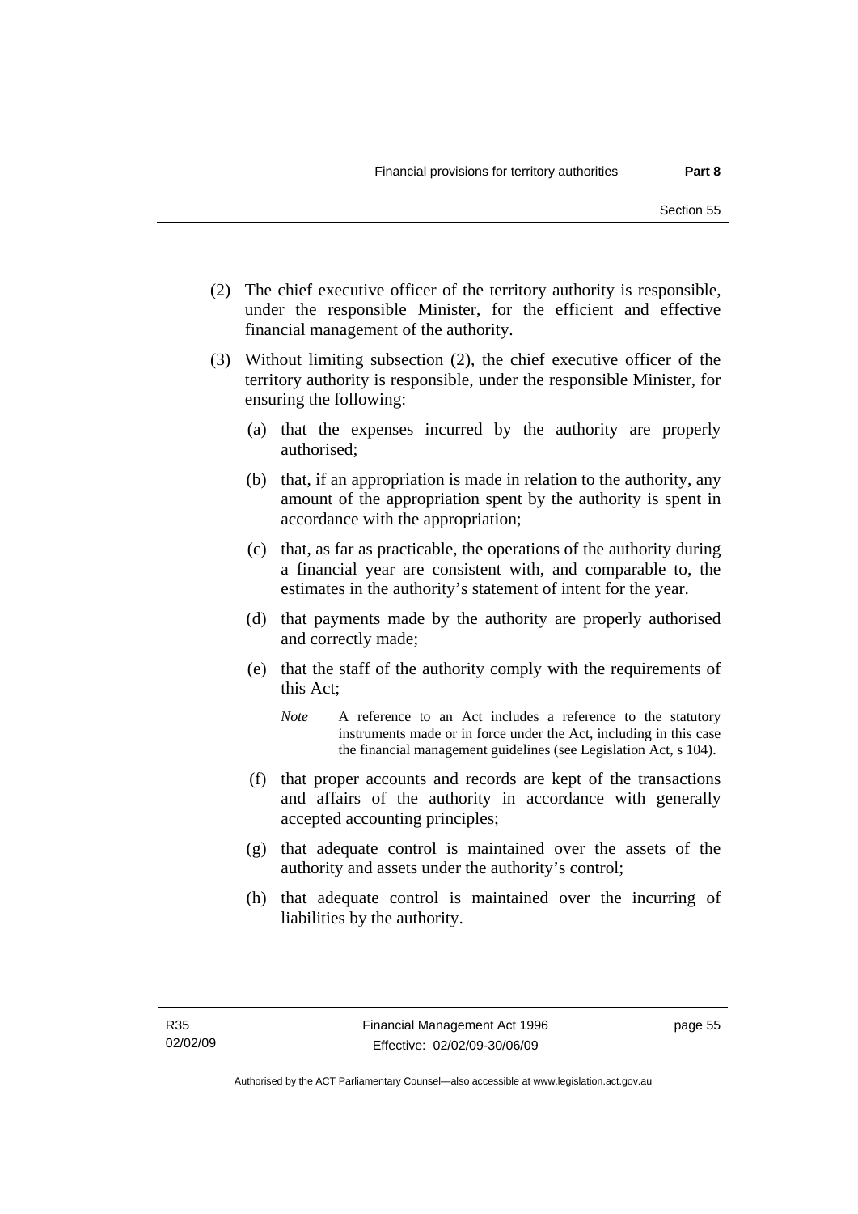(2) The chief executive officer of the territory authority is responsible, under the responsible Minister, for the efficient and effective financial management of the authority.

(3) Without limiting subsection (2), the chief executive officer of the territory authority is responsible, under the responsible Minister, for ensuring the following:

(a) that the expenses incurred by the authority are properly authorised;

(b) that, if an appropriation is made in relation to the authority, any amount of the appropriation spent by the authority is spent in accordance with the appropriation;

(c) that, as far as practicable, the operations of the authority during a financial year are consistent with, and comparable to, the estimates in the authority's statement of intent for the year.

(d) that payments made by the authority are properly authorised and correctly made;

(e) that the staff of the authority comply with the requirements of this Act;

*Note* A reference to an Act includes a reference to the statutory instruments made or in force under the Act, including in this case the financial management guidelines (see Legislation Act, s 104).

(f) that proper accounts and records are kept of the transactions and affairs of the authority in accordance with generally accepted accounting principles;

(g) that adequate control is maintained over the assets of the authority and assets under the authority's control;

(h) that adequate control is maintained over the incurring of liabilities by the authority.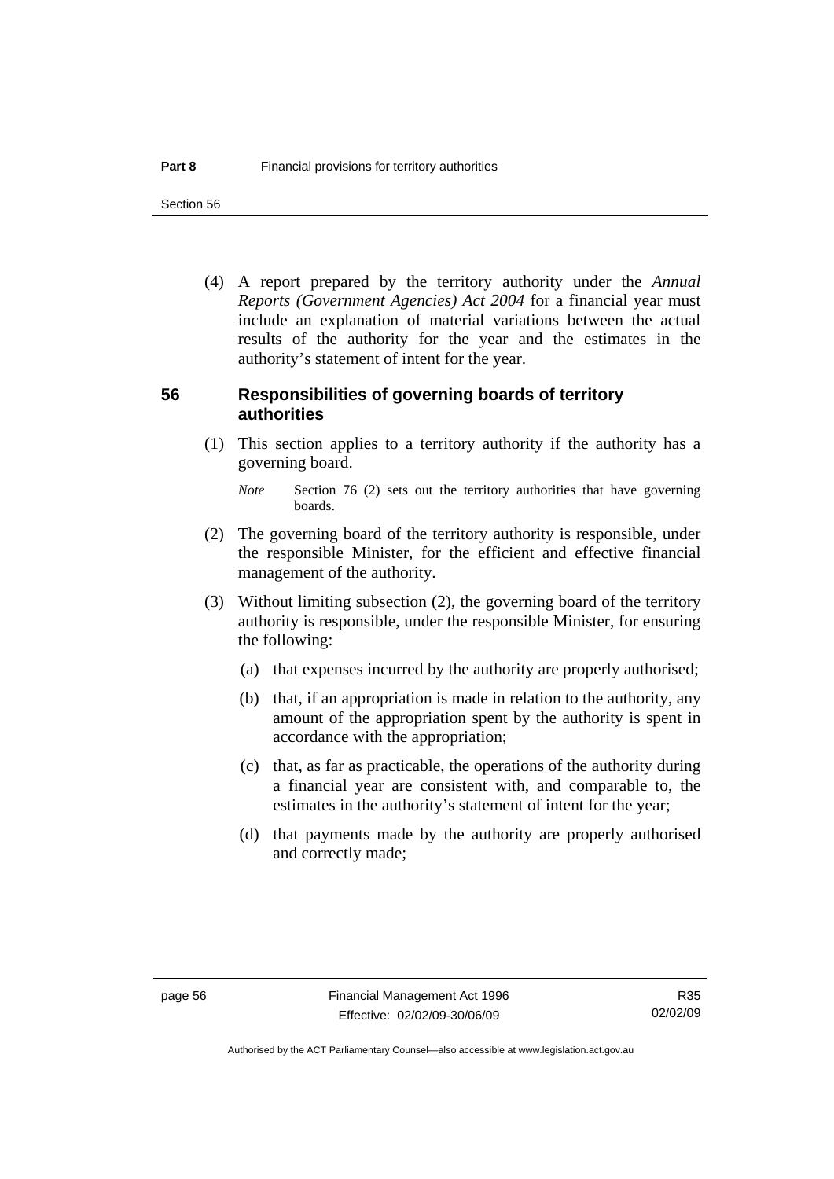(4) A report prepared by the territory authority under the *Annual Reports (Government Agencies) Act 2004* for a financial year must include an explanation of material variations between the actual results of the authority for the year and the estimates in the authority's statement of intent for the year.

## 56 Responsibilities of governing boards of territory authorities

(1) This section applies to a territory authority if the authority has a governing board.

*Note* Section 76 (2) sets out the territory authorities that have governing boards.

(2) The governing board of the territory authority is responsible, under the responsible Minister, for the efficient and effective financial management of the authority.

(3) Without limiting subsection (2), the governing board of the territory authority is responsible, under the responsible Minister, for ensuring the following:

(a) that expenses incurred by the authority are properly authorised;

(b) that, if an appropriation is made in relation to the authority, any amount of the appropriation spent by the authority is spent in accordance with the appropriation;

(c) that, as far as practicable, the operations of the authority during a financial year are consistent with, and comparable to, the estimates in the authority's statement of intent for the year;

(d) that payments made by the authority are properly authorised and correctly made;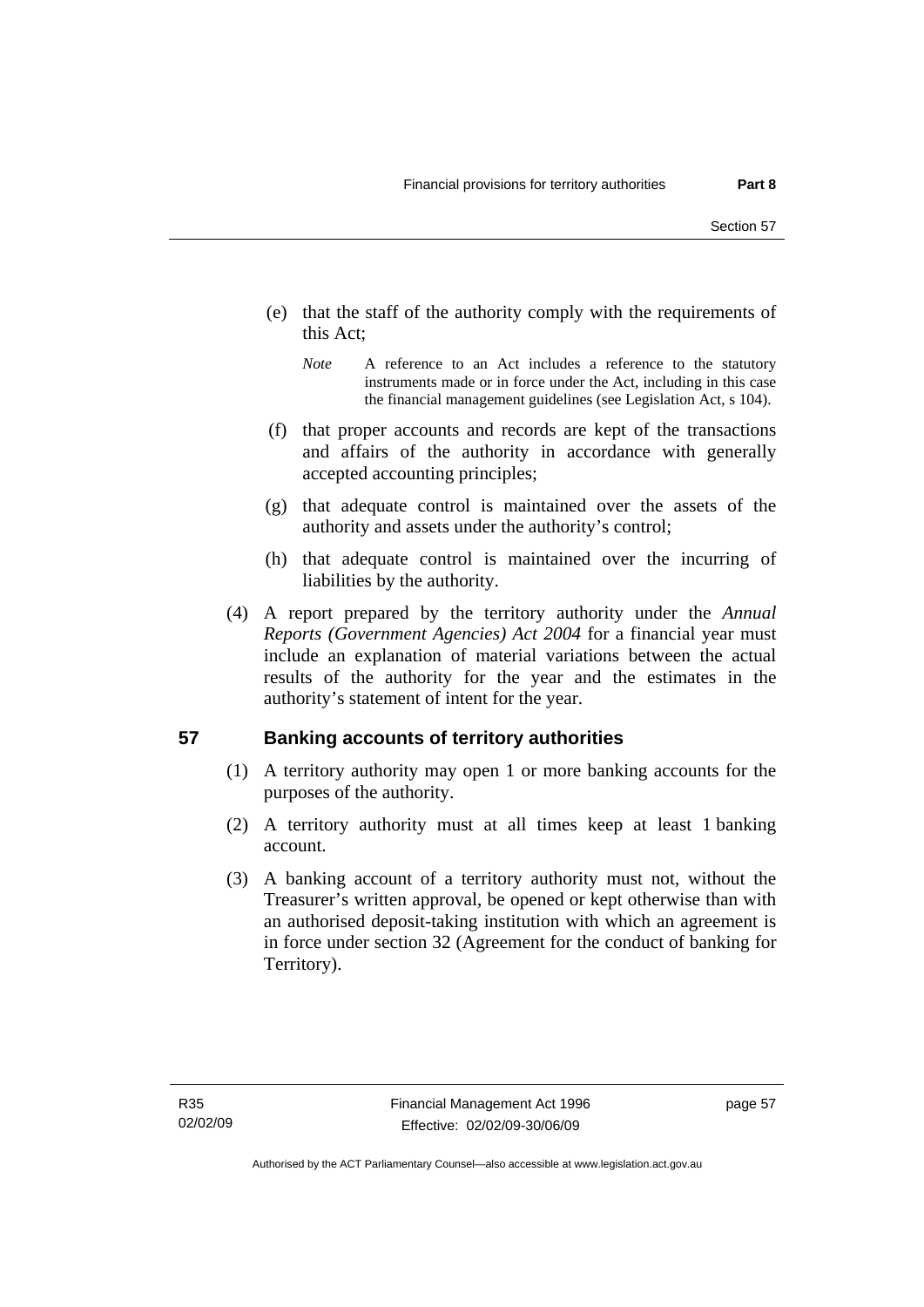(e) that the staff of the authority comply with the requirements of this Act;

*Note* A reference to an Act includes a reference to the statutory instruments made or in force under the Act, including in this case the financial management guidelines (see Legislation Act, s 104).

(f) that proper accounts and records are kept of the transactions and affairs of the authority in accordance with generally accepted accounting principles;

(g) that adequate control is maintained over the assets of the authority and assets under the authority's control;

(h) that adequate control is maintained over the incurring of liabilities by the authority.

(4) A report prepared by the territory authority under the *Annual Reports (Government Agencies) Act 2004* for a financial year must include an explanation of material variations between the actual results of the authority for the year and the estimates in the authority's statement of intent for the year.

## 57 Banking accounts of territory authorities

(1) A territory authority may open 1 or more banking accounts for the purposes of the authority.

(2) A territory authority must at all times keep at least 1 banking account.

(3) A banking account of a territory authority must not, without the Treasurer's written approval, be opened or kept otherwise than with an authorised deposit-taking institution with which an agreement is in force under section 32 (Agreement for the conduct of banking for Territory).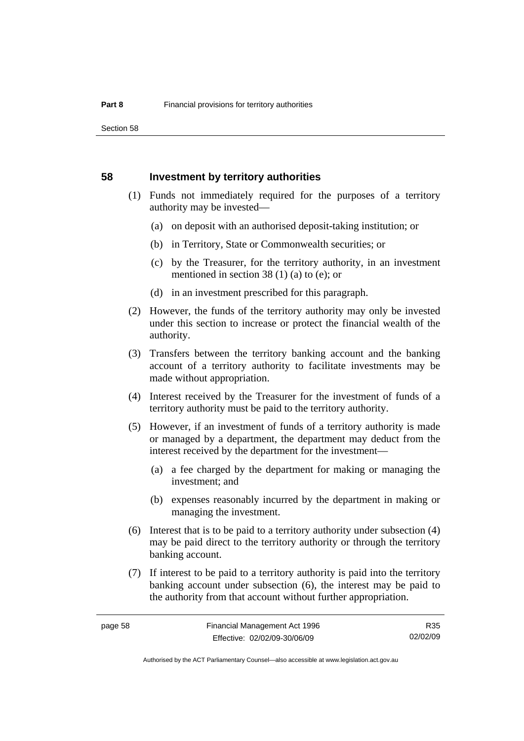## 58 Investment by territory authorities

(1) Funds not immediately required for the purposes of a territory authority may be invested—

(a) on deposit with an authorised deposit-taking institution; or

(b) in Territory, State or Commonwealth securities; or

(c) by the Treasurer, for the territory authority, in an investment mentioned in section 38 (1) (a) to (e); or

(d) in an investment prescribed for this paragraph.

(2) However, the funds of the territory authority may only be invested under this section to increase or protect the financial wealth of the authority.

(3) Transfers between the territory banking account and the banking account of a territory authority to facilitate investments may be made without appropriation.

(4) Interest received by the Treasurer for the investment of funds of a territory authority must be paid to the territory authority.

(5) However, if an investment of funds of a territory authority is made or managed by a department, the department may deduct from the interest received by the department for the investment—

(a) a fee charged by the department for making or managing the investment; and

(b) expenses reasonably incurred by the department in making or managing the investment.

(6) Interest that is to be paid to a territory authority under subsection (4) may be paid direct to the territory authority or through the territory banking account.

(7) If interest to be paid to a territory authority is paid into the territory banking account under subsection (6), the interest may be paid to the authority from that account without further appropriation.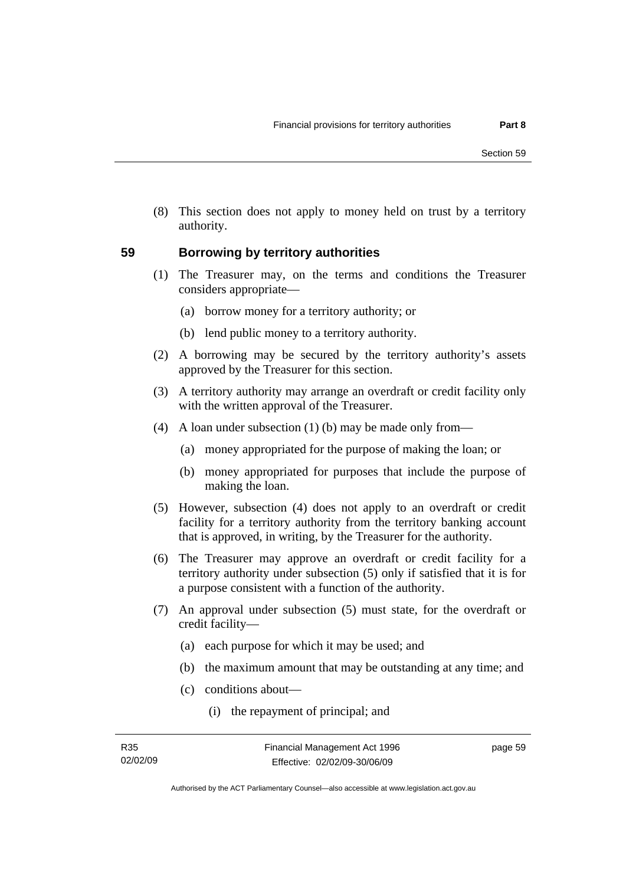(8) This section does not apply to money held on trust by a territory authority.

## 59 Borrowing by territory authorities

(1) The Treasurer may, on the terms and conditions the Treasurer considers appropriate—

(a) borrow money for a territory authority; or

(b) lend public money to a territory authority.

(2) A borrowing may be secured by the territory authority's assets approved by the Treasurer for this section.

(3) A territory authority may arrange an overdraft or credit facility only with the written approval of the Treasurer.

(4) A loan under subsection (1) (b) may be made only from—

(a) money appropriated for the purpose of making the loan; or

(b) money appropriated for purposes that include the purpose of making the loan.

(5) However, subsection (4) does not apply to an overdraft or credit facility for a territory authority from the territory banking account that is approved, in writing, by the Treasurer for the authority.

(6) The Treasurer may approve an overdraft or credit facility for a territory authority under subsection (5) only if satisfied that it is for a purpose consistent with a function of the authority.

(7) An approval under subsection (5) must state, for the overdraft or credit facility—

(a) each purpose for which it may be used; and

(b) the maximum amount that may be outstanding at any time; and

(c) conditions about—

(i) the repayment of principal; and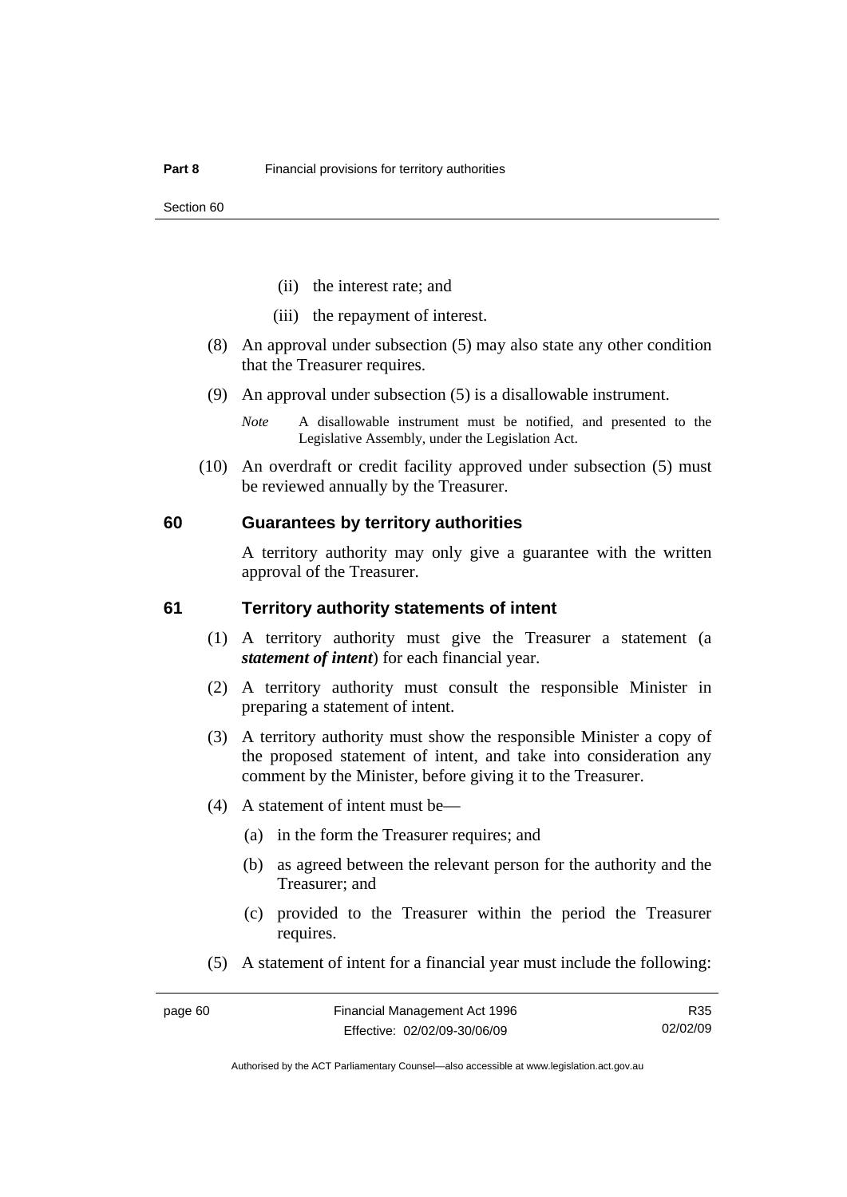(ii) the interest rate; and

(iii) the repayment of interest.

(8) An approval under subsection (5) may also state any other condition that the Treasurer requires.

(9) An approval under subsection (5) is a disallowable instrument.

*Note* A disallowable instrument must be notified, and presented to the Legislative Assembly, under the Legislation Act.

(10) An overdraft or credit facility approved under subsection (5) must be reviewed annually by the Treasurer.

## 60 Guarantees by territory authorities

A territory authority may only give a guarantee with the written approval of the Treasurer.

## 61 Territory authority statements of intent

(1) A territory authority must give the Treasurer a statement (a ***statement of intent***) for each financial year.

(2) A territory authority must consult the responsible Minister in preparing a statement of intent.

(3) A territory authority must show the responsible Minister a copy of the proposed statement of intent, and take into consideration any comment by the Minister, before giving it to the Treasurer.

(4) A statement of intent must be—

(a) in the form the Treasurer requires; and

(b) as agreed between the relevant person for the authority and the Treasurer; and

(c) provided to the Treasurer within the period the Treasurer requires.

(5) A statement of intent for a financial year must include the following: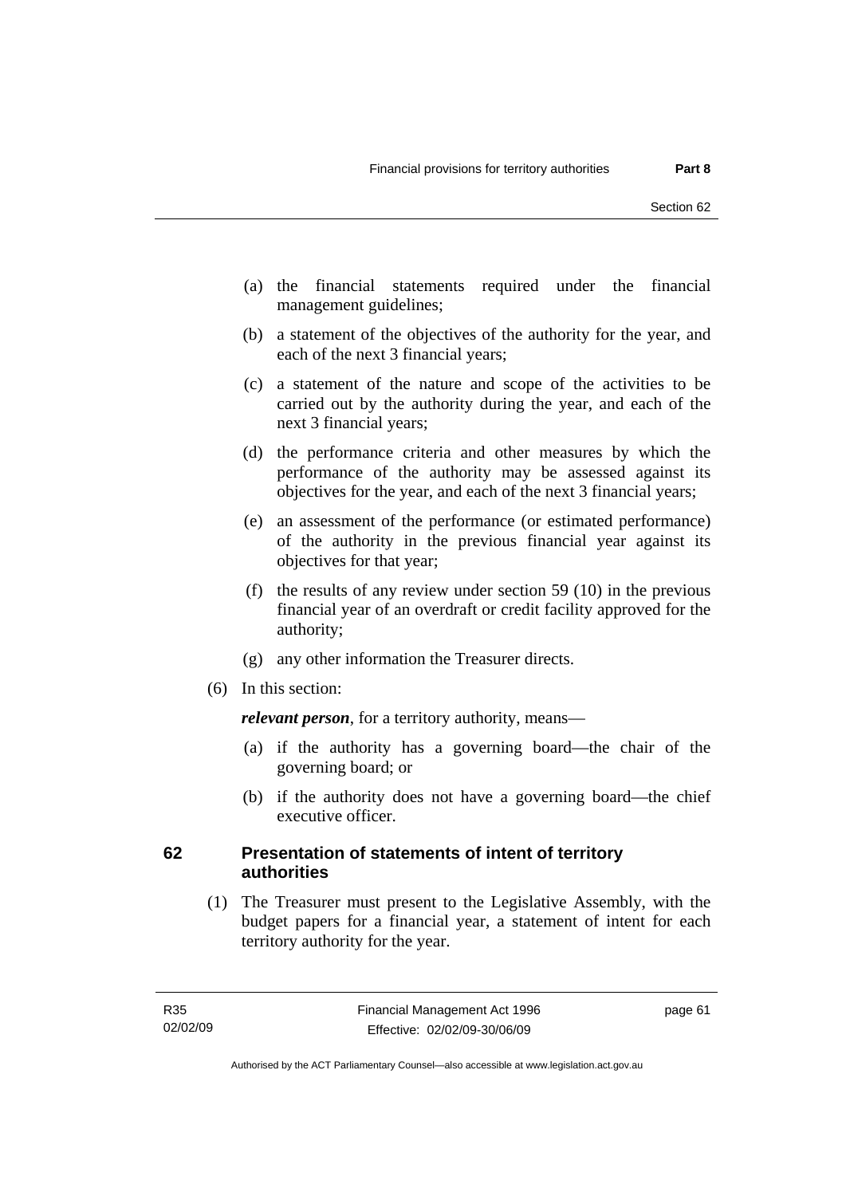(a) the financial statements required under the financial management guidelines;

(b) a statement of the objectives of the authority for the year, and each of the next 3 financial years;

(c) a statement of the nature and scope of the activities to be carried out by the authority during the year, and each of the next 3 financial years;

(d) the performance criteria and other measures by which the performance of the authority may be assessed against its objectives for the year, and each of the next 3 financial years;

(e) an assessment of the performance (or estimated performance) of the authority in the previous financial year against its objectives for that year;

(f) the results of any review under section 59 (10) in the previous financial year of an overdraft or credit facility approved for the authority;

(g) any other information the Treasurer directs.

(6) In this section:

***relevant person***, for a territory authority, means—

(a) if the authority has a governing board—the chair of the governing board; or

(b) if the authority does not have a governing board—the chief executive officer.

## 62 Presentation of statements of intent of territory authorities

(1) The Treasurer must present to the Legislative Assembly, with the budget papers for a financial year, a statement of intent for each territory authority for the year.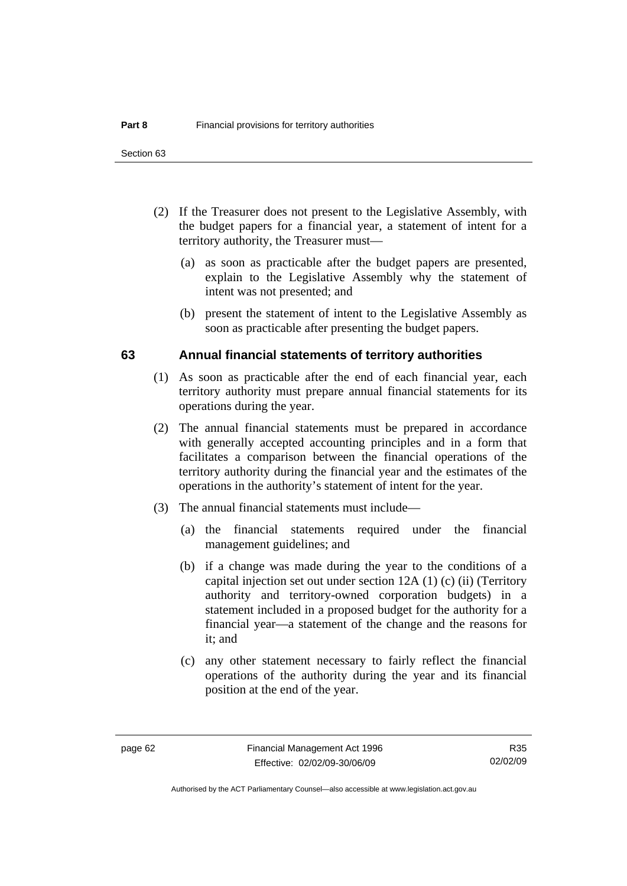(2) If the Treasurer does not present to the Legislative Assembly, with the budget papers for a financial year, a statement of intent for a territory authority, the Treasurer must—

(a) as soon as practicable after the budget papers are presented, explain to the Legislative Assembly why the statement of intent was not presented; and

(b) present the statement of intent to the Legislative Assembly as soon as practicable after presenting the budget papers.

## 63 Annual financial statements of territory authorities

(1) As soon as practicable after the end of each financial year, each territory authority must prepare annual financial statements for its operations during the year.

(2) The annual financial statements must be prepared in accordance with generally accepted accounting principles and in a form that facilitates a comparison between the financial operations of the territory authority during the financial year and the estimates of the operations in the authority's statement of intent for the year.

(3) The annual financial statements must include—

(a) the financial statements required under the financial management guidelines; and

(b) if a change was made during the year to the conditions of a capital injection set out under section 12A (1) (c) (ii) (Territory authority and territory-owned corporation budgets) in a statement included in a proposed budget for the authority for a financial year—a statement of the change and the reasons for it; and

(c) any other statement necessary to fairly reflect the financial operations of the authority during the year and its financial position at the end of the year.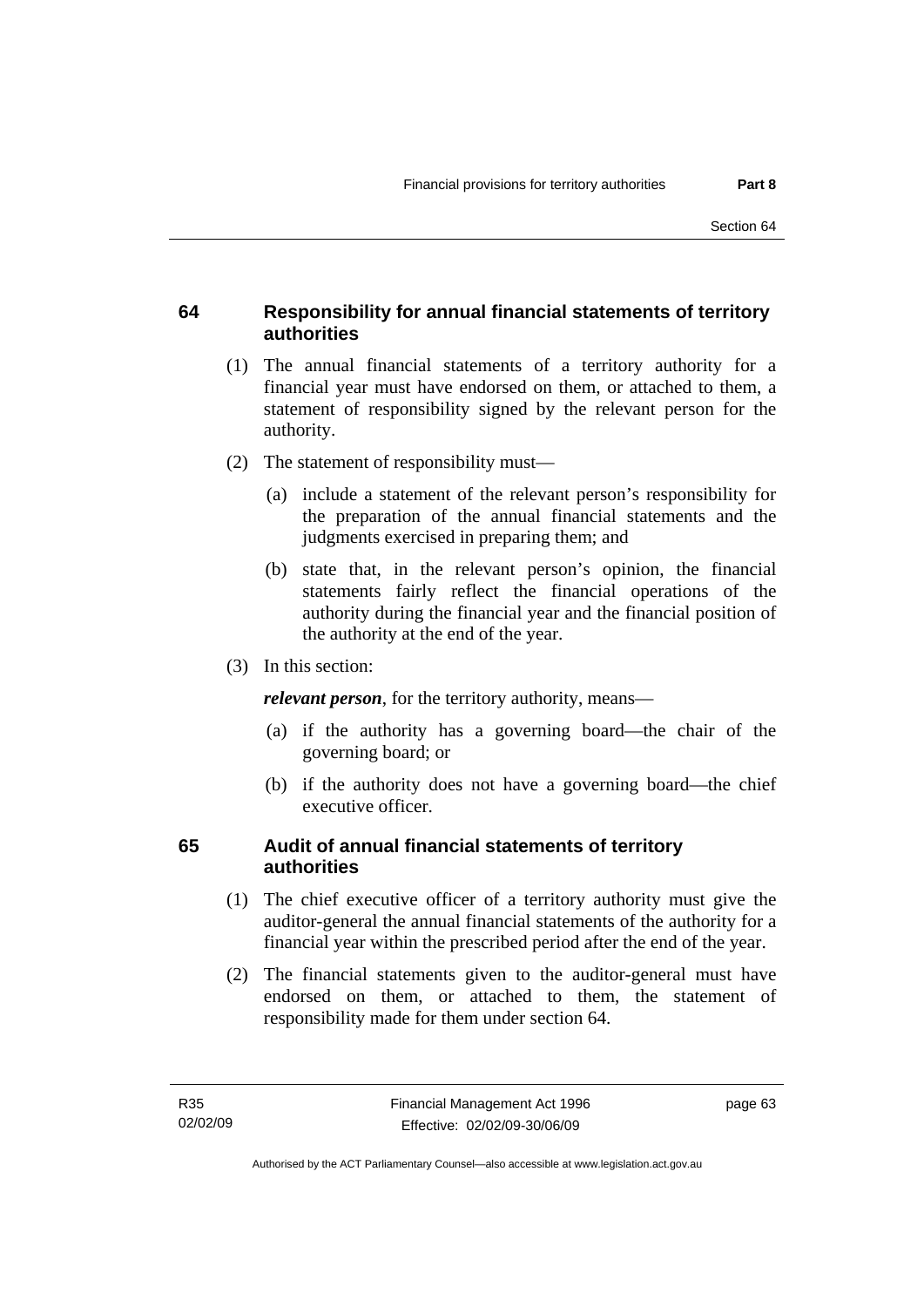## 64 Responsibility for annual financial statements of territory authorities

(1) The annual financial statements of a territory authority for a financial year must have endorsed on them, or attached to them, a statement of responsibility signed by the relevant person for the authority.

(2) The statement of responsibility must—

(a) include a statement of the relevant person's responsibility for the preparation of the annual financial statements and the judgments exercised in preparing them; and

(b) state that, in the relevant person's opinion, the financial statements fairly reflect the financial operations of the authority during the financial year and the financial position of the authority at the end of the year.

(3) In this section:

***relevant person***, for the territory authority, means—

(a) if the authority has a governing board—the chair of the governing board; or

(b) if the authority does not have a governing board—the chief executive officer.

## 65 Audit of annual financial statements of territory authorities

(1) The chief executive officer of a territory authority must give the auditor-general the annual financial statements of the authority for a financial year within the prescribed period after the end of the year.

(2) The financial statements given to the auditor-general must have endorsed on them, or attached to them, the statement of responsibility made for them under section 64.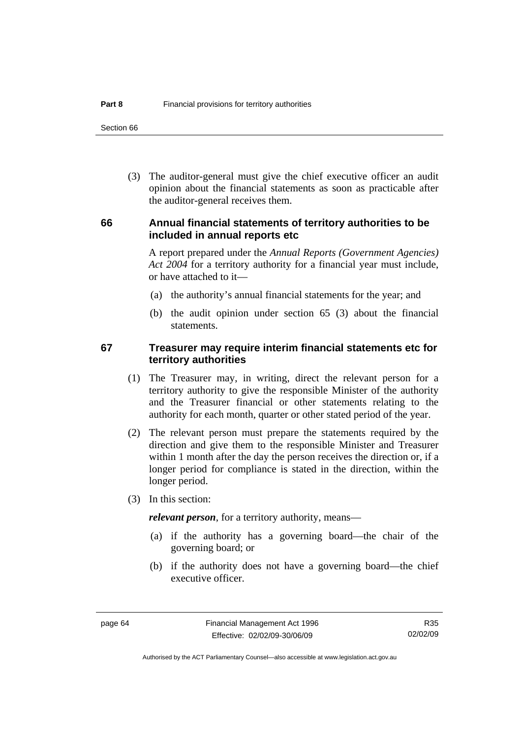(3) The auditor-general must give the chief executive officer an audit opinion about the financial statements as soon as practicable after the auditor-general receives them.

## 66 Annual financial statements of territory authorities to be included in annual reports etc

A report prepared under the *Annual Reports (Government Agencies) Act 2004* for a territory authority for a financial year must include, or have attached to it—

(a) the authority's annual financial statements for the year; and

(b) the audit opinion under section 65 (3) about the financial statements.

## 67 Treasurer may require interim financial statements etc for territory authorities

(1) The Treasurer may, in writing, direct the relevant person for a territory authority to give the responsible Minister of the authority and the Treasurer financial or other statements relating to the authority for each month, quarter or other stated period of the year.

(2) The relevant person must prepare the statements required by the direction and give them to the responsible Minister and Treasurer within 1 month after the day the person receives the direction or, if a longer period for compliance is stated in the direction, within the longer period.

(3) In this section:

***relevant person***, for a territory authority, means—

(a) if the authority has a governing board—the chair of the governing board; or

(b) if the authority does not have a governing board—the chief executive officer.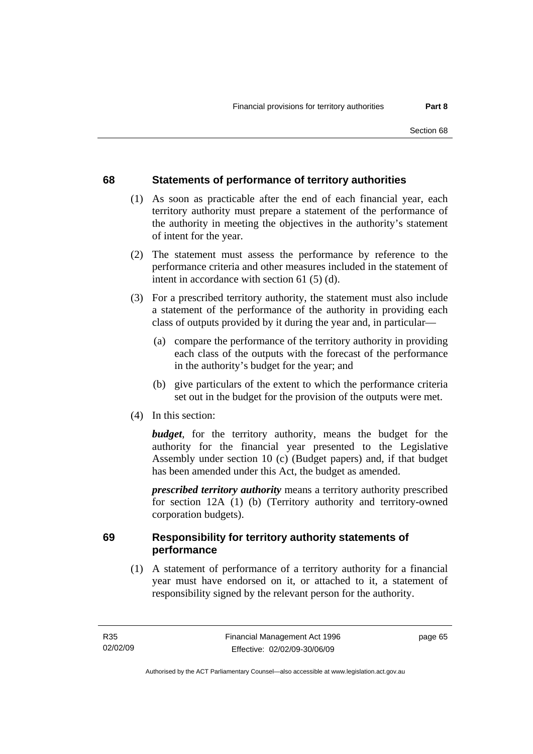## 68 Statements of performance of territory authorities

(1) As soon as practicable after the end of each financial year, each territory authority must prepare a statement of the performance of the authority in meeting the objectives in the authority's statement of intent for the year.

(2) The statement must assess the performance by reference to the performance criteria and other measures included in the statement of intent in accordance with section 61 (5) (d).

(3) For a prescribed territory authority, the statement must also include a statement of the performance of the authority in providing each class of outputs provided by it during the year and, in particular—

(a) compare the performance of the territory authority in providing each class of the outputs with the forecast of the performance in the authority's budget for the year; and

(b) give particulars of the extent to which the performance criteria set out in the budget for the provision of the outputs were met.

(4) In this section:

***budget***, for the territory authority, means the budget for the authority for the financial year presented to the Legislative Assembly under section 10 (c) (Budget papers) and, if that budget has been amended under this Act, the budget as amended.

***prescribed territory authority*** means a territory authority prescribed for section 12A (1) (b) (Territory authority and territory-owned corporation budgets).

## 69 Responsibility for territory authority statements of performance

(1) A statement of performance of a territory authority for a financial year must have endorsed on it, or attached to it, a statement of responsibility signed by the relevant person for the authority.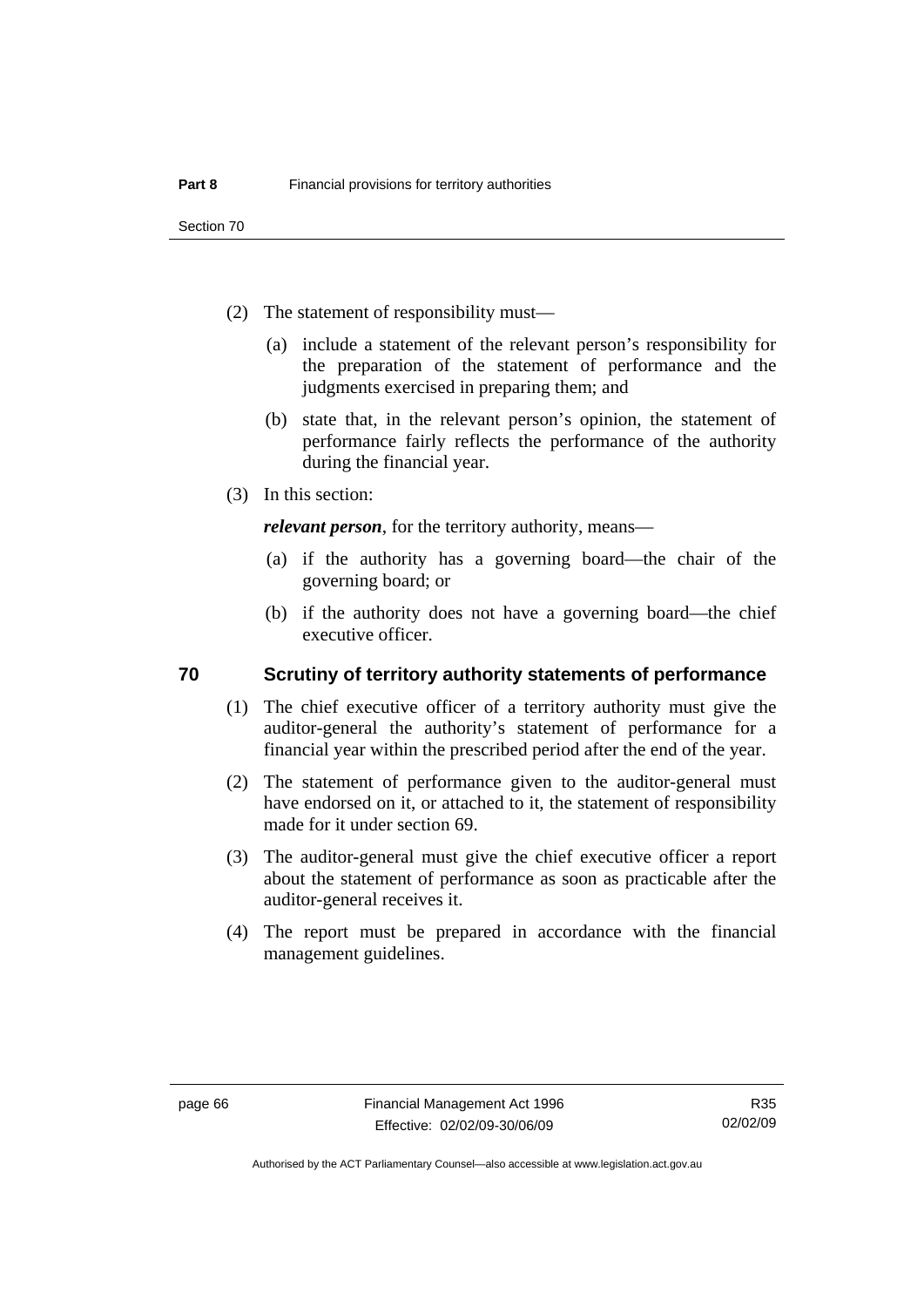(2) The statement of responsibility must—

(a) include a statement of the relevant person's responsibility for the preparation of the statement of performance and the judgments exercised in preparing them; and

(b) state that, in the relevant person's opinion, the statement of performance fairly reflects the performance of the authority during the financial year.

(3) In this section:

***relevant person***, for the territory authority, means—

(a) if the authority has a governing board—the chair of the governing board; or

(b) if the authority does not have a governing board—the chief executive officer.

## 70 Scrutiny of territory authority statements of performance

(1) The chief executive officer of a territory authority must give the auditor-general the authority's statement of performance for a financial year within the prescribed period after the end of the year.

(2) The statement of performance given to the auditor-general must have endorsed on it, or attached to it, the statement of responsibility made for it under section 69.

(3) The auditor-general must give the chief executive officer a report about the statement of performance as soon as practicable after the auditor-general receives it.

(4) The report must be prepared in accordance with the financial management guidelines.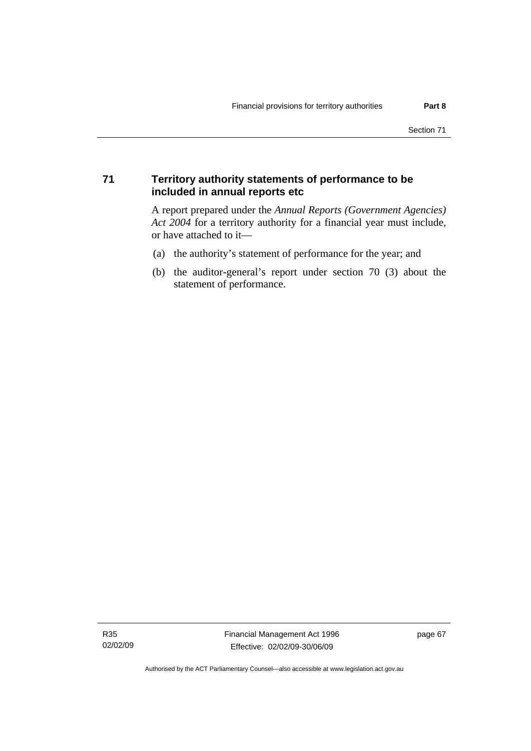## 71 Territory authority statements of performance to be included in annual reports etc

A report prepared under the *Annual Reports (Government Agencies) Act 2004* for a territory authority for a financial year must include, or have attached to it—

(a) the authority's statement of performance for the year; and

(b) the auditor-general's report under section 70 (3) about the statement of performance.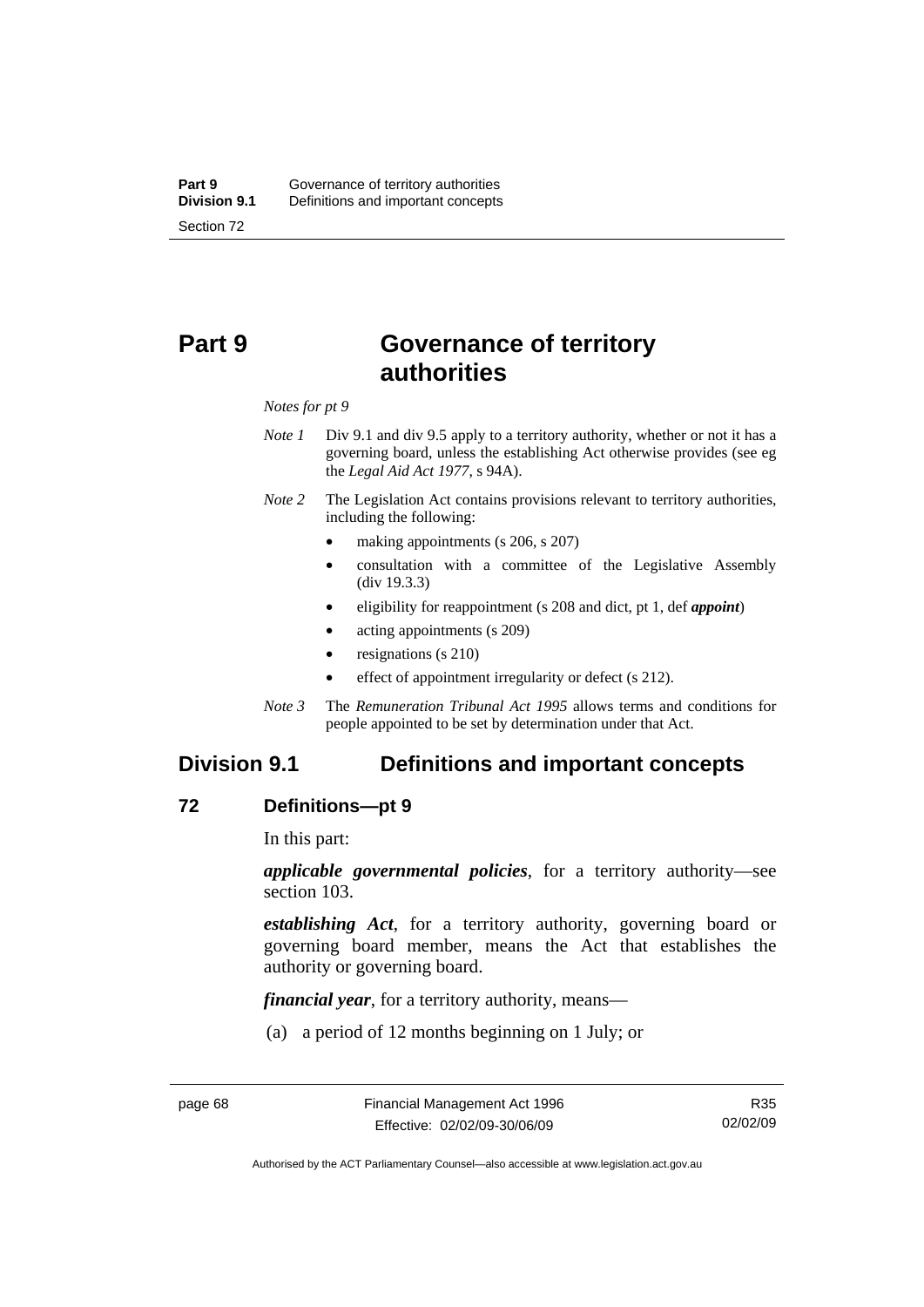# Part 9 Governance of territory authorities

*Notes for pt 9*

*Note 1* Div 9.1 and div 9.5 apply to a territory authority, whether or not it has a governing board, unless the establishing Act otherwise provides (see eg the *Legal Aid Act 1977*, s 94A).

*Note 2* The Legislation Act contains provisions relevant to territory authorities, including the following:

- making appointments (s 206, s 207)
- consultation with a committee of the Legislative Assembly (div 19.3.3)
- eligibility for reappointment (s 208 and dict, pt 1, def ***appoint***)
- acting appointments (s 209)
- resignations (s 210)
- effect of appointment irregularity or defect (s 212).

*Note 3* The *Remuneration Tribunal Act 1995* allows terms and conditions for people appointed to be set by determination under that Act.

## Division 9.1 Definitions and important concepts

### 72 Definitions—pt 9

In this part:

***applicable governmental policies***, for a territory authority—see section 103.

***establishing Act***, for a territory authority, governing board or governing board member, means the Act that establishes the authority or governing board.

***financial year***, for a territory authority, means—

(a) a period of 12 months beginning on 1 July; or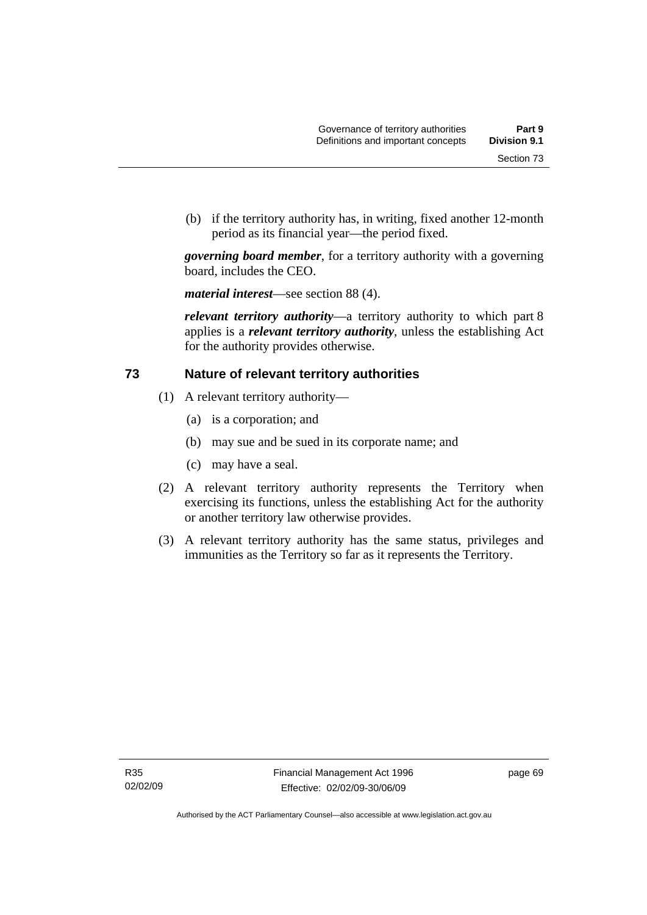(b) if the territory authority has, in writing, fixed another 12-month period as its financial year—the period fixed.

***governing board member***, for a territory authority with a governing board, includes the CEO.

***material interest***—see section 88 (4).

***relevant territory authority***—a territory authority to which part 8 applies is a ***relevant territory authority***, unless the establishing Act for the authority provides otherwise.

## 73 Nature of relevant territory authorities

(1) A relevant territory authority—

(a) is a corporation; and

(b) may sue and be sued in its corporate name; and

(c) may have a seal.

(2) A relevant territory authority represents the Territory when exercising its functions, unless the establishing Act for the authority or another territory law otherwise provides.

(3) A relevant territory authority has the same status, privileges and immunities as the Territory so far as it represents the Territory.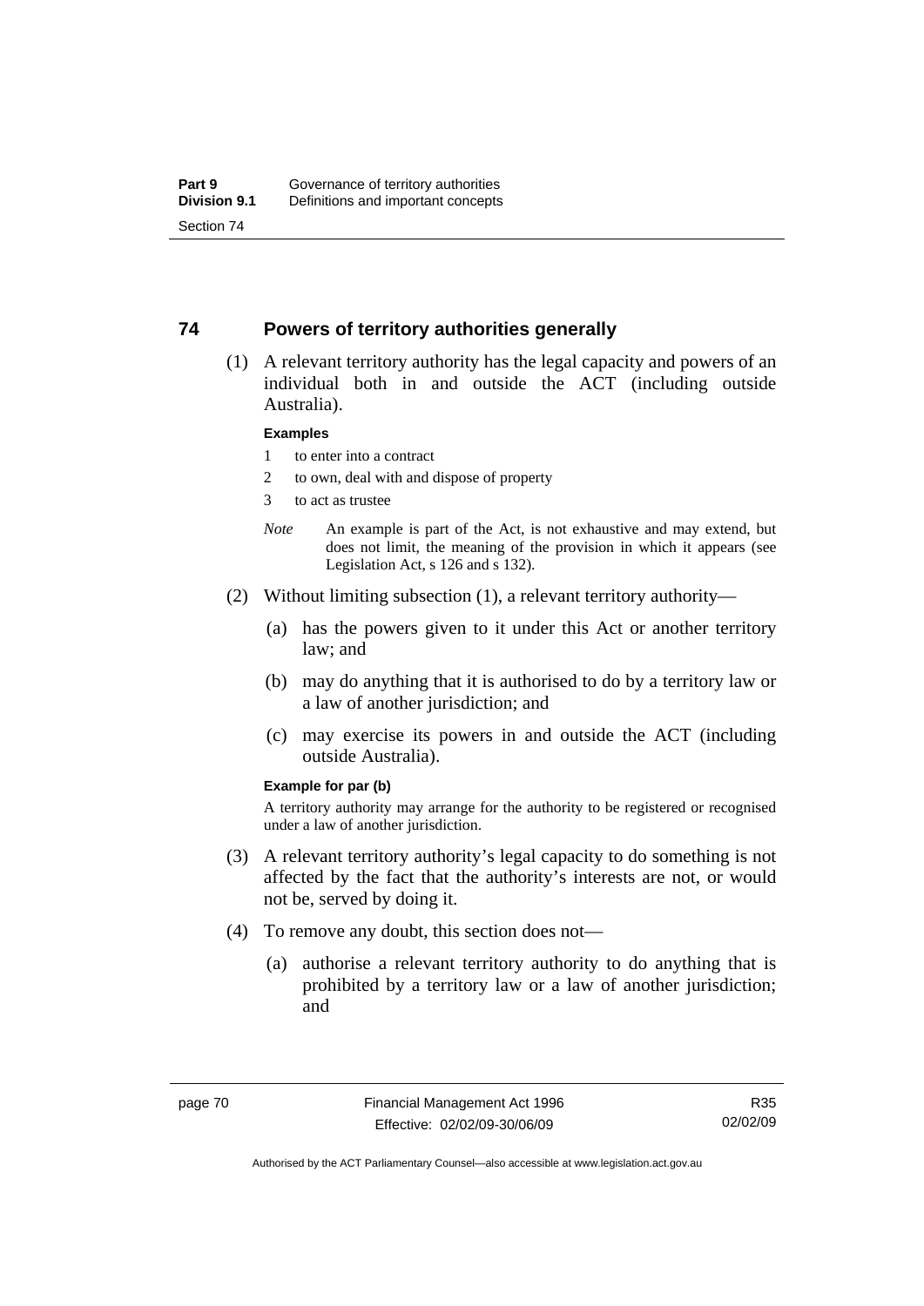## 74 Powers of territory authorities generally

(1) A relevant territory authority has the legal capacity and powers of an individual both in and outside the ACT (including outside Australia).

**Examples**

1 to enter into a contract

2 to own, deal with and dispose of property

3 to act as trustee

*Note* An example is part of the Act, is not exhaustive and may extend, but does not limit, the meaning of the provision in which it appears (see Legislation Act, s 126 and s 132).

(2) Without limiting subsection (1), a relevant territory authority—

(a) has the powers given to it under this Act or another territory law; and

(b) may do anything that it is authorised to do by a territory law or a law of another jurisdiction; and

(c) may exercise its powers in and outside the ACT (including outside Australia).

**Example for par (b)**

A territory authority may arrange for the authority to be registered or recognised under a law of another jurisdiction.

(3) A relevant territory authority's legal capacity to do something is not affected by the fact that the authority's interests are not, or would not be, served by doing it.

(4) To remove any doubt, this section does not—

(a) authorise a relevant territory authority to do anything that is prohibited by a territory law or a law of another jurisdiction; and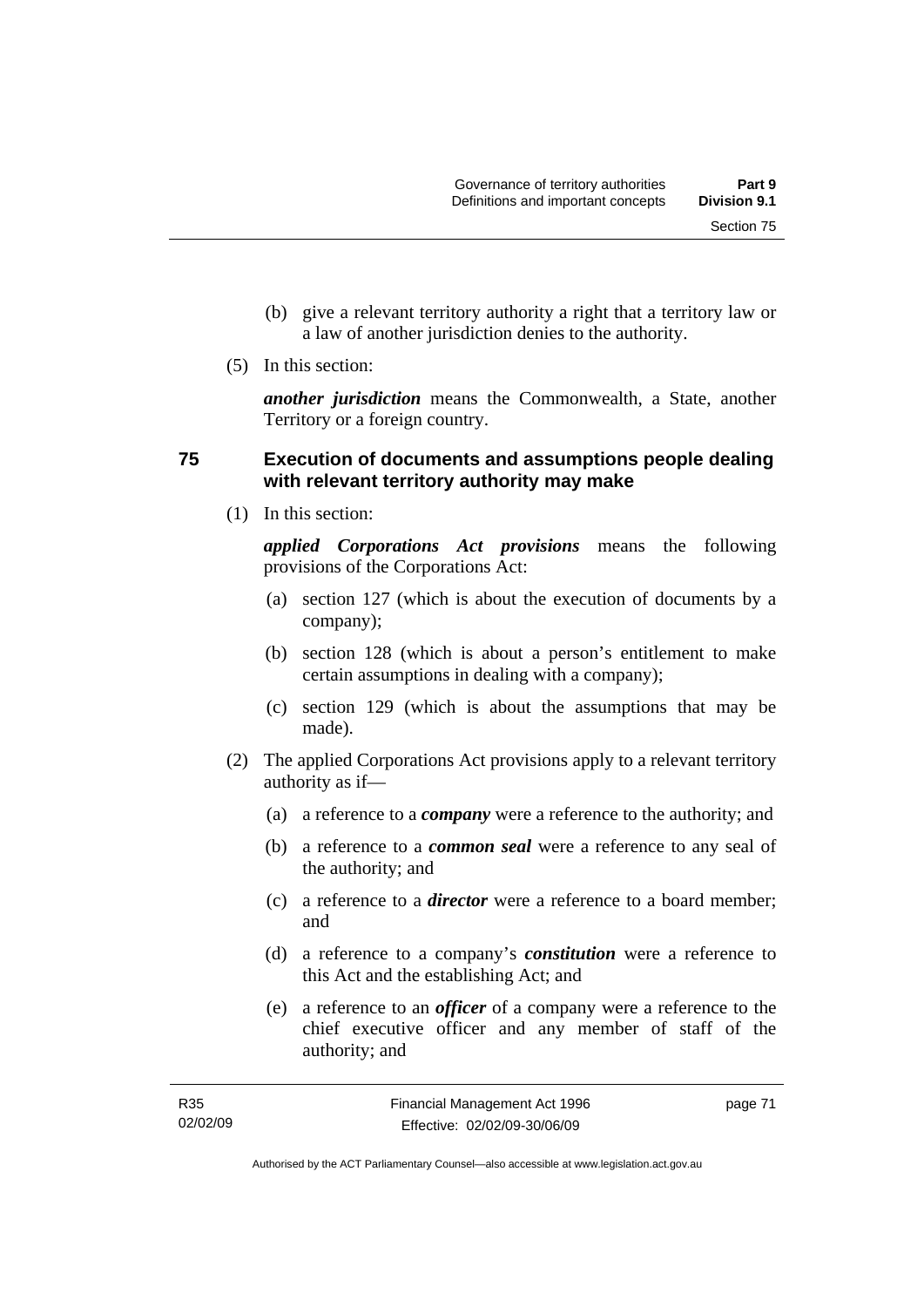(b) give a relevant territory authority a right that a territory law or a law of another jurisdiction denies to the authority.

(5) In this section:

***another jurisdiction*** means the Commonwealth, a State, another Territory or a foreign country.

### 75 Execution of documents and assumptions people dealing with relevant territory authority may make

(1) In this section:

***applied Corporations Act provisions*** means the following provisions of the Corporations Act:

(a) section 127 (which is about the execution of documents by a company);

(b) section 128 (which is about a person's entitlement to make certain assumptions in dealing with a company);

(c) section 129 (which is about the assumptions that may be made).

(2) The applied Corporations Act provisions apply to a relevant territory authority as if—

(a) a reference to a ***company*** were a reference to the authority; and

(b) a reference to a ***common seal*** were a reference to any seal of the authority; and

(c) a reference to a ***director*** were a reference to a board member; and

(d) a reference to a company's ***constitution*** were a reference to this Act and the establishing Act; and

(e) a reference to an ***officer*** of a company were a reference to the chief executive officer and any member of staff of the authority; and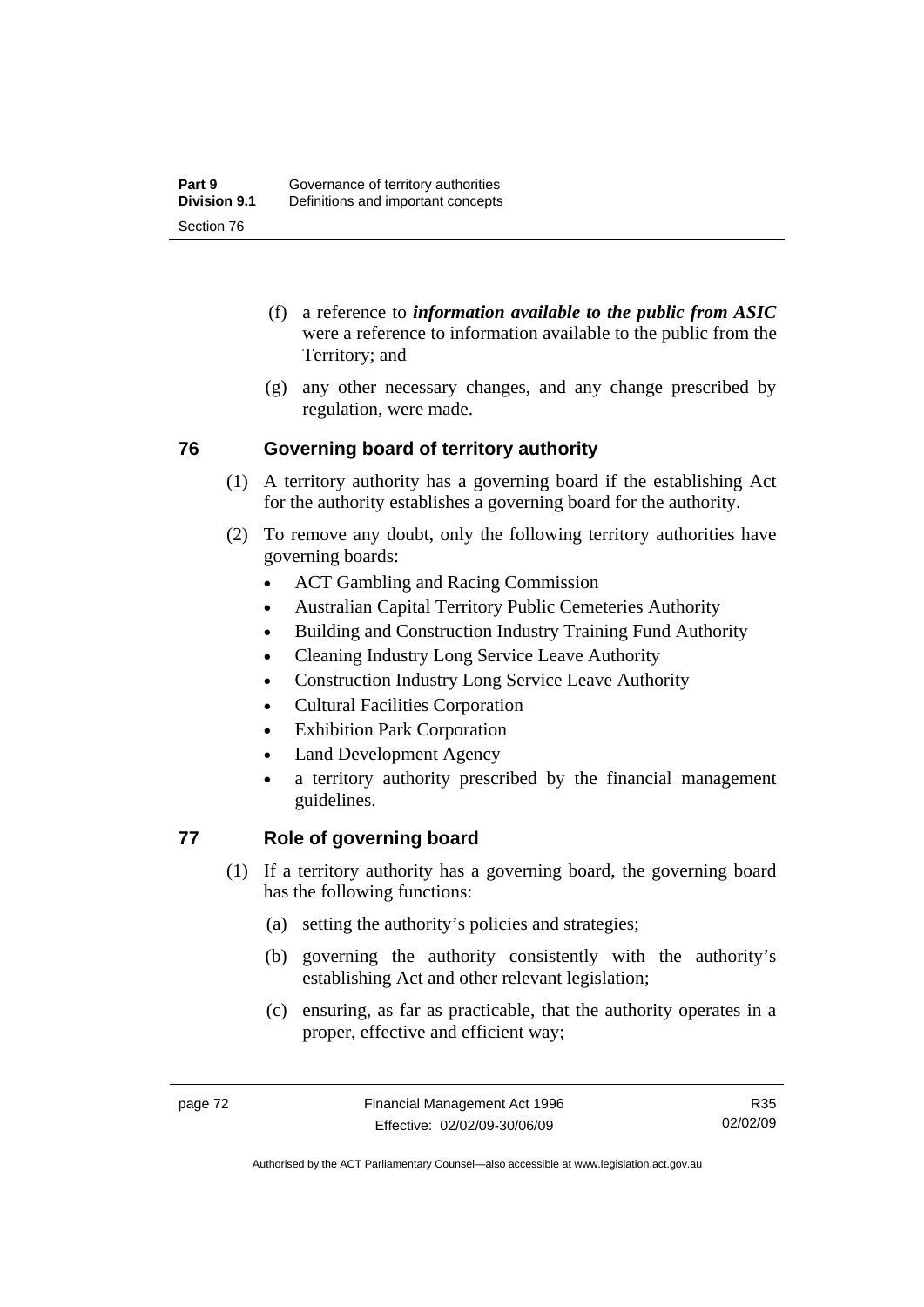(f) a reference to ***information available to the public from ASIC*** were a reference to information available to the public from the Territory; and

(g) any other necessary changes, and any change prescribed by regulation, were made.

## 76 Governing board of territory authority

(1) A territory authority has a governing board if the establishing Act for the authority establishes a governing board for the authority.

(2) To remove any doubt, only the following territory authorities have governing boards:

- ACT Gambling and Racing Commission
- Australian Capital Territory Public Cemeteries Authority
- Building and Construction Industry Training Fund Authority
- Cleaning Industry Long Service Leave Authority
- Construction Industry Long Service Leave Authority
- Cultural Facilities Corporation
- Exhibition Park Corporation
- Land Development Agency
- a territory authority prescribed by the financial management guidelines.

## 77 Role of governing board

(1) If a territory authority has a governing board, the governing board has the following functions:

(a) setting the authority's policies and strategies;

(b) governing the authority consistently with the authority's establishing Act and other relevant legislation;

(c) ensuring, as far as practicable, that the authority operates in a proper, effective and efficient way;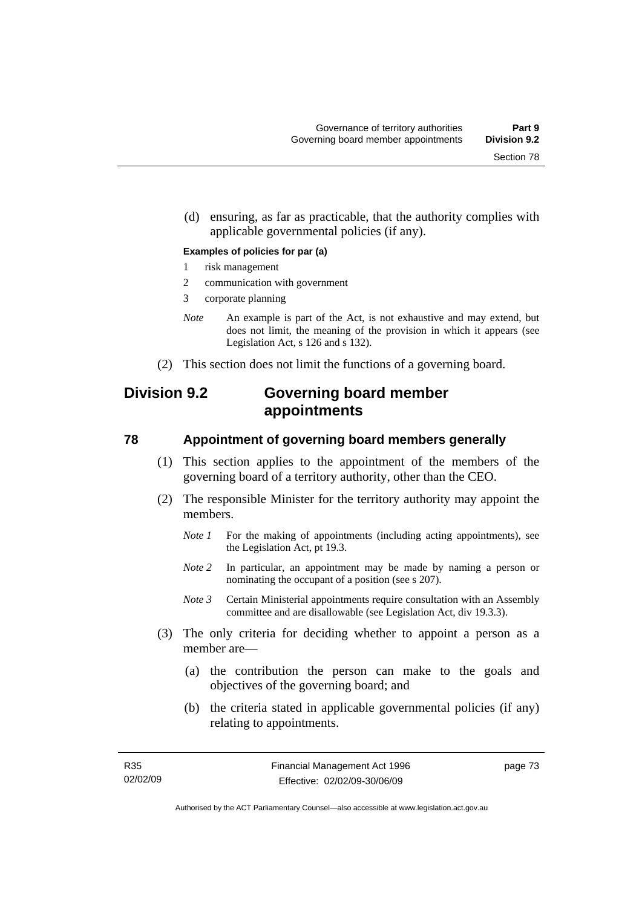(d) ensuring, as far as practicable, that the authority complies with applicable governmental policies (if any).

**Examples of policies for par (a)**

1 risk management

2 communication with government

3 corporate planning

*Note* An example is part of the Act, is not exhaustive and may extend, but does not limit, the meaning of the provision in which it appears (see Legislation Act, s 126 and s 132).

(2) This section does not limit the functions of a governing board.

## Division 9.2 Governing board member appointments

### 78 Appointment of governing board members generally

(1) This section applies to the appointment of the members of the governing board of a territory authority, other than the CEO.

(2) The responsible Minister for the territory authority may appoint the members.

*Note 1* For the making of appointments (including acting appointments), see the Legislation Act, pt 19.3.

*Note 2* In particular, an appointment may be made by naming a person or nominating the occupant of a position (see s 207).

*Note 3* Certain Ministerial appointments require consultation with an Assembly committee and are disallowable (see Legislation Act, div 19.3.3).

(3) The only criteria for deciding whether to appoint a person as a member are—

(a) the contribution the person can make to the goals and objectives of the governing board; and

(b) the criteria stated in applicable governmental policies (if any) relating to appointments.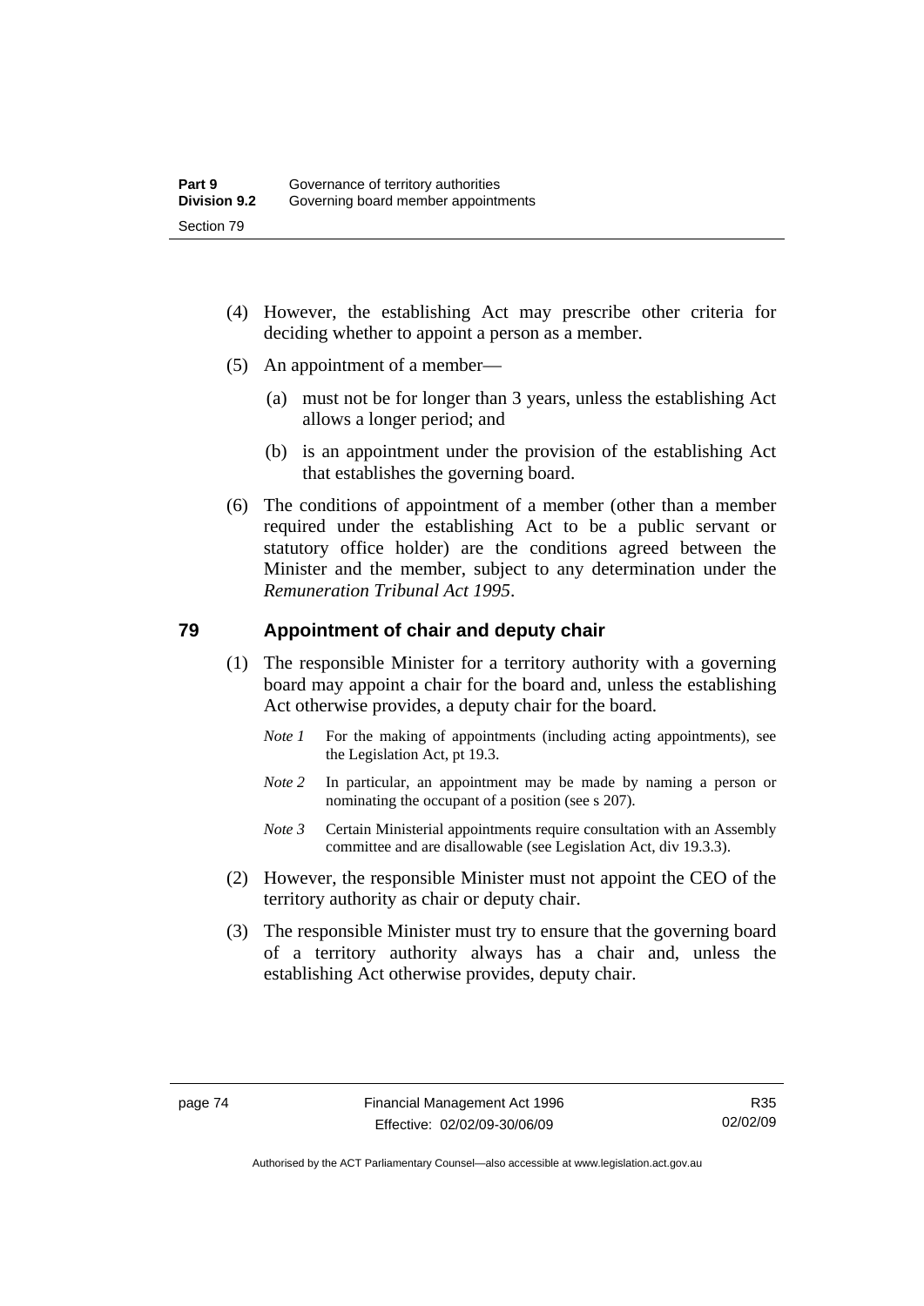(4) However, the establishing Act may prescribe other criteria for deciding whether to appoint a person as a member.

(5) An appointment of a member—

(a) must not be for longer than 3 years, unless the establishing Act allows a longer period; and

(b) is an appointment under the provision of the establishing Act that establishes the governing board.

(6) The conditions of appointment of a member (other than a member required under the establishing Act to be a public servant or statutory office holder) are the conditions agreed between the Minister and the member, subject to any determination under the *Remuneration Tribunal Act 1995*.

## 79 Appointment of chair and deputy chair

(1) The responsible Minister for a territory authority with a governing board may appoint a chair for the board and, unless the establishing Act otherwise provides, a deputy chair for the board.

*Note 1* For the making of appointments (including acting appointments), see the Legislation Act, pt 19.3.

*Note 2* In particular, an appointment may be made by naming a person or nominating the occupant of a position (see s 207).

*Note 3* Certain Ministerial appointments require consultation with an Assembly committee and are disallowable (see Legislation Act, div 19.3.3).

(2) However, the responsible Minister must not appoint the CEO of the territory authority as chair or deputy chair.

(3) The responsible Minister must try to ensure that the governing board of a territory authority always has a chair and, unless the establishing Act otherwise provides, deputy chair.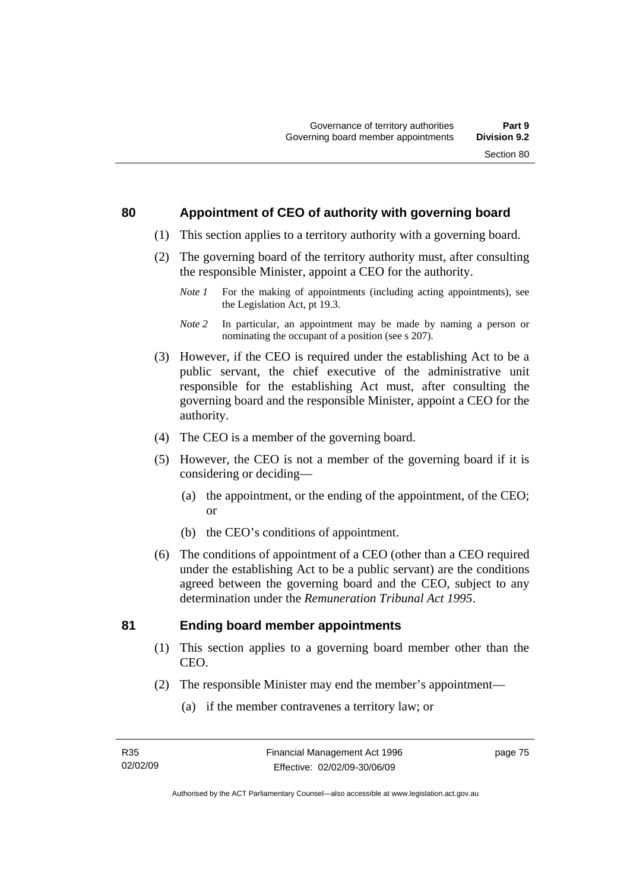## 80 Appointment of CEO of authority with governing board

(1) This section applies to a territory authority with a governing board.

(2) The governing board of the territory authority must, after consulting the responsible Minister, appoint a CEO for the authority.

*Note 1* For the making of appointments (including acting appointments), see the Legislation Act, pt 19.3.

*Note 2* In particular, an appointment may be made by naming a person or nominating the occupant of a position (see s 207).

(3) However, if the CEO is required under the establishing Act to be a public servant, the chief executive of the administrative unit responsible for the establishing Act must, after consulting the governing board and the responsible Minister, appoint a CEO for the authority.

(4) The CEO is a member of the governing board.

(5) However, the CEO is not a member of the governing board if it is considering or deciding—

(a) the appointment, or the ending of the appointment, of the CEO; or

(b) the CEO's conditions of appointment.

(6) The conditions of appointment of a CEO (other than a CEO required under the establishing Act to be a public servant) are the conditions agreed between the governing board and the CEO, subject to any determination under the *Remuneration Tribunal Act 1995*.

## 81 Ending board member appointments

(1) This section applies to a governing board member other than the CEO.

(2) The responsible Minister may end the member's appointment—

(a) if the member contravenes a territory law; or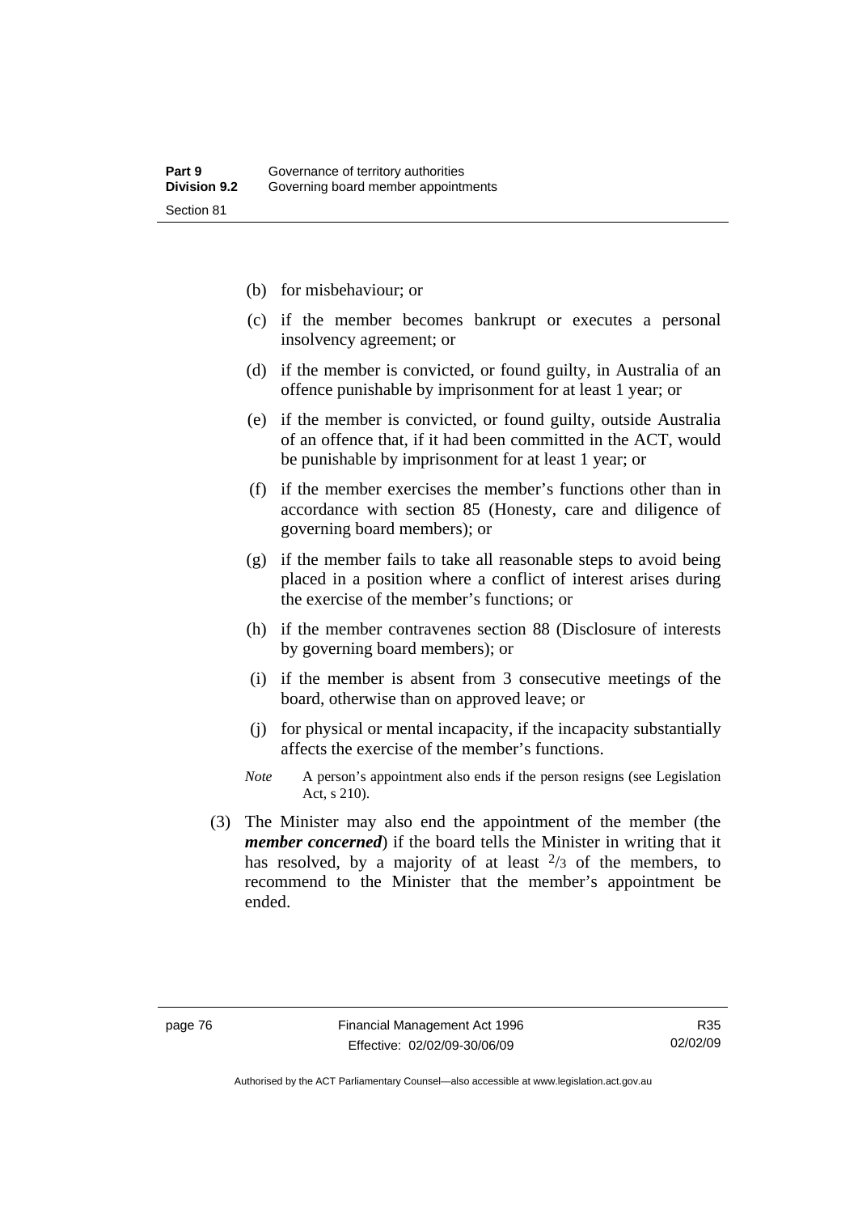(b) for misbehaviour; or

(c) if the member becomes bankrupt or executes a personal insolvency agreement; or

(d) if the member is convicted, or found guilty, in Australia of an offence punishable by imprisonment for at least 1 year; or

(e) if the member is convicted, or found guilty, outside Australia of an offence that, if it had been committed in the ACT, would be punishable by imprisonment for at least 1 year; or

(f) if the member exercises the member's functions other than in accordance with section 85 (Honesty, care and diligence of governing board members); or

(g) if the member fails to take all reasonable steps to avoid being placed in a position where a conflict of interest arises during the exercise of the member's functions; or

(h) if the member contravenes section 88 (Disclosure of interests by governing board members); or

(i) if the member is absent from 3 consecutive meetings of the board, otherwise than on approved leave; or

(j) for physical or mental incapacity, if the incapacity substantially affects the exercise of the member's functions.

*Note* A person's appointment also ends if the person resigns (see Legislation Act, s 210).

(3) The Minister may also end the appointment of the member (the ***member concerned***) if the board tells the Minister in writing that it has resolved, by a majority of at least $^{2}/_{3}$ of the members, to recommend to the Minister that the member's appointment be ended.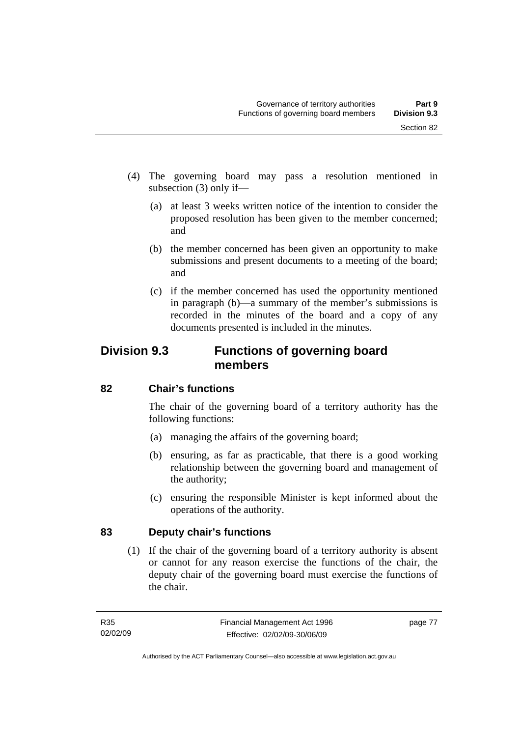(4) The governing board may pass a resolution mentioned in subsection (3) only if—

(a) at least 3 weeks written notice of the intention to consider the proposed resolution has been given to the member concerned; and

(b) the member concerned has been given an opportunity to make submissions and present documents to a meeting of the board; and

(c) if the member concerned has used the opportunity mentioned in paragraph (b)—a summary of the member's submissions is recorded in the minutes of the board and a copy of any documents presented is included in the minutes.

## Division 9.3 Functions of governing board members

### 82 Chair's functions

The chair of the governing board of a territory authority has the following functions:

(a) managing the affairs of the governing board;

(b) ensuring, as far as practicable, that there is a good working relationship between the governing board and management of the authority;

(c) ensuring the responsible Minister is kept informed about the operations of the authority.

### 83 Deputy chair's functions

(1) If the chair of the governing board of a territory authority is absent or cannot for any reason exercise the functions of the chair, the deputy chair of the governing board must exercise the functions of the chair.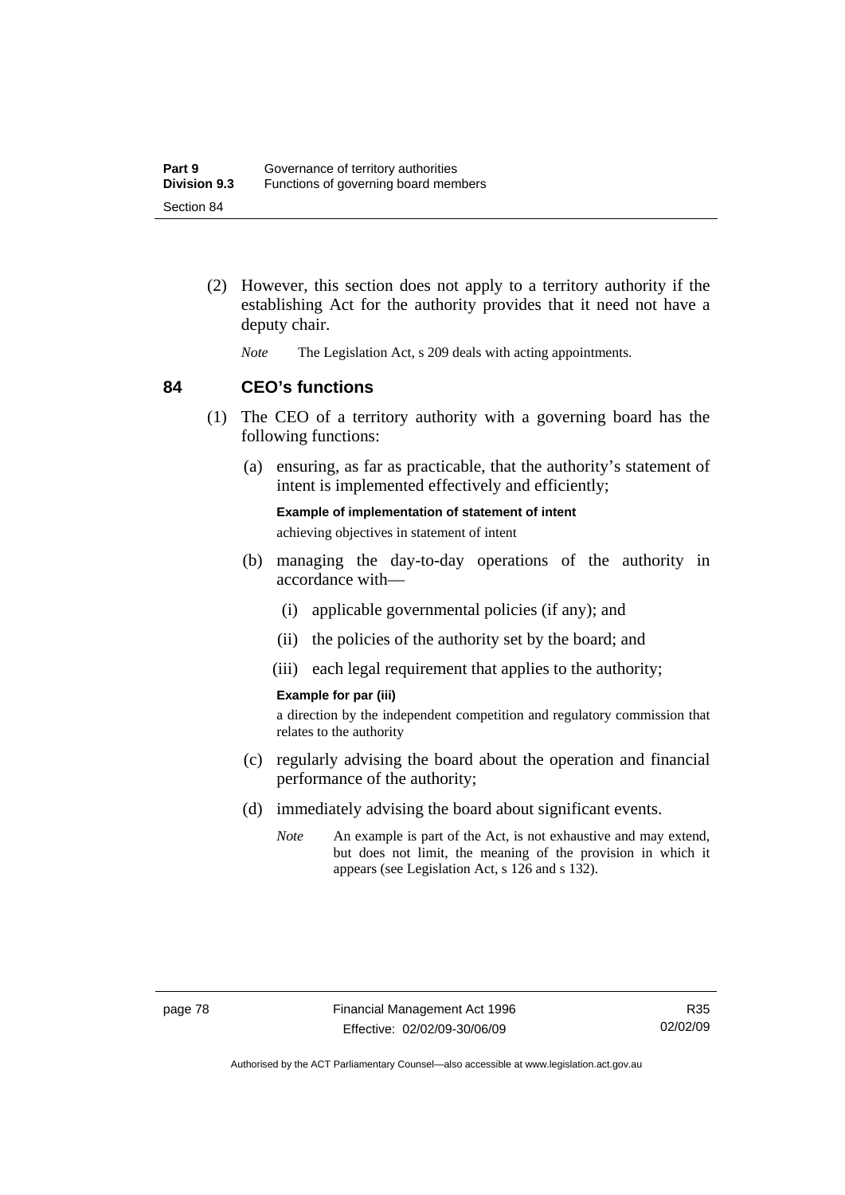(2) However, this section does not apply to a territory authority if the establishing Act for the authority provides that it need not have a deputy chair.

*Note* The Legislation Act, s 209 deals with acting appointments.

## 84 CEO's functions

(1) The CEO of a territory authority with a governing board has the following functions:

(a) ensuring, as far as practicable, that the authority's statement of intent is implemented effectively and efficiently;

**Example of implementation of statement of intent**

achieving objectives in statement of intent

(b) managing the day-to-day operations of the authority in accordance with—

(i) applicable governmental policies (if any); and

(ii) the policies of the authority set by the board; and

(iii) each legal requirement that applies to the authority;

**Example for par (iii)**

a direction by the independent competition and regulatory commission that relates to the authority

(c) regularly advising the board about the operation and financial performance of the authority;

(d) immediately advising the board about significant events.

*Note* An example is part of the Act, is not exhaustive and may extend, but does not limit, the meaning of the provision in which it appears (see Legislation Act, s 126 and s 132).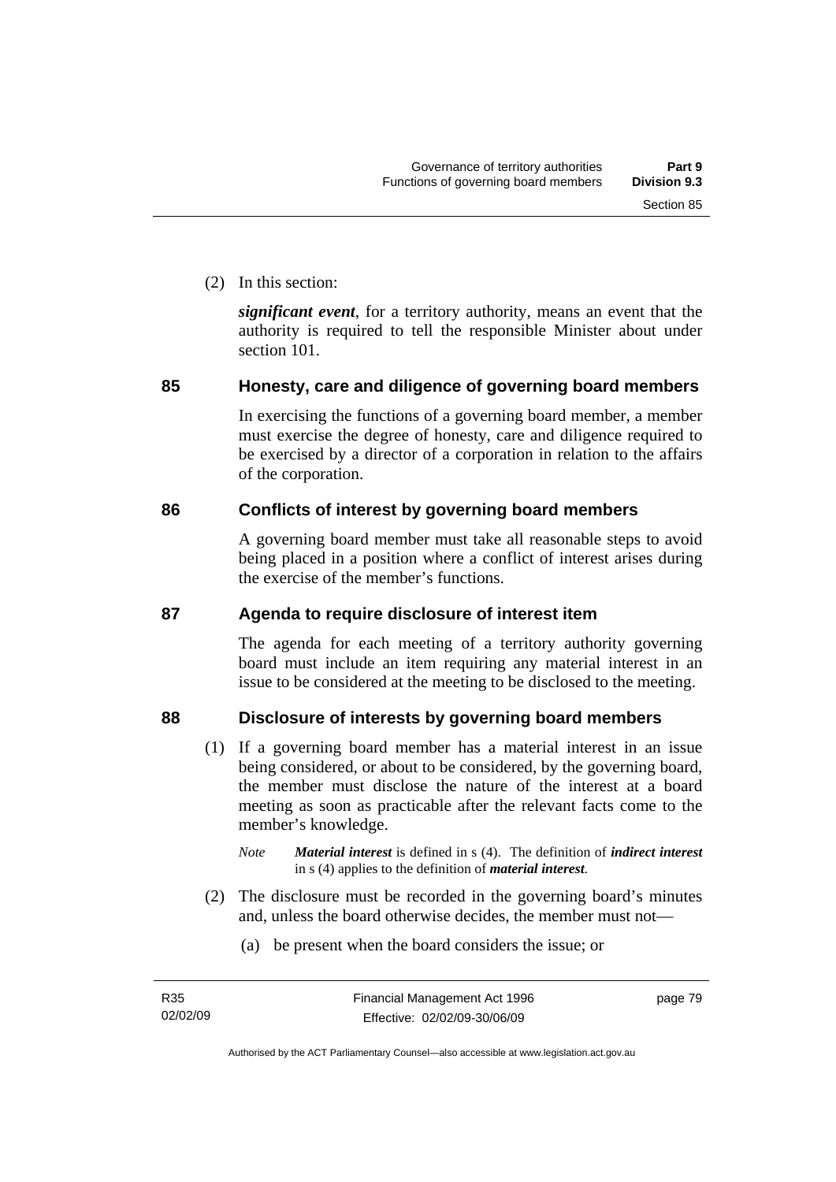(2) In this section:

***significant event***, for a territory authority, means an event that the authority is required to tell the responsible Minister about under section 101.

## 85 Honesty, care and diligence of governing board members

In exercising the functions of a governing board member, a member must exercise the degree of honesty, care and diligence required to be exercised by a director of a corporation in relation to the affairs of the corporation.

## 86 Conflicts of interest by governing board members

A governing board member must take all reasonable steps to avoid being placed in a position where a conflict of interest arises during the exercise of the member's functions.

## 87 Agenda to require disclosure of interest item

The agenda for each meeting of a territory authority governing board must include an item requiring any material interest in an issue to be considered at the meeting to be disclosed to the meeting.

## 88 Disclosure of interests by governing board members

(1) If a governing board member has a material interest in an issue being considered, or about to be considered, by the governing board, the member must disclose the nature of the interest at a board meeting as soon as practicable after the relevant facts come to the member's knowledge.

*Note* ***Material interest*** is defined in s (4). The definition of ***indirect interest*** in s (4) applies to the definition of ***material interest***.

(2) The disclosure must be recorded in the governing board's minutes and, unless the board otherwise decides, the member must not—

(a) be present when the board considers the issue; or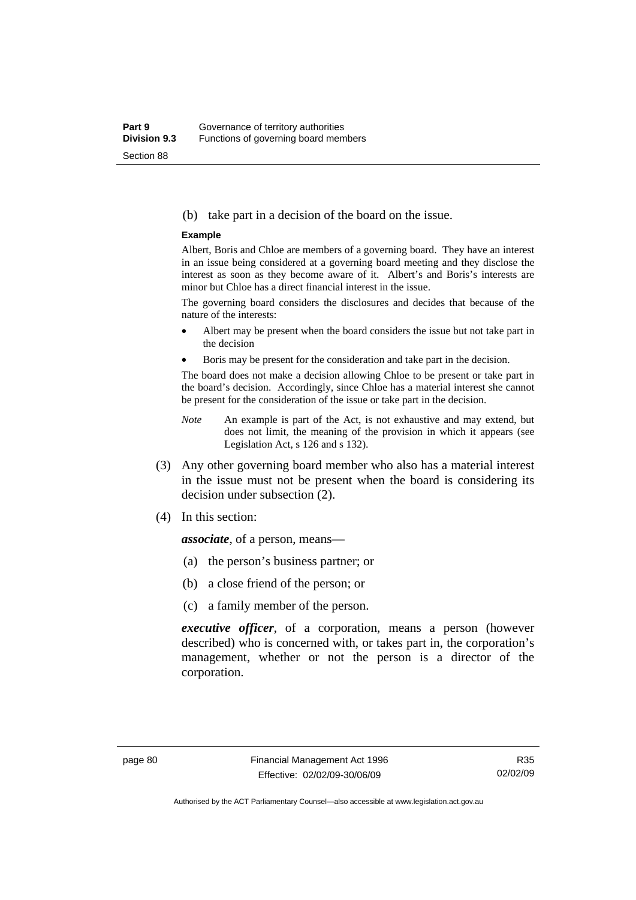(b) take part in a decision of the board on the issue.

**Example**

Albert, Boris and Chloe are members of a governing board. They have an interest in an issue being considered at a governing board meeting and they disclose the interest as soon as they become aware of it. Albert's and Boris's interests are minor but Chloe has a direct financial interest in the issue.

The governing board considers the disclosures and decides that because of the nature of the interests:

- Albert may be present when the board considers the issue but not take part in the decision
- Boris may be present for the consideration and take part in the decision.

The board does not make a decision allowing Chloe to be present or take part in the board's decision. Accordingly, since Chloe has a material interest she cannot be present for the consideration of the issue or take part in the decision.

*Note* An example is part of the Act, is not exhaustive and may extend, but does not limit, the meaning of the provision in which it appears (see Legislation Act, s 126 and s 132).

(3) Any other governing board member who also has a material interest in the issue must not be present when the board is considering its decision under subsection (2).

(4) In this section:

***associate***, of a person, means—

(a) the person's business partner; or

(b) a close friend of the person; or

(c) a family member of the person.

***executive officer***, of a corporation, means a person (however described) who is concerned with, or takes part in, the corporation's management, whether or not the person is a director of the corporation.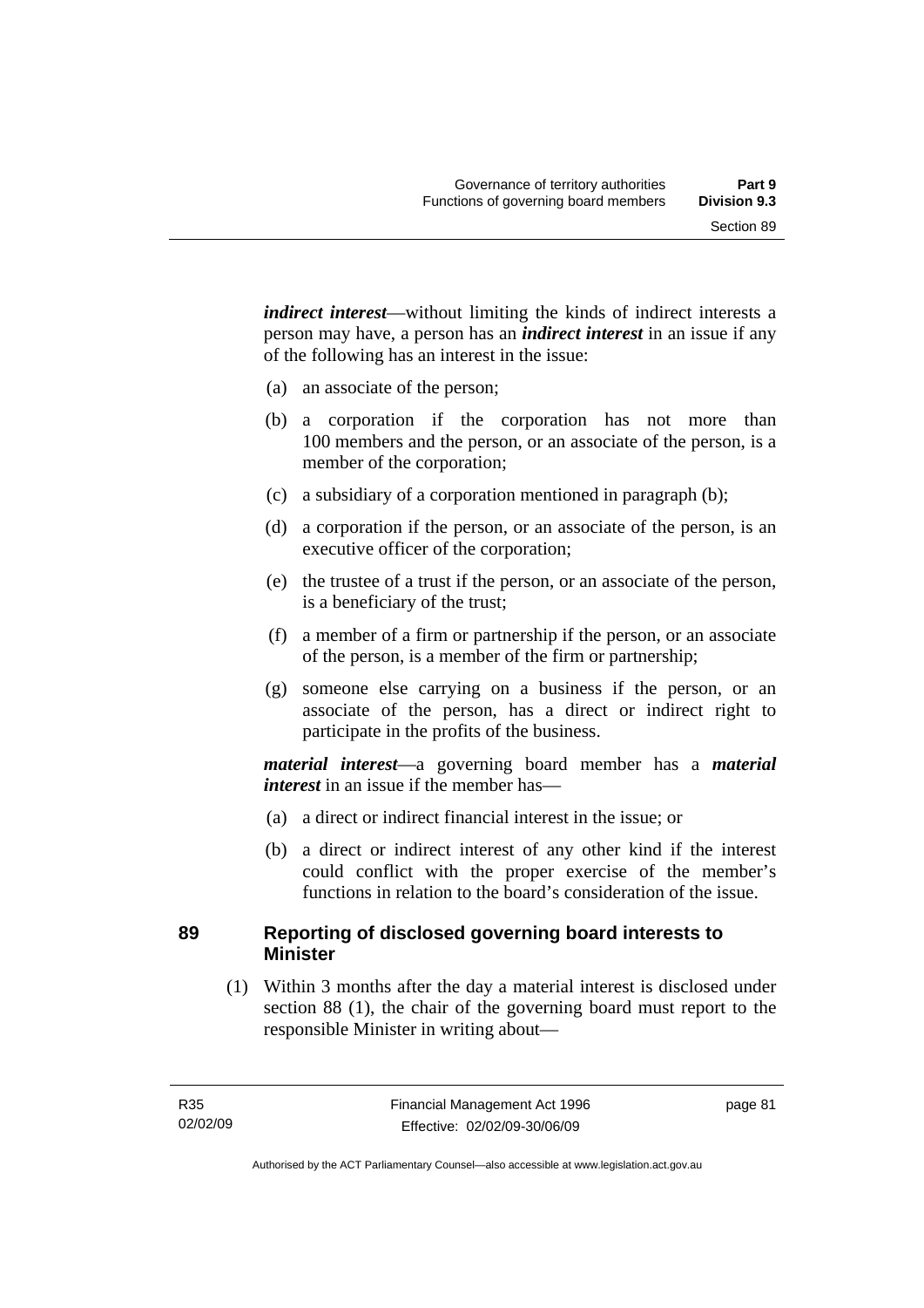***indirect interest***—without limiting the kinds of indirect interests a person may have, a person has an ***indirect interest*** in an issue if any of the following has an interest in the issue:

(a) an associate of the person;

(b) a corporation if the corporation has not more than 100 members and the person, or an associate of the person, is a member of the corporation;

(c) a subsidiary of a corporation mentioned in paragraph (b);

(d) a corporation if the person, or an associate of the person, is an executive officer of the corporation;

(e) the trustee of a trust if the person, or an associate of the person, is a beneficiary of the trust;

(f) a member of a firm or partnership if the person, or an associate of the person, is a member of the firm or partnership;

(g) someone else carrying on a business if the person, or an associate of the person, has a direct or indirect right to participate in the profits of the business.

***material interest***—a governing board member has a ***material interest*** in an issue if the member has—

(a) a direct or indirect financial interest in the issue; or

(b) a direct or indirect interest of any other kind if the interest could conflict with the proper exercise of the member's functions in relation to the board's consideration of the issue.

## 89 Reporting of disclosed governing board interests to Minister

(1) Within 3 months after the day a material interest is disclosed under section 88 (1), the chair of the governing board must report to the responsible Minister in writing about—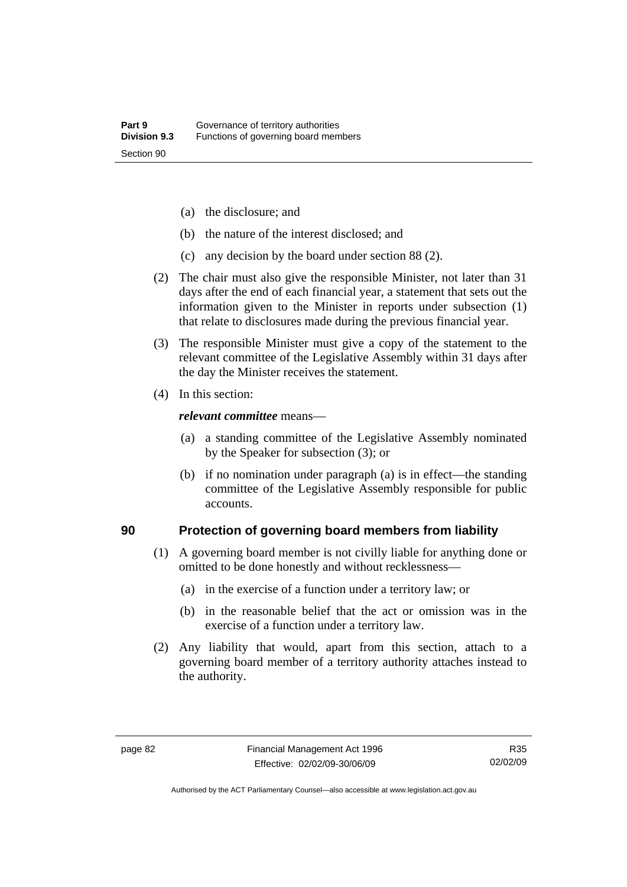(a) the disclosure; and

(b) the nature of the interest disclosed; and

(c) any decision by the board under section 88 (2).

(2) The chair must also give the responsible Minister, not later than 31 days after the end of each financial year, a statement that sets out the information given to the Minister in reports under subsection (1) that relate to disclosures made during the previous financial year.

(3) The responsible Minister must give a copy of the statement to the relevant committee of the Legislative Assembly within 31 days after the day the Minister receives the statement.

(4) In this section:

***relevant committee*** means—

(a) a standing committee of the Legislative Assembly nominated by the Speaker for subsection (3); or

(b) if no nomination under paragraph (a) is in effect—the standing committee of the Legislative Assembly responsible for public accounts.

## 90 Protection of governing board members from liability

(1) A governing board member is not civilly liable for anything done or omitted to be done honestly and without recklessness—

(a) in the exercise of a function under a territory law; or

(b) in the reasonable belief that the act or omission was in the exercise of a function under a territory law.

(2) Any liability that would, apart from this section, attach to a governing board member of a territory authority attaches instead to the authority.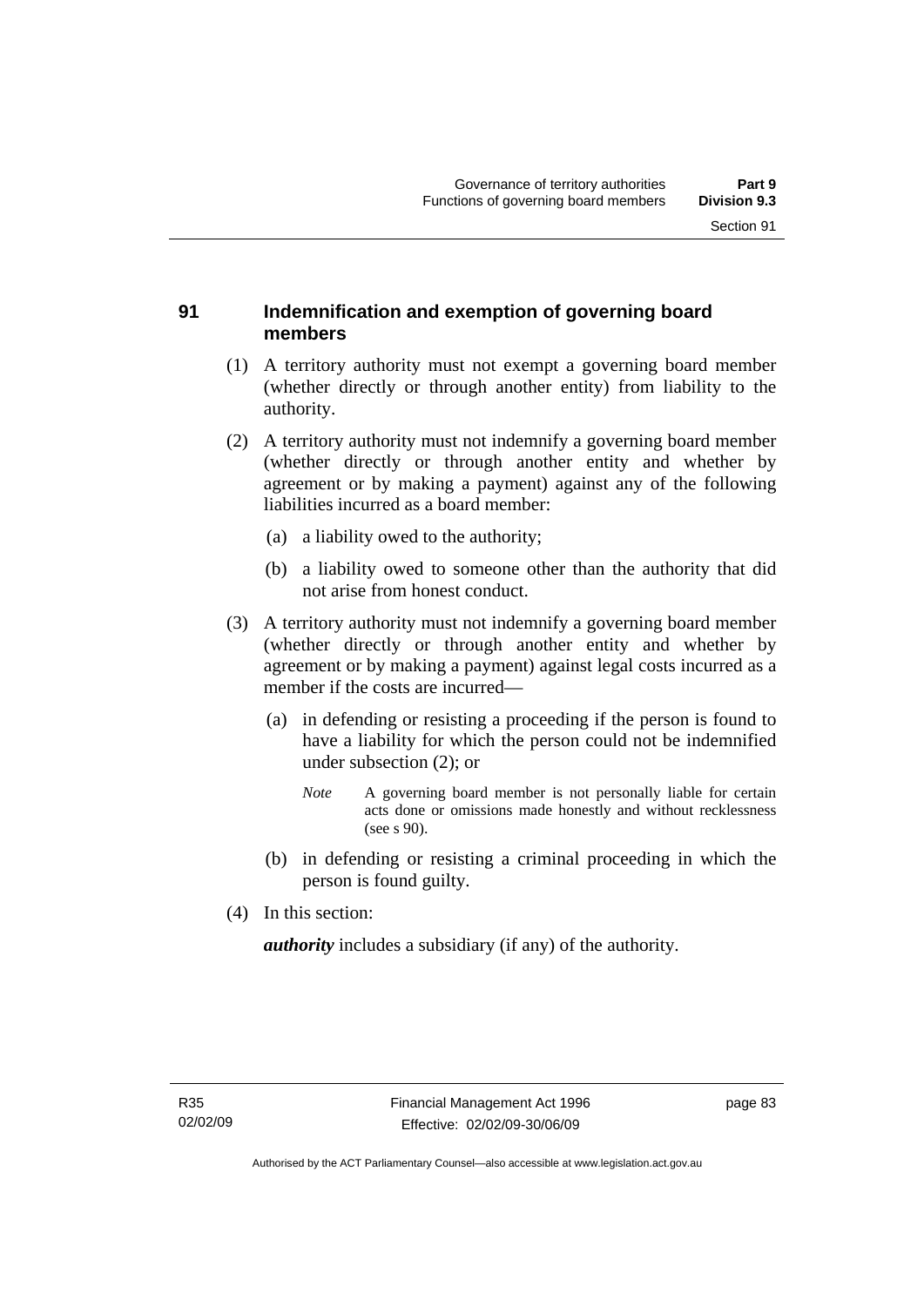## 91 Indemnification and exemption of governing board members

(1) A territory authority must not exempt a governing board member (whether directly or through another entity) from liability to the authority.

(2) A territory authority must not indemnify a governing board member (whether directly or through another entity and whether by agreement or by making a payment) against any of the following liabilities incurred as a board member:

  (a) a liability owed to the authority;

  (b) a liability owed to someone other than the authority that did not arise from honest conduct.

(3) A territory authority must not indemnify a governing board member (whether directly or through another entity and whether by agreement or by making a payment) against legal costs incurred as a member if the costs are incurred—

  (a) in defending or resisting a proceeding if the person is found to have a liability for which the person could not be indemnified under subsection (2); or

  *Note* A governing board member is not personally liable for certain acts done or omissions made honestly and without recklessness (see s 90).

  (b) in defending or resisting a criminal proceeding in which the person is found guilty.

(4) In this section:

***authority*** includes a subsidiary (if any) of the authority.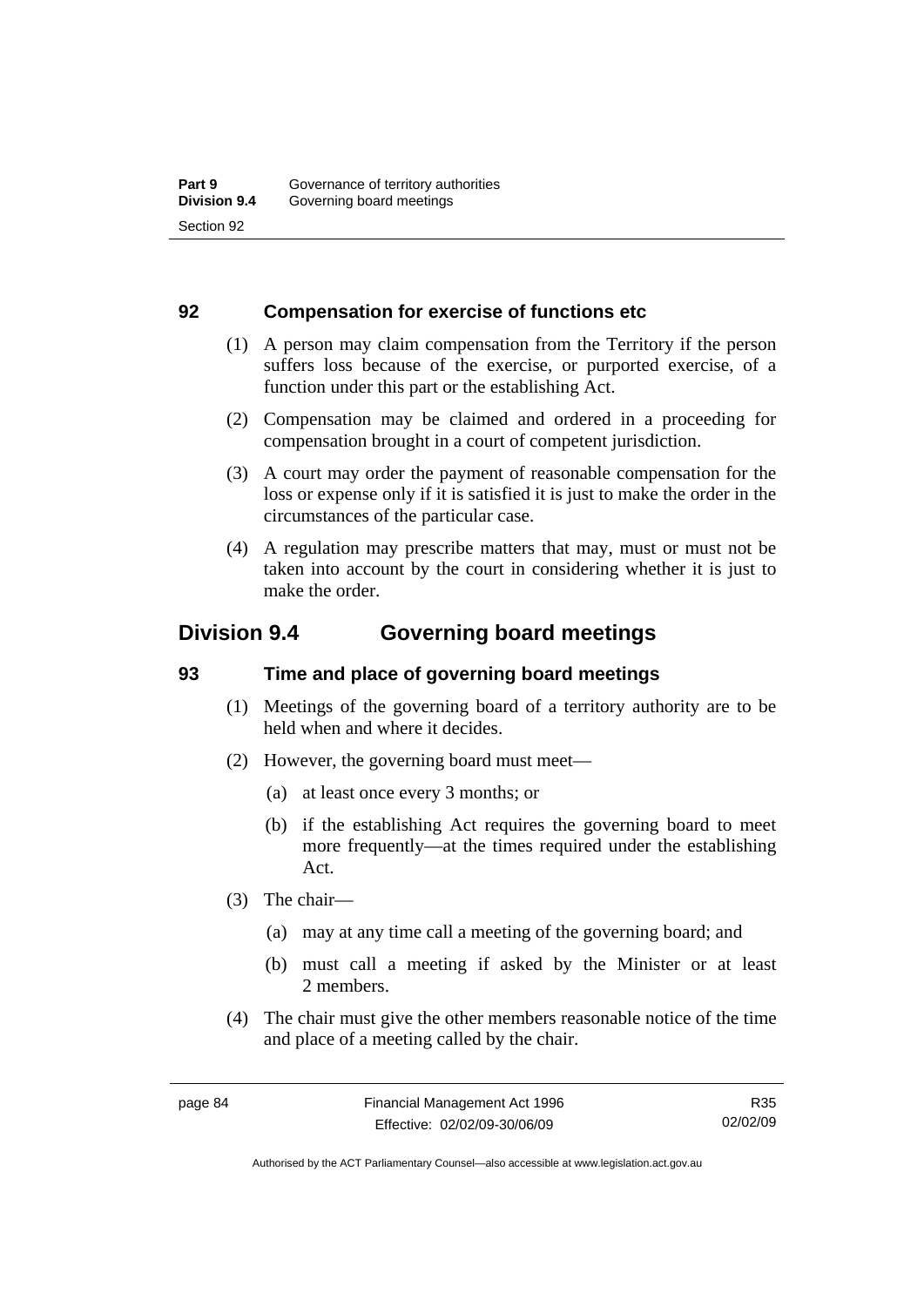## 92 Compensation for exercise of functions etc

(1) A person may claim compensation from the Territory if the person suffers loss because of the exercise, or purported exercise, of a function under this part or the establishing Act.

(2) Compensation may be claimed and ordered in a proceeding for compensation brought in a court of competent jurisdiction.

(3) A court may order the payment of reasonable compensation for the loss or expense only if it is satisfied it is just to make the order in the circumstances of the particular case.

(4) A regulation may prescribe matters that may, must or must not be taken into account by the court in considering whether it is just to make the order.

# Division 9.4 Governing board meetings

## 93 Time and place of governing board meetings

(1) Meetings of the governing board of a territory authority are to be held when and where it decides.

(2) However, the governing board must meet—

- (a) at least once every 3 months; or
- (b) if the establishing Act requires the governing board to meet more frequently—at the times required under the establishing Act.

(3) The chair—

- (a) may at any time call a meeting of the governing board; and
- (b) must call a meeting if asked by the Minister or at least 2 members.

(4) The chair must give the other members reasonable notice of the time and place of a meeting called by the chair.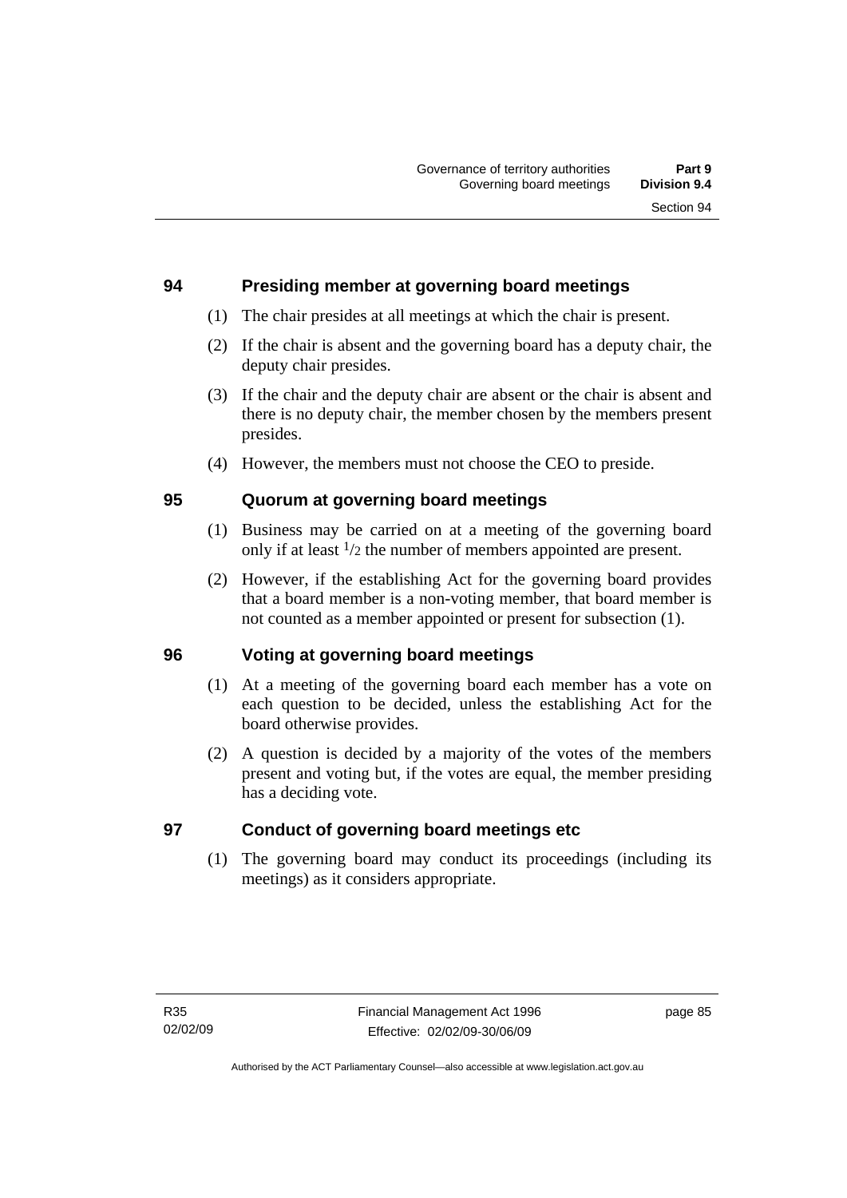## 94 Presiding member at governing board meetings

(1) The chair presides at all meetings at which the chair is present.

(2) If the chair is absent and the governing board has a deputy chair, the deputy chair presides.

(3) If the chair and the deputy chair are absent or the chair is absent and there is no deputy chair, the member chosen by the members present presides.

(4) However, the members must not choose the CEO to preside.

## 95 Quorum at governing board meetings

(1) Business may be carried on at a meeting of the governing board only if at least $^{1}/_{2}$ the number of members appointed are present.

(2) However, if the establishing Act for the governing board provides that a board member is a non-voting member, that board member is not counted as a member appointed or present for subsection (1).

## 96 Voting at governing board meetings

(1) At a meeting of the governing board each member has a vote on each question to be decided, unless the establishing Act for the board otherwise provides.

(2) A question is decided by a majority of the votes of the members present and voting but, if the votes are equal, the member presiding has a deciding vote.

## 97 Conduct of governing board meetings etc

(1) The governing board may conduct its proceedings (including its meetings) as it considers appropriate.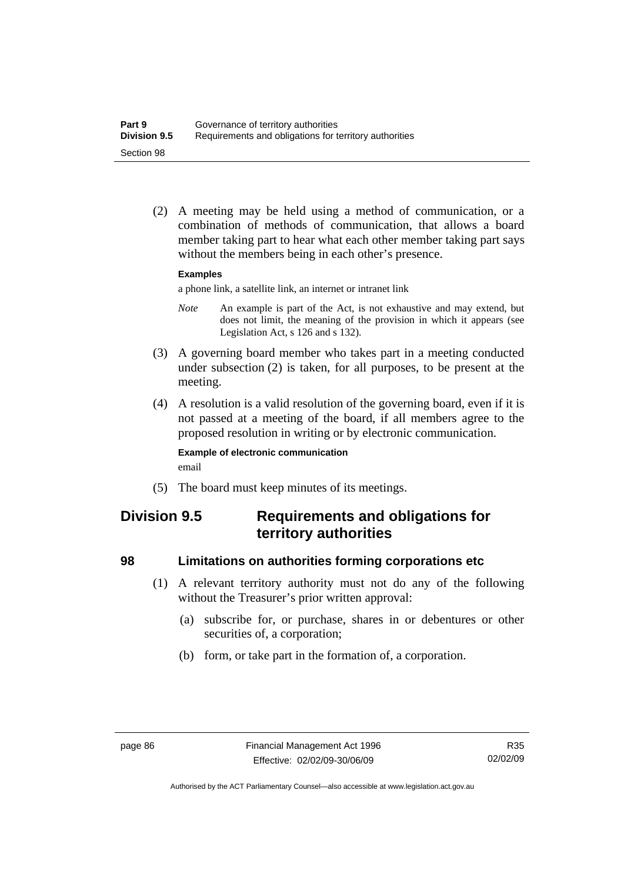(2) A meeting may be held using a method of communication, or a combination of methods of communication, that allows a board member taking part to hear what each other member taking part says without the members being in each other's presence.

**Examples**

a phone link, a satellite link, an internet or intranet link

*Note* An example is part of the Act, is not exhaustive and may extend, but does not limit, the meaning of the provision in which it appears (see Legislation Act, s 126 and s 132).

(3) A governing board member who takes part in a meeting conducted under subsection (2) is taken, for all purposes, to be present at the meeting.

(4) A resolution is a valid resolution of the governing board, even if it is not passed at a meeting of the board, if all members agree to the proposed resolution in writing or by electronic communication.

**Example of electronic communication**

email

(5) The board must keep minutes of its meetings.

## Division 9.5 Requirements and obligations for territory authorities

### 98 Limitations on authorities forming corporations etc

(1) A relevant territory authority must not do any of the following without the Treasurer's prior written approval:

(a) subscribe for, or purchase, shares in or debentures or other securities of, a corporation;

(b) form, or take part in the formation of, a corporation.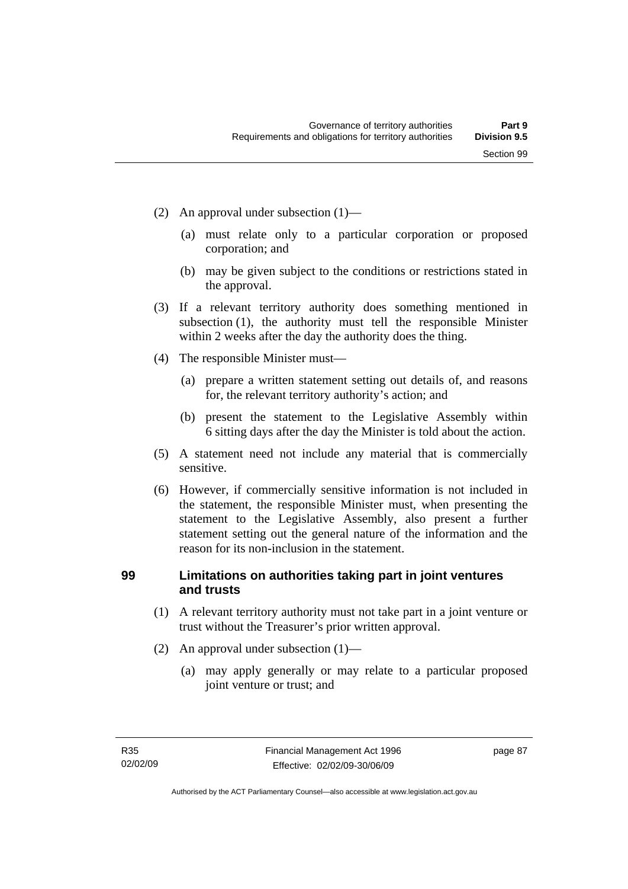(2) An approval under subsection (1)—

(a) must relate only to a particular corporation or proposed corporation; and

(b) may be given subject to the conditions or restrictions stated in the approval.

(3) If a relevant territory authority does something mentioned in subsection (1), the authority must tell the responsible Minister within 2 weeks after the day the authority does the thing.

(4) The responsible Minister must—

(a) prepare a written statement setting out details of, and reasons for, the relevant territory authority's action; and

(b) present the statement to the Legislative Assembly within 6 sitting days after the day the Minister is told about the action.

(5) A statement need not include any material that is commercially sensitive.

(6) However, if commercially sensitive information is not included in the statement, the responsible Minister must, when presenting the statement to the Legislative Assembly, also present a further statement setting out the general nature of the information and the reason for its non-inclusion in the statement.

## 99 Limitations on authorities taking part in joint ventures and trusts

(1) A relevant territory authority must not take part in a joint venture or trust without the Treasurer's prior written approval.

(2) An approval under subsection (1)—

(a) may apply generally or may relate to a particular proposed joint venture or trust; and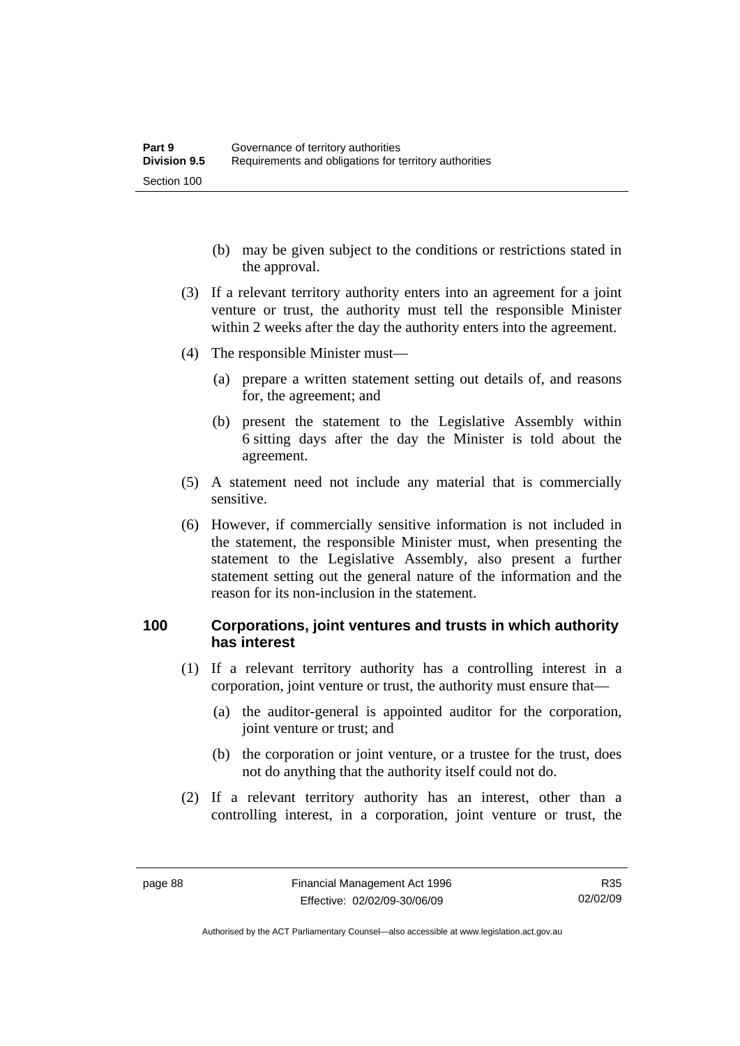(b) may be given subject to the conditions or restrictions stated in the approval.

(3) If a relevant territory authority enters into an agreement for a joint venture or trust, the authority must tell the responsible Minister within 2 weeks after the day the authority enters into the agreement.

(4) The responsible Minister must—

(a) prepare a written statement setting out details of, and reasons for, the agreement; and

(b) present the statement to the Legislative Assembly within 6 sitting days after the day the Minister is told about the agreement.

(5) A statement need not include any material that is commercially sensitive.

(6) However, if commercially sensitive information is not included in the statement, the responsible Minister must, when presenting the statement to the Legislative Assembly, also present a further statement setting out the general nature of the information and the reason for its non-inclusion in the statement.

## 100 Corporations, joint ventures and trusts in which authority has interest

(1) If a relevant territory authority has a controlling interest in a corporation, joint venture or trust, the authority must ensure that—

(a) the auditor-general is appointed auditor for the corporation, joint venture or trust; and

(b) the corporation or joint venture, or a trustee for the trust, does not do anything that the authority itself could not do.

(2) If a relevant territory authority has an interest, other than a controlling interest, in a corporation, joint venture or trust, the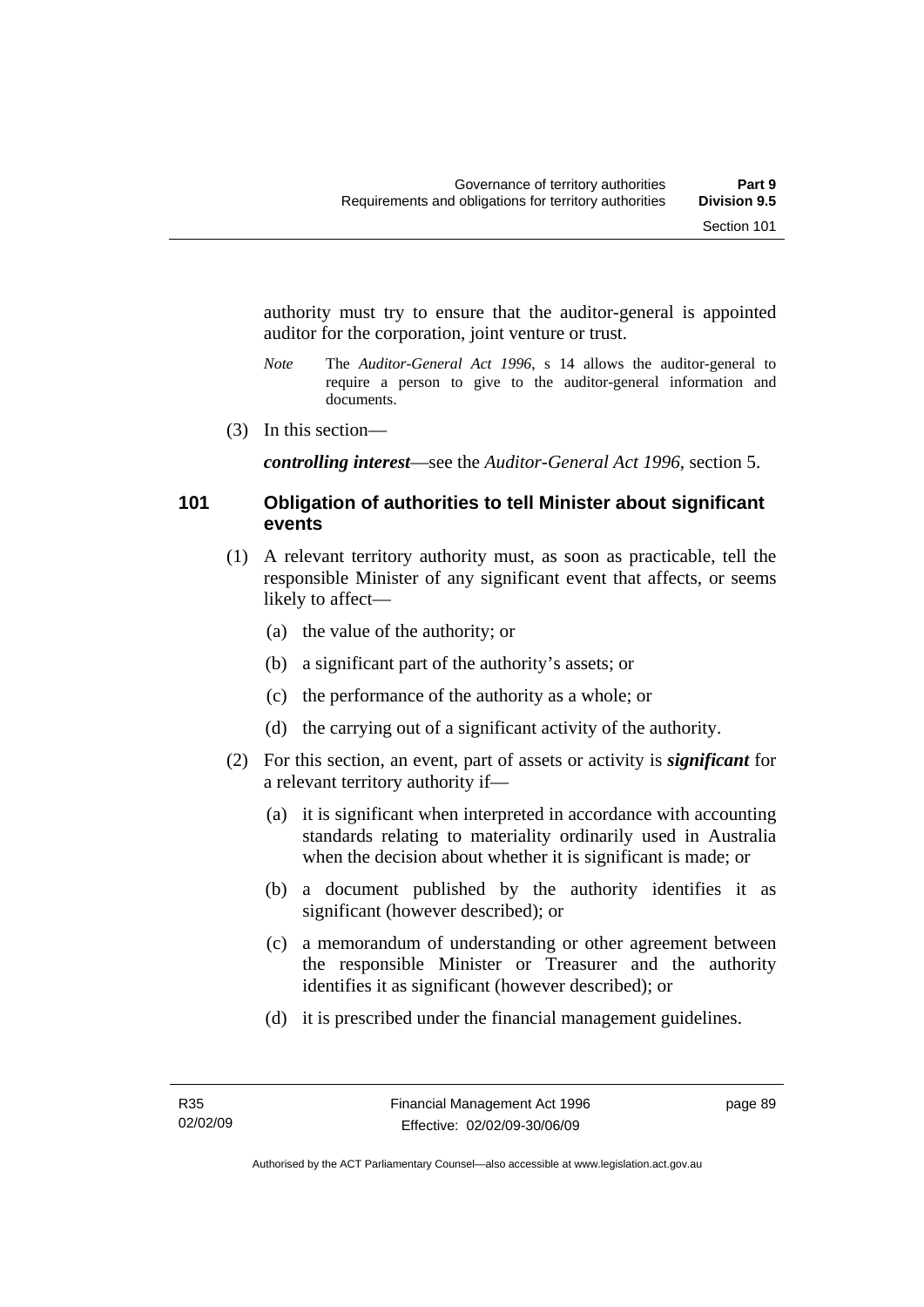authority must try to ensure that the auditor-general is appointed auditor for the corporation, joint venture or trust.

*Note* The *Auditor-General Act 1996*, s 14 allows the auditor-general to require a person to give to the auditor-general information and documents.

(3) In this section—

***controlling interest***—see the *Auditor-General Act 1996*, section 5.

## 101 Obligation of authorities to tell Minister about significant events

(1) A relevant territory authority must, as soon as practicable, tell the responsible Minister of any significant event that affects, or seems likely to affect—

(a) the value of the authority; or

(b) a significant part of the authority's assets; or

(c) the performance of the authority as a whole; or

(d) the carrying out of a significant activity of the authority.

(2) For this section, an event, part of assets or activity is ***significant*** for a relevant territory authority if—

(a) it is significant when interpreted in accordance with accounting standards relating to materiality ordinarily used in Australia when the decision about whether it is significant is made; or

(b) a document published by the authority identifies it as significant (however described); or

(c) a memorandum of understanding or other agreement between the responsible Minister or Treasurer and the authority identifies it as significant (however described); or

(d) it is prescribed under the financial management guidelines.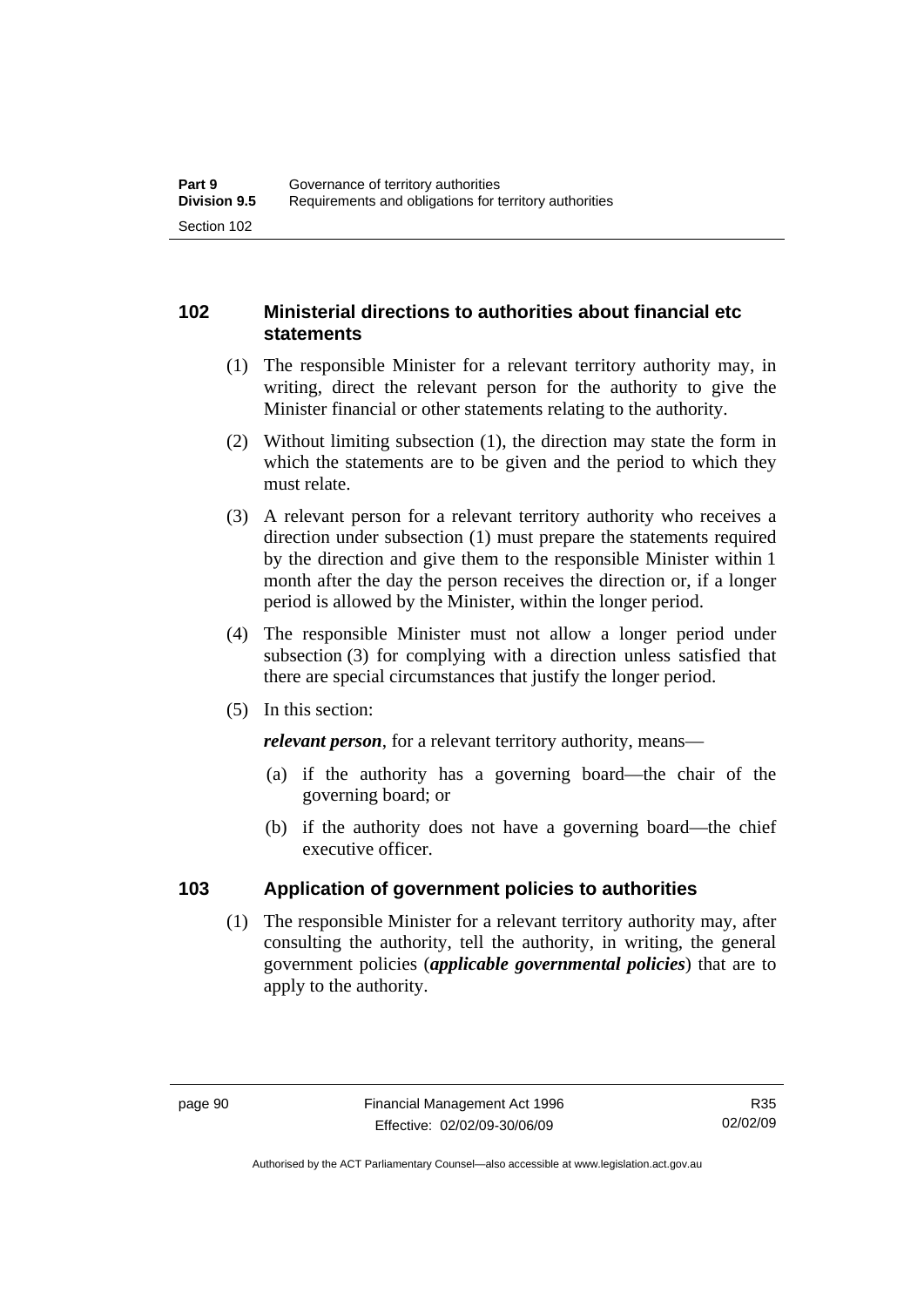## 102 Ministerial directions to authorities about financial etc statements

(1) The responsible Minister for a relevant territory authority may, in writing, direct the relevant person for the authority to give the Minister financial or other statements relating to the authority.

(2) Without limiting subsection (1), the direction may state the form in which the statements are to be given and the period to which they must relate.

(3) A relevant person for a relevant territory authority who receives a direction under subsection (1) must prepare the statements required by the direction and give them to the responsible Minister within 1 month after the day the person receives the direction or, if a longer period is allowed by the Minister, within the longer period.

(4) The responsible Minister must not allow a longer period under subsection (3) for complying with a direction unless satisfied that there are special circumstances that justify the longer period.

(5) In this section:

***relevant person***, for a relevant territory authority, means—

(a) if the authority has a governing board—the chair of the governing board; or

(b) if the authority does not have a governing board—the chief executive officer.

## 103 Application of government policies to authorities

(1) The responsible Minister for a relevant territory authority may, after consulting the authority, tell the authority, in writing, the general government policies (***applicable governmental policies***) that are to apply to the authority.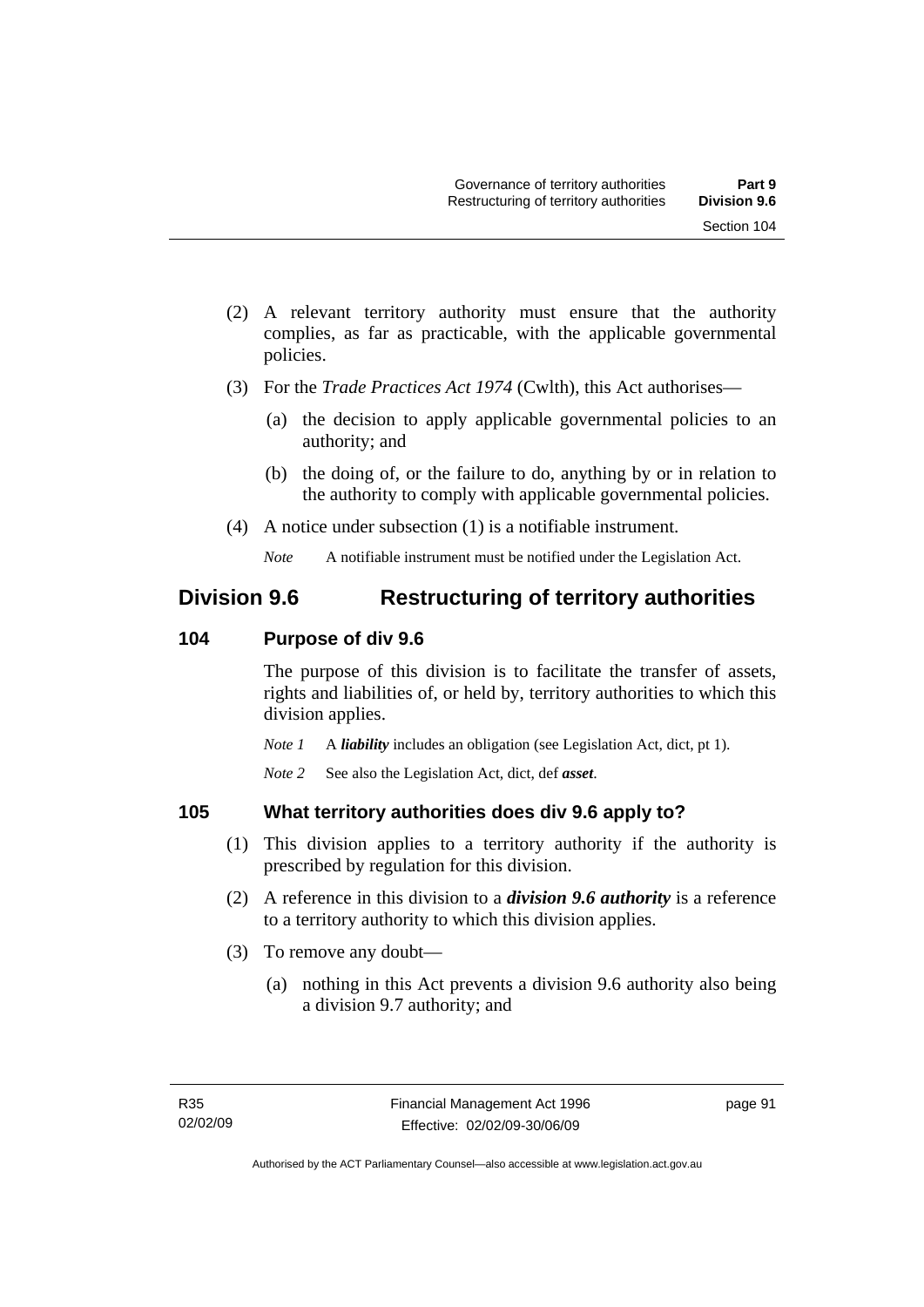(2) A relevant territory authority must ensure that the authority complies, as far as practicable, with the applicable governmental policies.

(3) For the *Trade Practices Act 1974* (Cwlth), this Act authorises—

(a) the decision to apply applicable governmental policies to an authority; and

(b) the doing of, or the failure to do, anything by or in relation to the authority to comply with applicable governmental policies.

(4) A notice under subsection (1) is a notifiable instrument.

*Note* A notifiable instrument must be notified under the Legislation Act.

## Division 9.6 Restructuring of territory authorities

### 104 Purpose of div 9.6

The purpose of this division is to facilitate the transfer of assets, rights and liabilities of, or held by, territory authorities to which this division applies.

*Note 1* A ***liability*** includes an obligation (see Legislation Act, dict, pt 1).

*Note 2* See also the Legislation Act, dict, def ***asset***.

### 105 What territory authorities does div 9.6 apply to?

(1) This division applies to a territory authority if the authority is prescribed by regulation for this division.

(2) A reference in this division to a ***division 9.6 authority*** is a reference to a territory authority to which this division applies.

(3) To remove any doubt—

(a) nothing in this Act prevents a division 9.6 authority also being a division 9.7 authority; and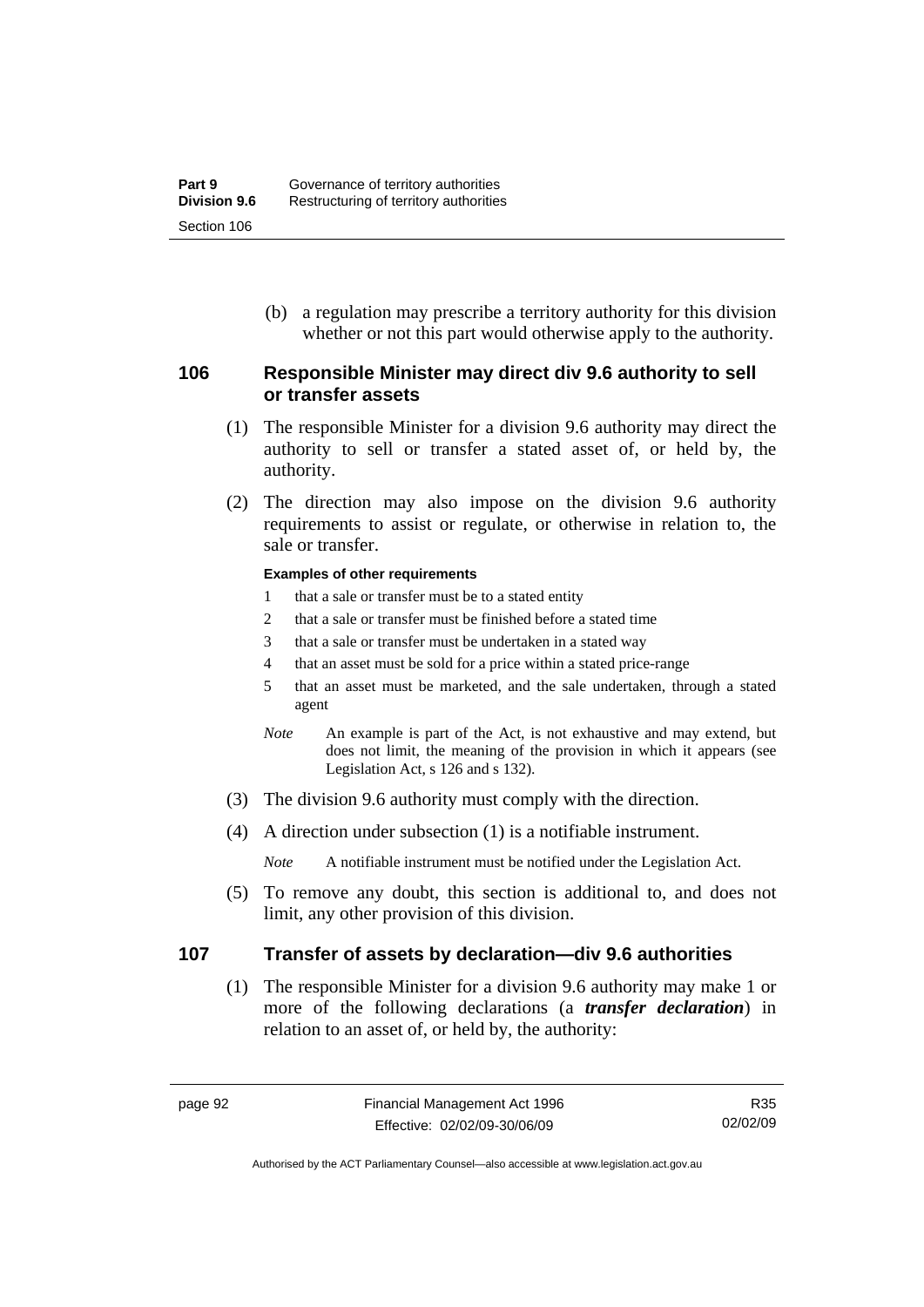(b) a regulation may prescribe a territory authority for this division whether or not this part would otherwise apply to the authority.

### 106 Responsible Minister may direct div 9.6 authority to sell or transfer assets

(1) The responsible Minister for a division 9.6 authority may direct the authority to sell or transfer a stated asset of, or held by, the authority.

(2) The direction may also impose on the division 9.6 authority requirements to assist or regulate, or otherwise in relation to, the sale or transfer.

**Examples of other requirements**

1 that a sale or transfer must be to a stated entity

2 that a sale or transfer must be finished before a stated time

3 that a sale or transfer must be undertaken in a stated way

4 that an asset must be sold for a price within a stated price-range

5 that an asset must be marketed, and the sale undertaken, through a stated agent

*Note* An example is part of the Act, is not exhaustive and may extend, but does not limit, the meaning of the provision in which it appears (see Legislation Act, s 126 and s 132).

(3) The division 9.6 authority must comply with the direction.

(4) A direction under subsection (1) is a notifiable instrument.

*Note* A notifiable instrument must be notified under the Legislation Act.

(5) To remove any doubt, this section is additional to, and does not limit, any other provision of this division.

### 107 Transfer of assets by declaration—div 9.6 authorities

(1) The responsible Minister for a division 9.6 authority may make 1 or more of the following declarations (a ***transfer declaration***) in relation to an asset of, or held by, the authority: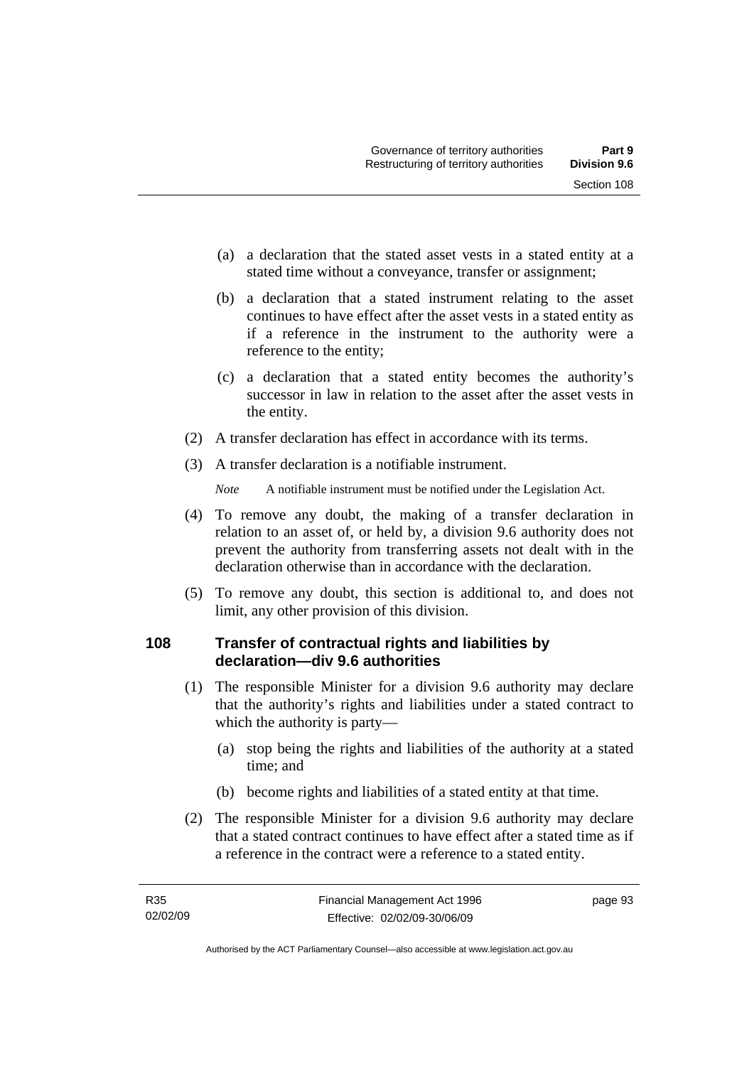(a) a declaration that the stated asset vests in a stated entity at a stated time without a conveyance, transfer or assignment;

(b) a declaration that a stated instrument relating to the asset continues to have effect after the asset vests in a stated entity as if a reference in the instrument to the authority were a reference to the entity;

(c) a declaration that a stated entity becomes the authority's successor in law in relation to the asset after the asset vests in the entity.

(2) A transfer declaration has effect in accordance with its terms.

(3) A transfer declaration is a notifiable instrument.

*Note* A notifiable instrument must be notified under the Legislation Act.

(4) To remove any doubt, the making of a transfer declaration in relation to an asset of, or held by, a division 9.6 authority does not prevent the authority from transferring assets not dealt with in the declaration otherwise than in accordance with the declaration.

(5) To remove any doubt, this section is additional to, and does not limit, any other provision of this division.

### 108 Transfer of contractual rights and liabilities by declaration—div 9.6 authorities

(1) The responsible Minister for a division 9.6 authority may declare that the authority's rights and liabilities under a stated contract to which the authority is party—

(a) stop being the rights and liabilities of the authority at a stated time; and

(b) become rights and liabilities of a stated entity at that time.

(2) The responsible Minister for a division 9.6 authority may declare that a stated contract continues to have effect after a stated time as if a reference in the contract were a reference to a stated entity.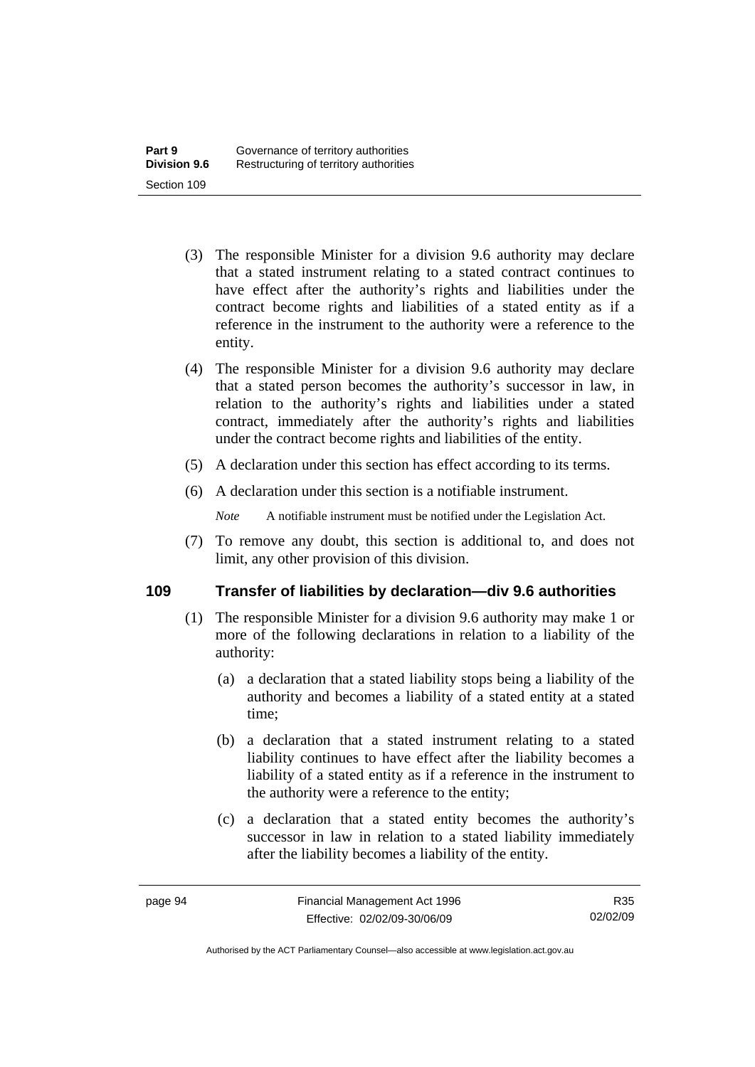(3) The responsible Minister for a division 9.6 authority may declare that a stated instrument relating to a stated contract continues to have effect after the authority's rights and liabilities under the contract become rights and liabilities of a stated entity as if a reference in the instrument to the authority were a reference to the entity.

(4) The responsible Minister for a division 9.6 authority may declare that a stated person becomes the authority's successor in law, in relation to the authority's rights and liabilities under a stated contract, immediately after the authority's rights and liabilities under the contract become rights and liabilities of the entity.

(5) A declaration under this section has effect according to its terms.

(6) A declaration under this section is a notifiable instrument.

*Note* A notifiable instrument must be notified under the Legislation Act.

(7) To remove any doubt, this section is additional to, and does not limit, any other provision of this division.

## 109 Transfer of liabilities by declaration—div 9.6 authorities

(1) The responsible Minister for a division 9.6 authority may make 1 or more of the following declarations in relation to a liability of the authority:

(a) a declaration that a stated liability stops being a liability of the authority and becomes a liability of a stated entity at a stated time;

(b) a declaration that a stated instrument relating to a stated liability continues to have effect after the liability becomes a liability of a stated entity as if a reference in the instrument to the authority were a reference to the entity;

(c) a declaration that a stated entity becomes the authority's successor in law in relation to a stated liability immediately after the liability becomes a liability of the entity.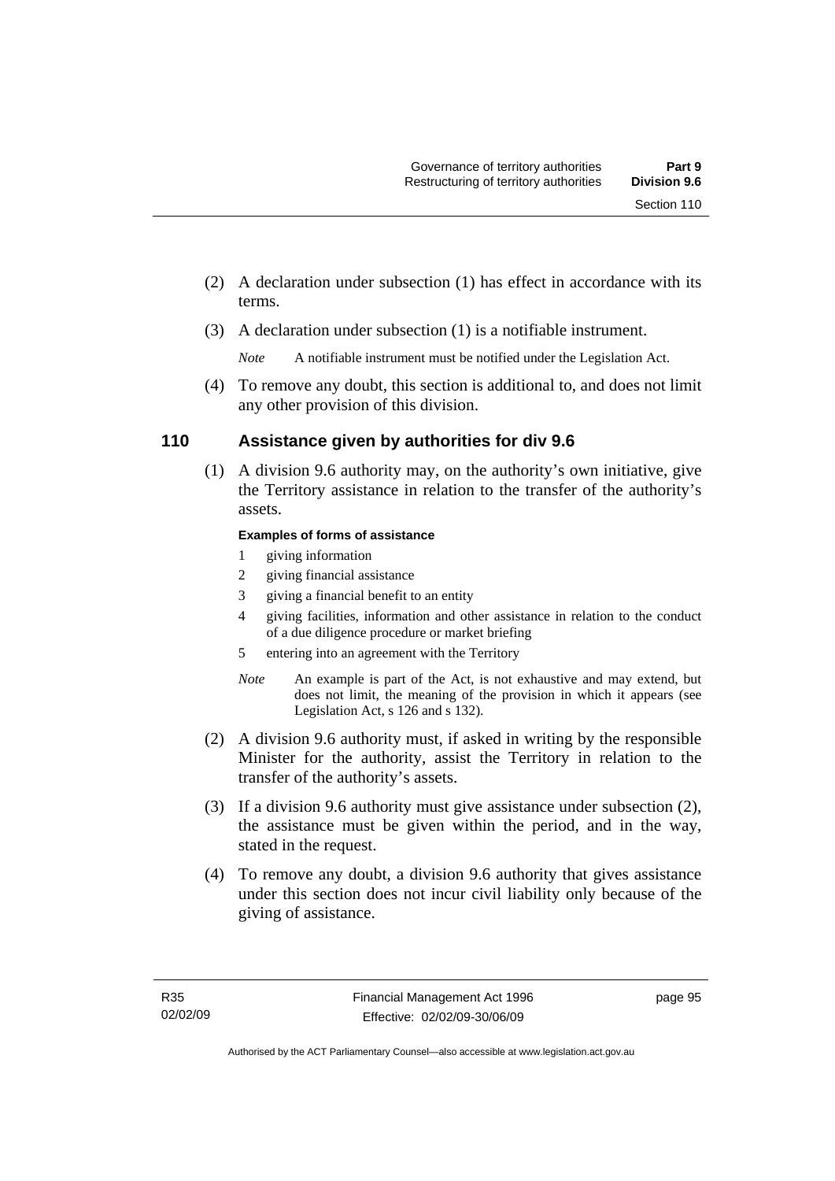(2) A declaration under subsection (1) has effect in accordance with its terms.

(3) A declaration under subsection (1) is a notifiable instrument.

*Note* A notifiable instrument must be notified under the Legislation Act.

(4) To remove any doubt, this section is additional to, and does not limit any other provision of this division.

## 110 Assistance given by authorities for div 9.6

(1) A division 9.6 authority may, on the authority's own initiative, give the Territory assistance in relation to the transfer of the authority's assets.

**Examples of forms of assistance**

1. giving information
2. giving financial assistance
3. giving a financial benefit to an entity
4. giving facilities, information and other assistance in relation to the conduct of a due diligence procedure or market briefing
5. entering into an agreement with the Territory

*Note* An example is part of the Act, is not exhaustive and may extend, but does not limit, the meaning of the provision in which it appears (see Legislation Act, s 126 and s 132).

(2) A division 9.6 authority must, if asked in writing by the responsible Minister for the authority, assist the Territory in relation to the transfer of the authority's assets.

(3) If a division 9.6 authority must give assistance under subsection (2), the assistance must be given within the period, and in the way, stated in the request.

(4) To remove any doubt, a division 9.6 authority that gives assistance under this section does not incur civil liability only because of the giving of assistance.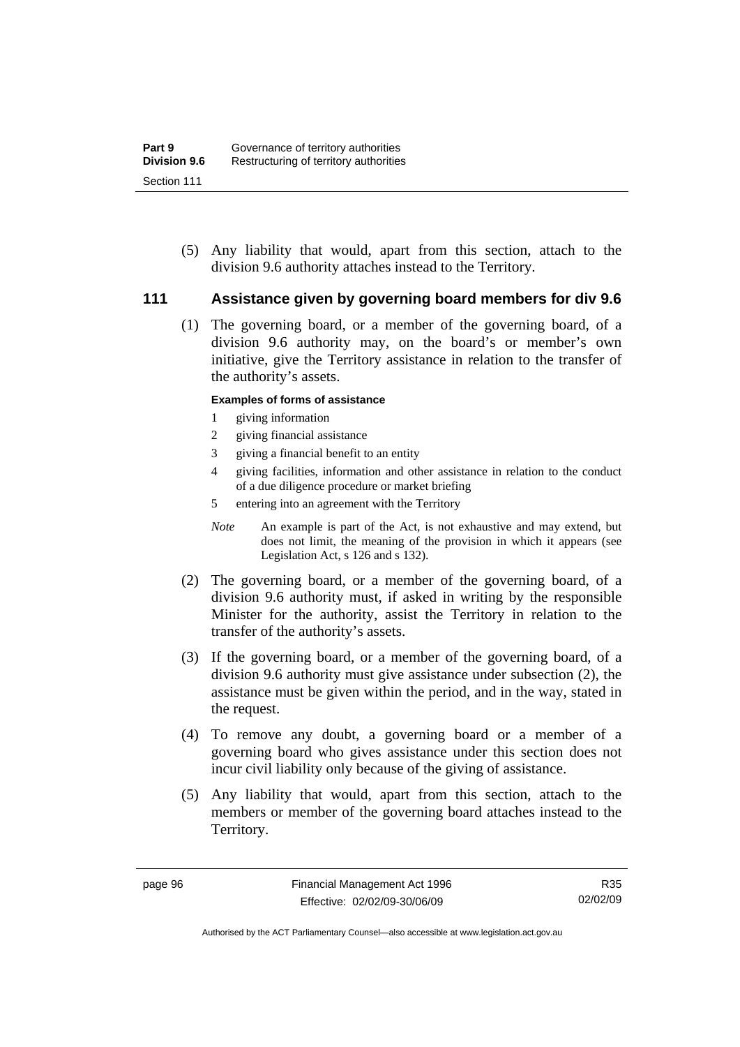(5) Any liability that would, apart from this section, attach to the division 9.6 authority attaches instead to the Territory.

## 111 Assistance given by governing board members for div 9.6

(1) The governing board, or a member of the governing board, of a division 9.6 authority may, on the board's or member's own initiative, give the Territory assistance in relation to the transfer of the authority's assets.

**Examples of forms of assistance**

1 giving information

2 giving financial assistance

3 giving a financial benefit to an entity

4 giving facilities, information and other assistance in relation to the conduct of a due diligence procedure or market briefing

5 entering into an agreement with the Territory

*Note* An example is part of the Act, is not exhaustive and may extend, but does not limit, the meaning of the provision in which it appears (see Legislation Act, s 126 and s 132).

(2) The governing board, or a member of the governing board, of a division 9.6 authority must, if asked in writing by the responsible Minister for the authority, assist the Territory in relation to the transfer of the authority's assets.

(3) If the governing board, or a member of the governing board, of a division 9.6 authority must give assistance under subsection (2), the assistance must be given within the period, and in the way, stated in the request.

(4) To remove any doubt, a governing board or a member of a governing board who gives assistance under this section does not incur civil liability only because of the giving of assistance.

(5) Any liability that would, apart from this section, attach to the members or member of the governing board attaches instead to the Territory.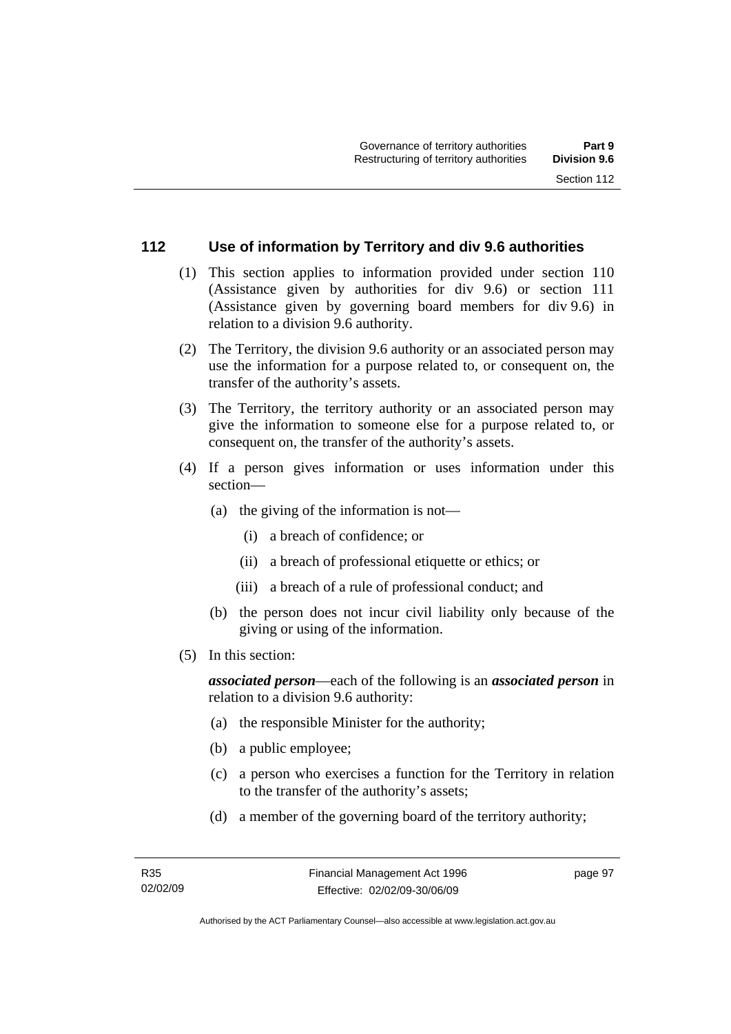## 112 Use of information by Territory and div 9.6 authorities

(1) This section applies to information provided under section 110 (Assistance given by authorities for div 9.6) or section 111 (Assistance given by governing board members for div 9.6) in relation to a division 9.6 authority.

(2) The Territory, the division 9.6 authority or an associated person may use the information for a purpose related to, or consequent on, the transfer of the authority's assets.

(3) The Territory, the territory authority or an associated person may give the information to someone else for a purpose related to, or consequent on, the transfer of the authority's assets.

(4) If a person gives information or uses information under this section—

- (a) the giving of the information is not—
  - (i) a breach of confidence; or
  - (ii) a breach of professional etiquette or ethics; or
  - (iii) a breach of a rule of professional conduct; and
- (b) the person does not incur civil liability only because of the giving or using of the information.

(5) In this section:

***associated person***—each of the following is an ***associated person*** in relation to a division 9.6 authority:

- (a) the responsible Minister for the authority;
- (b) a public employee;
- (c) a person who exercises a function for the Territory in relation to the transfer of the authority's assets;
- (d) a member of the governing board of the territory authority;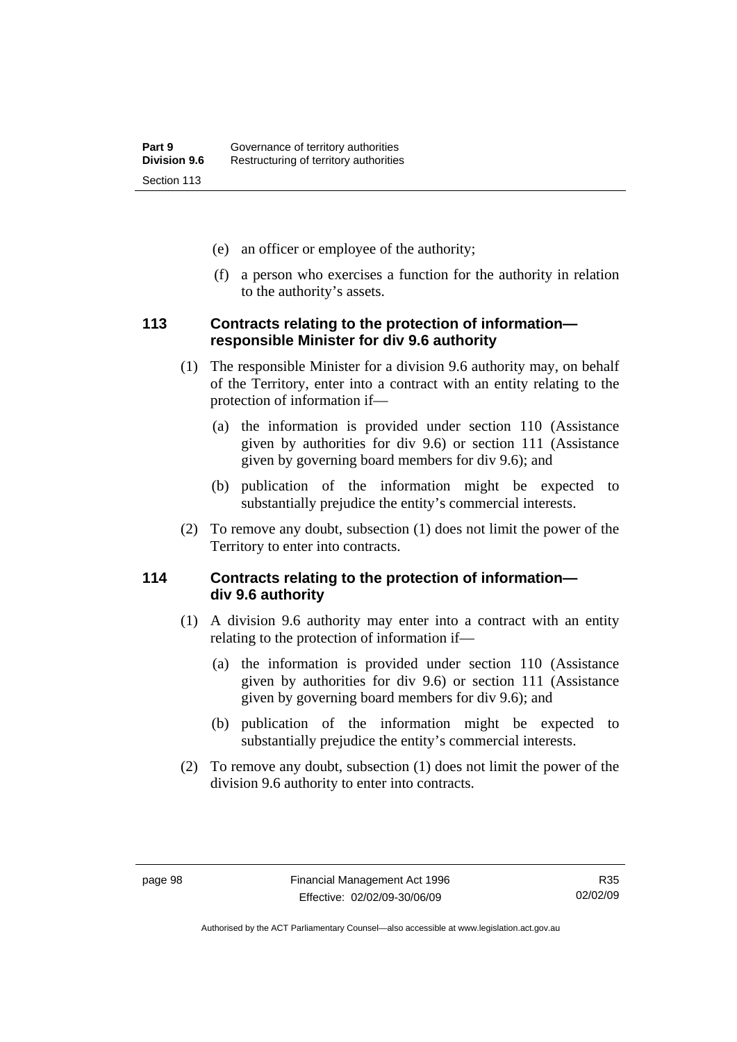(e) an officer or employee of the authority;

(f) a person who exercises a function for the authority in relation to the authority's assets.

### 113 Contracts relating to the protection of information—responsible Minister for div 9.6 authority

(1) The responsible Minister for a division 9.6 authority may, on behalf of the Territory, enter into a contract with an entity relating to the protection of information if—

(a) the information is provided under section 110 (Assistance given by authorities for div 9.6) or section 111 (Assistance given by governing board members for div 9.6); and

(b) publication of the information might be expected to substantially prejudice the entity's commercial interests.

(2) To remove any doubt, subsection (1) does not limit the power of the Territory to enter into contracts.

### 114 Contracts relating to the protection of information—div 9.6 authority

(1) A division 9.6 authority may enter into a contract with an entity relating to the protection of information if—

(a) the information is provided under section 110 (Assistance given by authorities for div 9.6) or section 111 (Assistance given by governing board members for div 9.6); and

(b) publication of the information might be expected to substantially prejudice the entity's commercial interests.

(2) To remove any doubt, subsection (1) does not limit the power of the division 9.6 authority to enter into contracts.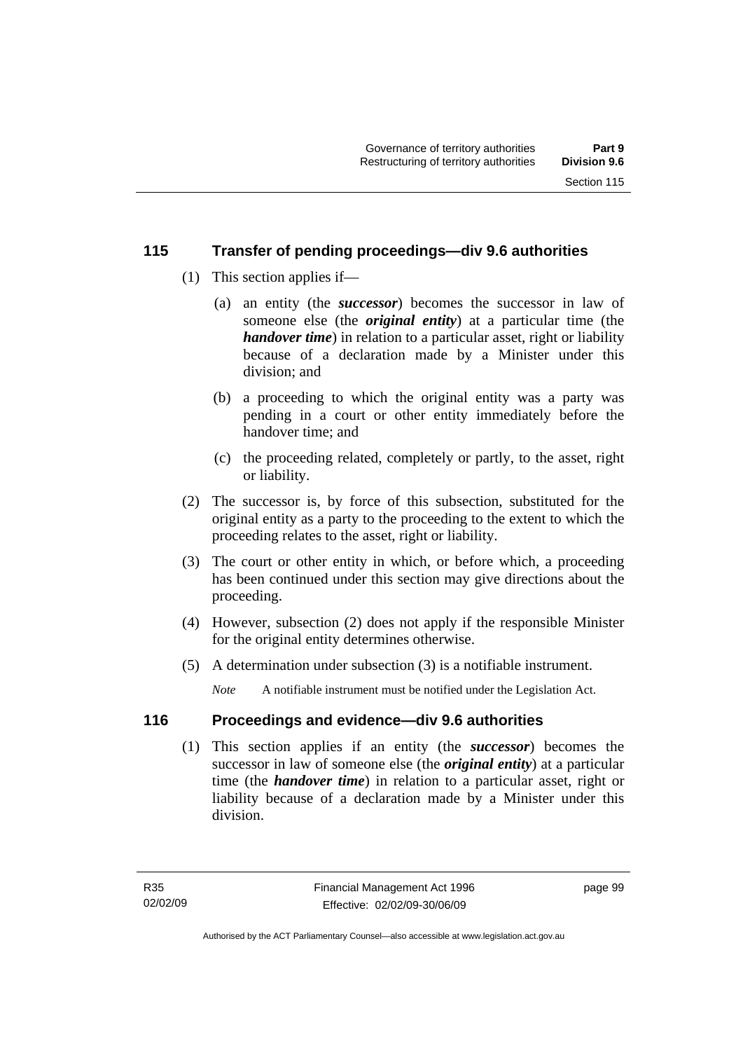## 115 Transfer of pending proceedings—div 9.6 authorities

(1) This section applies if—

(a) an entity (the ***successor***) becomes the successor in law of someone else (the ***original entity***) at a particular time (the ***handover time***) in relation to a particular asset, right or liability because of a declaration made by a Minister under this division; and

(b) a proceeding to which the original entity was a party was pending in a court or other entity immediately before the handover time; and

(c) the proceeding related, completely or partly, to the asset, right or liability.

(2) The successor is, by force of this subsection, substituted for the original entity as a party to the proceeding to the extent to which the proceeding relates to the asset, right or liability.

(3) The court or other entity in which, or before which, a proceeding has been continued under this section may give directions about the proceeding.

(4) However, subsection (2) does not apply if the responsible Minister for the original entity determines otherwise.

(5) A determination under subsection (3) is a notifiable instrument.

*Note* A notifiable instrument must be notified under the Legislation Act.

## 116 Proceedings and evidence—div 9.6 authorities

(1) This section applies if an entity (the ***successor***) becomes the successor in law of someone else (the ***original entity***) at a particular time (the ***handover time***) in relation to a particular asset, right or liability because of a declaration made by a Minister under this division.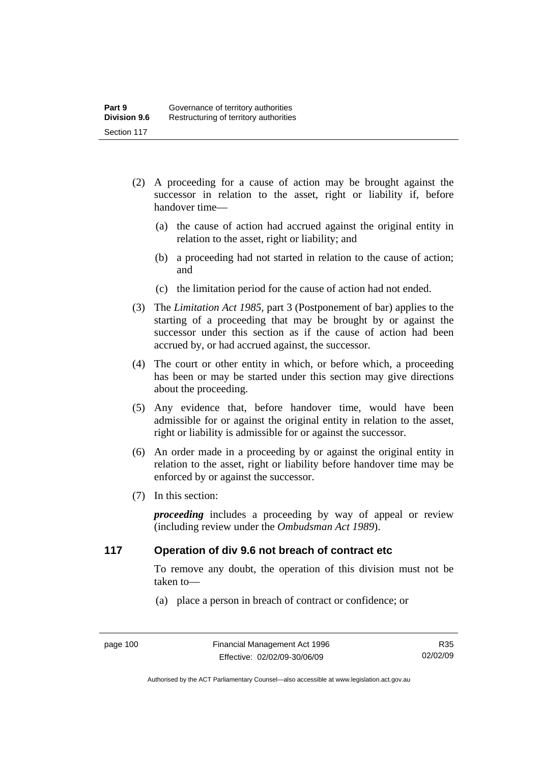(2) A proceeding for a cause of action may be brought against the successor in relation to the asset, right or liability if, before handover time—

(a) the cause of action had accrued against the original entity in relation to the asset, right or liability; and

(b) a proceeding had not started in relation to the cause of action; and

(c) the limitation period for the cause of action had not ended.

(3) The *Limitation Act 1985*, part 3 (Postponement of bar) applies to the starting of a proceeding that may be brought by or against the successor under this section as if the cause of action had been accrued by, or had accrued against, the successor.

(4) The court or other entity in which, or before which, a proceeding has been or may be started under this section may give directions about the proceeding.

(5) Any evidence that, before handover time, would have been admissible for or against the original entity in relation to the asset, right or liability is admissible for or against the successor.

(6) An order made in a proceeding by or against the original entity in relation to the asset, right or liability before handover time may be enforced by or against the successor.

(7) In this section:

***proceeding*** includes a proceeding by way of appeal or review (including review under the *Ombudsman Act 1989*).

## 117 Operation of div 9.6 not breach of contract etc

To remove any doubt, the operation of this division must not be taken to—

(a) place a person in breach of contract or confidence; or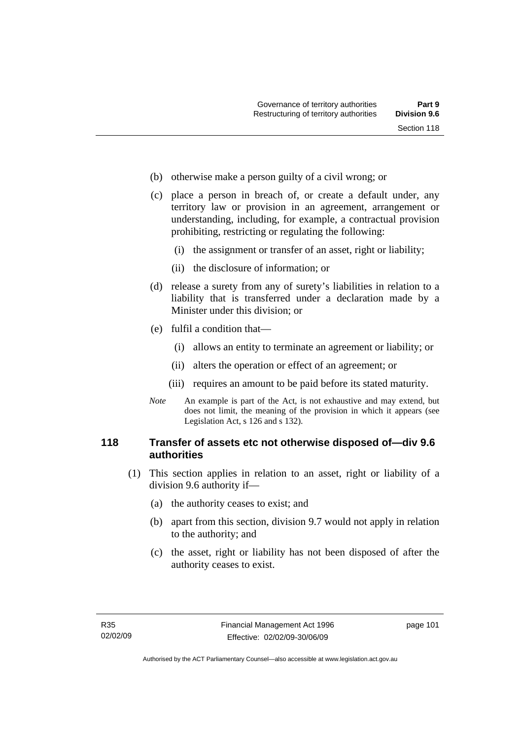(b) otherwise make a person guilty of a civil wrong; or

(c) place a person in breach of, or create a default under, any territory law or provision in an agreement, arrangement or understanding, including, for example, a contractual provision prohibiting, restricting or regulating the following:

   (i) the assignment or transfer of an asset, right or liability;

   (ii) the disclosure of information; or

(d) release a surety from any of surety's liabilities in relation to a liability that is transferred under a declaration made by a Minister under this division; or

(e) fulfil a condition that—

   (i) allows an entity to terminate an agreement or liability; or

   (ii) alters the operation or effect of an agreement; or

   (iii) requires an amount to be paid before its stated maturity.

*Note* An example is part of the Act, is not exhaustive and may extend, but does not limit, the meaning of the provision in which it appears (see Legislation Act, s 126 and s 132).

## 118 Transfer of assets etc not otherwise disposed of—div 9.6 authorities

(1) This section applies in relation to an asset, right or liability of a division 9.6 authority if—

   (a) the authority ceases to exist; and

   (b) apart from this section, division 9.7 would not apply in relation to the authority; and

   (c) the asset, right or liability has not been disposed of after the authority ceases to exist.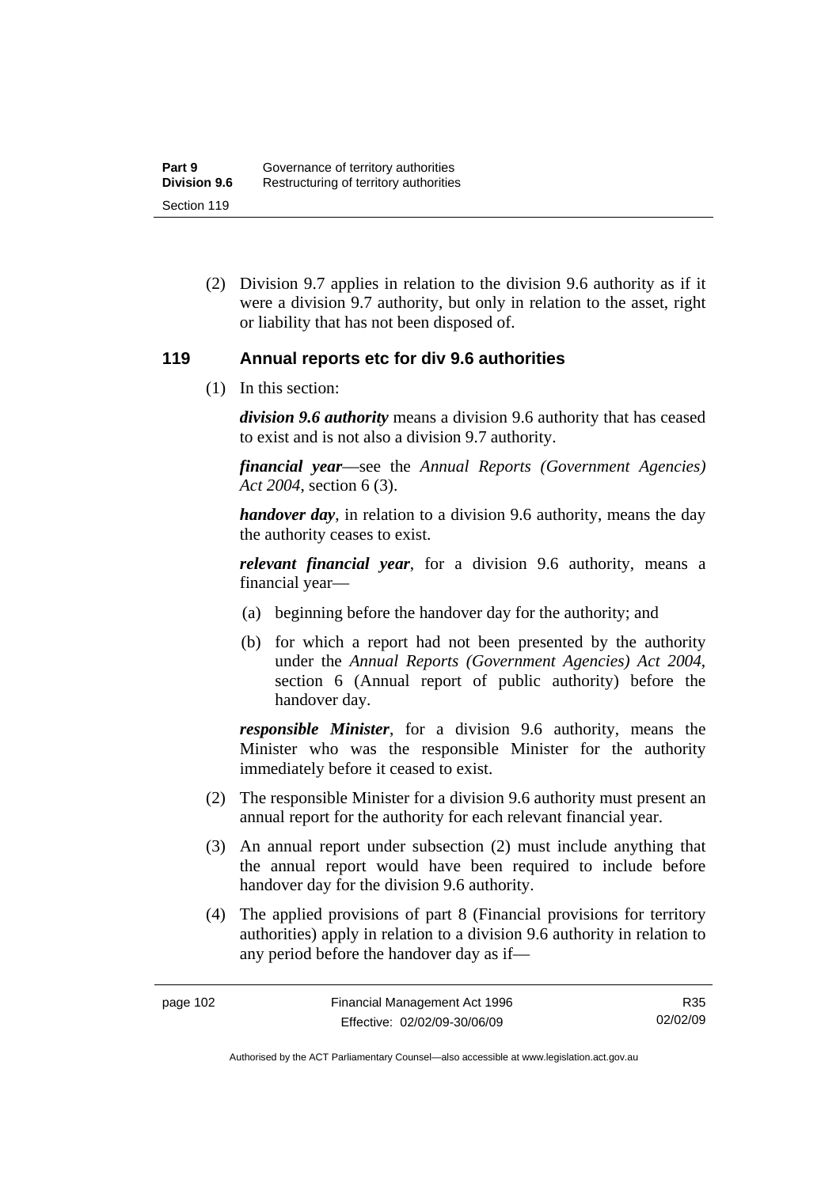(2) Division 9.7 applies in relation to the division 9.6 authority as if it were a division 9.7 authority, but only in relation to the asset, right or liability that has not been disposed of.

## 119 Annual reports etc for div 9.6 authorities

(1) In this section:

***division 9.6 authority*** means a division 9.6 authority that has ceased to exist and is not also a division 9.7 authority.

***financial year***—see the *Annual Reports (Government Agencies) Act 2004*, section 6 (3).

***handover day***, in relation to a division 9.6 authority, means the day the authority ceases to exist.

***relevant financial year***, for a division 9.6 authority, means a financial year—

(a) beginning before the handover day for the authority; and

(b) for which a report had not been presented by the authority under the *Annual Reports (Government Agencies) Act 2004*, section 6 (Annual report of public authority) before the handover day.

***responsible Minister***, for a division 9.6 authority, means the Minister who was the responsible Minister for the authority immediately before it ceased to exist.

(2) The responsible Minister for a division 9.6 authority must present an annual report for the authority for each relevant financial year.

(3) An annual report under subsection (2) must include anything that the annual report would have been required to include before handover day for the division 9.6 authority.

(4) The applied provisions of part 8 (Financial provisions for territory authorities) apply in relation to a division 9.6 authority in relation to any period before the handover day as if—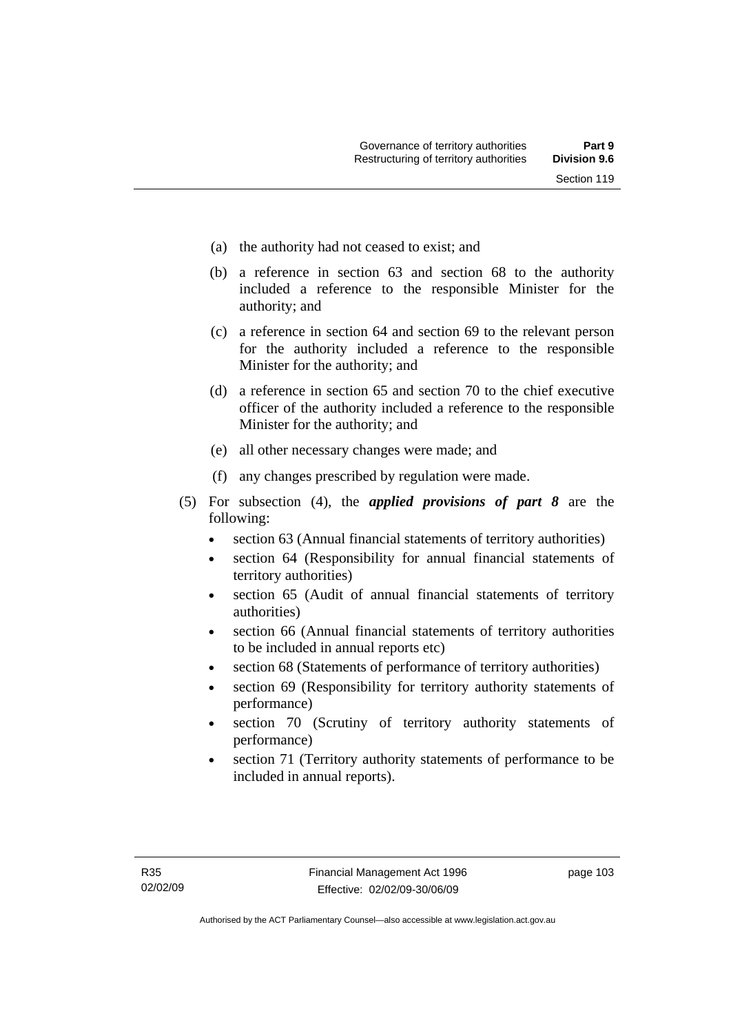(a) the authority had not ceased to exist; and

(b) a reference in section 63 and section 68 to the authority included a reference to the responsible Minister for the authority; and

(c) a reference in section 64 and section 69 to the relevant person for the authority included a reference to the responsible Minister for the authority; and

(d) a reference in section 65 and section 70 to the chief executive officer of the authority included a reference to the responsible Minister for the authority; and

(e) all other necessary changes were made; and

(f) any changes prescribed by regulation were made.

(5) For subsection (4), the ***applied provisions of part 8*** are the following:

- section 63 (Annual financial statements of territory authorities)
- section 64 (Responsibility for annual financial statements of territory authorities)
- section 65 (Audit of annual financial statements of territory authorities)
- section 66 (Annual financial statements of territory authorities to be included in annual reports etc)
- section 68 (Statements of performance of territory authorities)
- section 69 (Responsibility for territory authority statements of performance)
- section 70 (Scrutiny of territory authority statements of performance)
- section 71 (Territory authority statements of performance to be included in annual reports).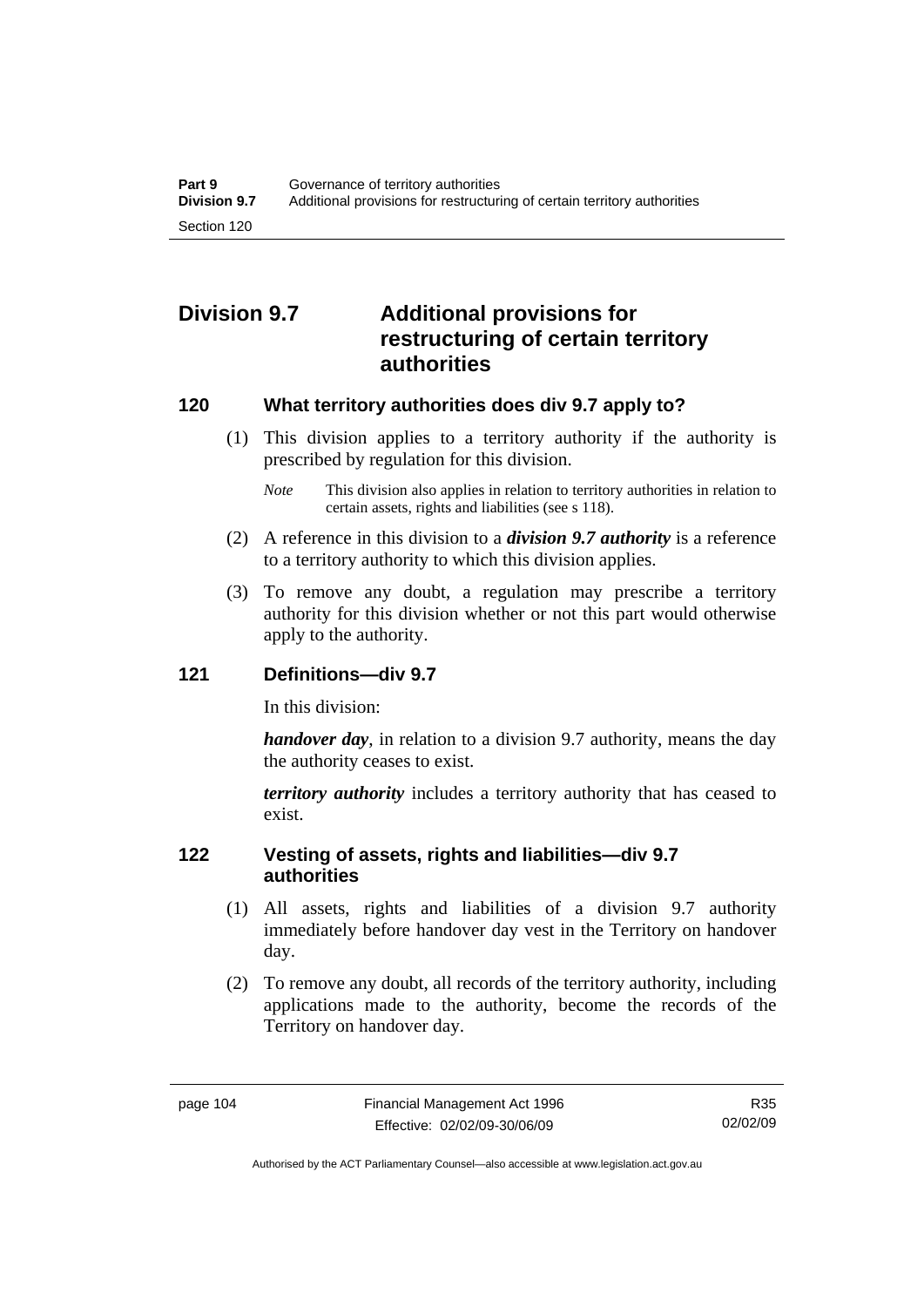## Division 9.7 Additional provisions for restructuring of certain territory authorities

### 120 What territory authorities does div 9.7 apply to?

(1) This division applies to a territory authority if the authority is prescribed by regulation for this division.

*Note* This division also applies in relation to territory authorities in relation to certain assets, rights and liabilities (see s 118).

(2) A reference in this division to a ***division 9.7 authority*** is a reference to a territory authority to which this division applies.

(3) To remove any doubt, a regulation may prescribe a territory authority for this division whether or not this part would otherwise apply to the authority.

### 121 Definitions—div 9.7

In this division:

***handover day***, in relation to a division 9.7 authority, means the day the authority ceases to exist.

***territory authority*** includes a territory authority that has ceased to exist.

### 122 Vesting of assets, rights and liabilities—div 9.7 authorities

(1) All assets, rights and liabilities of a division 9.7 authority immediately before handover day vest in the Territory on handover day.

(2) To remove any doubt, all records of the territory authority, including applications made to the authority, become the records of the Territory on handover day.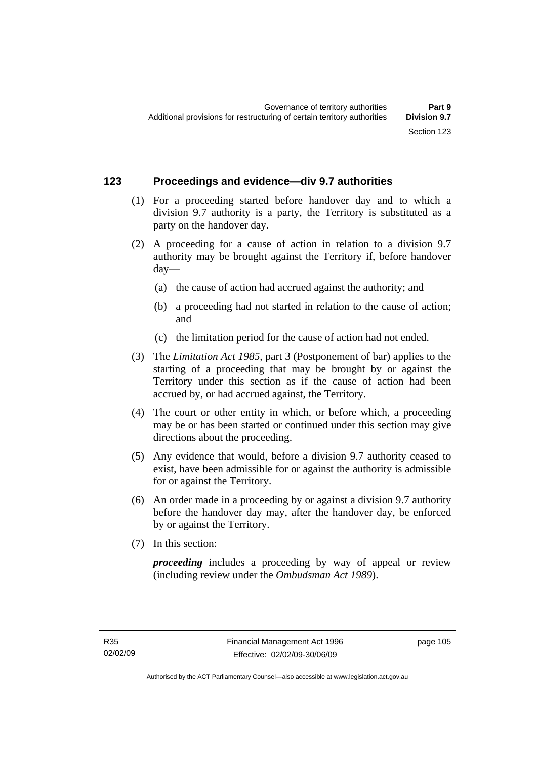## 123 Proceedings and evidence—div 9.7 authorities

(1) For a proceeding started before handover day and to which a division 9.7 authority is a party, the Territory is substituted as a party on the handover day.

(2) A proceeding for a cause of action in relation to a division 9.7 authority may be brought against the Territory if, before handover day—

(a) the cause of action had accrued against the authority; and

(b) a proceeding had not started in relation to the cause of action; and

(c) the limitation period for the cause of action had not ended.

(3) The *Limitation Act 1985*, part 3 (Postponement of bar) applies to the starting of a proceeding that may be brought by or against the Territory under this section as if the cause of action had been accrued by, or had accrued against, the Territory.

(4) The court or other entity in which, or before which, a proceeding may be or has been started or continued under this section may give directions about the proceeding.

(5) Any evidence that would, before a division 9.7 authority ceased to exist, have been admissible for or against the authority is admissible for or against the Territory.

(6) An order made in a proceeding by or against a division 9.7 authority before the handover day may, after the handover day, be enforced by or against the Territory.

(7) In this section:

***proceeding*** includes a proceeding by way of appeal or review (including review under the *Ombudsman Act 1989*).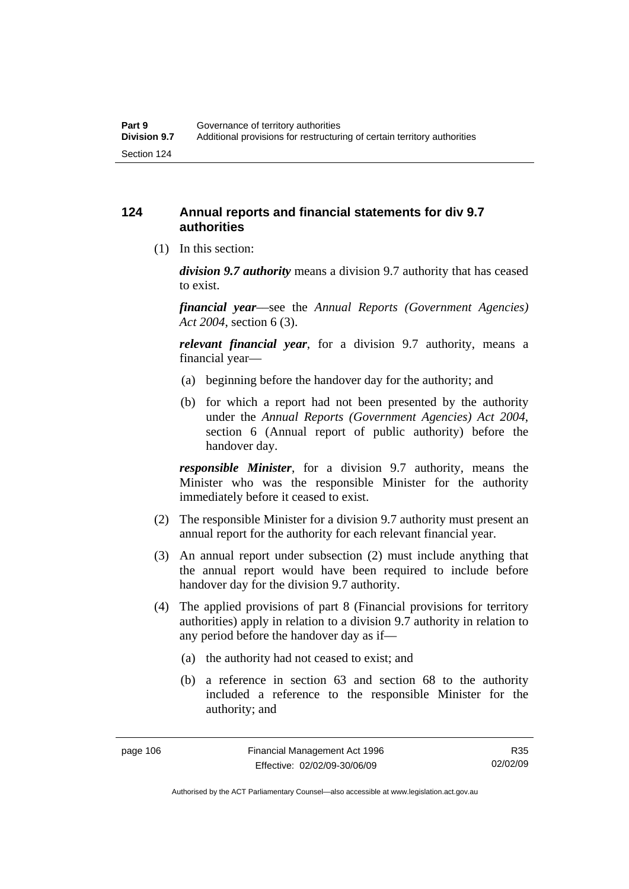## 124 Annual reports and financial statements for div 9.7 authorities

(1) In this section:

***division 9.7 authority*** means a division 9.7 authority that has ceased to exist.

***financial year***—see the *Annual Reports (Government Agencies) Act 2004*, section 6 (3).

***relevant financial year***, for a division 9.7 authority, means a financial year—

(a) beginning before the handover day for the authority; and

(b) for which a report had not been presented by the authority under the *Annual Reports (Government Agencies) Act 2004*, section 6 (Annual report of public authority) before the handover day.

***responsible Minister***, for a division 9.7 authority, means the Minister who was the responsible Minister for the authority immediately before it ceased to exist.

(2) The responsible Minister for a division 9.7 authority must present an annual report for the authority for each relevant financial year.

(3) An annual report under subsection (2) must include anything that the annual report would have been required to include before handover day for the division 9.7 authority.

(4) The applied provisions of part 8 (Financial provisions for territory authorities) apply in relation to a division 9.7 authority in relation to any period before the handover day as if—

(a) the authority had not ceased to exist; and

(b) a reference in section 63 and section 68 to the authority included a reference to the responsible Minister for the authority; and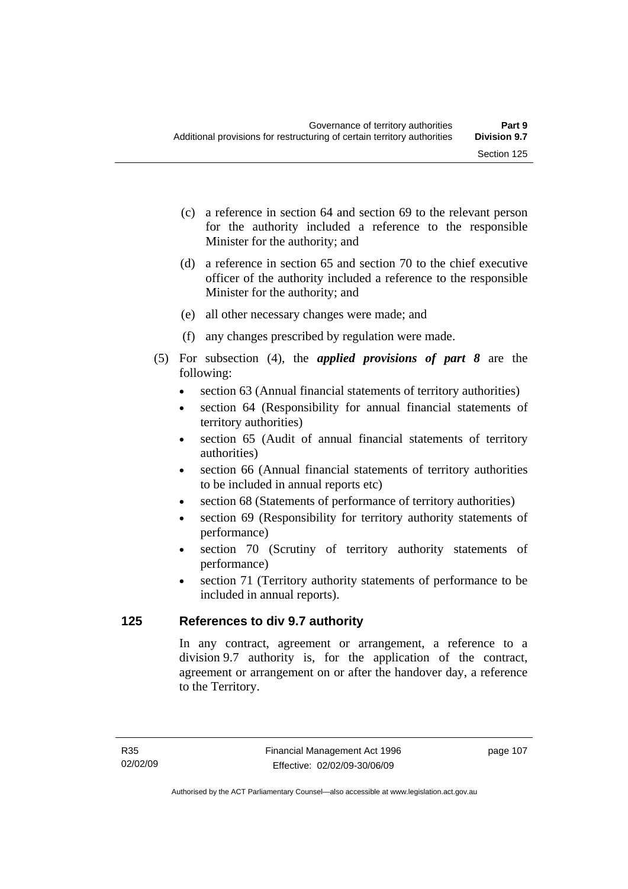(c) a reference in section 64 and section 69 to the relevant person for the authority included a reference to the responsible Minister for the authority; and

(d) a reference in section 65 and section 70 to the chief executive officer of the authority included a reference to the responsible Minister for the authority; and

(e) all other necessary changes were made; and

(f) any changes prescribed by regulation were made.

(5) For subsection (4), the ***applied provisions of part 8*** are the following:

- section 63 (Annual financial statements of territory authorities)
- section 64 (Responsibility for annual financial statements of territory authorities)
- section 65 (Audit of annual financial statements of territory authorities)
- section 66 (Annual financial statements of territory authorities to be included in annual reports etc)
- section 68 (Statements of performance of territory authorities)
- section 69 (Responsibility for territory authority statements of performance)
- section 70 (Scrutiny of territory authority statements of performance)
- section 71 (Territory authority statements of performance to be included in annual reports).

## 125 References to div 9.7 authority

In any contract, agreement or arrangement, a reference to a division 9.7 authority is, for the application of the contract, agreement or arrangement on or after the handover day, a reference to the Territory.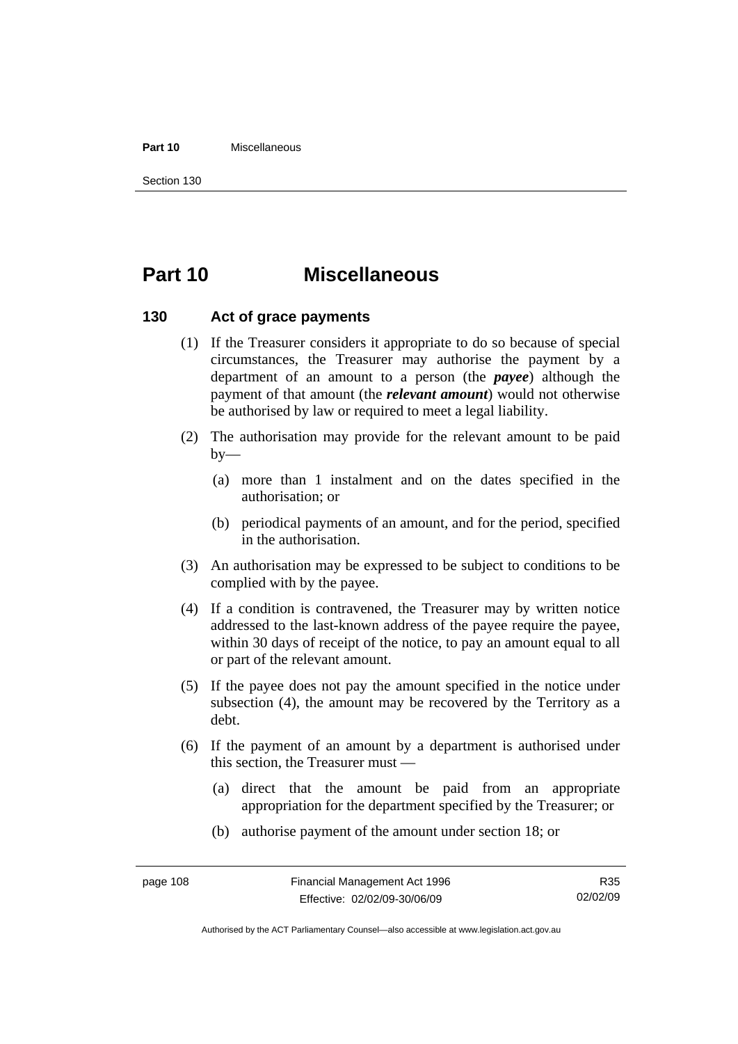# Part 10 Miscellaneous

## 130 Act of grace payments

(1) If the Treasurer considers it appropriate to do so because of special circumstances, the Treasurer may authorise the payment by a department of an amount to a person (the ***payee***) although the payment of that amount (the ***relevant amount***) would not otherwise be authorised by law or required to meet a legal liability.

(2) The authorisation may provide for the relevant amount to be paid by—

(a) more than 1 instalment and on the dates specified in the authorisation; or

(b) periodical payments of an amount, and for the period, specified in the authorisation.

(3) An authorisation may be expressed to be subject to conditions to be complied with by the payee.

(4) If a condition is contravened, the Treasurer may by written notice addressed to the last-known address of the payee require the payee, within 30 days of receipt of the notice, to pay an amount equal to all or part of the relevant amount.

(5) If the payee does not pay the amount specified in the notice under subsection (4), the amount may be recovered by the Territory as a debt.

(6) If the payment of an amount by a department is authorised under this section, the Treasurer must —

(a) direct that the amount be paid from an appropriate appropriation for the department specified by the Treasurer; or

(b) authorise payment of the amount under section 18; or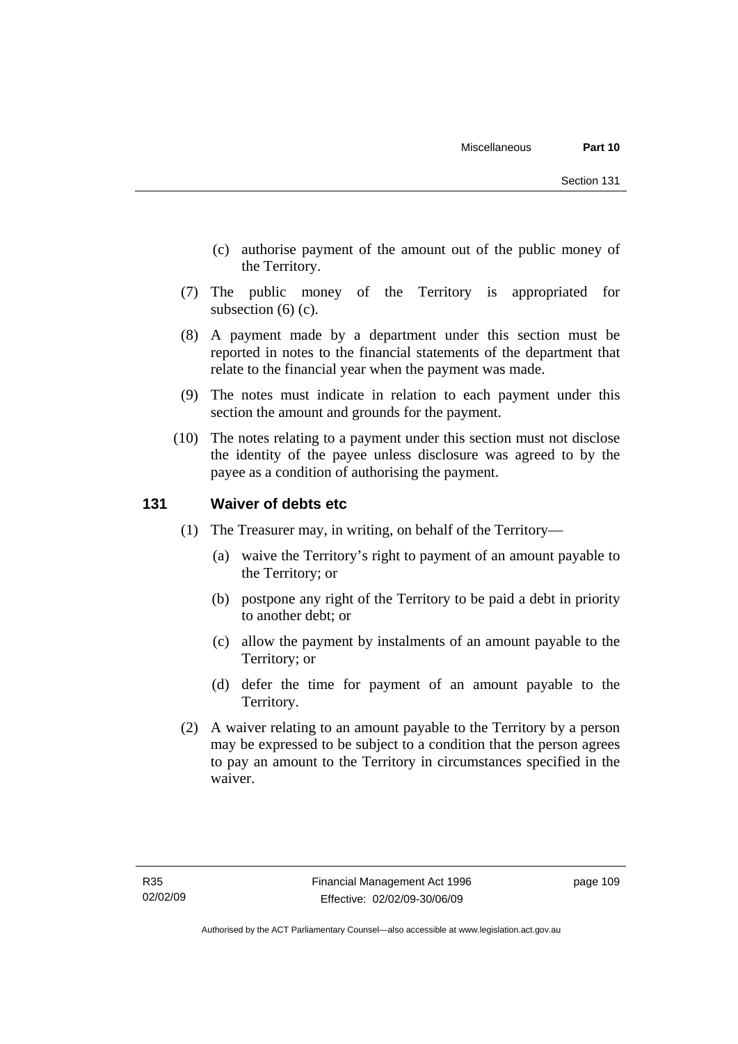(c) authorise payment of the amount out of the public money of the Territory.

(7) The public money of the Territory is appropriated for subsection (6) (c).

(8) A payment made by a department under this section must be reported in notes to the financial statements of the department that relate to the financial year when the payment was made.

(9) The notes must indicate in relation to each payment under this section the amount and grounds for the payment.

(10) The notes relating to a payment under this section must not disclose the identity of the payee unless disclosure was agreed to by the payee as a condition of authorising the payment.

## 131 Waiver of debts etc

(1) The Treasurer may, in writing, on behalf of the Territory—

(a) waive the Territory's right to payment of an amount payable to the Territory; or

(b) postpone any right of the Territory to be paid a debt in priority to another debt; or

(c) allow the payment by instalments of an amount payable to the Territory; or

(d) defer the time for payment of an amount payable to the Territory.

(2) A waiver relating to an amount payable to the Territory by a person may be expressed to be subject to a condition that the person agrees to pay an amount to the Territory in circumstances specified in the waiver.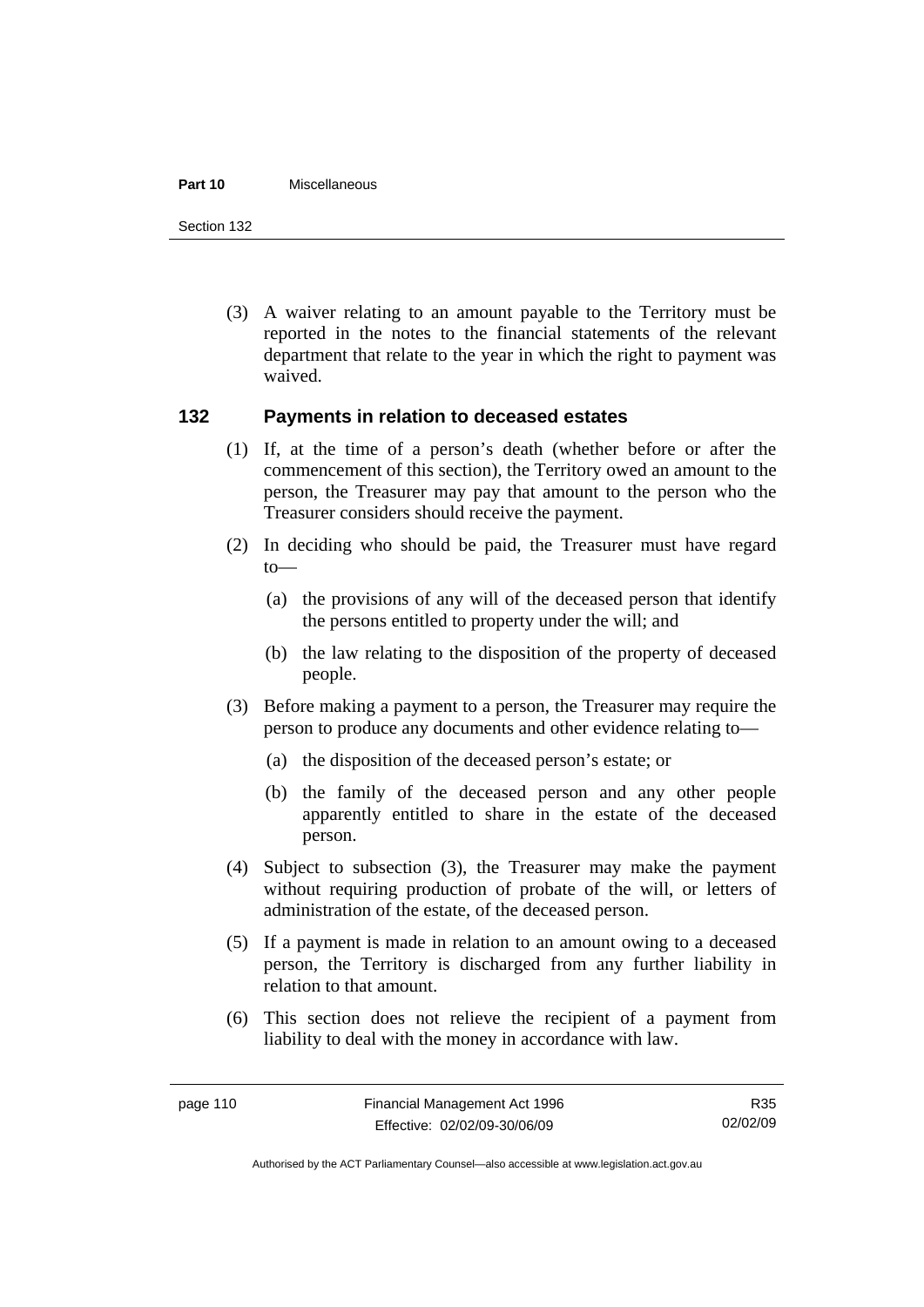(3) A waiver relating to an amount payable to the Territory must be reported in the notes to the financial statements of the relevant department that relate to the year in which the right to payment was waived.

## 132 Payments in relation to deceased estates

(1) If, at the time of a person's death (whether before or after the commencement of this section), the Territory owed an amount to the person, the Treasurer may pay that amount to the person who the Treasurer considers should receive the payment.

(2) In deciding who should be paid, the Treasurer must have regard to—

(a) the provisions of any will of the deceased person that identify the persons entitled to property under the will; and

(b) the law relating to the disposition of the property of deceased people.

(3) Before making a payment to a person, the Treasurer may require the person to produce any documents and other evidence relating to—

(a) the disposition of the deceased person's estate; or

(b) the family of the deceased person and any other people apparently entitled to share in the estate of the deceased person.

(4) Subject to subsection (3), the Treasurer may make the payment without requiring production of probate of the will, or letters of administration of the estate, of the deceased person.

(5) If a payment is made in relation to an amount owing to a deceased person, the Territory is discharged from any further liability in relation to that amount.

(6) This section does not relieve the recipient of a payment from liability to deal with the money in accordance with law.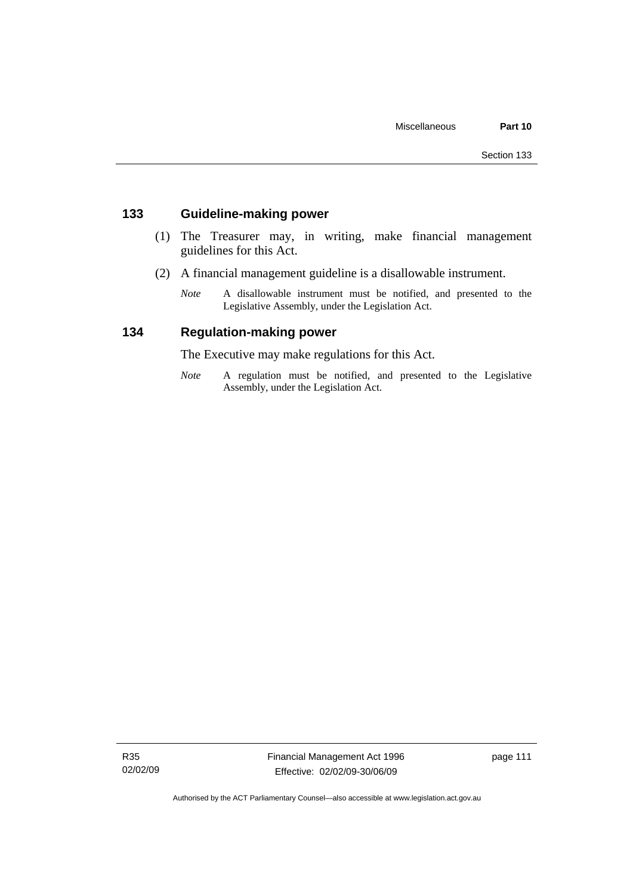## 133 Guideline-making power

(1) The Treasurer may, in writing, make financial management guidelines for this Act.

(2) A financial management guideline is a disallowable instrument.

*Note* A disallowable instrument must be notified, and presented to the Legislative Assembly, under the Legislation Act.

## 134 Regulation-making power

The Executive may make regulations for this Act.

*Note* A regulation must be notified, and presented to the Legislative Assembly, under the Legislation Act.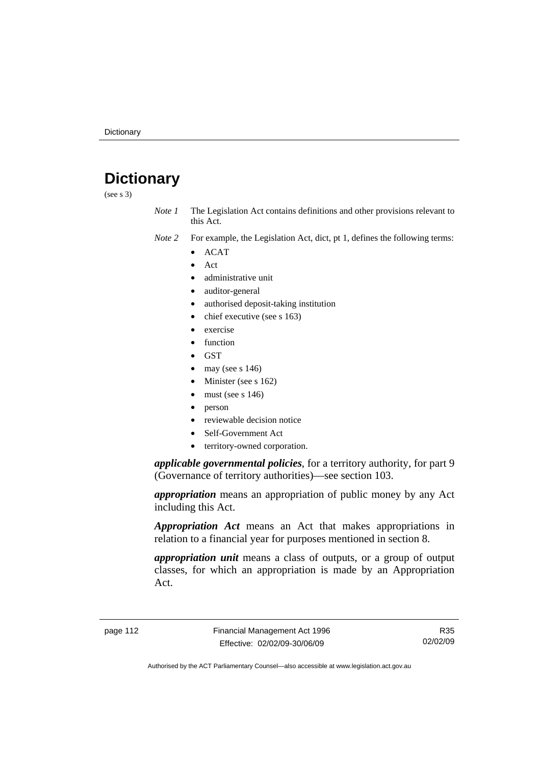# Dictionary

(see s 3)

*Note 1* The Legislation Act contains definitions and other provisions relevant to this Act.

*Note 2* For example, the Legislation Act, dict, pt 1, defines the following terms:

- ACAT
- Act
- administrative unit
- auditor-general
- authorised deposit-taking institution
- chief executive (see s 163)
- exercise
- function
- GST
- may (see s 146)
- Minister (see s 162)
- must (see s 146)
- person
- reviewable decision notice
- Self-Government Act
- territory-owned corporation.

***applicable governmental policies***, for a territory authority, for part 9 (Governance of territory authorities)—see section 103.

***appropriation*** means an appropriation of public money by any Act including this Act.

***Appropriation Act*** means an Act that makes appropriations in relation to a financial year for purposes mentioned in section 8.

***appropriation unit*** means a class of outputs, or a group of output classes, for which an appropriation is made by an Appropriation Act.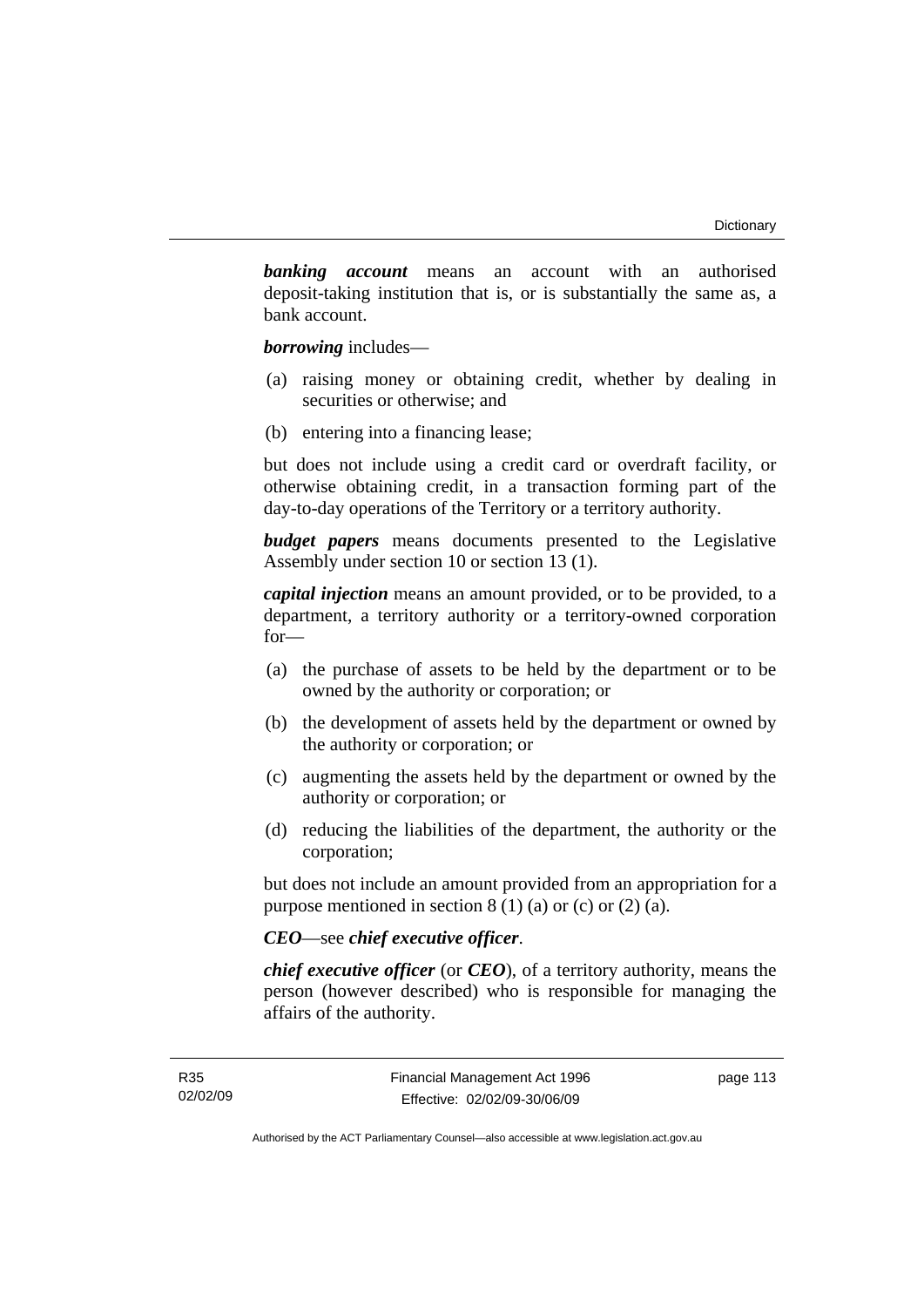***banking account*** means an account with an authorised deposit-taking institution that is, or is substantially the same as, a bank account.

***borrowing*** includes—

(a) raising money or obtaining credit, whether by dealing in securities or otherwise; and

(b) entering into a financing lease;

but does not include using a credit card or overdraft facility, or otherwise obtaining credit, in a transaction forming part of the day-to-day operations of the Territory or a territory authority.

***budget papers*** means documents presented to the Legislative Assembly under section 10 or section 13 (1).

***capital injection*** means an amount provided, or to be provided, to a department, a territory authority or a territory-owned corporation for—

(a) the purchase of assets to be held by the department or to be owned by the authority or corporation; or

(b) the development of assets held by the department or owned by the authority or corporation; or

(c) augmenting the assets held by the department or owned by the authority or corporation; or

(d) reducing the liabilities of the department, the authority or the corporation;

but does not include an amount provided from an appropriation for a purpose mentioned in section 8 (1) (a) or (c) or (2) (a).

***CEO***—see ***chief executive officer***.

***chief executive officer*** (or ***CEO***), of a territory authority, means the person (however described) who is responsible for managing the affairs of the authority.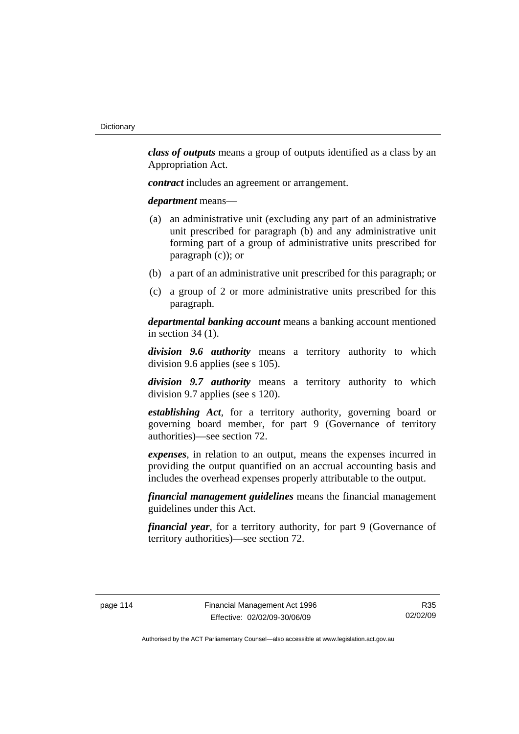***class of outputs*** means a group of outputs identified as a class by an Appropriation Act.

***contract*** includes an agreement or arrangement.

***department*** means—

- (a) an administrative unit (excluding any part of an administrative unit prescribed for paragraph (b) and any administrative unit forming part of a group of administrative units prescribed for paragraph (c)); or
- (b) a part of an administrative unit prescribed for this paragraph; or
- (c) a group of 2 or more administrative units prescribed for this paragraph.

***departmental banking account*** means a banking account mentioned in section 34 (1).

***division 9.6 authority*** means a territory authority to which division 9.6 applies (see s 105).

***division 9.7 authority*** means a territory authority to which division 9.7 applies (see s 120).

***establishing Act***, for a territory authority, governing board or governing board member, for part 9 (Governance of territory authorities)—see section 72.

***expenses***, in relation to an output, means the expenses incurred in providing the output quantified on an accrual accounting basis and includes the overhead expenses properly attributable to the output.

***financial management guidelines*** means the financial management guidelines under this Act.

***financial year***, for a territory authority, for part 9 (Governance of territory authorities)—see section 72.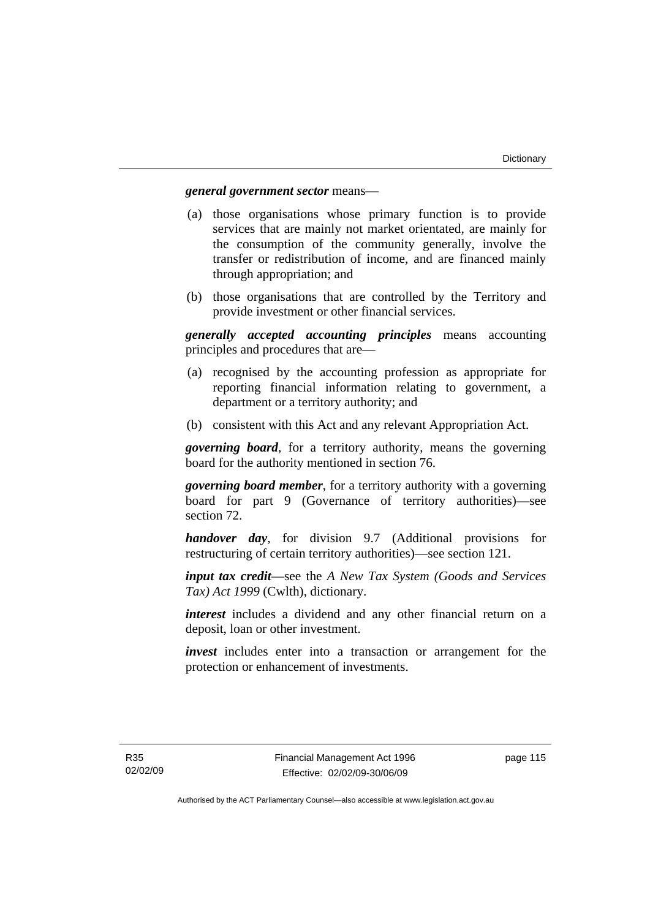***general government sector*** means—

(a) those organisations whose primary function is to provide services that are mainly not market orientated, are mainly for the consumption of the community generally, involve the transfer or redistribution of income, and are financed mainly through appropriation; and

(b) those organisations that are controlled by the Territory and provide investment or other financial services.

***generally accepted accounting principles*** means accounting principles and procedures that are—

(a) recognised by the accounting profession as appropriate for reporting financial information relating to government, a department or a territory authority; and

(b) consistent with this Act and any relevant Appropriation Act.

***governing board***, for a territory authority, means the governing board for the authority mentioned in section 76.

***governing board member***, for a territory authority with a governing board for part 9 (Governance of territory authorities)—see section 72.

***handover day***, for division 9.7 (Additional provisions for restructuring of certain territory authorities)—see section 121.

***input tax credit***—see the *A New Tax System (Goods and Services Tax) Act 1999* (Cwlth), dictionary.

***interest*** includes a dividend and any other financial return on a deposit, loan or other investment.

***invest*** includes enter into a transaction or arrangement for the protection or enhancement of investments.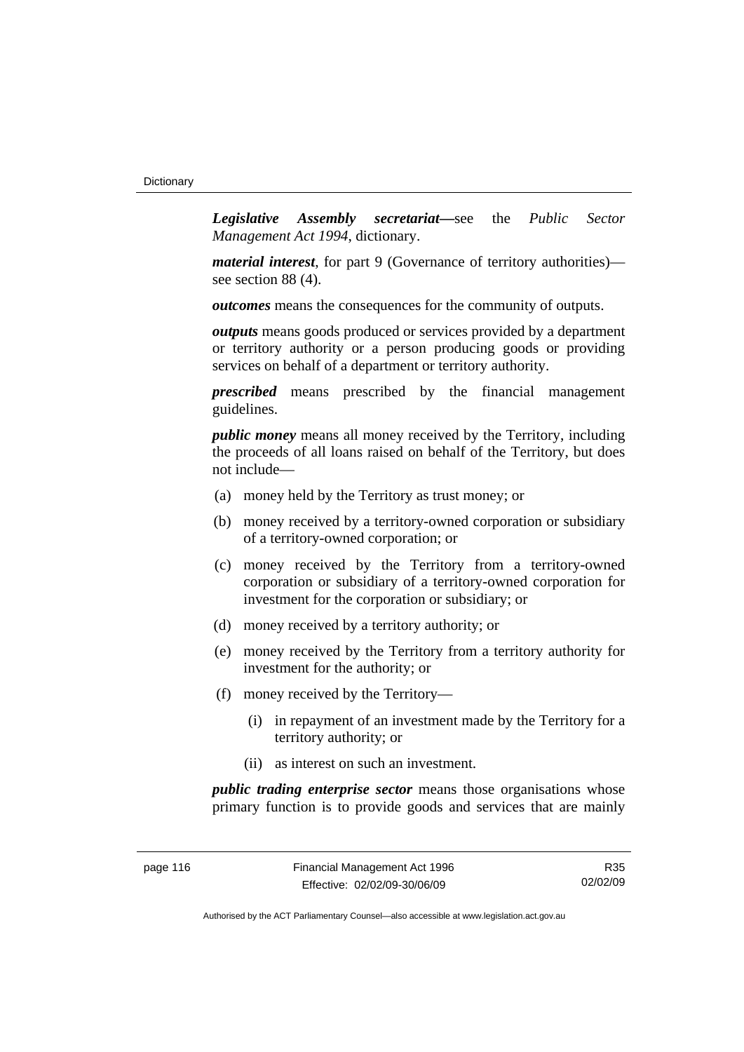***Legislative Assembly secretariat***—see the *Public Sector Management Act 1994*, dictionary.

***material interest***, for part 9 (Governance of territory authorities)—see section 88 (4).

***outcomes*** means the consequences for the community of outputs.

***outputs*** means goods produced or services provided by a department or territory authority or a person producing goods or providing services on behalf of a department or territory authority.

***prescribed*** means prescribed by the financial management guidelines.

***public money*** means all money received by the Territory, including the proceeds of all loans raised on behalf of the Territory, but does not include—

(a) money held by the Territory as trust money; or

(b) money received by a territory-owned corporation or subsidiary of a territory-owned corporation; or

(c) money received by the Territory from a territory-owned corporation or subsidiary of a territory-owned corporation for investment for the corporation or subsidiary; or

(d) money received by a territory authority; or

(e) money received by the Territory from a territory authority for investment for the authority; or

(f) money received by the Territory—

  (i) in repayment of an investment made by the Territory for a territory authority; or

  (ii) as interest on such an investment.

***public trading enterprise sector*** means those organisations whose primary function is to provide goods and services that are mainly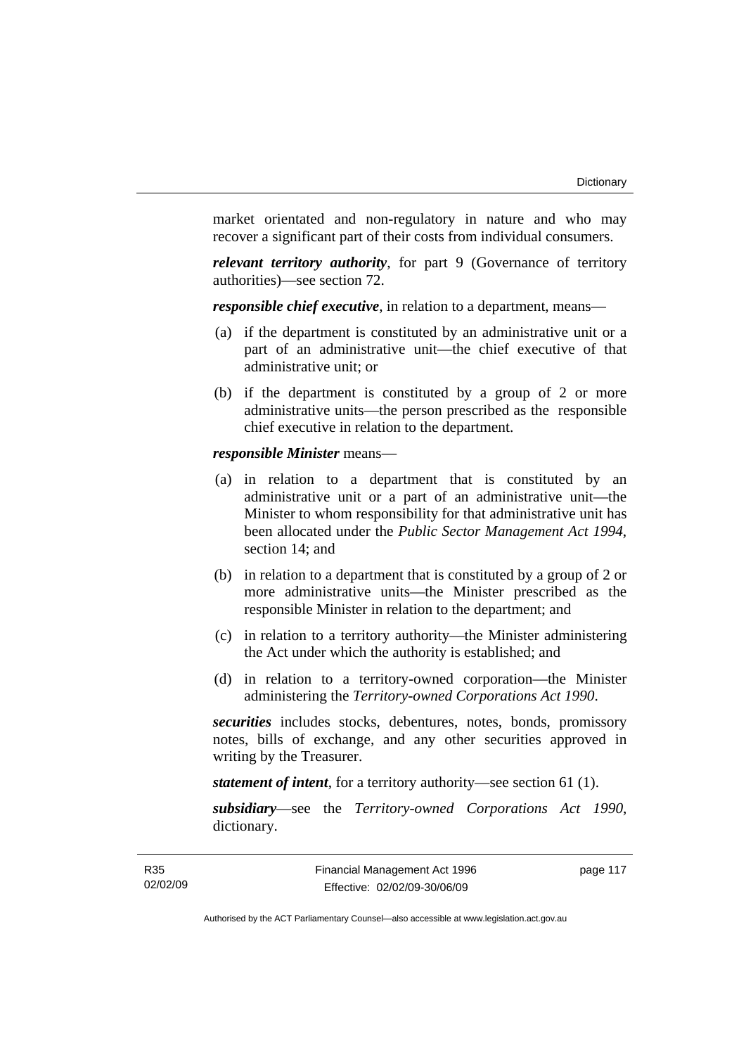market orientated and non-regulatory in nature and who may recover a significant part of their costs from individual consumers.

***relevant territory authority***, for part 9 (Governance of territory authorities)—see section 72.

***responsible chief executive***, in relation to a department, means—

(a) if the department is constituted by an administrative unit or a part of an administrative unit—the chief executive of that administrative unit; or

(b) if the department is constituted by a group of 2 or more administrative units—the person prescribed as the responsible chief executive in relation to the department.

***responsible Minister*** means—

(a) in relation to a department that is constituted by an administrative unit or a part of an administrative unit—the Minister to whom responsibility for that administrative unit has been allocated under the *Public Sector Management Act 1994*, section 14; and

(b) in relation to a department that is constituted by a group of 2 or more administrative units—the Minister prescribed as the responsible Minister in relation to the department; and

(c) in relation to a territory authority—the Minister administering the Act under which the authority is established; and

(d) in relation to a territory-owned corporation—the Minister administering the *Territory-owned Corporations Act 1990*.

***securities*** includes stocks, debentures, notes, bonds, promissory notes, bills of exchange, and any other securities approved in writing by the Treasurer.

***statement of intent***, for a territory authority—see section 61 (1).

***subsidiary***—see the *Territory-owned Corporations Act 1990*, dictionary.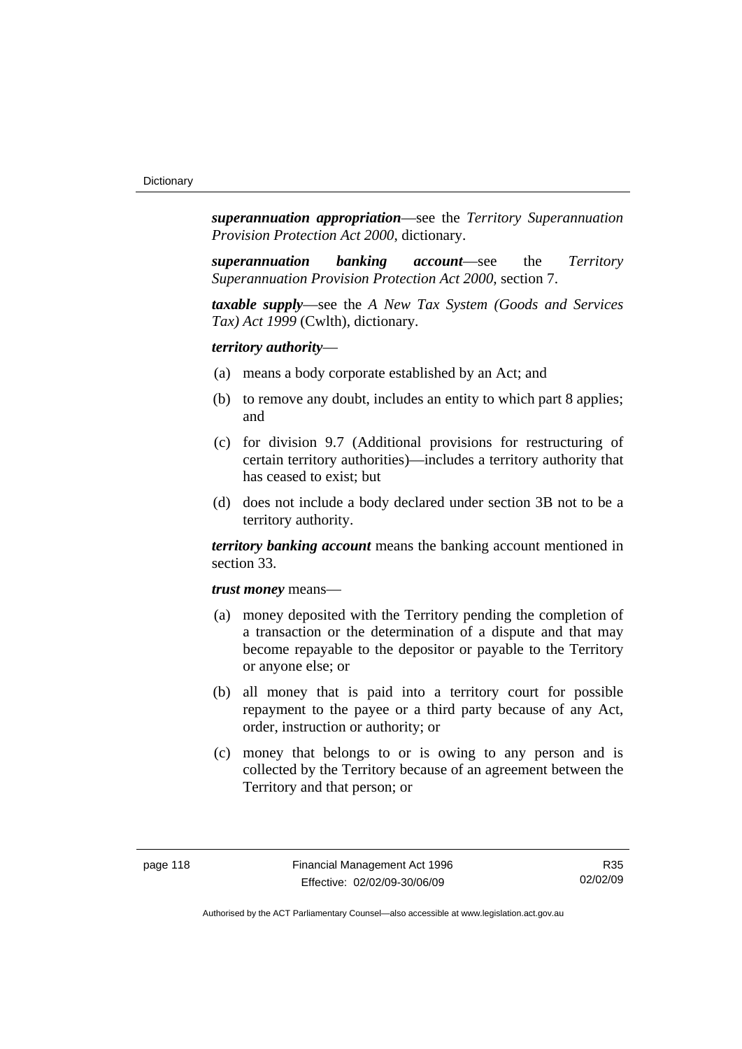***superannuation appropriation***—see the *Territory Superannuation Provision Protection Act 2000*, dictionary.

***superannuation banking account***—see the *Territory Superannuation Provision Protection Act 2000*, section 7.

***taxable supply***—see the *A New Tax System (Goods and Services Tax) Act 1999* (Cwlth), dictionary.

***territory authority***—

(a) means a body corporate established by an Act; and

(b) to remove any doubt, includes an entity to which part 8 applies; and

(c) for division 9.7 (Additional provisions for restructuring of certain territory authorities)—includes a territory authority that has ceased to exist; but

(d) does not include a body declared under section 3B not to be a territory authority.

***territory banking account*** means the banking account mentioned in section 33.

***trust money*** means—

(a) money deposited with the Territory pending the completion of a transaction or the determination of a dispute and that may become repayable to the depositor or payable to the Territory or anyone else; or

(b) all money that is paid into a territory court for possible repayment to the payee or a third party because of any Act, order, instruction or authority; or

(c) money that belongs to or is owing to any person and is collected by the Territory because of an agreement between the Territory and that person; or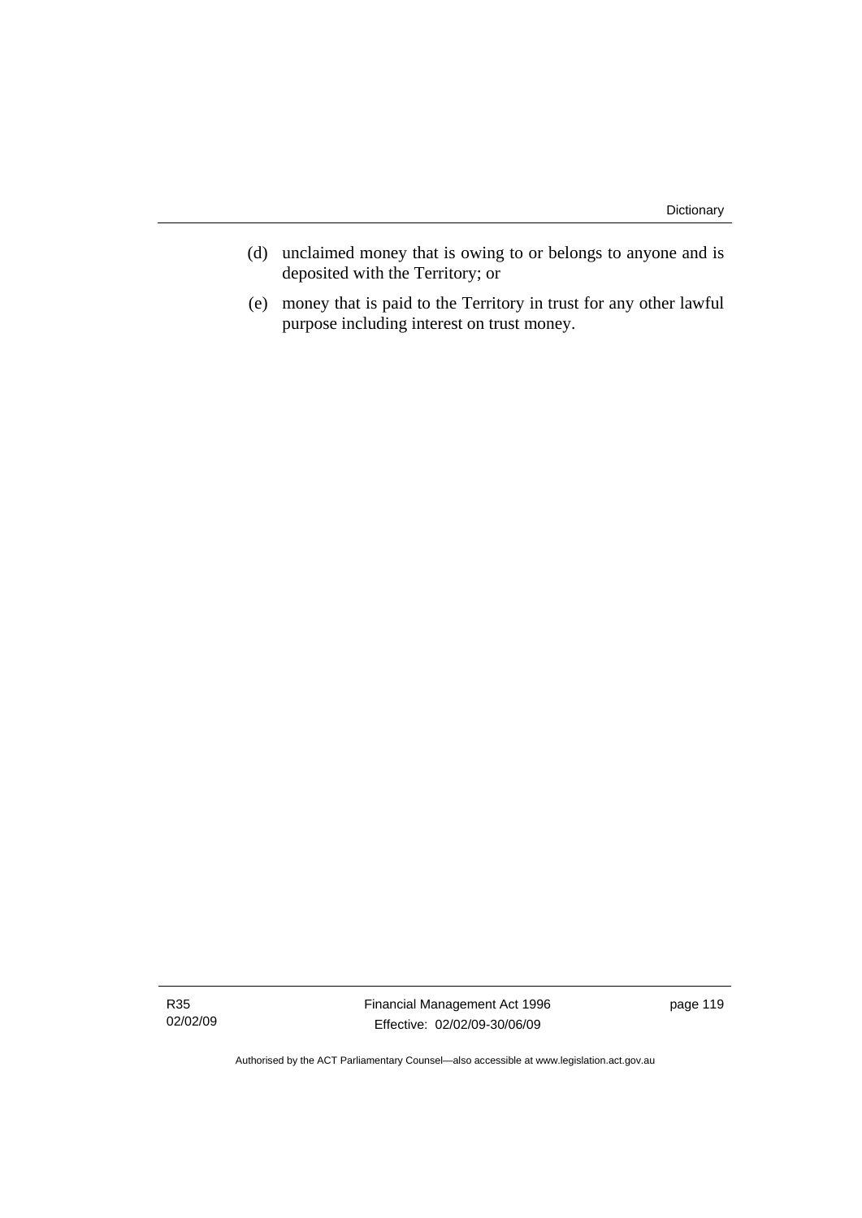(d) unclaimed money that is owing to or belongs to anyone and is deposited with the Territory; or

(e) money that is paid to the Territory in trust for any other lawful purpose including interest on trust money.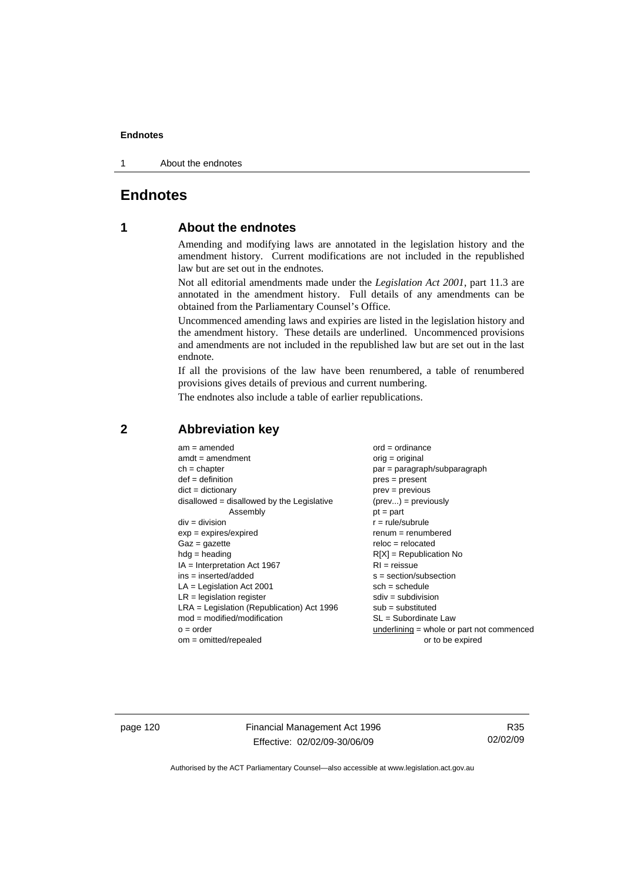# Endnotes

## 1 About the endnotes

Amending and modifying laws are annotated in the legislation history and the amendment history. Current modifications are not included in the republished law but are set out in the endnotes.

Not all editorial amendments made under the *Legislation Act 2001*, part 11.3 are annotated in the amendment history. Full details of any amendments can be obtained from the Parliamentary Counsel's Office.

Uncommenced amending laws and expiries are listed in the legislation history and the amendment history. These details are underlined. Uncommenced provisions and amendments are not included in the republished law but are set out in the last endnote.

If all the provisions of the law have been renumbered, a table of renumbered provisions gives details of previous and current numbering.

The endnotes also include a table of earlier republications.

## 2 Abbreviation key

am = amended
amdt = amendment
ch = chapter
def = definition
dict = dictionary
disallowed = disallowed by the Legislative Assembly
div = division
exp = expires/expired
Gaz = gazette
hdg = heading
IA = Interpretation Act 1967
ins = inserted/added
LA = Legislation Act 2001
LR = legislation register
LRA = Legislation (Republication) Act 1996
mod = modified/modification
o = order
om = omitted/repealed
ord = ordinance
orig = original
par = paragraph/subparagraph
pres = present
prev = previous
(prev...) = previously
pt = part
r = rule/subrule
renum = renumbered
reloc = relocated
R[X] = Republication No
RI = reissue
s = section/subsection
sch = schedule
sdiv = subdivision
sub = substituted
SL = Subordinate Law
<u>underlining</u> = whole or part not commenced or to be expired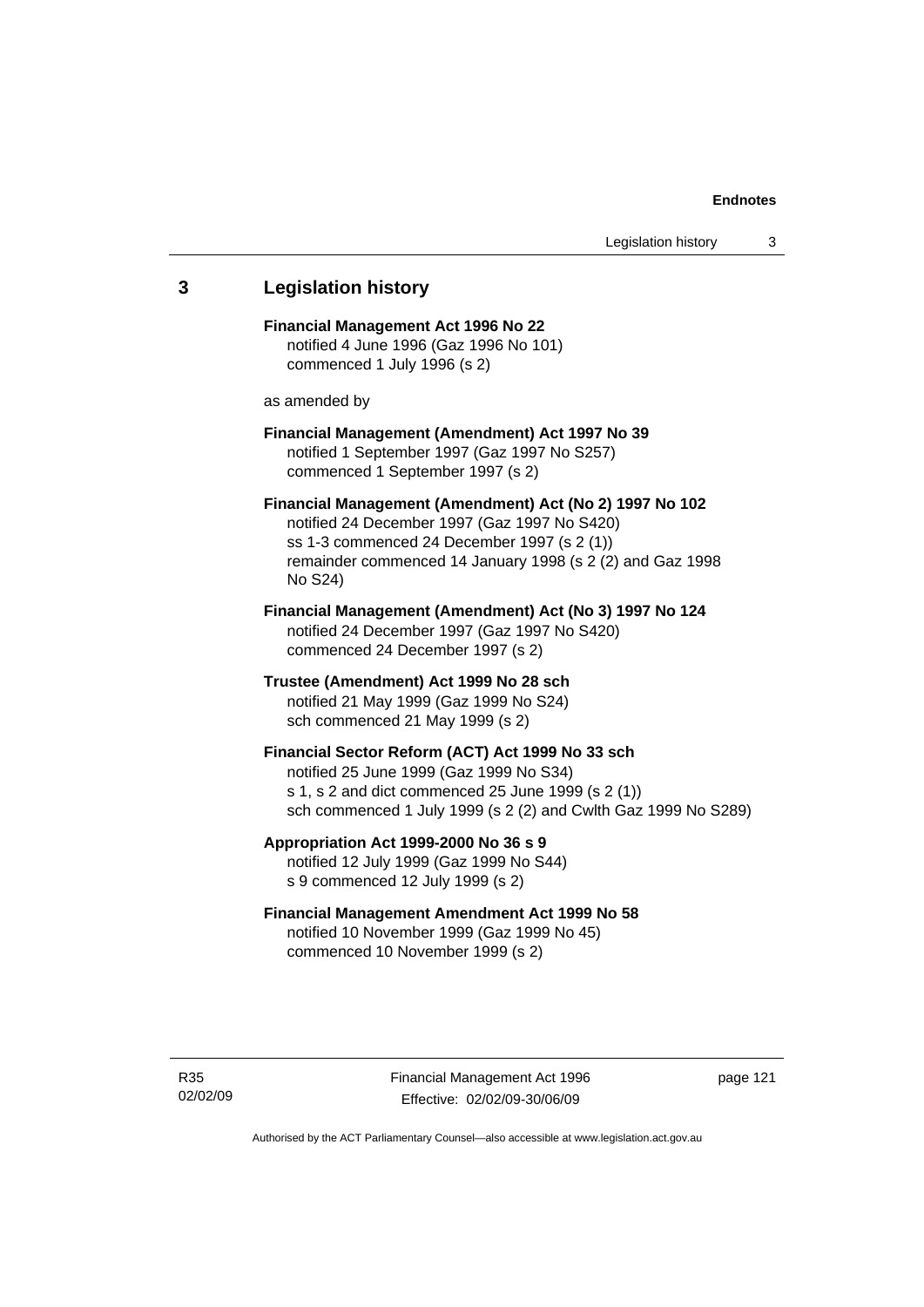## 3 Legislation history

**Financial Management Act 1996 No 22**
notified 4 June 1996 (Gaz 1996 No 101)
commenced 1 July 1996 (s 2)

as amended by

**Financial Management (Amendment) Act 1997 No 39**
notified 1 September 1997 (Gaz 1997 No S257)
commenced 1 September 1997 (s 2)

**Financial Management (Amendment) Act (No 2) 1997 No 102**
notified 24 December 1997 (Gaz 1997 No S420)
ss 1-3 commenced 24 December 1997 (s 2 (1))
remainder commenced 14 January 1998 (s 2 (2) and Gaz 1998 No S24)

**Financial Management (Amendment) Act (No 3) 1997 No 124**
notified 24 December 1997 (Gaz 1997 No S420)
commenced 24 December 1997 (s 2)

**Trustee (Amendment) Act 1999 No 28 sch**
notified 21 May 1999 (Gaz 1999 No S24)
sch commenced 21 May 1999 (s 2)

**Financial Sector Reform (ACT) Act 1999 No 33 sch**
notified 25 June 1999 (Gaz 1999 No S34)
s 1, s 2 and dict commenced 25 June 1999 (s 2 (1))
sch commenced 1 July 1999 (s 2 (2) and Cwlth Gaz 1999 No S289)

**Appropriation Act 1999-2000 No 36 s 9**
notified 12 July 1999 (Gaz 1999 No S44)
s 9 commenced 12 July 1999 (s 2)

**Financial Management Amendment Act 1999 No 58**
notified 10 November 1999 (Gaz 1999 No 45)
commenced 10 November 1999 (s 2)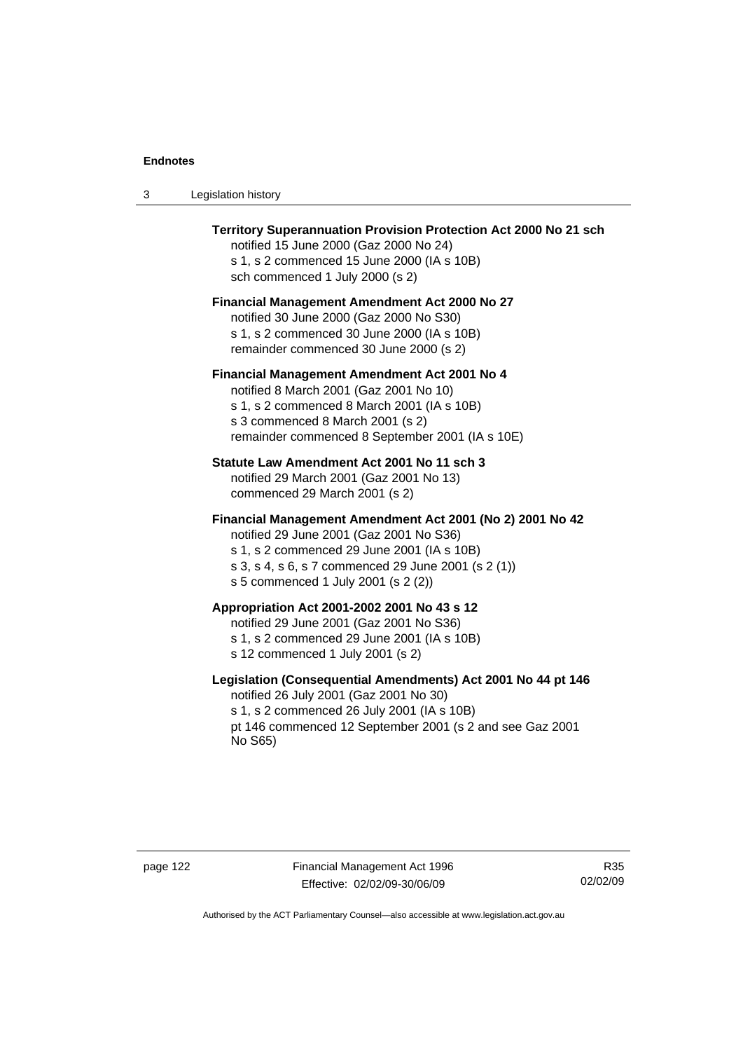**Territory Superannuation Provision Protection Act 2000 No 21 sch**
notified 15 June 2000 (Gaz 2000 No 24)
s 1, s 2 commenced 15 June 2000 (IA s 10B)
sch commenced 1 July 2000 (s 2)

**Financial Management Amendment Act 2000 No 27**
notified 30 June 2000 (Gaz 2000 No S30)
s 1, s 2 commenced 30 June 2000 (IA s 10B)
remainder commenced 30 June 2000 (s 2)

**Financial Management Amendment Act 2001 No 4**
notified 8 March 2001 (Gaz 2001 No 10)
s 1, s 2 commenced 8 March 2001 (IA s 10B)
s 3 commenced 8 March 2001 (s 2)
remainder commenced 8 September 2001 (IA s 10E)

**Statute Law Amendment Act 2001 No 11 sch 3**
notified 29 March 2001 (Gaz 2001 No 13)
commenced 29 March 2001 (s 2)

**Financial Management Amendment Act 2001 (No 2) 2001 No 42**
notified 29 June 2001 (Gaz 2001 No S36)
s 1, s 2 commenced 29 June 2001 (IA s 10B)
s 3, s 4, s 6, s 7 commenced 29 June 2001 (s 2 (1))
s 5 commenced 1 July 2001 (s 2 (2))

**Appropriation Act 2001-2002 2001 No 43 s 12**
notified 29 June 2001 (Gaz 2001 No S36)
s 1, s 2 commenced 29 June 2001 (IA s 10B)
s 12 commenced 1 July 2001 (s 2)

**Legislation (Consequential Amendments) Act 2001 No 44 pt 146**
notified 26 July 2001 (Gaz 2001 No 30)
s 1, s 2 commenced 26 July 2001 (IA s 10B)
pt 146 commenced 12 September 2001 (s 2 and see Gaz 2001 No S65)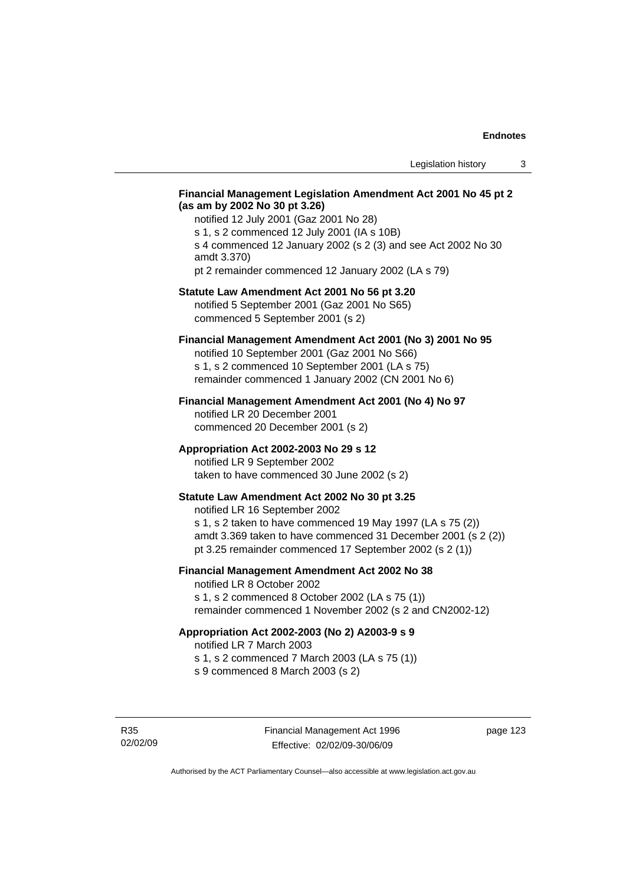**Financial Management Legislation Amendment Act 2001 No 45 pt 2 (as am by 2002 No 30 pt 3.26)**

notified 12 July 2001 (Gaz 2001 No 28)
s 1, s 2 commenced 12 July 2001 (IA s 10B)
s 4 commenced 12 January 2002 (s 2 (3) and see Act 2002 No 30 amdt 3.370)
pt 2 remainder commenced 12 January 2002 (LA s 79)

**Statute Law Amendment Act 2001 No 56 pt 3.20**

notified 5 September 2001 (Gaz 2001 No S65)
commenced 5 September 2001 (s 2)

**Financial Management Amendment Act 2001 (No 3) 2001 No 95**

notified 10 September 2001 (Gaz 2001 No S66)
s 1, s 2 commenced 10 September 2001 (LA s 75)
remainder commenced 1 January 2002 (CN 2001 No 6)

**Financial Management Amendment Act 2001 (No 4) No 97**

notified LR 20 December 2001
commenced 20 December 2001 (s 2)

**Appropriation Act 2002-2003 No 29 s 12**

notified LR 9 September 2002
taken to have commenced 30 June 2002 (s 2)

**Statute Law Amendment Act 2002 No 30 pt 3.25**

notified LR 16 September 2002
s 1, s 2 taken to have commenced 19 May 1997 (LA s 75 (2))
amdt 3.369 taken to have commenced 31 December 2001 (s 2 (2))
pt 3.25 remainder commenced 17 September 2002 (s 2 (1))

**Financial Management Amendment Act 2002 No 38**

notified LR 8 October 2002
s 1, s 2 commenced 8 October 2002 (LA s 75 (1))
remainder commenced 1 November 2002 (s 2 and CN2002-12)

**Appropriation Act 2002-2003 (No 2) A2003-9 s 9**

notified LR 7 March 2003
s 1, s 2 commenced 7 March 2003 (LA s 75 (1))
s 9 commenced 8 March 2003 (s 2)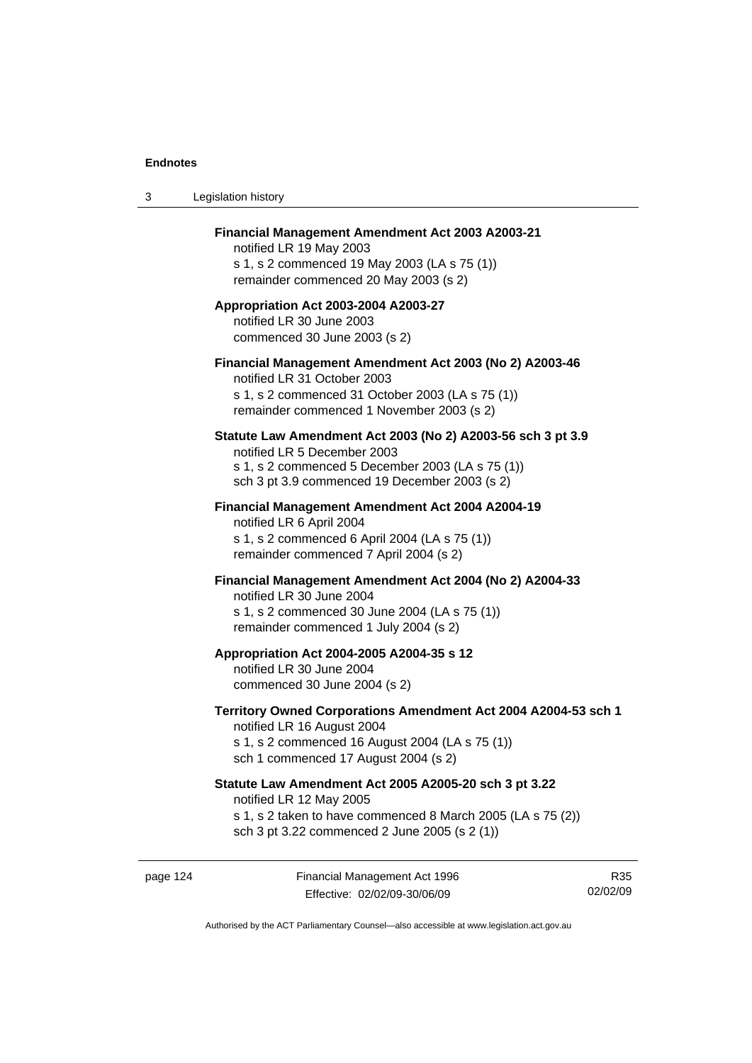**Financial Management Amendment Act 2003 A2003-21**
notified LR 19 May 2003
s 1, s 2 commenced 19 May 2003 (LA s 75 (1))
remainder commenced 20 May 2003 (s 2)

**Appropriation Act 2003-2004 A2003-27**
notified LR 30 June 2003
commenced 30 June 2003 (s 2)

**Financial Management Amendment Act 2003 (No 2) A2003-46**
notified LR 31 October 2003
s 1, s 2 commenced 31 October 2003 (LA s 75 (1))
remainder commenced 1 November 2003 (s 2)

**Statute Law Amendment Act 2003 (No 2) A2003-56 sch 3 pt 3.9**
notified LR 5 December 2003
s 1, s 2 commenced 5 December 2003 (LA s 75 (1))
sch 3 pt 3.9 commenced 19 December 2003 (s 2)

**Financial Management Amendment Act 2004 A2004-19**
notified LR 6 April 2004
s 1, s 2 commenced 6 April 2004 (LA s 75 (1))
remainder commenced 7 April 2004 (s 2)

**Financial Management Amendment Act 2004 (No 2) A2004-33**
notified LR 30 June 2004
s 1, s 2 commenced 30 June 2004 (LA s 75 (1))
remainder commenced 1 July 2004 (s 2)

**Appropriation Act 2004-2005 A2004-35 s 12**
notified LR 30 June 2004
commenced 30 June 2004 (s 2)

**Territory Owned Corporations Amendment Act 2004 A2004-53 sch 1**
notified LR 16 August 2004
s 1, s 2 commenced 16 August 2004 (LA s 75 (1))
sch 1 commenced 17 August 2004 (s 2)

**Statute Law Amendment Act 2005 A2005-20 sch 3 pt 3.22**
notified LR 12 May 2005
s 1, s 2 taken to have commenced 8 March 2005 (LA s 75 (2))
sch 3 pt 3.22 commenced 2 June 2005 (s 2 (1))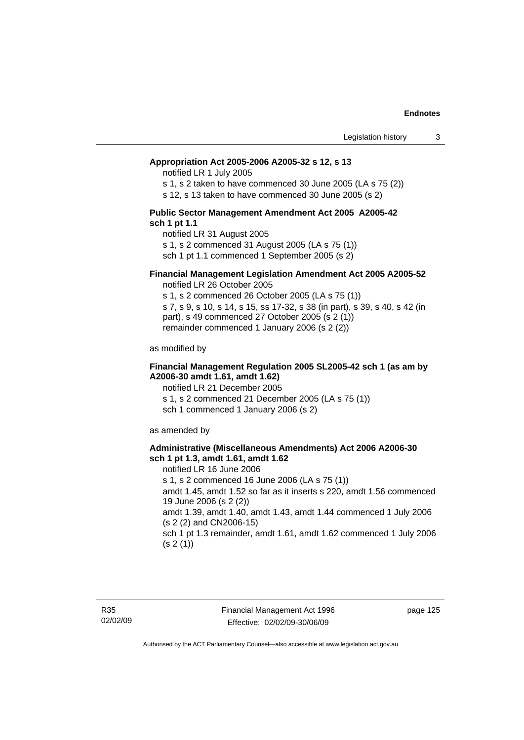**Appropriation Act 2005-2006 A2005-32 s 12, s 13**

notified LR 1 July 2005

s 1, s 2 taken to have commenced 30 June 2005 (LA s 75 (2))

s 12, s 13 taken to have commenced 30 June 2005 (s 2)

**Public Sector Management Amendment Act 2005 A2005-42 sch 1 pt 1.1**

notified LR 31 August 2005

s 1, s 2 commenced 31 August 2005 (LA s 75 (1))

sch 1 pt 1.1 commenced 1 September 2005 (s 2)

**Financial Management Legislation Amendment Act 2005 A2005-52**

notified LR 26 October 2005

s 1, s 2 commenced 26 October 2005 (LA s 75 (1))

s 7, s 9, s 10, s 14, s 15, ss 17-32, s 38 (in part), s 39, s 40, s 42 (in part), s 49 commenced 27 October 2005 (s 2 (1))

remainder commenced 1 January 2006 (s 2 (2))

as modified by

**Financial Management Regulation 2005 SL2005-42 sch 1 (as am by A2006-30 amdt 1.61, amdt 1.62)**

notified LR 21 December 2005

s 1, s 2 commenced 21 December 2005 (LA s 75 (1))

sch 1 commenced 1 January 2006 (s 2)

as amended by

**Administrative (Miscellaneous Amendments) Act 2006 A2006-30 sch 1 pt 1.3, amdt 1.61, amdt 1.62**

notified LR 16 June 2006

s 1, s 2 commenced 16 June 2006 (LA s 75 (1))

amdt 1.45, amdt 1.52 so far as it inserts s 220, amdt 1.56 commenced 19 June 2006 (s 2 (2))

amdt 1.39, amdt 1.40, amdt 1.43, amdt 1.44 commenced 1 July 2006 (s 2 (2) and CN2006-15)

sch 1 pt 1.3 remainder, amdt 1.61, amdt 1.62 commenced 1 July 2006 (s 2 (1))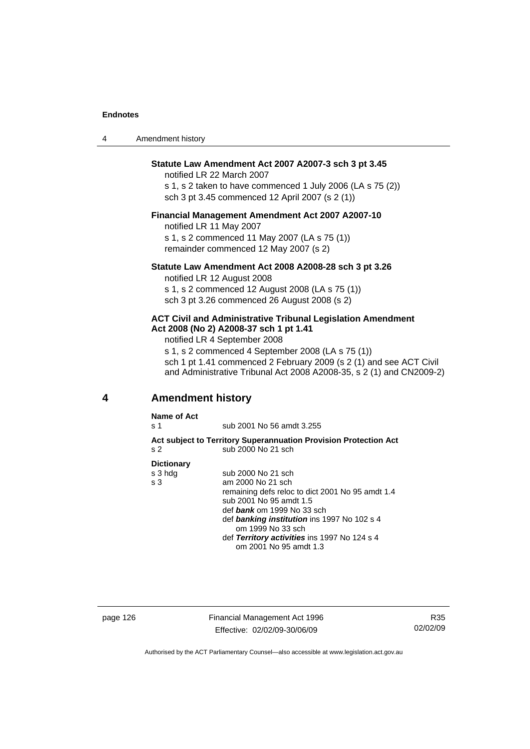**Statute Law Amendment Act 2007 A2007-3 sch 3 pt 3.45**

notified LR 22 March 2007

s 1, s 2 taken to have commenced 1 July 2006 (LA s 75 (2))

sch 3 pt 3.45 commenced 12 April 2007 (s 2 (1))

**Financial Management Amendment Act 2007 A2007-10**

notified LR 11 May 2007

s 1, s 2 commenced 11 May 2007 (LA s 75 (1))

remainder commenced 12 May 2007 (s 2)

**Statute Law Amendment Act 2008 A2008-28 sch 3 pt 3.26**

notified LR 12 August 2008

s 1, s 2 commenced 12 August 2008 (LA s 75 (1))

sch 3 pt 3.26 commenced 26 August 2008 (s 2)

**ACT Civil and Administrative Tribunal Legislation Amendment Act 2008 (No 2) A2008-37 sch 1 pt 1.41**

notified LR 4 September 2008

s 1, s 2 commenced 4 September 2008 (LA s 75 (1))

sch 1 pt 1.41 commenced 2 February 2009 (s 2 (1) and see ACT Civil and Administrative Tribunal Act 2008 A2008-35, s 2 (1) and CN2009-2)

## 4 Amendment history

**Name of Act**

s 1 sub 2001 No 56 amdt 3.255

**Act subject to Territory Superannuation Provision Protection Act**

s 2 sub 2000 No 21 sch

**Dictionary**

s 3 hdg sub 2000 No 21 sch

s 3 am 2000 No 21 sch

remaining defs reloc to dict 2001 No 95 amdt 1.4

sub 2001 No 95 amdt 1.5

def ***bank*** om 1999 No 33 sch

def ***banking institution*** ins 1997 No 102 s 4

om 1999 No 33 sch

def ***Territory activities*** ins 1997 No 124 s 4

om 2001 No 95 amdt 1.3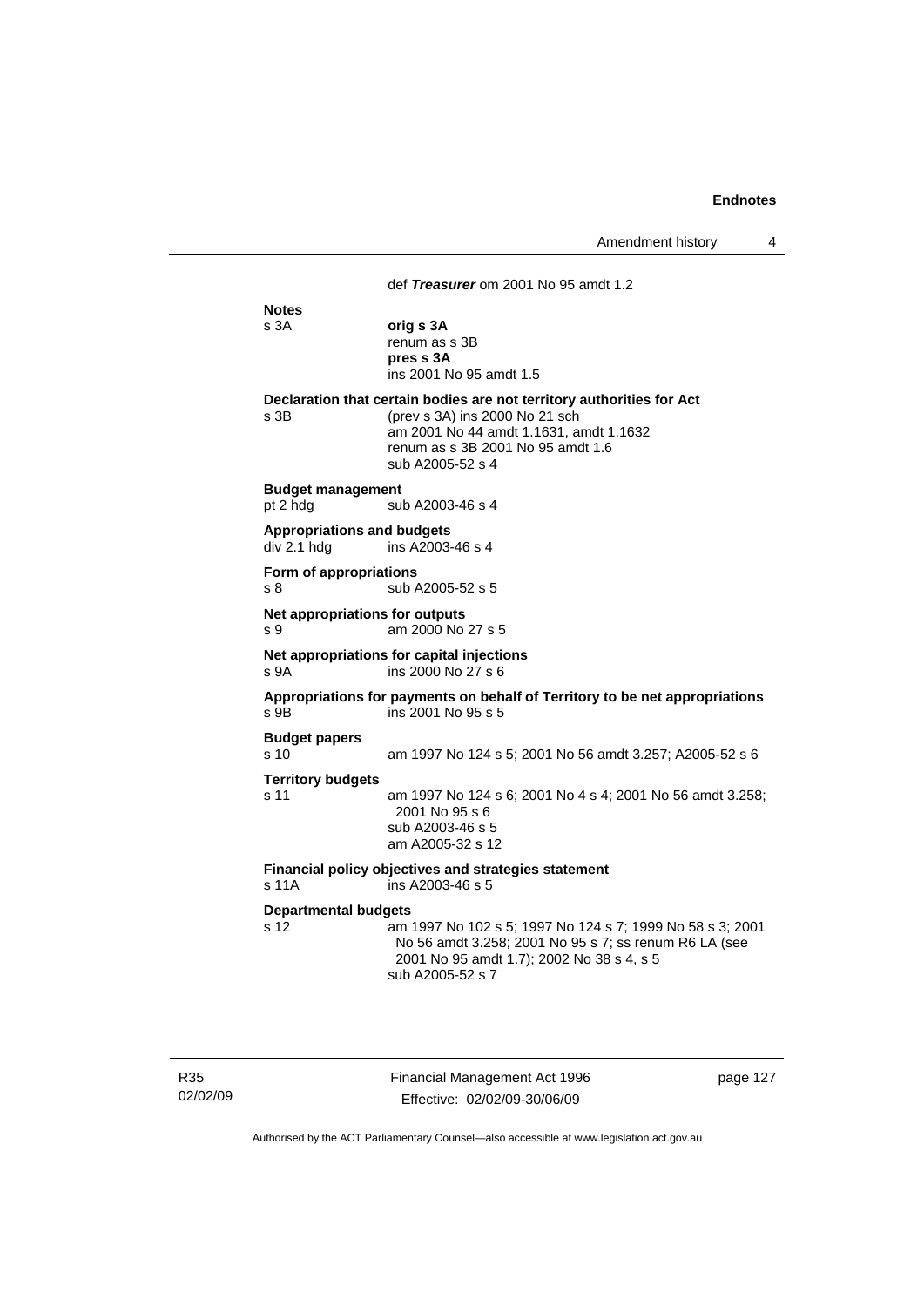def ***Treasurer*** om 2001 No 95 amdt 1.2

**Notes**

s 3A **orig s 3A**
renum as s 3B
**pres s 3A**
ins 2001 No 95 amdt 1.5

**Declaration that certain bodies are not territory authorities for Act**

s 3B (prev s 3A) ins 2000 No 21 sch
am 2001 No 44 amdt 1.1631, amdt 1.1632
renum as s 3B 2001 No 95 amdt 1.6
sub A2005-52 s 4

**Budget management**

pt 2 hdg sub A2003-46 s 4

**Appropriations and budgets**

div 2.1 hdg ins A2003-46 s 4

**Form of appropriations**

s 8 sub A2005-52 s 5

**Net appropriations for outputs**

s 9 am 2000 No 27 s 5

**Net appropriations for capital injections**

s 9A ins 2000 No 27 s 6

**Appropriations for payments on behalf of Territory to be net appropriations**

s 9B ins 2001 No 95 s 5

**Budget papers**

s 10 am 1997 No 124 s 5; 2001 No 56 amdt 3.257; A2005-52 s 6

**Territory budgets**

s 11 am 1997 No 124 s 6; 2001 No 4 s 4; 2001 No 56 amdt 3.258; 2001 No 95 s 6
sub A2003-46 s 5
am A2005-32 s 12

**Financial policy objectives and strategies statement**

s 11A ins A2003-46 s 5

**Departmental budgets**

s 12 am 1997 No 102 s 5; 1997 No 124 s 7; 1999 No 58 s 3; 2001 No 56 amdt 3.258; 2001 No 95 s 7; ss renum R6 LA (see 2001 No 95 amdt 1.7); 2002 No 38 s 4, s 5
sub A2005-52 s 7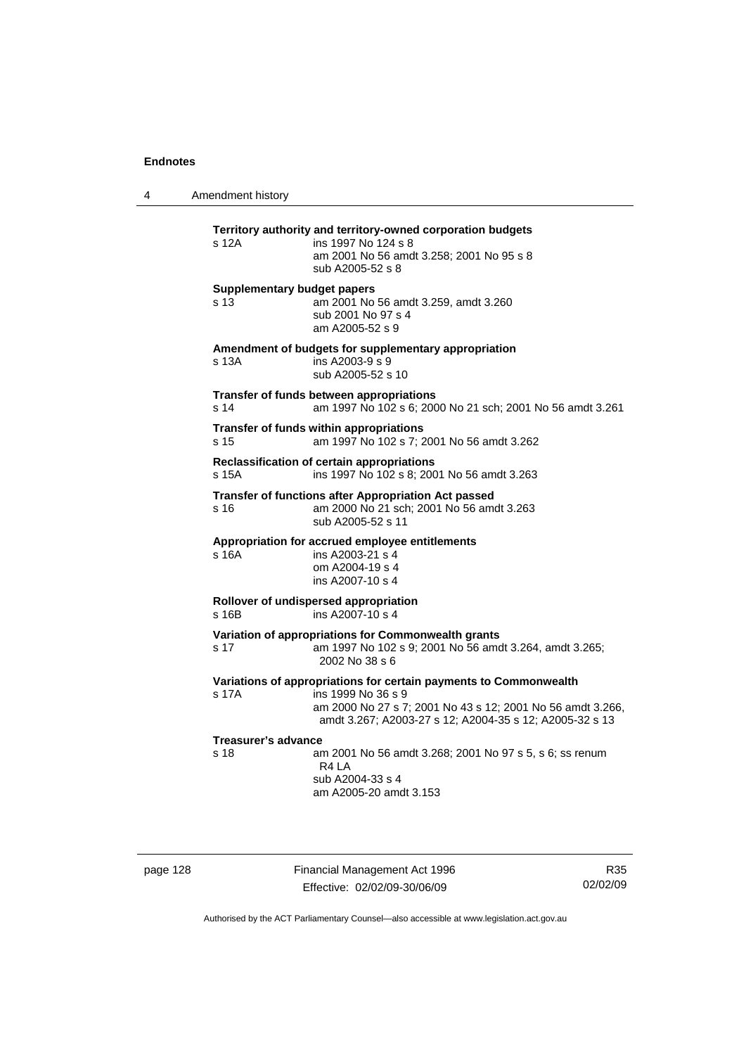**Territory authority and territory-owned corporation budgets**
s 12A ins 1997 No 124 s 8
am 2001 No 56 amdt 3.258; 2001 No 95 s 8
sub A2005-52 s 8

**Supplementary budget papers**
s 13 am 2001 No 56 amdt 3.259, amdt 3.260
sub 2001 No 97 s 4
am A2005-52 s 9

**Amendment of budgets for supplementary appropriation**
s 13A ins A2003-9 s 9
sub A2005-52 s 10

**Transfer of funds between appropriations**
s 14 am 1997 No 102 s 6; 2000 No 21 sch; 2001 No 56 amdt 3.261

**Transfer of funds within appropriations**
s 15 am 1997 No 102 s 7; 2001 No 56 amdt 3.262

**Reclassification of certain appropriations**
s 15A ins 1997 No 102 s 8; 2001 No 56 amdt 3.263

**Transfer of functions after Appropriation Act passed**
s 16 am 2000 No 21 sch; 2001 No 56 amdt 3.263
sub A2005-52 s 11

**Appropriation for accrued employee entitlements**
s 16A ins A2003-21 s 4
om A2004-19 s 4
ins A2007-10 s 4

**Rollover of undispersed appropriation**
s 16B ins A2007-10 s 4

**Variation of appropriations for Commonwealth grants**
s 17 am 1997 No 102 s 9; 2001 No 56 amdt 3.264, amdt 3.265; 2002 No 38 s 6

**Variations of appropriations for certain payments to Commonwealth**
s 17A ins 1999 No 36 s 9
am 2000 No 27 s 7; 2001 No 43 s 12; 2001 No 56 amdt 3.266, amdt 3.267; A2003-27 s 12; A2004-35 s 12; A2005-32 s 13

**Treasurer's advance**
s 18 am 2001 No 56 amdt 3.268; 2001 No 97 s 5, s 6; ss renum R4 LA
sub A2004-33 s 4
am A2005-20 amdt 3.153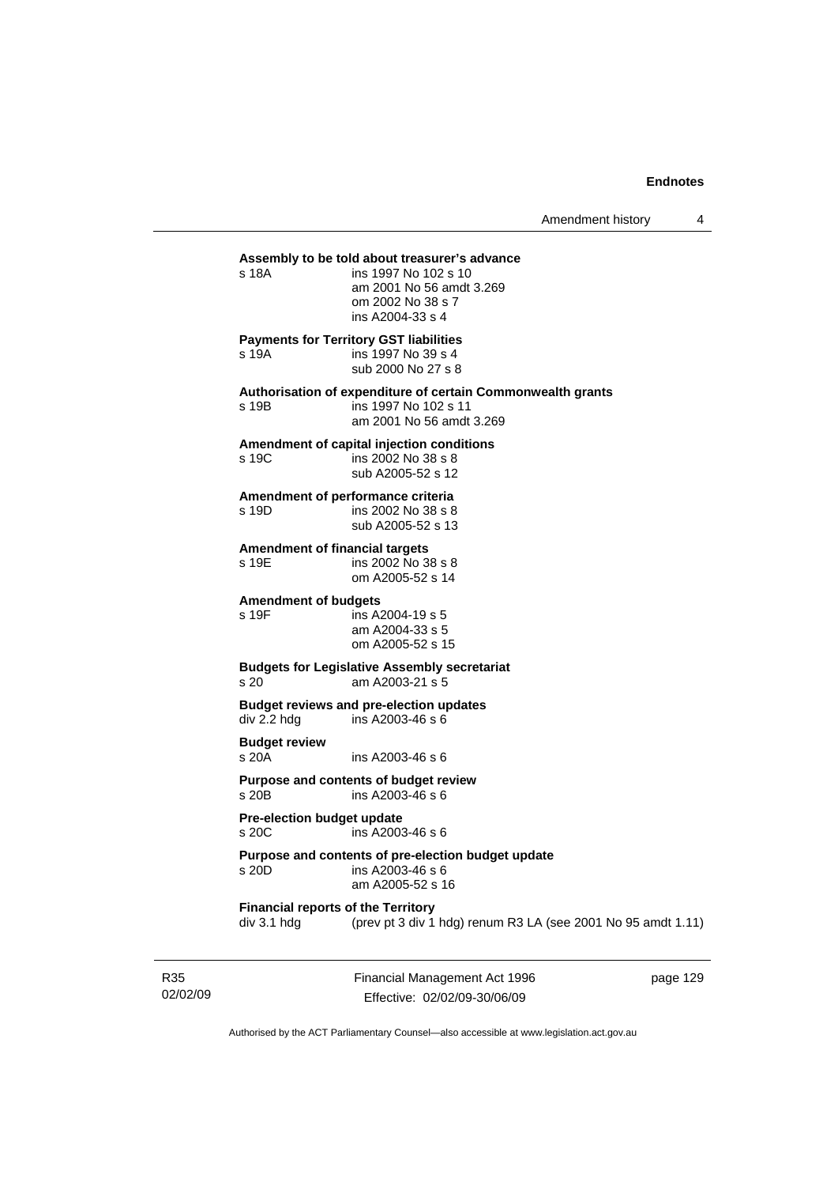**Assembly to be told about treasurer's advance**
s 18A ins 1997 No 102 s 10
am 2001 No 56 amdt 3.269
om 2002 No 38 s 7
ins A2004-33 s 4

**Payments for Territory GST liabilities**
s 19A ins 1997 No 39 s 4
sub 2000 No 27 s 8

**Authorisation of expenditure of certain Commonwealth grants**
s 19B ins 1997 No 102 s 11
am 2001 No 56 amdt 3.269

**Amendment of capital injection conditions**
s 19C ins 2002 No 38 s 8
sub A2005-52 s 12

**Amendment of performance criteria**
s 19D ins 2002 No 38 s 8
sub A2005-52 s 13

**Amendment of financial targets**
s 19E ins 2002 No 38 s 8
om A2005-52 s 14

**Amendment of budgets**
s 19F ins A2004-19 s 5
am A2004-33 s 5
om A2005-52 s 15

**Budgets for Legislative Assembly secretariat**
s 20 am A2003-21 s 5

**Budget reviews and pre-election updates**
div 2.2 hdg ins A2003-46 s 6

**Budget review**
s 20A ins A2003-46 s 6

**Purpose and contents of budget review**
s 20B ins A2003-46 s 6

**Pre-election budget update**
s 20C ins A2003-46 s 6

**Purpose and contents of pre-election budget update**
s 20D ins A2003-46 s 6
am A2005-52 s 16

**Financial reports of the Territory**
div 3.1 hdg (prev pt 3 div 1 hdg) renum R3 LA (see 2001 No 95 amdt 1.11)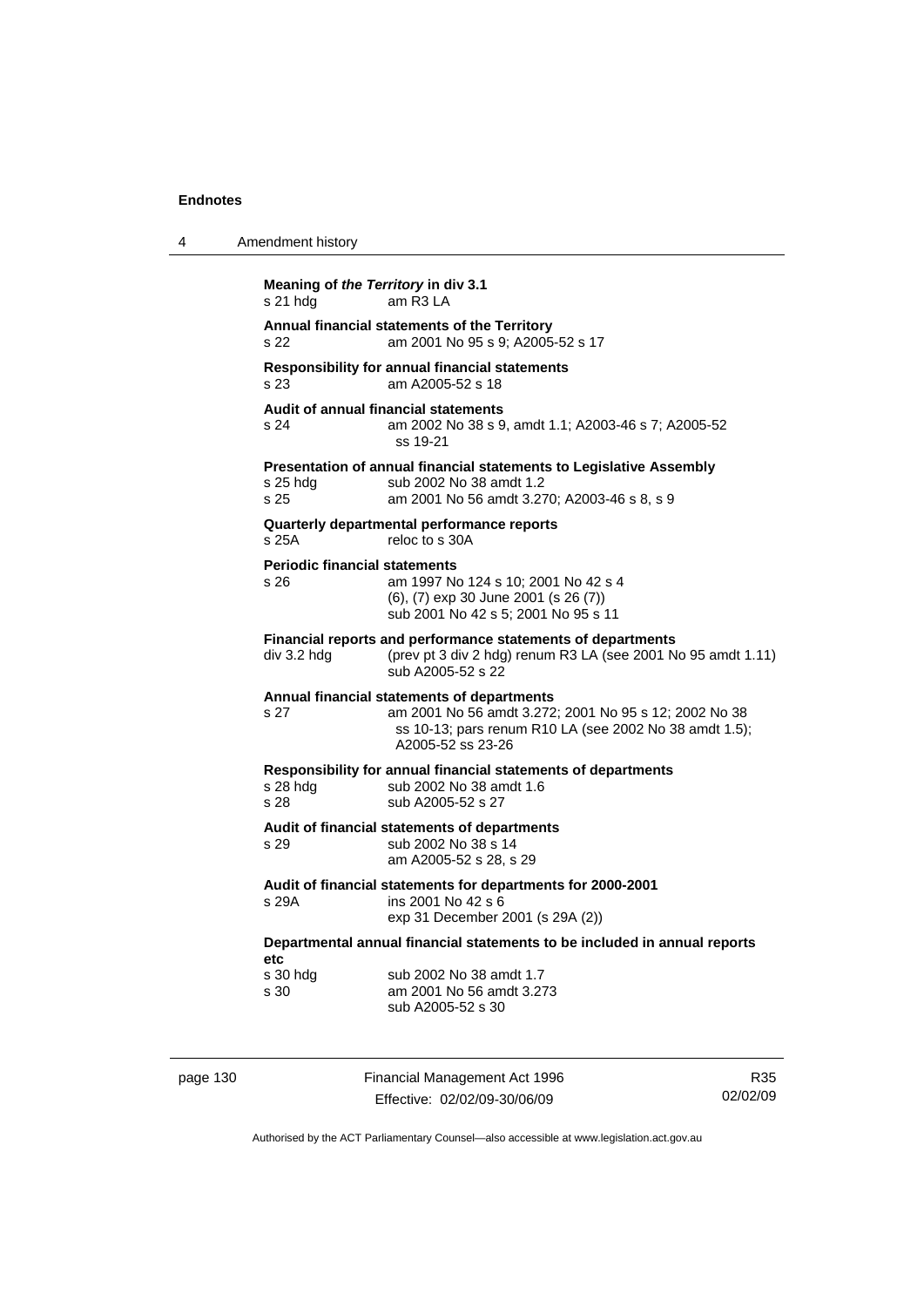**Meaning of *the Territory* in div 3.1**
s 21 hdg am R3 LA

**Annual financial statements of the Territory**
s 22 am 2001 No 95 s 9; A2005-52 s 17

**Responsibility for annual financial statements**
s 23 am A2005-52 s 18

**Audit of annual financial statements**
s 24 am 2002 No 38 s 9, amdt 1.1; A2003-46 s 7; A2005-52 ss 19-21

**Presentation of annual financial statements to Legislative Assembly**
s 25 hdg sub 2002 No 38 amdt 1.2
s 25 am 2001 No 56 amdt 3.270; A2003-46 s 8, s 9

**Quarterly departmental performance reports**
s 25A reloc to s 30A

**Periodic financial statements**
s 26 am 1997 No 124 s 10; 2001 No 42 s 4
(6), (7) exp 30 June 2001 (s 26 (7))
sub 2001 No 42 s 5; 2001 No 95 s 11

**Financial reports and performance statements of departments**
div 3.2 hdg (prev pt 3 div 2 hdg) renum R3 LA (see 2001 No 95 amdt 1.11)
sub A2005-52 s 22

**Annual financial statements of departments**
s 27 am 2001 No 56 amdt 3.272; 2001 No 95 s 12; 2002 No 38 ss 10-13; pars renum R10 LA (see 2002 No 38 amdt 1.5); A2005-52 ss 23-26

**Responsibility for annual financial statements of departments**
s 28 hdg sub 2002 No 38 amdt 1.6
s 28 sub A2005-52 s 27

**Audit of financial statements of departments**
s 29 sub 2002 No 38 s 14
am A2005-52 s 28, s 29

**Audit of financial statements for departments for 2000-2001**
s 29A ins 2001 No 42 s 6
exp 31 December 2001 (s 29A (2))

**Departmental annual financial statements to be included in annual reports etc**
s 30 hdg sub 2002 No 38 amdt 1.7
s 30 am 2001 No 56 amdt 3.273
sub A2005-52 s 30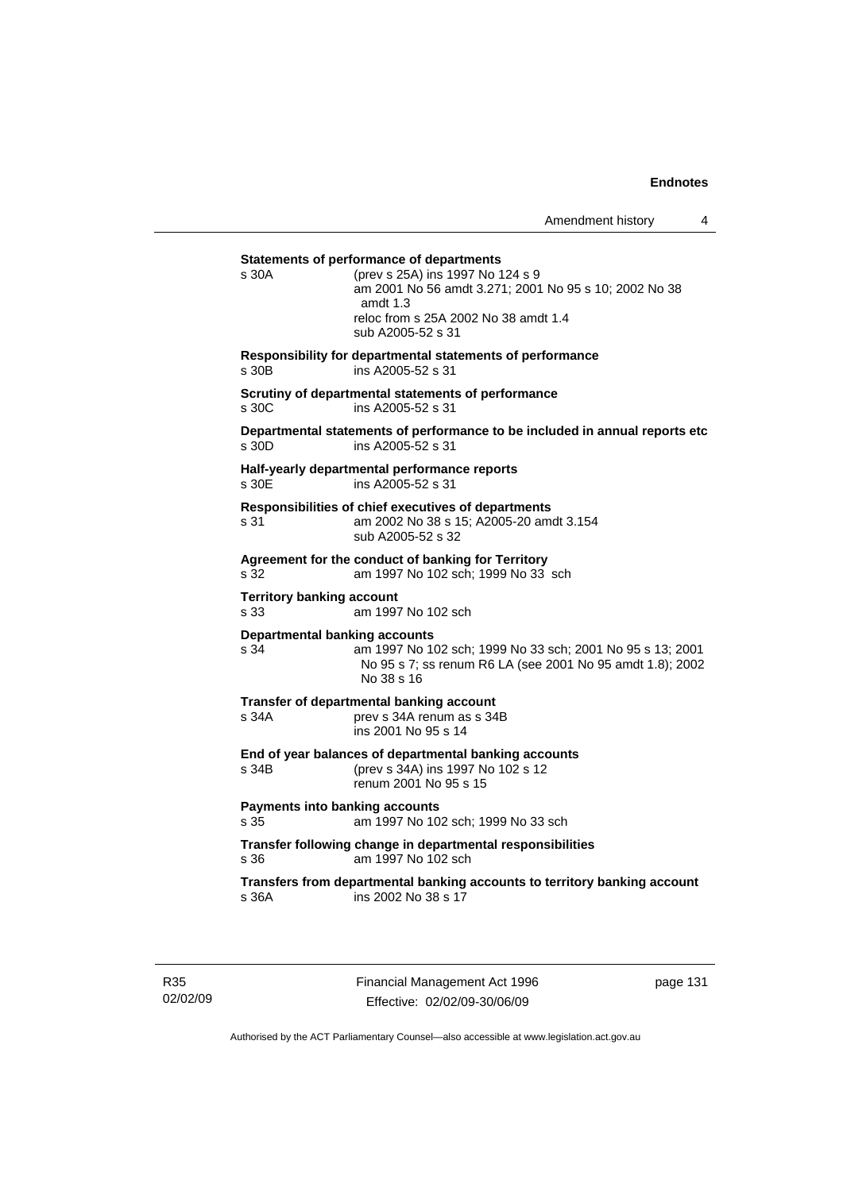**Statements of performance of departments**

| | |
|---|---|
| s 30A | (prev s 25A) ins 1997 No 124 s 9<br>am 2001 No 56 amdt 3.271; 2001 No 95 s 10; 2002 No 38 amdt 1.3<br>reloc from s 25A 2002 No 38 amdt 1.4<br>sub A2005-52 s 31 |

**Responsibility for departmental statements of performance**

| | |
|---|---|
| s 30B | ins A2005-52 s 31 |

**Scrutiny of departmental statements of performance**

| | |
|---|---|
| s 30C | ins A2005-52 s 31 |

**Departmental statements of performance to be included in annual reports etc**

| | |
|---|---|
| s 30D | ins A2005-52 s 31 |

**Half-yearly departmental performance reports**

| | |
|---|---|
| s 30E | ins A2005-52 s 31 |

**Responsibilities of chief executives of departments**

| | |
|---|---|
| s 31 | am 2002 No 38 s 15; A2005-20 amdt 3.154<br>sub A2005-52 s 32 |

**Agreement for the conduct of banking for Territory**

| | |
|---|---|
| s 32 | am 1997 No 102 sch; 1999 No 33 sch |

**Territory banking account**

| | |
|---|---|
| s 33 | am 1997 No 102 sch |

**Departmental banking accounts**

| | |
|---|---|
| s 34 | am 1997 No 102 sch; 1999 No 33 sch; 2001 No 95 s 13; 2001 No 95 s 7; ss renum R6 LA (see 2001 No 95 amdt 1.8); 2002 No 38 s 16 |

**Transfer of departmental banking account**

| | |
|---|---|
| s 34A | prev s 34A renum as s 34B<br>ins 2001 No 95 s 14 |

**End of year balances of departmental banking accounts**

| | |
|---|---|
| s 34B | (prev s 34A) ins 1997 No 102 s 12<br>renum 2001 No 95 s 15 |

**Payments into banking accounts**

| | |
|---|---|
| s 35 | am 1997 No 102 sch; 1999 No 33 sch |

**Transfer following change in departmental responsibilities**

| | |
|---|---|
| s 36 | am 1997 No 102 sch |

**Transfers from departmental banking accounts to territory banking account**

| | |
|---|---|
| s 36A | ins 2002 No 38 s 17 |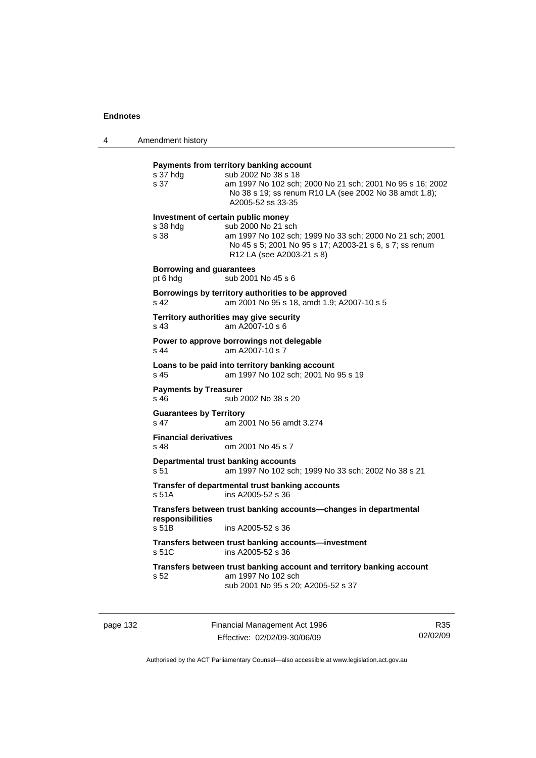**Payments from territory banking account**

s 37 hdg sub 2002 No 38 s 18

s 37 am 1997 No 102 sch; 2000 No 21 sch; 2001 No 95 s 16; 2002 No 38 s 19; ss renum R10 LA (see 2002 No 38 amdt 1.8); A2005-52 ss 33-35

**Investment of certain public money**

s 38 hdg sub 2000 No 21 sch

s 38 am 1997 No 102 sch; 1999 No 33 sch; 2000 No 21 sch; 2001 No 45 s 5; 2001 No 95 s 17; A2003-21 s 6, s 7; ss renum R12 LA (see A2003-21 s 8)

**Borrowing and guarantees**

pt 6 hdg sub 2001 No 45 s 6

**Borrowings by territory authorities to be approved**

s 42 am 2001 No 95 s 18, amdt 1.9; A2007-10 s 5

**Territory authorities may give security**

s 43 am A2007-10 s 6

**Power to approve borrowings not delegable**

s 44 am A2007-10 s 7

**Loans to be paid into territory banking account**

s 45 am 1997 No 102 sch; 2001 No 95 s 19

**Payments by Treasurer**

s 46 sub 2002 No 38 s 20

**Guarantees by Territory**

s 47 am 2001 No 56 amdt 3.274

**Financial derivatives**

s 48 om 2001 No 45 s 7

**Departmental trust banking accounts**

s 51 am 1997 No 102 sch; 1999 No 33 sch; 2002 No 38 s 21

**Transfer of departmental trust banking accounts**

s 51A ins A2005-52 s 36

**Transfers between trust banking accounts—changes in departmental responsibilities**

s 51B ins A2005-52 s 36

**Transfers between trust banking accounts—investment**

s 51C ins A2005-52 s 36

**Transfers between trust banking account and territory banking account**

s 52 am 1997 No 102 sch
sub 2001 No 95 s 20; A2005-52 s 37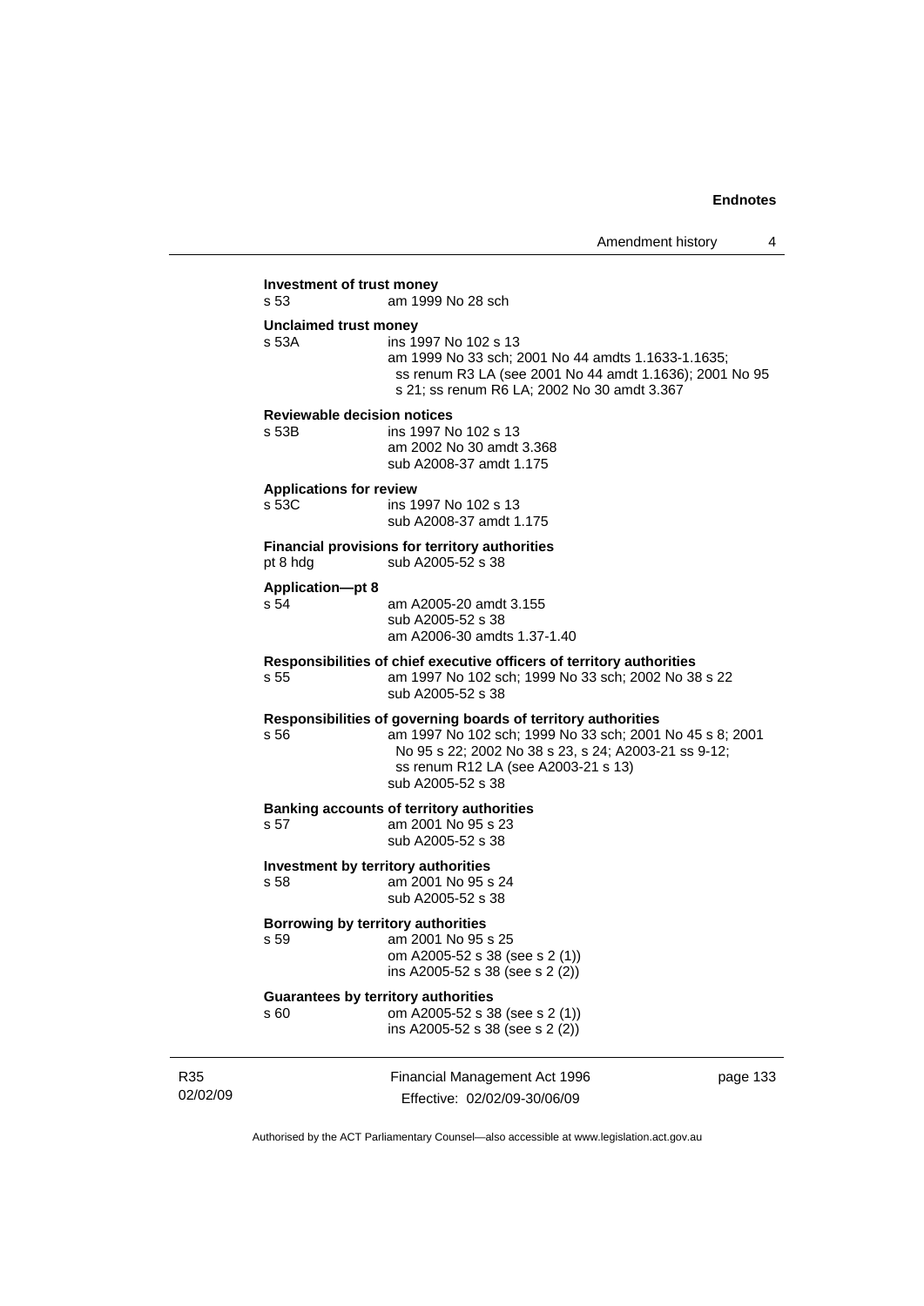**Investment of trust money**

s 53 am 1999 No 28 sch

**Unclaimed trust money**

s 53A ins 1997 No 102 s 13
am 1999 No 33 sch; 2001 No 44 amdts 1.1633-1.1635; ss renum R3 LA (see 2001 No 44 amdt 1.1636); 2001 No 95 s 21; ss renum R6 LA; 2002 No 30 amdt 3.367

**Reviewable decision notices**

s 53B ins 1997 No 102 s 13
am 2002 No 30 amdt 3.368
sub A2008-37 amdt 1.175

**Applications for review**

s 53C ins 1997 No 102 s 13
sub A2008-37 amdt 1.175

**Financial provisions for territory authorities**

pt 8 hdg sub A2005-52 s 38

**Application—pt 8**

s 54 am A2005-20 amdt 3.155
sub A2005-52 s 38
am A2006-30 amdts 1.37-1.40

**Responsibilities of chief executive officers of territory authorities**

s 55 am 1997 No 102 sch; 1999 No 33 sch; 2002 No 38 s 22
sub A2005-52 s 38

**Responsibilities of governing boards of territory authorities**

s 56 am 1997 No 102 sch; 1999 No 33 sch; 2001 No 45 s 8; 2001 No 95 s 22; 2002 No 38 s 23, s 24; A2003-21 ss 9-12; ss renum R12 LA (see A2003-21 s 13)
sub A2005-52 s 38

**Banking accounts of territory authorities**

s 57 am 2001 No 95 s 23
sub A2005-52 s 38

**Investment by territory authorities**

s 58 am 2001 No 95 s 24
sub A2005-52 s 38

**Borrowing by territory authorities**

s 59 am 2001 No 95 s 25
om A2005-52 s 38 (see s 2 (1))
ins A2005-52 s 38 (see s 2 (2))

**Guarantees by territory authorities**

s 60 om A2005-52 s 38 (see s 2 (1))
ins A2005-52 s 38 (see s 2 (2))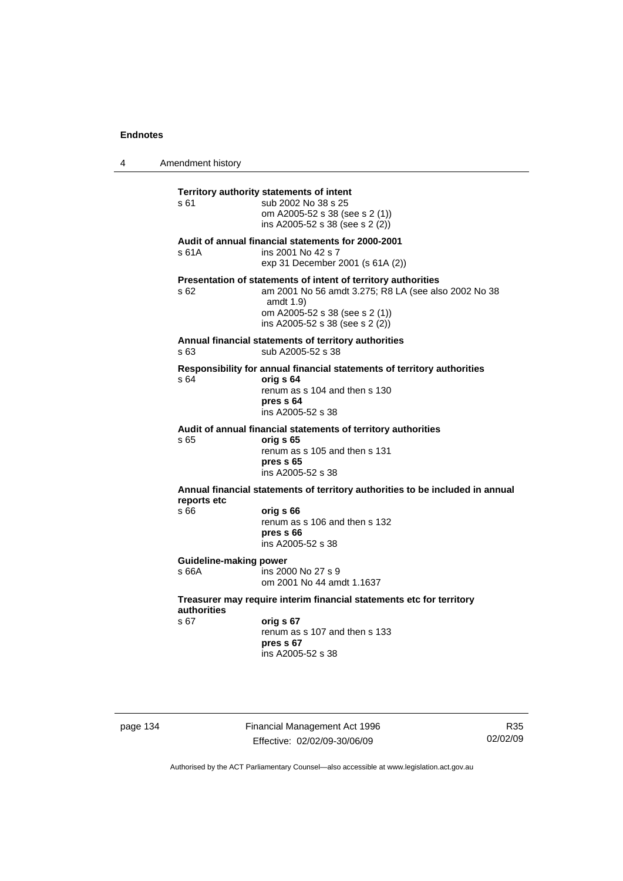**Territory authority statements of intent**

s 61 sub 2002 No 38 s 25
om A2005-52 s 38 (see s 2 (1))
ins A2005-52 s 38 (see s 2 (2))

**Audit of annual financial statements for 2000-2001**

s 61A ins 2001 No 42 s 7
exp 31 December 2001 (s 61A (2))

**Presentation of statements of intent of territory authorities**

s 62 am 2001 No 56 amdt 3.275; R8 LA (see also 2002 No 38 amdt 1.9)
om A2005-52 s 38 (see s 2 (1))
ins A2005-52 s 38 (see s 2 (2))

**Annual financial statements of territory authorities**

s 63 sub A2005-52 s 38

**Responsibility for annual financial statements of territory authorities**

s 64 **orig s 64**
renum as s 104 and then s 130
**pres s 64**
ins A2005-52 s 38

**Audit of annual financial statements of territory authorities**

s 65 **orig s 65**
renum as s 105 and then s 131
**pres s 65**
ins A2005-52 s 38

**Annual financial statements of territory authorities to be included in annual reports etc**

s 66 **orig s 66**
renum as s 106 and then s 132
**pres s 66**
ins A2005-52 s 38

**Guideline-making power**

s 66A ins 2000 No 27 s 9
om 2001 No 44 amdt 1.1637

**Treasurer may require interim financial statements etc for territory authorities**

s 67 **orig s 67**
renum as s 107 and then s 133
**pres s 67**
ins A2005-52 s 38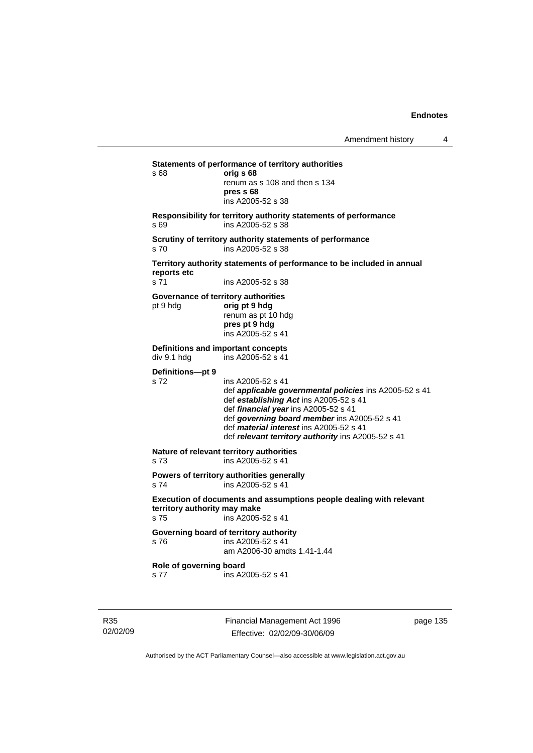**Statements of performance of territory authorities**

s 68 **orig s 68**
renum as s 108 and then s 134
**pres s 68**
ins A2005-52 s 38

**Responsibility for territory authority statements of performance**

s 69 ins A2005-52 s 38

**Scrutiny of territory authority statements of performance**

s 70 ins A2005-52 s 38

**Territory authority statements of performance to be included in annual reports etc**

s 71 ins A2005-52 s 38

**Governance of territory authorities**

pt 9 hdg **orig pt 9 hdg**
renum as pt 10 hdg
**pres pt 9 hdg**
ins A2005-52 s 41

**Definitions and important concepts**

div 9.1 hdg ins A2005-52 s 41

**Definitions—pt 9**

s 72 ins A2005-52 s 41
def ***applicable governmental policies*** ins A2005-52 s 41
def ***establishing Act*** ins A2005-52 s 41
def ***financial year*** ins A2005-52 s 41
def ***governing board member*** ins A2005-52 s 41
def ***material interest*** ins A2005-52 s 41
def ***relevant territory authority*** ins A2005-52 s 41

**Nature of relevant territory authorities**

s 73 ins A2005-52 s 41

**Powers of territory authorities generally**

s 74 ins A2005-52 s 41

**Execution of documents and assumptions people dealing with relevant territory authority may make**

s 75 ins A2005-52 s 41

**Governing board of territory authority**

s 76 ins A2005-52 s 41
am A2006-30 amdts 1.41-1.44

**Role of governing board**

s 77 ins A2005-52 s 41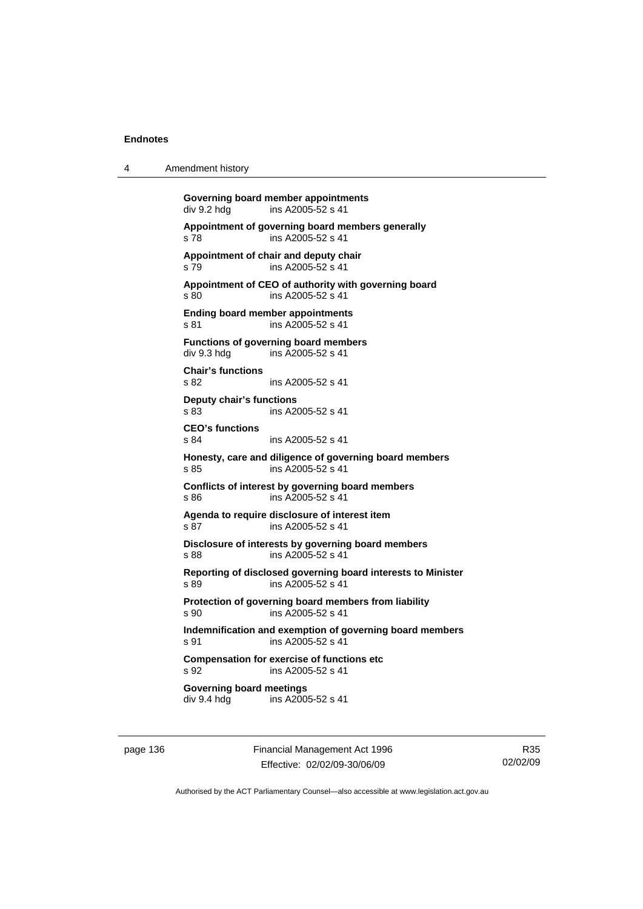**Governing board member appointments**
div 9.2 hdg ins A2005-52 s 41

**Appointment of governing board members generally**
s 78 ins A2005-52 s 41

**Appointment of chair and deputy chair**
s 79 ins A2005-52 s 41

**Appointment of CEO of authority with governing board**
s 80 ins A2005-52 s 41

**Ending board member appointments**
s 81 ins A2005-52 s 41

**Functions of governing board members**
div 9.3 hdg ins A2005-52 s 41

**Chair's functions**
s 82 ins A2005-52 s 41

**Deputy chair's functions**
s 83 ins A2005-52 s 41

**CEO's functions**
s 84 ins A2005-52 s 41

**Honesty, care and diligence of governing board members**
s 85 ins A2005-52 s 41

**Conflicts of interest by governing board members**
s 86 ins A2005-52 s 41

**Agenda to require disclosure of interest item**
s 87 ins A2005-52 s 41

**Disclosure of interests by governing board members**
s 88 ins A2005-52 s 41

**Reporting of disclosed governing board interests to Minister**
s 89 ins A2005-52 s 41

**Protection of governing board members from liability**
s 90 ins A2005-52 s 41

**Indemnification and exemption of governing board members**
s 91 ins A2005-52 s 41

**Compensation for exercise of functions etc**
s 92 ins A2005-52 s 41

**Governing board meetings**
div 9.4 hdg ins A2005-52 s 41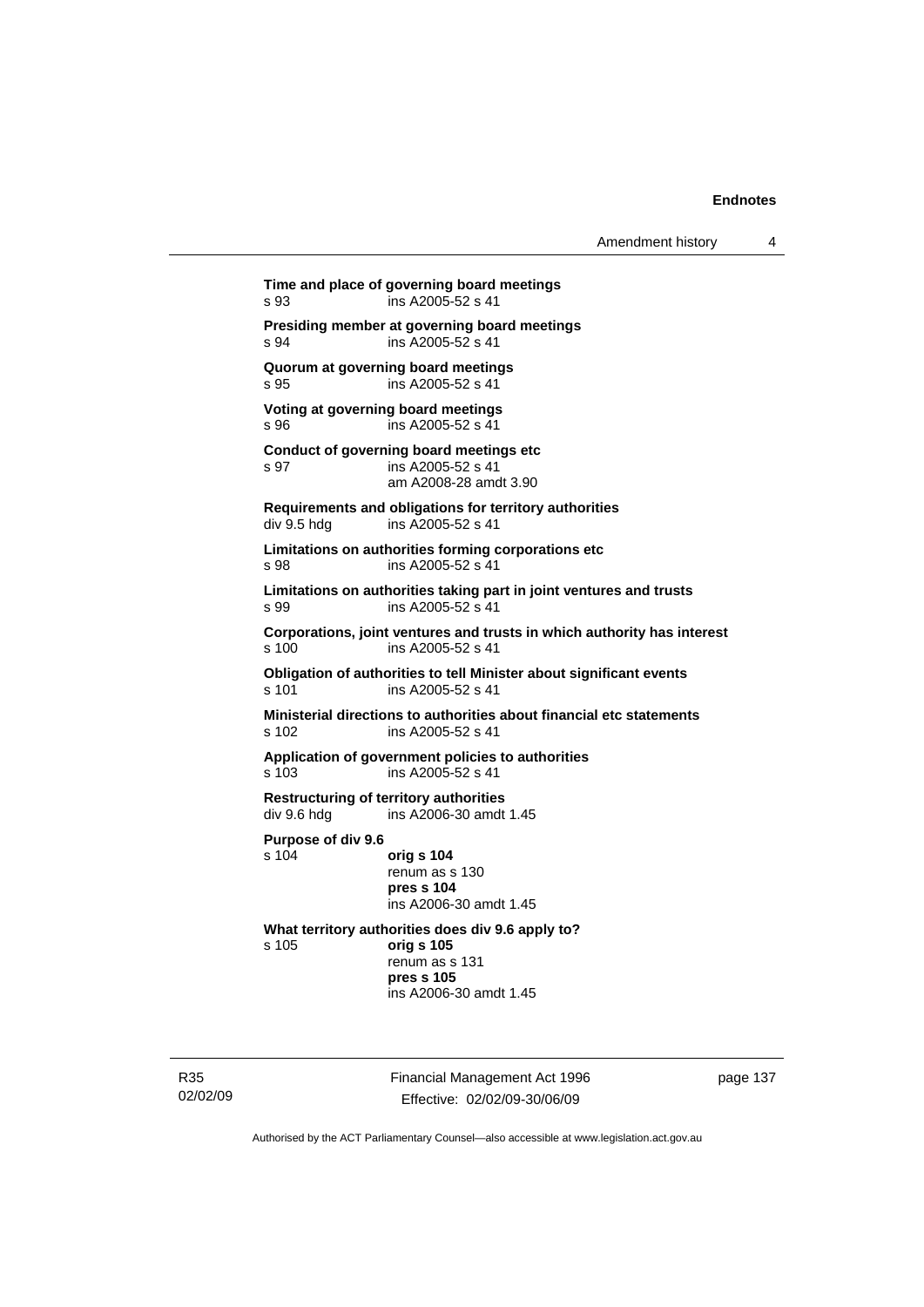**Time and place of governing board meetings**
s 93 ins A2005-52 s 41

**Presiding member at governing board meetings**
s 94 ins A2005-52 s 41

**Quorum at governing board meetings**
s 95 ins A2005-52 s 41

**Voting at governing board meetings**
s 96 ins A2005-52 s 41

**Conduct of governing board meetings etc**
s 97 ins A2005-52 s 41
am A2008-28 amdt 3.90

**Requirements and obligations for territory authorities**
div 9.5 hdg ins A2005-52 s 41

**Limitations on authorities forming corporations etc**
s 98 ins A2005-52 s 41

**Limitations on authorities taking part in joint ventures and trusts**
s 99 ins A2005-52 s 41

**Corporations, joint ventures and trusts in which authority has interest**
s 100 ins A2005-52 s 41

**Obligation of authorities to tell Minister about significant events**
s 101 ins A2005-52 s 41

**Ministerial directions to authorities about financial etc statements**
s 102 ins A2005-52 s 41

**Application of government policies to authorities**
s 103 ins A2005-52 s 41

**Restructuring of territory authorities**
div 9.6 hdg ins A2006-30 amdt 1.45

**Purpose of div 9.6**
s 104 **orig s 104**
renum as s 130
**pres s 104**
ins A2006-30 amdt 1.45

**What territory authorities does div 9.6 apply to?**
s 105 **orig s 105**
renum as s 131
**pres s 105**
ins A2006-30 amdt 1.45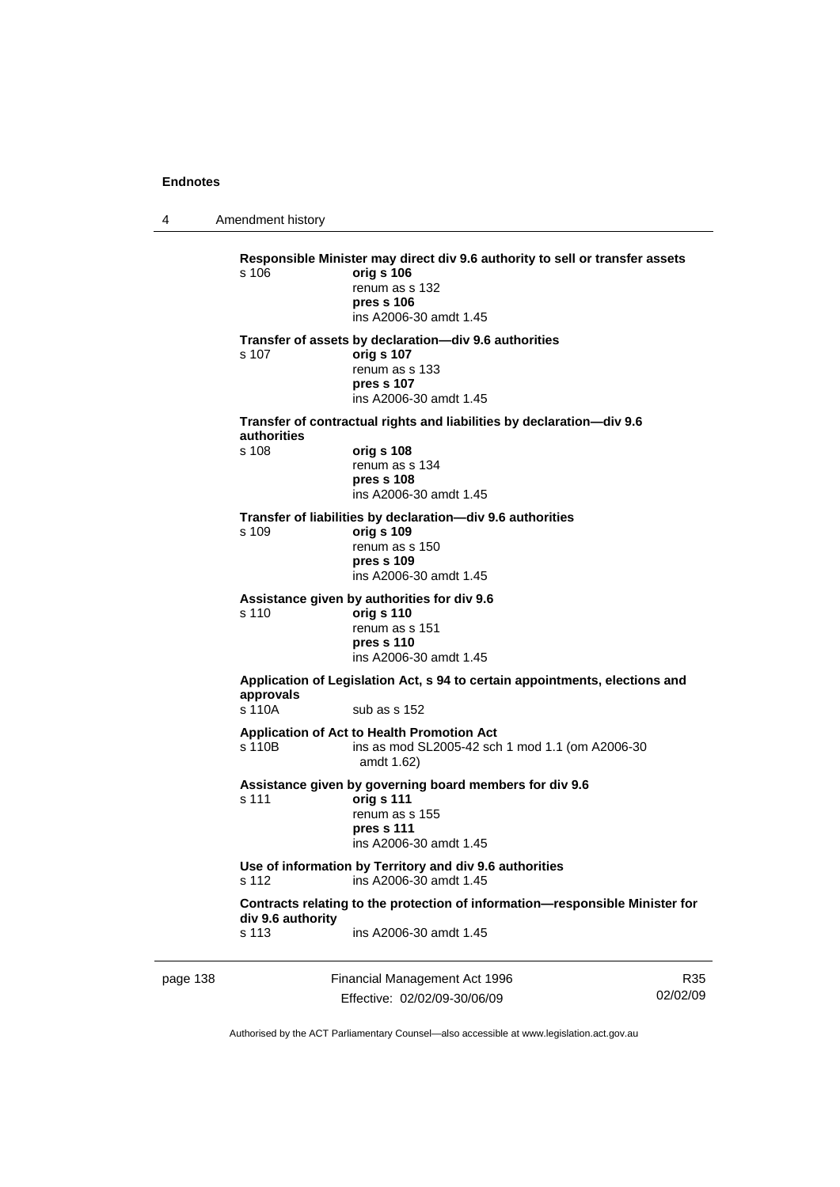**Responsible Minister may direct div 9.6 authority to sell or transfer assets**
s 106 **orig s 106**
renum as s 132
**pres s 106**
ins A2006-30 amdt 1.45

**Transfer of assets by declaration—div 9.6 authorities**
s 107 **orig s 107**
renum as s 133
**pres s 107**
ins A2006-30 amdt 1.45

**Transfer of contractual rights and liabilities by declaration—div 9.6 authorities**
s 108 **orig s 108**
renum as s 134
**pres s 108**
ins A2006-30 amdt 1.45

**Transfer of liabilities by declaration—div 9.6 authorities**
s 109 **orig s 109**
renum as s 150
**pres s 109**
ins A2006-30 amdt 1.45

**Assistance given by authorities for div 9.6**
s 110 **orig s 110**
renum as s 151
**pres s 110**
ins A2006-30 amdt 1.45

**Application of Legislation Act, s 94 to certain appointments, elections and approvals**
s 110A sub as s 152

**Application of Act to Health Promotion Act**
s 110B ins as mod SL2005-42 sch 1 mod 1.1 (om A2006-30 amdt 1.62)

**Assistance given by governing board members for div 9.6**
s 111 **orig s 111**
renum as s 155
**pres s 111**
ins A2006-30 amdt 1.45

**Use of information by Territory and div 9.6 authorities**
s 112 ins A2006-30 amdt 1.45

**Contracts relating to the protection of information—responsible Minister for div 9.6 authority**
s 113 ins A2006-30 amdt 1.45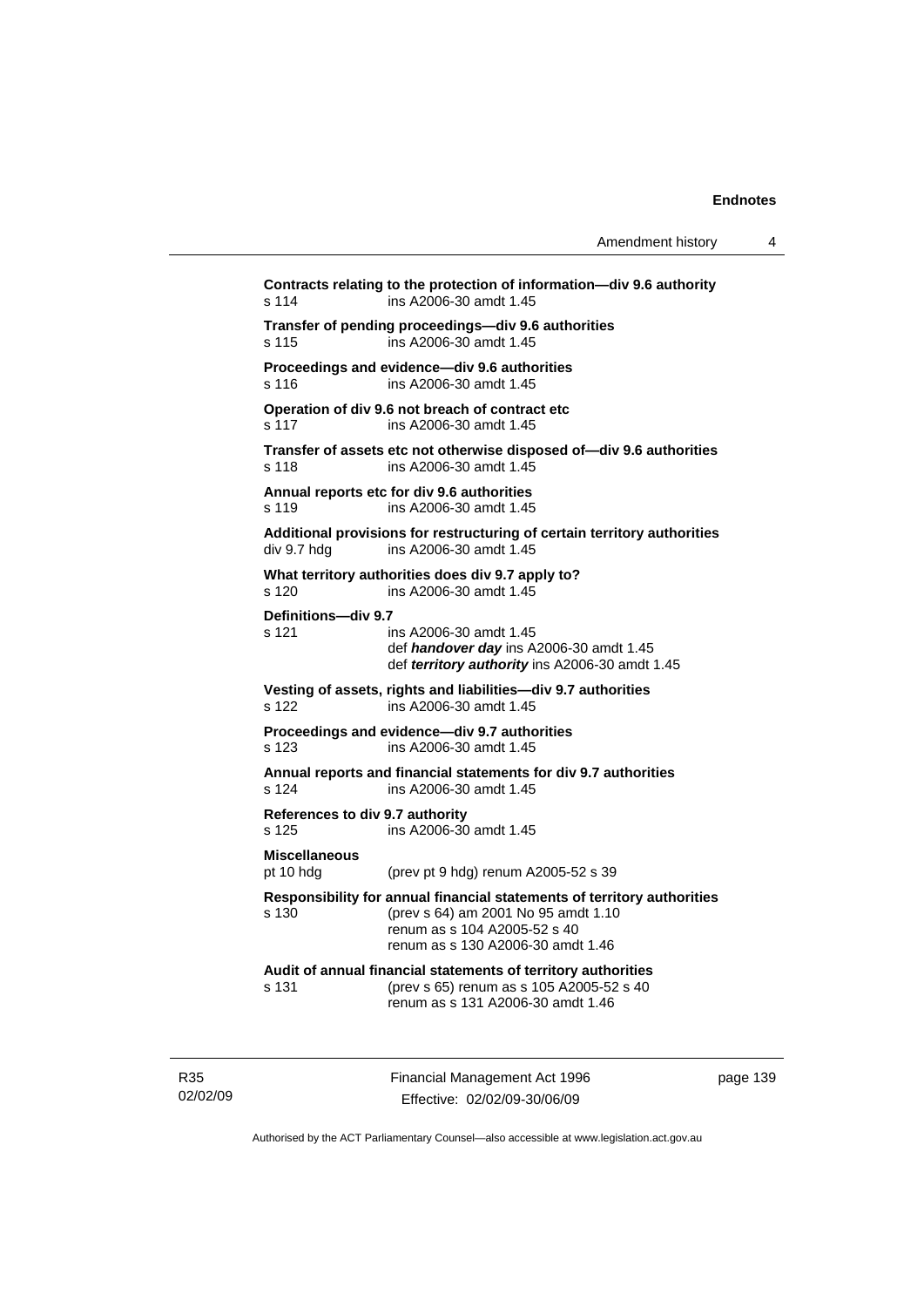**Contracts relating to the protection of information—div 9.6 authority**
s 114 ins A2006-30 amdt 1.45

**Transfer of pending proceedings—div 9.6 authorities**
s 115 ins A2006-30 amdt 1.45

**Proceedings and evidence—div 9.6 authorities**
s 116 ins A2006-30 amdt 1.45

**Operation of div 9.6 not breach of contract etc**
s 117 ins A2006-30 amdt 1.45

**Transfer of assets etc not otherwise disposed of—div 9.6 authorities**
s 118 ins A2006-30 amdt 1.45

**Annual reports etc for div 9.6 authorities**
s 119 ins A2006-30 amdt 1.45

**Additional provisions for restructuring of certain territory authorities**
div 9.7 hdg ins A2006-30 amdt 1.45

**What territory authorities does div 9.7 apply to?**
s 120 ins A2006-30 amdt 1.45

**Definitions—div 9.7**
s 121 ins A2006-30 amdt 1.45
def ***handover day*** ins A2006-30 amdt 1.45
def ***territory authority*** ins A2006-30 amdt 1.45

**Vesting of assets, rights and liabilities—div 9.7 authorities**
s 122 ins A2006-30 amdt 1.45

**Proceedings and evidence—div 9.7 authorities**
s 123 ins A2006-30 amdt 1.45

**Annual reports and financial statements for div 9.7 authorities**
s 124 ins A2006-30 amdt 1.45

**References to div 9.7 authority**
s 125 ins A2006-30 amdt 1.45

**Miscellaneous**
pt 10 hdg (prev pt 9 hdg) renum A2005-52 s 39

**Responsibility for annual financial statements of territory authorities**
s 130 (prev s 64) am 2001 No 95 amdt 1.10
renum as s 104 A2005-52 s 40
renum as s 130 A2006-30 amdt 1.46

**Audit of annual financial statements of territory authorities**
s 131 (prev s 65) renum as s 105 A2005-52 s 40
renum as s 131 A2006-30 amdt 1.46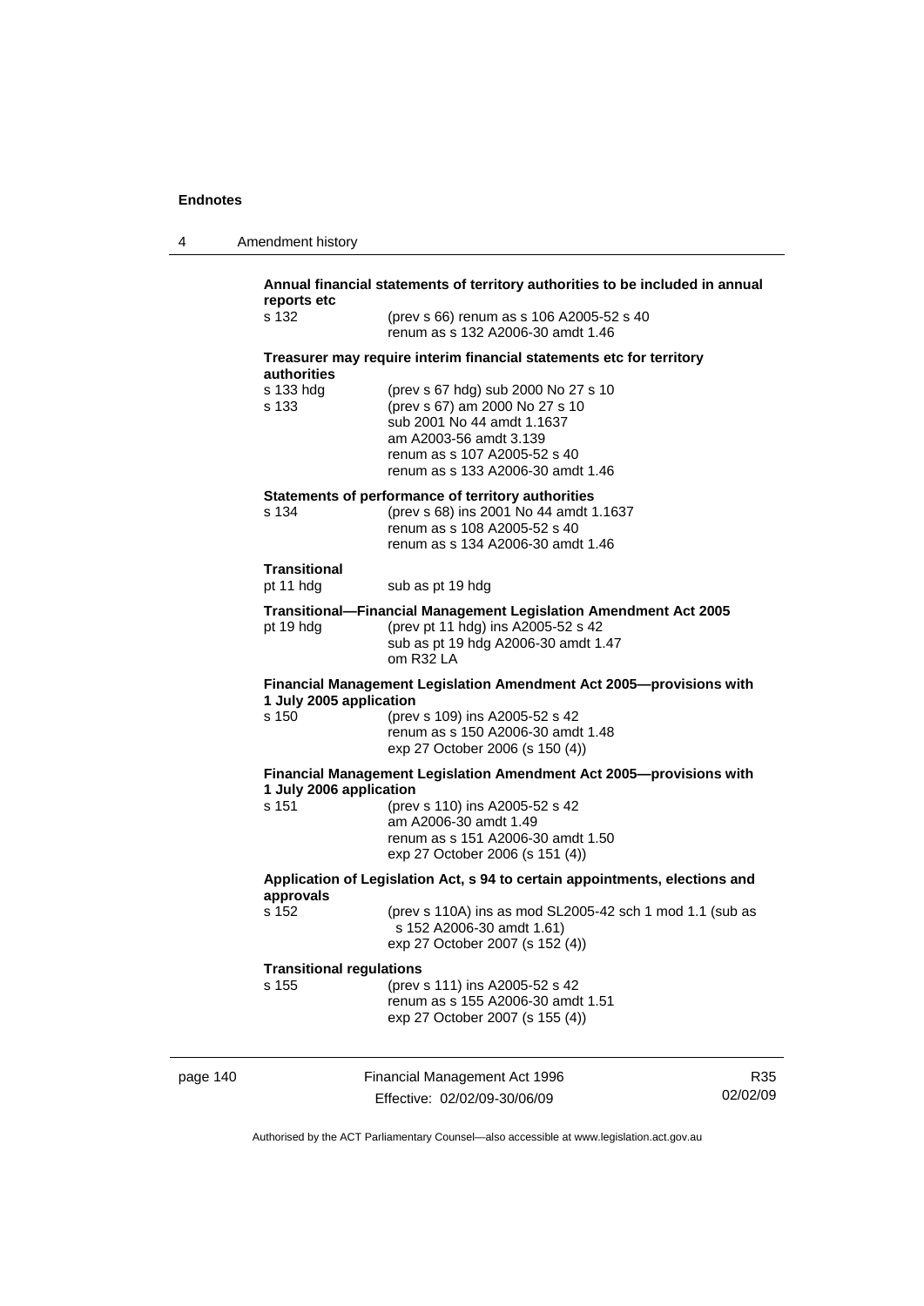**Annual financial statements of territory authorities to be included in annual reports etc**

s 132 (prev s 66) renum as s 106 A2005-52 s 40
renum as s 132 A2006-30 amdt 1.46

**Treasurer may require interim financial statements etc for territory authorities**

s 133 hdg (prev s 67 hdg) sub 2000 No 27 s 10

s 133 (prev s 67) am 2000 No 27 s 10
sub 2001 No 44 amdt 1.1637
am A2003-56 amdt 3.139
renum as s 107 A2005-52 s 40
renum as s 133 A2006-30 amdt 1.46

**Statements of performance of territory authorities**

s 134 (prev s 68) ins 2001 No 44 amdt 1.1637
renum as s 108 A2005-52 s 40
renum as s 134 A2006-30 amdt 1.46

**Transitional**

pt 11 hdg sub as pt 19 hdg

**Transitional—Financial Management Legislation Amendment Act 2005**

pt 19 hdg (prev pt 11 hdg) ins A2005-52 s 42
sub as pt 19 hdg A2006-30 amdt 1.47
om R32 LA

**Financial Management Legislation Amendment Act 2005—provisions with 1 July 2005 application**

s 150 (prev s 109) ins A2005-52 s 42
renum as s 150 A2006-30 amdt 1.48
exp 27 October 2006 (s 150 (4))

**Financial Management Legislation Amendment Act 2005—provisions with 1 July 2006 application**

s 151 (prev s 110) ins A2005-52 s 42
am A2006-30 amdt 1.49
renum as s 151 A2006-30 amdt 1.50
exp 27 October 2006 (s 151 (4))

**Application of Legislation Act, s 94 to certain appointments, elections and approvals**

s 152 (prev s 110A) ins as mod SL2005-42 sch 1 mod 1.1 (sub as s 152 A2006-30 amdt 1.61)
exp 27 October 2007 (s 152 (4))

**Transitional regulations**

s 155 (prev s 111) ins A2005-52 s 42
renum as s 155 A2006-30 amdt 1.51
exp 27 October 2007 (s 155 (4))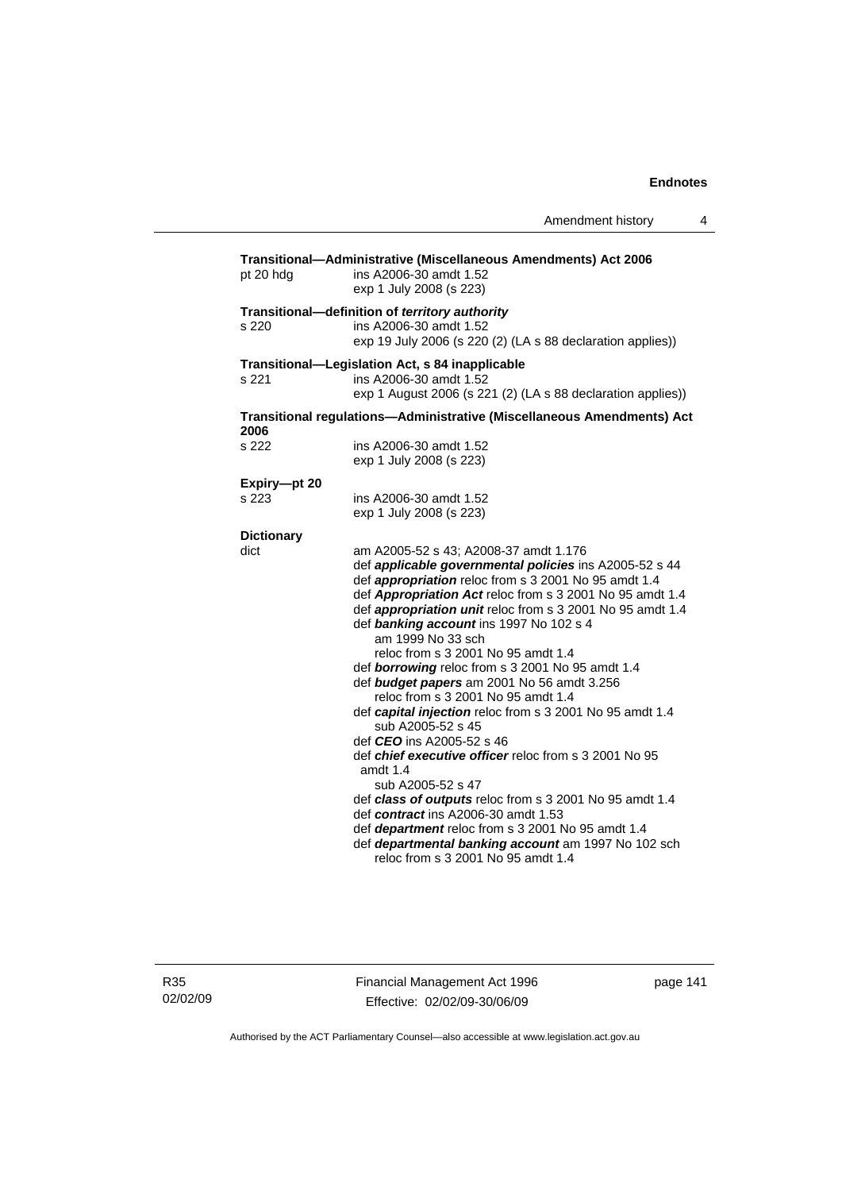**Transitional—Administrative (Miscellaneous Amendments) Act 2006**

pt 20 hdg ins A2006-30 amdt 1.52
exp 1 July 2008 (s 223)

**Transitional—definition of *territory authority***

s 220 ins A2006-30 amdt 1.52
exp 19 July 2006 (s 220 (2) (LA s 88 declaration applies))

**Transitional—Legislation Act, s 84 inapplicable**

s 221 ins A2006-30 amdt 1.52
exp 1 August 2006 (s 221 (2) (LA s 88 declaration applies))

**Transitional regulations—Administrative (Miscellaneous Amendments) Act 2006**

s 222 ins A2006-30 amdt 1.52
exp 1 July 2008 (s 223)

**Expiry—pt 20**

s 223 ins A2006-30 amdt 1.52
exp 1 July 2008 (s 223)

**Dictionary**

dict am A2005-52 s 43; A2008-37 amdt 1.176
def ***applicable governmental policies*** ins A2005-52 s 44
def ***appropriation*** reloc from s 3 2001 No 95 amdt 1.4
def ***Appropriation Act*** reloc from s 3 2001 No 95 amdt 1.4
def ***appropriation unit*** reloc from s 3 2001 No 95 amdt 1.4
def ***banking account*** ins 1997 No 102 s 4
am 1999 No 33 sch
reloc from s 3 2001 No 95 amdt 1.4
def ***borrowing*** reloc from s 3 2001 No 95 amdt 1.4
def ***budget papers*** am 2001 No 56 amdt 3.256
reloc from s 3 2001 No 95 amdt 1.4
def ***capital injection*** reloc from s 3 2001 No 95 amdt 1.4
sub A2005-52 s 45
def ***CEO*** ins A2005-52 s 46
def ***chief executive officer*** reloc from s 3 2001 No 95 amdt 1.4
sub A2005-52 s 47
def ***class of outputs*** reloc from s 3 2001 No 95 amdt 1.4
def ***contract*** ins A2006-30 amdt 1.53
def ***department*** reloc from s 3 2001 No 95 amdt 1.4
def ***departmental banking account*** am 1997 No 102 sch
reloc from s 3 2001 No 95 amdt 1.4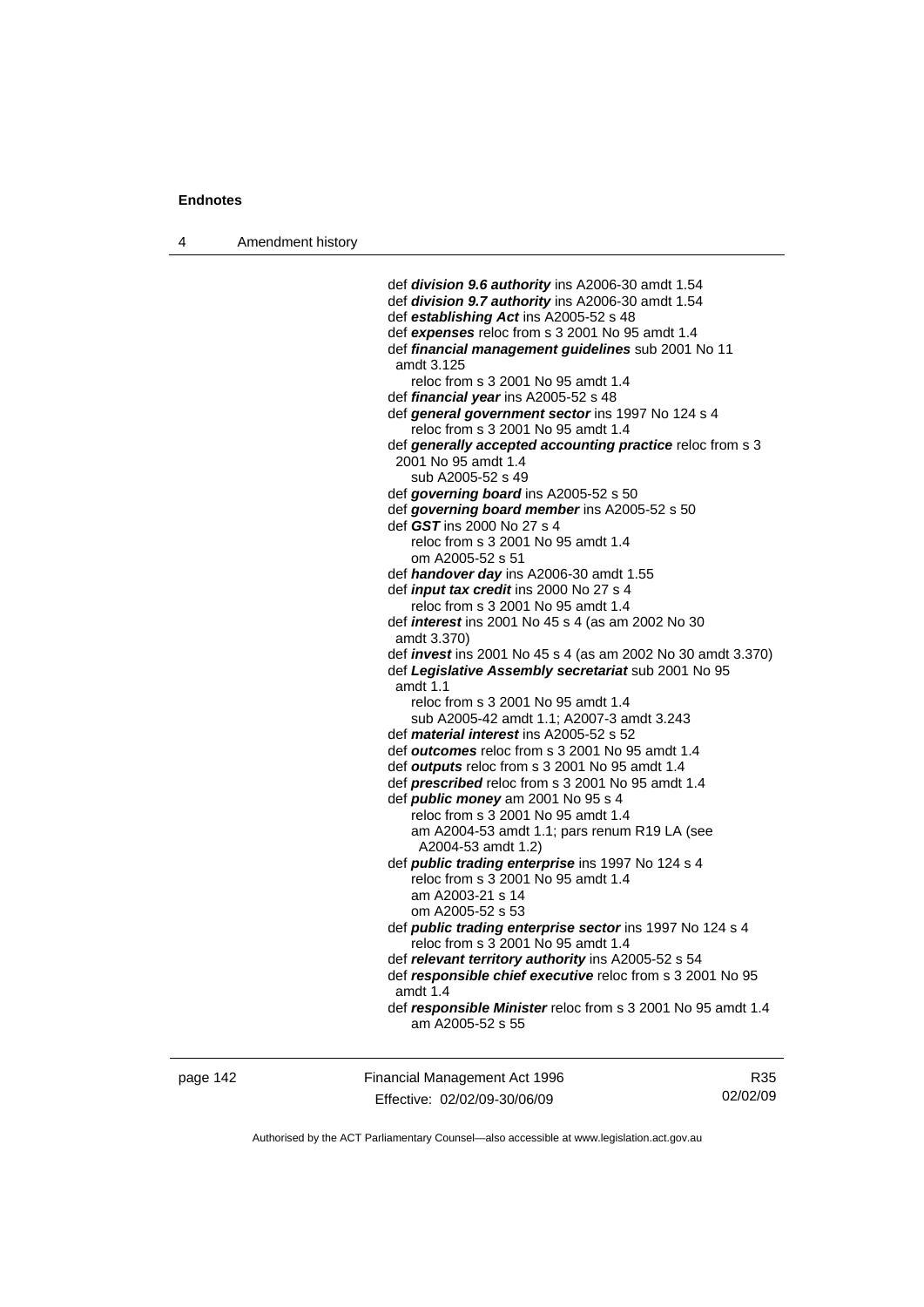def ***division 9.6 authority*** ins A2006-30 amdt 1.54
def ***division 9.7 authority*** ins A2006-30 amdt 1.54
def ***establishing Act*** ins A2005-52 s 48
def ***expenses*** reloc from s 3 2001 No 95 amdt 1.4
def ***financial management guidelines*** sub 2001 No 11 amdt 3.125
  reloc from s 3 2001 No 95 amdt 1.4
def ***financial year*** ins A2005-52 s 48
def ***general government sector*** ins 1997 No 124 s 4
  reloc from s 3 2001 No 95 amdt 1.4
def ***generally accepted accounting practice*** reloc from s 3 2001 No 95 amdt 1.4
  sub A2005-52 s 49
def ***governing board*** ins A2005-52 s 50
def ***governing board member*** ins A2005-52 s 50
def ***GST*** ins 2000 No 27 s 4
  reloc from s 3 2001 No 95 amdt 1.4
  om A2005-52 s 51
def ***handover day*** ins A2006-30 amdt 1.55
def ***input tax credit*** ins 2000 No 27 s 4
  reloc from s 3 2001 No 95 amdt 1.4
def ***interest*** ins 2001 No 45 s 4 (as am 2002 No 30 amdt 3.370)
def ***invest*** ins 2001 No 45 s 4 (as am 2002 No 30 amdt 3.370)
def ***Legislative Assembly secretariat*** sub 2001 No 95 amdt 1.1
  reloc from s 3 2001 No 95 amdt 1.4
  sub A2005-42 amdt 1.1; A2007-3 amdt 3.243
def ***material interest*** ins A2005-52 s 52
def ***outcomes*** reloc from s 3 2001 No 95 amdt 1.4
def ***outputs*** reloc from s 3 2001 No 95 amdt 1.4
def ***prescribed*** reloc from s 3 2001 No 95 amdt 1.4
def ***public money*** am 2001 No 95 s 4
  reloc from s 3 2001 No 95 amdt 1.4
  am A2004-53 amdt 1.1; pars renum R19 LA (see A2004-53 amdt 1.2)
def ***public trading enterprise*** ins 1997 No 124 s 4
  reloc from s 3 2001 No 95 amdt 1.4
  am A2003-21 s 14
  om A2005-52 s 53
def ***public trading enterprise sector*** ins 1997 No 124 s 4
  reloc from s 3 2001 No 95 amdt 1.4
def ***relevant territory authority*** ins A2005-52 s 54
def ***responsible chief executive*** reloc from s 3 2001 No 95 amdt 1.4
def ***responsible Minister*** reloc from s 3 2001 No 95 amdt 1.4
  am A2005-52 s 55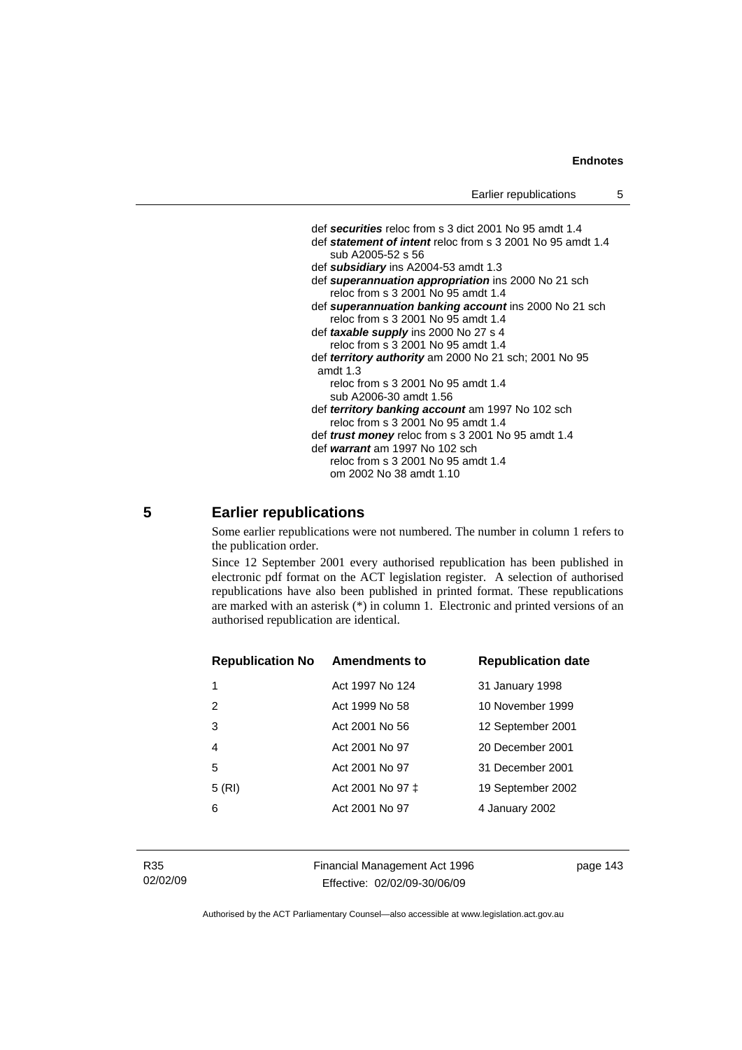def ***securities*** reloc from s 3 dict 2001 No 95 amdt 1.4
def ***statement of intent*** reloc from s 3 2001 No 95 amdt 1.4
  sub A2005-52 s 56
def ***subsidiary*** ins A2004-53 amdt 1.3
def ***superannuation appropriation*** ins 2000 No 21 sch
  reloc from s 3 2001 No 95 amdt 1.4
def ***superannuation banking account*** ins 2000 No 21 sch
  reloc from s 3 2001 No 95 amdt 1.4
def ***taxable supply*** ins 2000 No 27 s 4
  reloc from s 3 2001 No 95 amdt 1.4
def ***territory authority*** am 2000 No 21 sch; 2001 No 95 amdt 1.3
  reloc from s 3 2001 No 95 amdt 1.4
  sub A2006-30 amdt 1.56
def ***territory banking account*** am 1997 No 102 sch
  reloc from s 3 2001 No 95 amdt 1.4
def ***trust money*** reloc from s 3 2001 No 95 amdt 1.4
def ***warrant*** am 1997 No 102 sch
  reloc from s 3 2001 No 95 amdt 1.4
  om 2002 No 38 amdt 1.10

## 5 Earlier republications

Some earlier republications were not numbered. The number in column 1 refers to the publication order.

Since 12 September 2001 every authorised republication has been published in electronic pdf format on the ACT legislation register. A selection of authorised republications have also been published in printed format. These republications are marked with an asterisk (*) in column 1. Electronic and printed versions of an authorised republication are identical.

| Republication No | Amendments to | Republication date |
|---|---|---|
| 1 | Act 1997 No 124 | 31 January 1998 |
| 2 | Act 1999 No 58 | 10 November 1999 |
| 3 | Act 2001 No 56 | 12 September 2001 |
| 4 | Act 2001 No 97 | 20 December 2001 |
| 5 | Act 2001 No 97 | 31 December 2001 |
| 5 (RI) | Act 2001 No 97 ‡ | 19 September 2002 |
| 6 | Act 2001 No 97 | 4 January 2002 |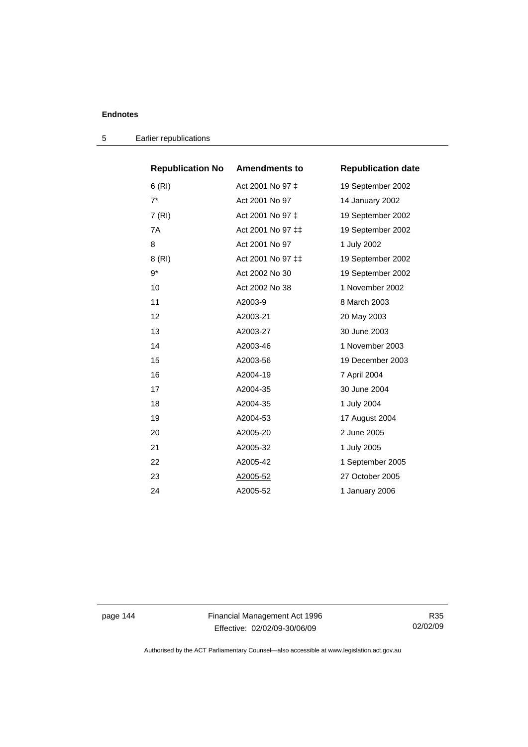**Endnotes**

5 Earlier republications

| Republication No | Amendments to | Republication date |
|---|---|---|
| 6 (RI) | Act 2001 No 97 ‡ | 19 September 2002 |
| 7* | Act 2001 No 97 | 14 January 2002 |
| 7 (RI) | Act 2001 No 97 ‡ | 19 September 2002 |
| 7A | Act 2001 No 97 ‡‡ | 19 September 2002 |
| 8 | Act 2001 No 97 | 1 July 2002 |
| 8 (RI) | Act 2001 No 97 ‡‡ | 19 September 2002 |
| 9* | Act 2002 No 30 | 19 September 2002 |
| 10 | Act 2002 No 38 | 1 November 2002 |
| 11 | A2003-9 | 8 March 2003 |
| 12 | A2003-21 | 20 May 2003 |
| 13 | A2003-27 | 30 June 2003 |
| 14 | A2003-46 | 1 November 2003 |
| 15 | A2003-56 | 19 December 2003 |
| 16 | A2004-19 | 7 April 2004 |
| 17 | A2004-35 | 30 June 2004 |
| 18 | A2004-35 | 1 July 2004 |
| 19 | A2004-53 | 17 August 2004 |
| 20 | A2005-20 | 2 June 2005 |
| 21 | A2005-32 | 1 July 2005 |
| 22 | A2005-42 | 1 September 2005 |
| 23 | A2005-52 | 27 October 2005 |
| 24 | A2005-52 | 1 January 2006 |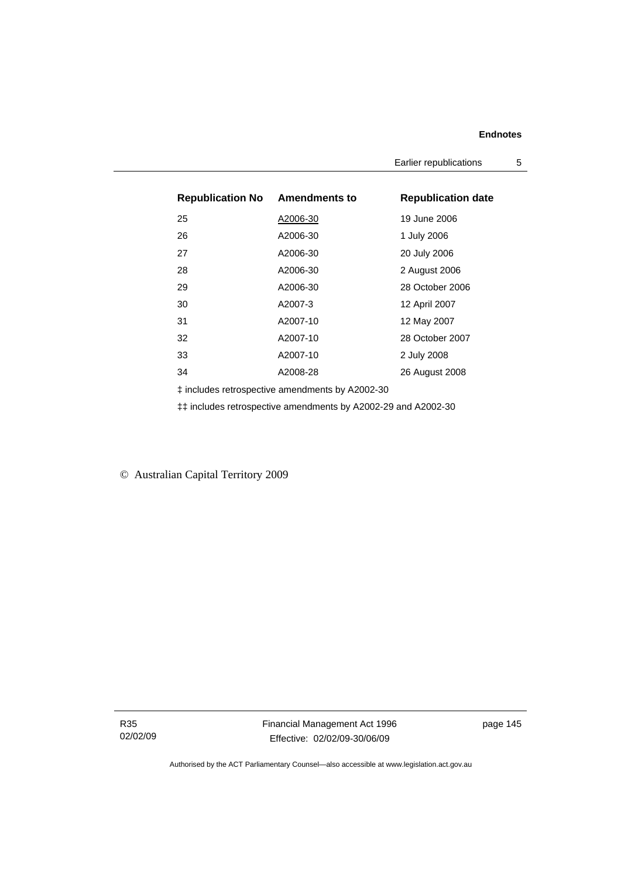| Republication No | Amendments to | Republication date |
|---|---|---|
| 25 | A2006-30 | 19 June 2006 |
| 26 | A2006-30 | 1 July 2006 |
| 27 | A2006-30 | 20 July 2006 |
| 28 | A2006-30 | 2 August 2006 |
| 29 | A2006-30 | 28 October 2006 |
| 30 | A2007-3 | 12 April 2007 |
| 31 | A2007-10 | 12 May 2007 |
| 32 | A2007-10 | 28 October 2007 |
| 33 | A2007-10 | 2 July 2008 |
| 34 | A2008-28 | 26 August 2008 |

‡ includes retrospective amendments by A2002-30

‡‡ includes retrospective amendments by A2002-29 and A2002-30

© Australian Capital Territory 2009